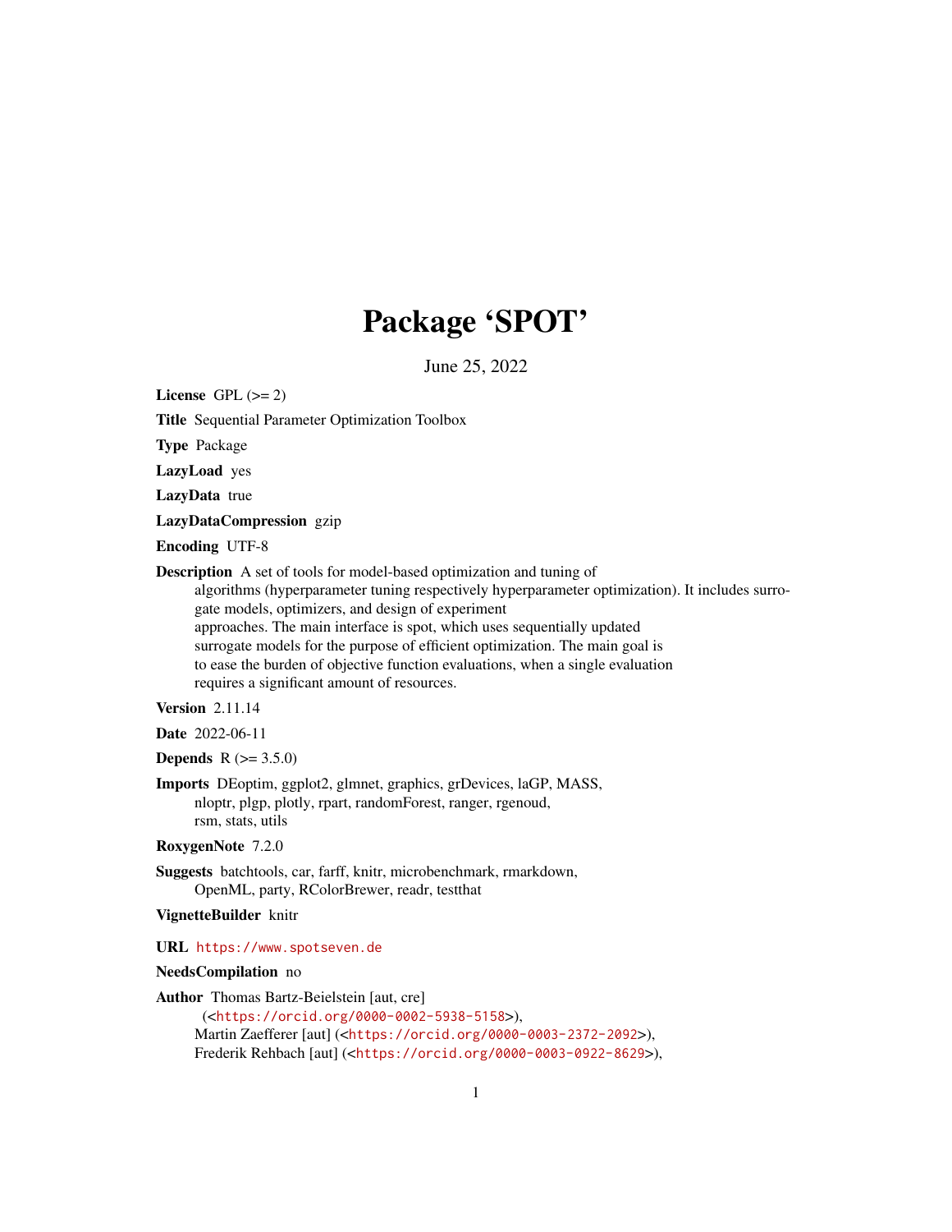# Package 'SPOT'

June 25, 2022

**License** GPL (>= 2)

**Title** Sequential Parameter Optimization Toolbox

**Type** Package

**LazyLoad** yes

**LazyData** true

**LazyDataCompression** gzip

**Encoding** UTF-8

**Description** A set of tools for model-based optimization and tuning of algorithms (hyperparameter tuning respectively hyperparameter optimization). It includes surrogate models, optimizers, and design of experiment approaches. The main interface is spot, which uses sequentially updated surrogate models for the purpose of efficient optimization. The main goal is to ease the burden of objective function evaluations, when a single evaluation requires a significant amount of resources.

**Version** 2.11.14

**Date** 2022-06-11

**Depends** R (>= 3.5.0)

**Imports** DEoptim, ggplot2, glmnet, graphics, grDevices, laGP, MASS, nloptr, plgp, plotly, rpart, randomForest, ranger, rgenoud, rsm, stats, utils

**RoxygenNote** 7.2.0

**Suggests** batchtools, car, farff, knitr, microbenchmark, rmarkdown, OpenML, party, RColorBrewer, readr, testthat

**VignetteBuilder** knitr

**URL** https://www.spotseven.de

**NeedsCompilation** no

**Author** Thomas Bartz-Beielstein [aut, cre] (<https://orcid.org/0000-0002-5938-5158>),
Martin Zaefferer [aut] (<https://orcid.org/0000-0003-2372-2092>),
Frederik Rehbach [aut] (<https://orcid.org/0000-0003-0922-8629>),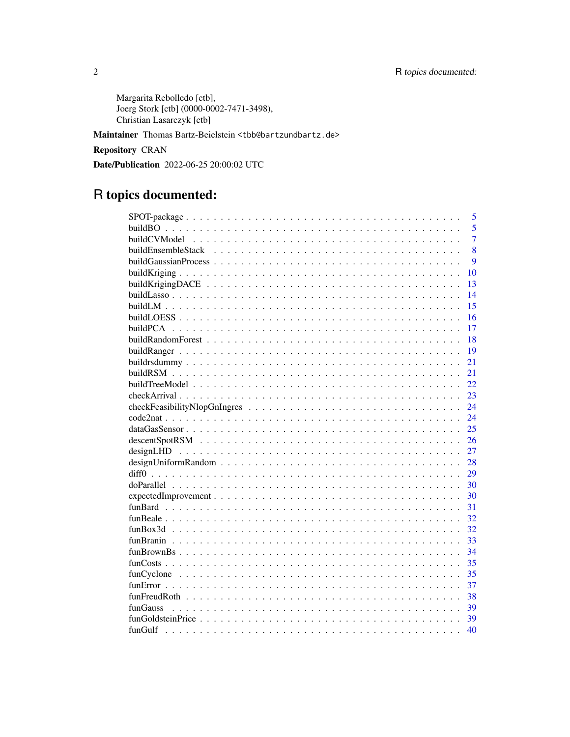Margarita Rebolledo [ctb],
Joerg Stork [ctb] (0000-0002-7471-3498),
Christian Lasarczyk [ctb]

**Maintainer** Thomas Bartz-Beielstein <tbb@bartzundbartz.de>

**Repository** CRAN

**Date/Publication** 2022-06-25 20:00:02 UTC

# R topics documented:

| Topic | Page |
|---|---|
| SPOT-package | 5 |
| buildBO | 5 |
| buildCVModel | 7 |
| buildEnsembleStack | 8 |
| buildGaussianProcess | 9 |
| buildKriging | 10 |
| buildKrigingDACE | 13 |
| buildLasso | 14 |
| buildLM | 15 |
| buildLOESS | 16 |
| buildPCA | 17 |
| buildRandomForest | 18 |
| buildRanger | 19 |
| buildrsdummy | 21 |
| buildRSM | 21 |
| buildTreeModel | 22 |
| checkArrival | 23 |
| checkFeasibilityNlopGnIngres | 24 |
| code2nat | 24 |
| dataGasSensor | 25 |
| descentSpotRSM | 26 |
| designLHD | 27 |
| designUniformRandom | 28 |
| diff0 | 29 |
| doParallel | 30 |
| expectedImprovement | 30 |
| funBard | 31 |
| funBeale | 32 |
| funBox3d | 32 |
| funBranin | 33 |
| funBrownBs | 34 |
| funCosts | 35 |
| funCyclone | 35 |
| funError | 37 |
| funFreudRoth | 38 |
| funGauss | 39 |
| funGoldsteinPrice | 39 |
| funGulf | 40 |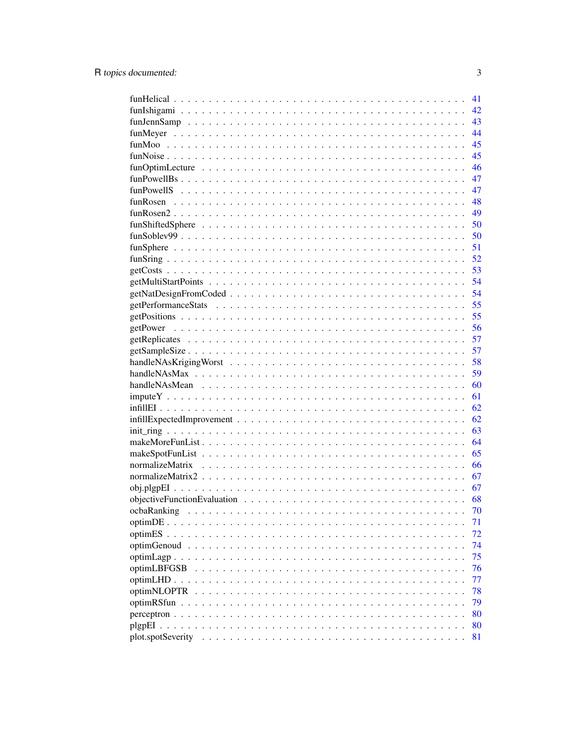| | |
|---|---|
| funHelical | 41 |
| funIshigami | 42 |
| funJennSamp | 43 |
| funMeyer | 44 |
| funMoo | 45 |
| funNoise | 45 |
| funOptimLecture | 46 |
| funPowellBs | 47 |
| funPowellS | 47 |
| funRosen | 48 |
| funRosen2 | 49 |
| funShiftedSphere | 50 |
| funSoblev99 | 50 |
| funSphere | 51 |
| funSring | 52 |
| getCosts | 53 |
| getMultiStartPoints | 54 |
| getNatDesignFromCoded | 54 |
| getPerformanceStats | 55 |
| getPositions | 55 |
| getPower | 56 |
| getReplicates | 57 |
| getSampleSize | 57 |
| handleNAsKrigingWorst | 58 |
| handleNAsMax | 59 |
| handleNAsMean | 60 |
| imputeY | 61 |
| infillEI | 62 |
| infillExpectedImprovement | 62 |
| init_ring | 63 |
| makeMoreFunList | 64 |
| makeSpotFunList | 65 |
| normalizeMatrix | 66 |
| normalizeMatrix2 | 67 |
| obj.plgpEI | 67 |
| objectiveFunctionEvaluation | 68 |
| ocbaRanking | 70 |
| optimDE | 71 |
| optimES | 72 |
| optimGenoud | 74 |
| optimLagp | 75 |
| optimLBFGSB | 76 |
| optimLHD | 77 |
| optimNLOPTR | 78 |
| optimRSfun | 79 |
| perceptron | 80 |
| plgpEI | 80 |
| plot.spotSeverity | 81 |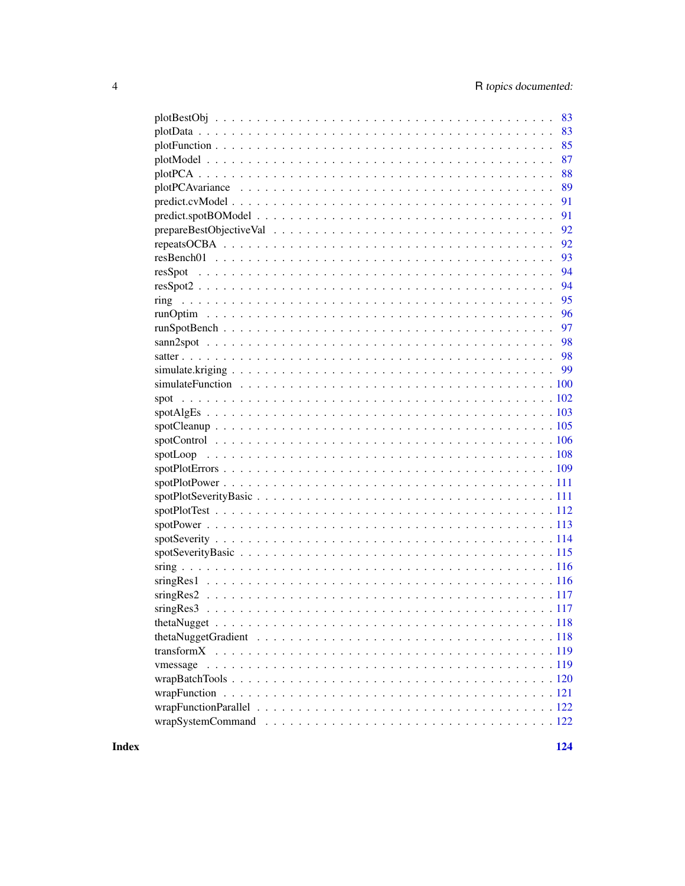plotBestObj . . . . . . . . . . . . . . . . . . . . . . . . . . . . . . . . . . . . . . . . 83
plotData . . . . . . . . . . . . . . . . . . . . . . . . . . . . . . . . . . . . . . . . . . 83
plotFunction . . . . . . . . . . . . . . . . . . . . . . . . . . . . . . . . . . . . . . . . 85
plotModel . . . . . . . . . . . . . . . . . . . . . . . . . . . . . . . . . . . . . . . . . 87
plotPCA . . . . . . . . . . . . . . . . . . . . . . . . . . . . . . . . . . . . . . . . . . 88
plotPCAvariance . . . . . . . . . . . . . . . . . . . . . . . . . . . . . . . . . . . . . 89
predict.cvModel . . . . . . . . . . . . . . . . . . . . . . . . . . . . . . . . . . . . . . 91
predict.spotBOModel . . . . . . . . . . . . . . . . . . . . . . . . . . . . . . . . . . . 91
prepareBestObjectiveVal . . . . . . . . . . . . . . . . . . . . . . . . . . . . . . . . . 92
repeatsOCBA . . . . . . . . . . . . . . . . . . . . . . . . . . . . . . . . . . . . . . . . 92
resBench01 . . . . . . . . . . . . . . . . . . . . . . . . . . . . . . . . . . . . . . . . . 93
resSpot . . . . . . . . . . . . . . . . . . . . . . . . . . . . . . . . . . . . . . . . . . . 94
resSpot2 . . . . . . . . . . . . . . . . . . . . . . . . . . . . . . . . . . . . . . . . . . 94
ring . . . . . . . . . . . . . . . . . . . . . . . . . . . . . . . . . . . . . . . . . . . . 95
runOptim . . . . . . . . . . . . . . . . . . . . . . . . . . . . . . . . . . . . . . . . . . 96
runSpotBench . . . . . . . . . . . . . . . . . . . . . . . . . . . . . . . . . . . . . . . 97
sann2spot . . . . . . . . . . . . . . . . . . . . . . . . . . . . . . . . . . . . . . . . . 98
satter . . . . . . . . . . . . . . . . . . . . . . . . . . . . . . . . . . . . . . . . . . . 98
simulate.kriging . . . . . . . . . . . . . . . . . . . . . . . . . . . . . . . . . . . . . . 99
simulateFunction . . . . . . . . . . . . . . . . . . . . . . . . . . . . . . . . . . . . . 100
spot . . . . . . . . . . . . . . . . . . . . . . . . . . . . . . . . . . . . . . . . . . . . 102
spotAlgEs . . . . . . . . . . . . . . . . . . . . . . . . . . . . . . . . . . . . . . . . . 103
spotCleanup . . . . . . . . . . . . . . . . . . . . . . . . . . . . . . . . . . . . . . . . 105
spotControl . . . . . . . . . . . . . . . . . . . . . . . . . . . . . . . . . . . . . . . . 106
spotLoop . . . . . . . . . . . . . . . . . . . . . . . . . . . . . . . . . . . . . . . . . . 108
spotPlotErrors . . . . . . . . . . . . . . . . . . . . . . . . . . . . . . . . . . . . . . . 109
spotPlotPower . . . . . . . . . . . . . . . . . . . . . . . . . . . . . . . . . . . . . . . 111
spotPlotSeverityBasic . . . . . . . . . . . . . . . . . . . . . . . . . . . . . . . . . . . 111
spotPlotTest . . . . . . . . . . . . . . . . . . . . . . . . . . . . . . . . . . . . . . . . 112
spotPower . . . . . . . . . . . . . . . . . . . . . . . . . . . . . . . . . . . . . . . . . 113
spotSeverity . . . . . . . . . . . . . . . . . . . . . . . . . . . . . . . . . . . . . . . . 114
spotSeverityBasic . . . . . . . . . . . . . . . . . . . . . . . . . . . . . . . . . . . . . 115
sring . . . . . . . . . . . . . . . . . . . . . . . . . . . . . . . . . . . . . . . . . . . . 116
sringRes1 . . . . . . . . . . . . . . . . . . . . . . . . . . . . . . . . . . . . . . . . . . 116
sringRes2 . . . . . . . . . . . . . . . . . . . . . . . . . . . . . . . . . . . . . . . . . . 117
sringRes3 . . . . . . . . . . . . . . . . . . . . . . . . . . . . . . . . . . . . . . . . . . 117
thetaNugget . . . . . . . . . . . . . . . . . . . . . . . . . . . . . . . . . . . . . . . . 118
thetaNuggetGradient . . . . . . . . . . . . . . . . . . . . . . . . . . . . . . . . . . . 118
transformX . . . . . . . . . . . . . . . . . . . . . . . . . . . . . . . . . . . . . . . . . 119
vmessage . . . . . . . . . . . . . . . . . . . . . . . . . . . . . . . . . . . . . . . . . . 119
wrapBatchTools . . . . . . . . . . . . . . . . . . . . . . . . . . . . . . . . . . . . . . 120
wrapFunction . . . . . . . . . . . . . . . . . . . . . . . . . . . . . . . . . . . . . . . . 121
wrapFunctionParallel . . . . . . . . . . . . . . . . . . . . . . . . . . . . . . . . . . . 122
wrapSystemCommand . . . . . . . . . . . . . . . . . . . . . . . . . . . . . . . . . . . 122

**Index** **124**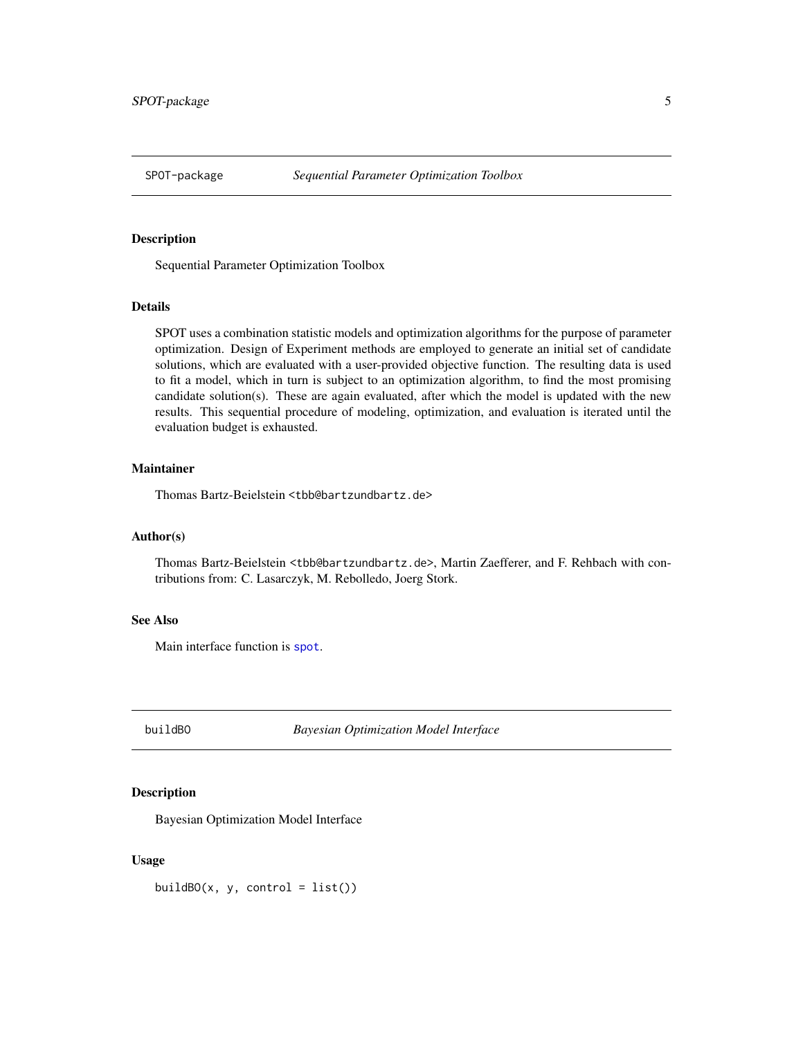## SPOT-package *Sequential Parameter Optimization Toolbox*

### Description

Sequential Parameter Optimization Toolbox

### Details

SPOT uses a combination statistic models and optimization algorithms for the purpose of parameter optimization. Design of Experiment methods are employed to generate an initial set of candidate solutions, which are evaluated with a user-provided objective function. The resulting data is used to fit a model, which in turn is subject to an optimization algorithm, to find the most promising candidate solution(s). These are again evaluated, after which the model is updated with the new results. This sequential procedure of modeling, optimization, and evaluation is iterated until the evaluation budget is exhausted.

### Maintainer

Thomas Bartz-Beielstein <tbb@bartzundbartz.de>

### Author(s)

Thomas Bartz-Beielstein <tbb@bartzundbartz.de>, Martin Zaefferer, and F. Rehbach with contributions from: C. Lasarczyk, M. Rebolledo, Joerg Stork.

### See Also

Main interface function is `spot`.

## buildBO *Bayesian Optimization Model Interface*

### Description

Bayesian Optimization Model Interface

### Usage

```
buildBO(x, y, control = list())
```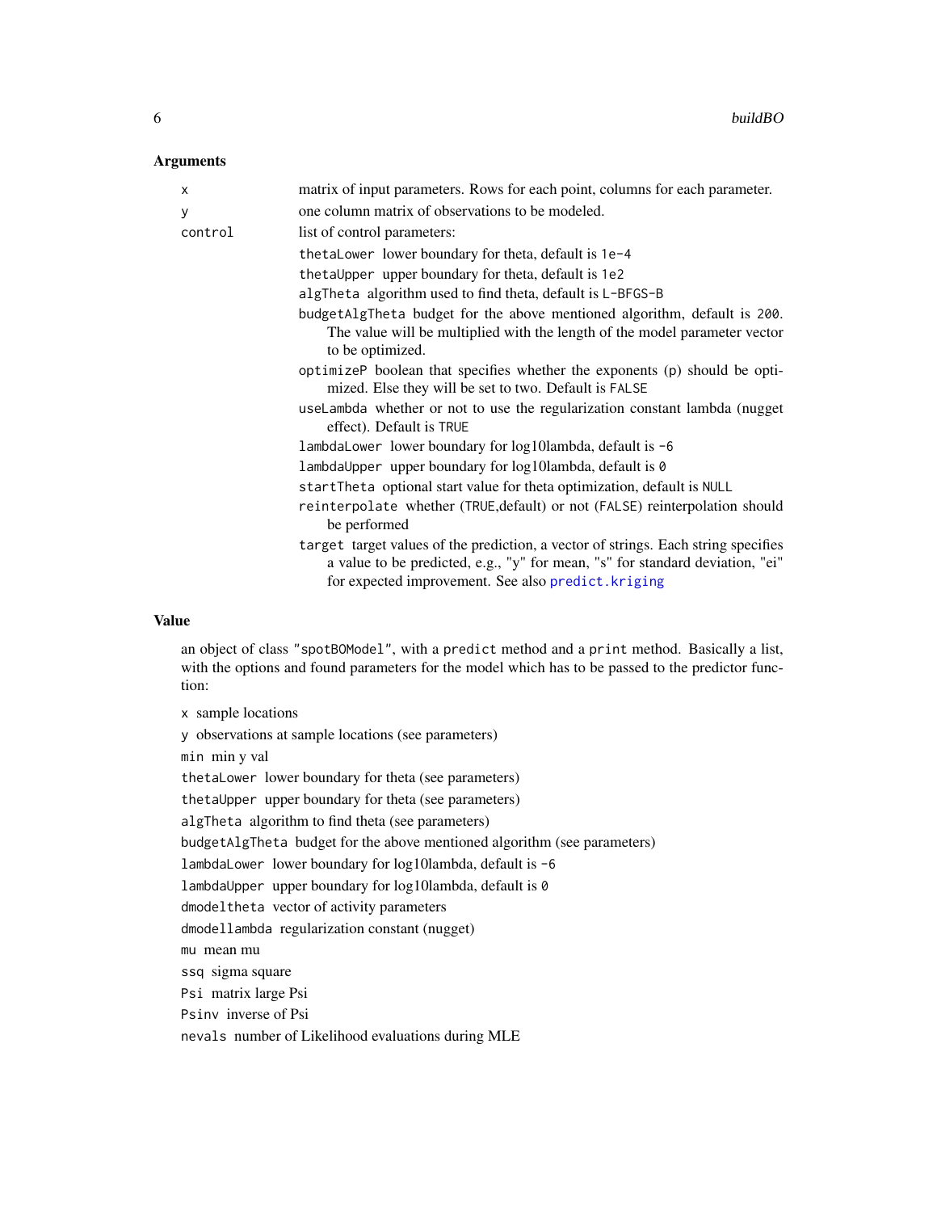### Arguments

| | |
|---|---|
| `x` | matrix of input parameters. Rows for each point, columns for each parameter. |
| `y` | one column matrix of observations to be modeled. |
| `control` | list of control parameters: |

- `thetaLower` lower boundary for theta, default is `1e-4`
- `thetaUpper` upper boundary for theta, default is `1e2`
- `algTheta` algorithm used to find theta, default is `L-BFGS-B`
- `budgetAlgTheta` budget for the above mentioned algorithm, default is `200`. The value will be multiplied with the length of the model parameter vector to be optimized.
- `optimizeP` boolean that specifies whether the exponents (`p`) should be optimized. Else they will be set to two. Default is `FALSE`
- `useLambda` whether or not to use the regularization constant lambda (nugget effect). Default is `TRUE`
- `lambdaLower` lower boundary for log10lambda, default is `-6`
- `lambdaUpper` upper boundary for log10lambda, default is `0`
- `startTheta` optional start value for theta optimization, default is `NULL`
- `reinterpolate` whether (`TRUE`,default) or not (`FALSE`) reinterpolation should be performed
- `target` target values of the prediction, a vector of strings. Each string specifies a value to be predicted, e.g., "y" for mean, "s" for standard deviation, "ei" for expected improvement. See also `predict.kriging`

### Value

an object of class `"spotBOModel"`, with a `predict` method and a `print` method. Basically a list, with the options and found parameters for the model which has to be passed to the predictor function:

- `x` sample locations
- `y` observations at sample locations (see parameters)
- `min` min y val
- `thetaLower` lower boundary for theta (see parameters)
- `thetaUpper` upper boundary for theta (see parameters)
- `algTheta` algorithm to find theta (see parameters)
- `budgetAlgTheta` budget for the above mentioned algorithm (see parameters)
- `lambdaLower` lower boundary for log10lambda, default is `-6`
- `lambdaUpper` upper boundary for log10lambda, default is `0`
- `dmodeltheta` vector of activity parameters
- `dmodellambda` regularization constant (nugget)
- `mu` mean mu
- `ssq` sigma square
- `Psi` matrix large Psi
- `Psinv` inverse of Psi
- `nevals` number of Likelihood evaluations during MLE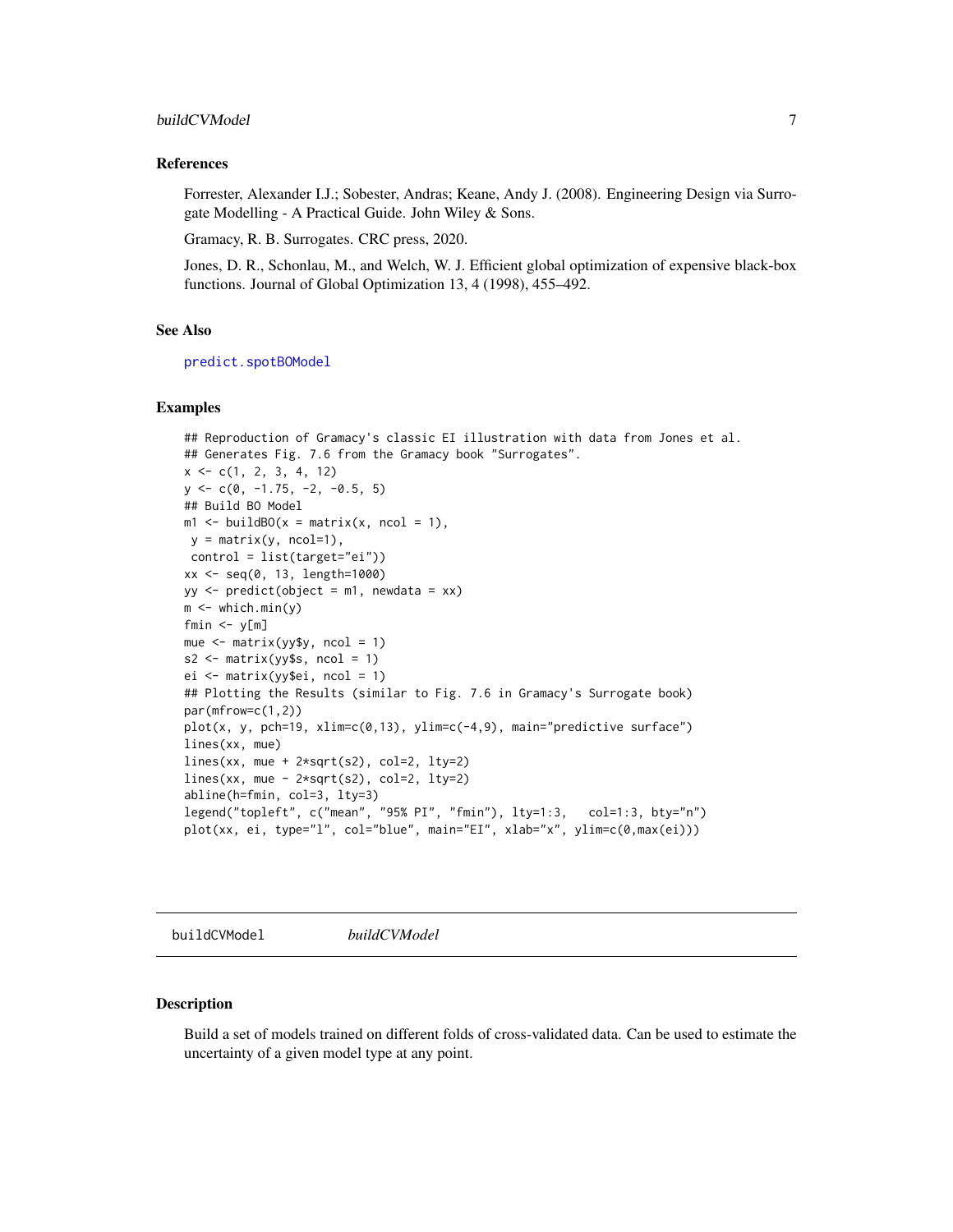## References

Forrester, Alexander I.J.; Sobester, Andras; Keane, Andy J. (2008). Engineering Design via Surrogate Modelling - A Practical Guide. John Wiley & Sons.

Gramacy, R. B. Surrogates. CRC press, 2020.

Jones, D. R., Schonlau, M., and Welch, W. J. Efficient global optimization of expensive black-box functions. Journal of Global Optimization 13, 4 (1998), 455–492.

## See Also

predict.spotBOModel

## Examples

```
## Reproduction of Gramacy's classic EI illustration with data from Jones et al.
## Generates Fig. 7.6 from the Gramacy book "Surrogates".
x <- c(1, 2, 3, 4, 12)
y <- c(0, -1.75, -2, -0.5, 5)
## Build BO Model
m1 <- buildBO(x = matrix(x, ncol = 1),
 y = matrix(y, ncol=1),
 control = list(target="ei"))
xx <- seq(0, 13, length=1000)
yy <- predict(object = m1, newdata = xx)
m <- which.min(y)
fmin <- y[m]
mue <- matrix(yy$y, ncol = 1)
s2 <- matrix(yy$s, ncol = 1)
ei <- matrix(yy$ei, ncol = 1)
## Plotting the Results (similar to Fig. 7.6 in Gramacy's Surrogate book)
par(mfrow=c(1,2))
plot(x, y, pch=19, xlim=c(0,13), ylim=c(-4,9), main="predictive surface")
lines(xx, mue)
lines(xx, mue + 2*sqrt(s2), col=2, lty=2)
lines(xx, mue - 2*sqrt(s2), col=2, lty=2)
abline(h=fmin, col=3, lty=3)
legend("topleft", c("mean", "95% PI", "fmin"), lty=1:3,   col=1:3, bty="n")
plot(xx, ei, type="l", col="blue", main="EI", xlab="x", ylim=c(0,max(ei)))
```

---

# buildCVModel *buildCVModel*

## Description

Build a set of models trained on different folds of cross-validated data. Can be used to estimate the uncertainty of a given model type at any point.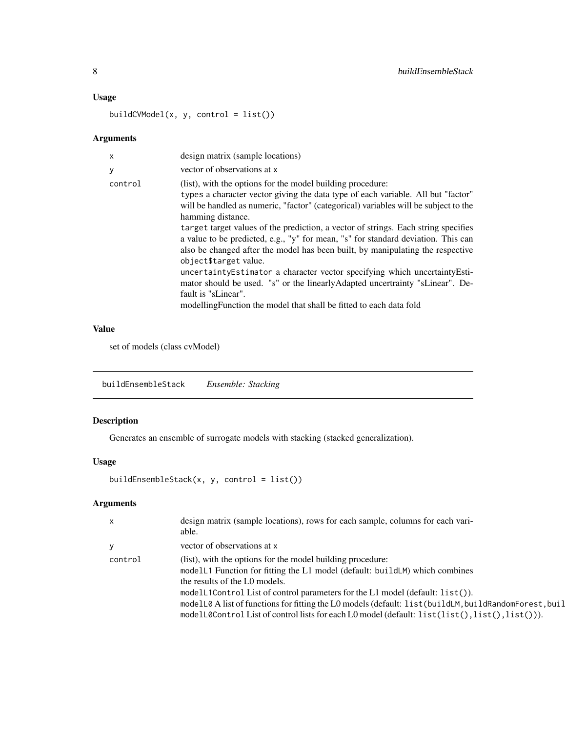### Usage

```
buildCVModel(x, y, control = list())
```

### Arguments

| | |
|---|---|
| x | design matrix (sample locations) |
| y | vector of observations at x |
| control | (list), with the options for the model building procedure:<br>`types` a character vector giving the data type of each variable. All but "factor" will be handled as numeric, "factor" (categorical) variables will be subject to the hamming distance.<br>`target` target values of the prediction, a vector of strings. Each string specifies a value to be predicted, e.g., "y" for mean, "s" for standard deviation. This can also be changed after the model has been built, by manipulating the respective `object$target` value.<br>`uncertaintyEstimator` a character vector specifying which uncertaintyEstimator should be used. "s" or the linearlyAdapted uncertrainty "sLinear". Default is "sLinear".<br>modellingFunction the model that shall be fitted to each data fold |

### Value

set of models (class cvModel)

---

## buildEnsembleStack    *Ensemble: Stacking*

### Description

Generates an ensemble of surrogate models with stacking (stacked generalization).

### Usage

```
buildEnsembleStack(x, y, control = list())
```

### Arguments

| | |
|---|---|
| x | design matrix (sample locations), rows for each sample, columns for each variable. |
| y | vector of observations at x |
| control | (list), with the options for the model building procedure:<br>`modelL1` Function for fitting the L1 model (default: `buildLM`) which combines the results of the L0 models.<br>`modelL1Control` List of control parameters for the L1 model (default: `list()`).<br>`modelL0` A list of functions for fitting the L0 models (default: `list(buildLM,buildRandomForest,buil`<br>`modelL0Control` List of control lists for each L0 model (default: `list(list(),list(),list())`). |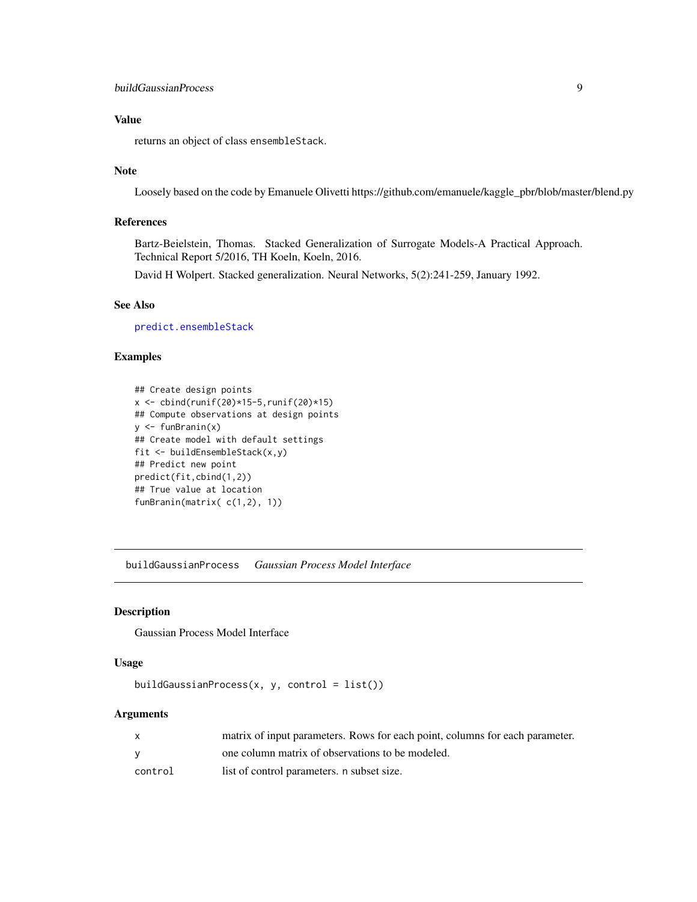### Value

returns an object of class `ensembleStack`.

### Note

Loosely based on the code by Emanuele Olivetti https://github.com/emanuele/kaggle_pbr/blob/master/blend.py

### References

Bartz-Beielstein, Thomas. Stacked Generalization of Surrogate Models-A Practical Approach. Technical Report 5/2016, TH Koeln, Koeln, 2016.

David H Wolpert. Stacked generalization. Neural Networks, 5(2):241-259, January 1992.

### See Also

`predict.ensembleStack`

### Examples

```
## Create design points
x <- cbind(runif(20)*15-5,runif(20)*15)
## Compute observations at design points
y <- funBranin(x)
## Create model with default settings
fit <- buildEnsembleStack(x,y)
## Predict new point
predict(fit,cbind(1,2))
## True value at location
funBranin(matrix( c(1,2), 1))
```

---

## buildGaussianProcess *Gaussian Process Model Interface*

### Description

Gaussian Process Model Interface

### Usage

```
buildGaussianProcess(x, y, control = list())
```

### Arguments

| | |
|---|---|
| x | matrix of input parameters. Rows for each point, columns for each parameter. |
| y | one column matrix of observations to be modeled. |
| control | list of control parameters. `n` subset size. |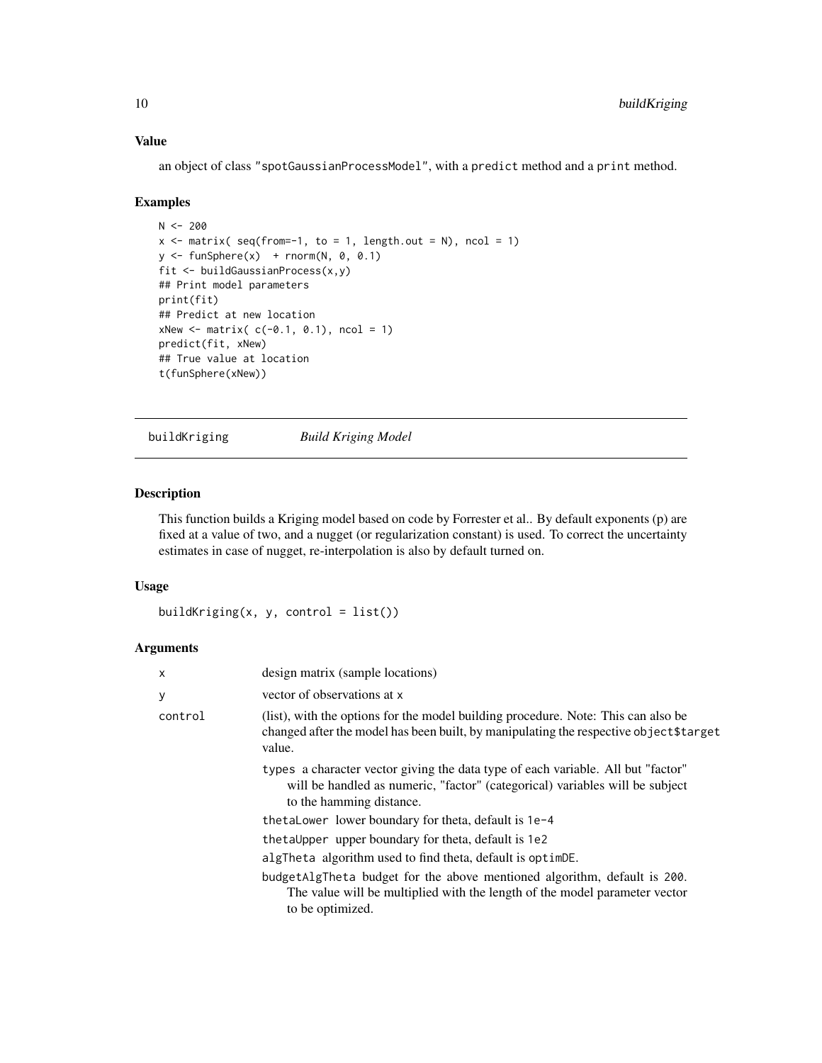### Value

an object of class "spotGaussianProcessModel", with a predict method and a print method.

### Examples

```
N <- 200
x <- matrix( seq(from=-1, to = 1, length.out = N), ncol = 1)
y <- funSphere(x)  + rnorm(N, 0, 0.1)
fit <- buildGaussianProcess(x,y)
## Print model parameters
print(fit)
## Predict at new location
xNew <- matrix( c(-0.1, 0.1), ncol = 1)
predict(fit, xNew)
## True value at location
t(funSphere(xNew))
```

---

## buildKriging *Build Kriging Model*

### Description

This function builds a Kriging model based on code by Forrester et al.. By default exponents (p) are fixed at a value of two, and a nugget (or regularization constant) is used. To correct the uncertainty estimates in case of nugget, re-interpolation is also by default turned on.

### Usage

```
buildKriging(x, y, control = list())
```

### Arguments

| | |
|---|---|
| x | design matrix (sample locations) |
| y | vector of observations at x |
| control | (list), with the options for the model building procedure. Note: This can also be changed after the model has been built, by manipulating the respective object$target value. |

- `types` a character vector giving the data type of each variable. All but "factor" will be handled as numeric, "factor" (categorical) variables will be subject to the hamming distance.
- `thetaLower` lower boundary for theta, default is `1e-4`
- `thetaUpper` upper boundary for theta, default is `1e2`
- `algTheta` algorithm used to find theta, default is `optimDE`.
- `budgetAlgTheta` budget for the above mentioned algorithm, default is `200`. The value will be multiplied with the length of the model parameter vector to be optimized.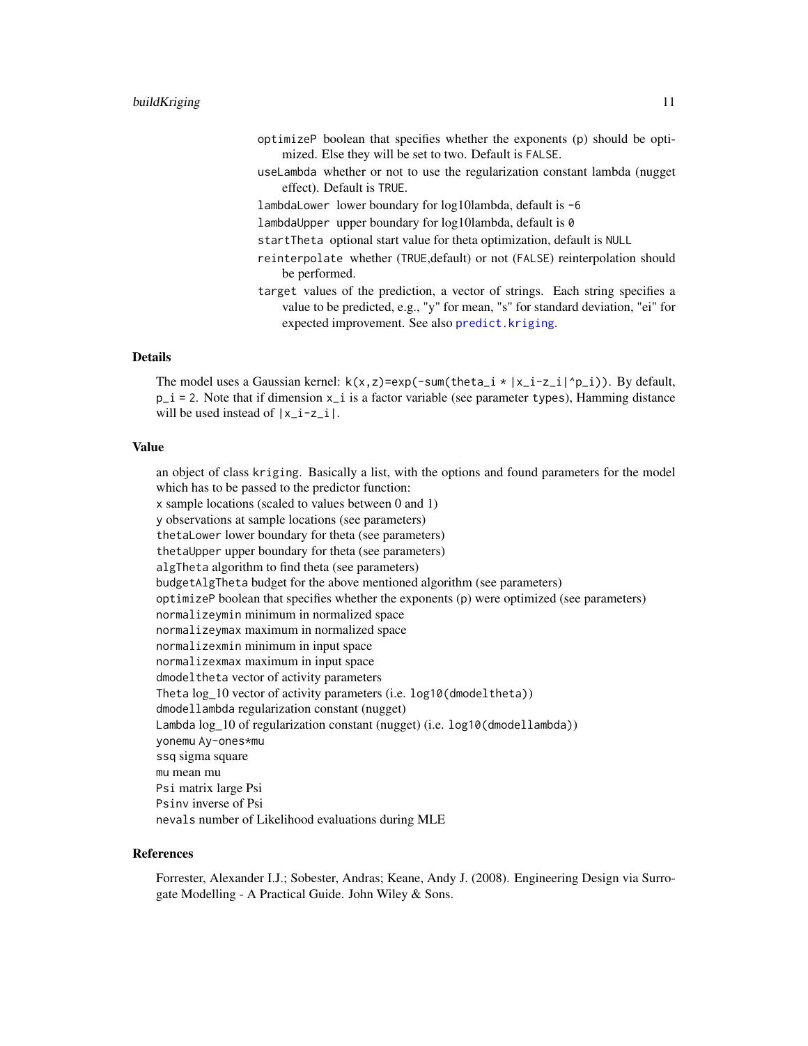- `optimizeP` boolean that specifies whether the exponents (p) should be optimized. Else they will be set to two. Default is `FALSE`.
- `useLambda` whether or not to use the regularization constant lambda (nugget effect). Default is `TRUE`.
- `lambdaLower` lower boundary for log10lambda, default is `-6`
- `lambdaUpper` upper boundary for log10lambda, default is `0`
- `startTheta` optional start value for theta optimization, default is `NULL`
- `reinterpolate` whether (`TRUE`,default) or not (`FALSE`) reinterpolation should be performed.
- `target` values of the prediction, a vector of strings. Each string specifies a value to be predicted, e.g., "y" for mean, "s" for standard deviation, "ei" for expected improvement. See also `predict.kriging`.

## Details

The model uses a Gaussian kernel: `k(x,z)=exp(-sum(theta_i * |x_i-z_i|^p_i))`. By default, `p_i = 2`. Note that if dimension `x_i` is a factor variable (see parameter `types`), Hamming distance will be used instead of `|x_i-z_i|`.

## Value

an object of class `kriging`. Basically a list, with the options and found parameters for the model which has to be passed to the predictor function:
`x` sample locations (scaled to values between 0 and 1)
`y` observations at sample locations (see parameters)
`thetaLower` lower boundary for theta (see parameters)
`thetaUpper` upper boundary for theta (see parameters)
`algTheta` algorithm to find theta (see parameters)
`budgetAlgTheta` budget for the above mentioned algorithm (see parameters)
`optimizeP` boolean that specifies whether the exponents (p) were optimized (see parameters)
`normalizeymin` minimum in normalized space
`normalizeymax` maximum in normalized space
`normalizexmin` minimum in input space
`normalizexmax` maximum in input space
`dmodeltheta` vector of activity parameters
`Theta` log_10 vector of activity parameters (i.e. `log10(dmodeltheta)`)
`dmodellambda` regularization constant (nugget)
`Lambda` log_10 of regularization constant (nugget) (i.e. `log10(dmodellambda)`)
`yonemu` `Ay-ones*mu`
`ssq` sigma square
`mu` mean mu
`Psi` matrix large Psi
`Psinv` inverse of Psi
`nevals` number of Likelihood evaluations during MLE

## References

Forrester, Alexander I.J.; Sobester, Andras; Keane, Andy J. (2008). Engineering Design via Surrogate Modelling - A Practical Guide. John Wiley & Sons.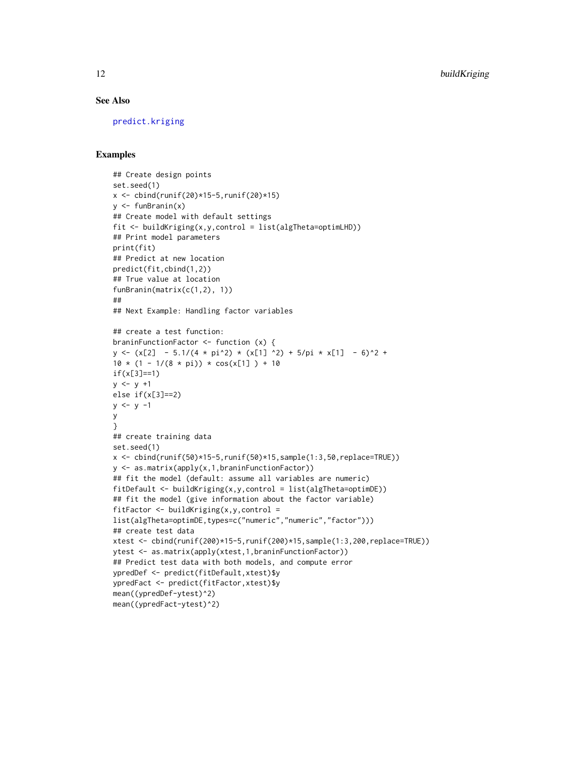### See Also

predict.kriging

### Examples

```
## Create design points
set.seed(1)
x <- cbind(runif(20)*15-5,runif(20)*15)
y <- funBranin(x)
## Create model with default settings
fit <- buildKriging(x,y,control = list(algTheta=optimLHD))
## Print model parameters
print(fit)
## Predict at new location
predict(fit,cbind(1,2))
## True value at location
funBranin(matrix(c(1,2), 1))
##
## Next Example: Handling factor variables

## create a test function:
braninFunctionFactor <- function (x) {
y <- (x[2]  - 5.1/(4 * pi^2) * (x[1] ^2) + 5/pi * x[1]  - 6)^2 +
10 * (1 - 1/(8 * pi)) * cos(x[1] ) + 10
if(x[3]==1)
y <- y +1
else if(x[3]==2)
y <- y -1
y
}
## create training data
set.seed(1)
x <- cbind(runif(50)*15-5,runif(50)*15,sample(1:3,50,replace=TRUE))
y <- as.matrix(apply(x,1,braninFunctionFactor))
## fit the model (default: assume all variables are numeric)
fitDefault <- buildKriging(x,y,control = list(algTheta=optimDE))
## fit the model (give information about the factor variable)
fitFactor <- buildKriging(x,y,control =
list(algTheta=optimDE,types=c("numeric","numeric","factor")))
## create test data
xtest <- cbind(runif(200)*15-5,runif(200)*15,sample(1:3,200,replace=TRUE))
ytest <- as.matrix(apply(xtest,1,braninFunctionFactor))
## Predict test data with both models, and compute error
ypredDef <- predict(fitDefault,xtest)$y
ypredFact <- predict(fitFactor,xtest)$y
mean((ypredDef-ytest)^2)
mean((ypredFact-ytest)^2)
```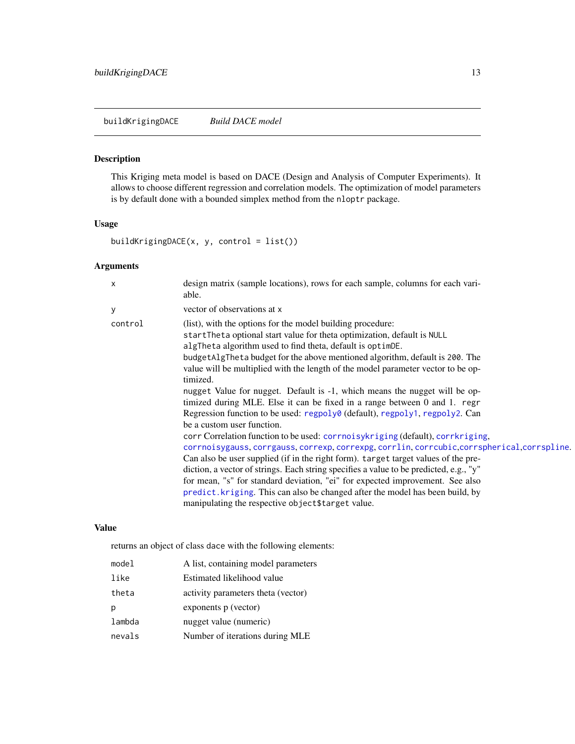buildKrigingDACE *Build DACE model*

## Description

This Kriging meta model is based on DACE (Design and Analysis of Computer Experiments). It allows to choose different regression and correlation models. The optimization of model parameters is by default done with a bounded simplex method from the `nloptr` package.

## Usage

```
buildKrigingDACE(x, y, control = list())
```

## Arguments

| | |
|---|---|
| `x` | design matrix (sample locations), rows for each sample, columns for each variable. |
| `y` | vector of observations at `x` |
| `control` | (list), with the options for the model building procedure:<br>`startTheta` optional start value for theta optimization, default is `NULL`<br>`algTheta` algorithm used to find theta, default is `optimDE`.<br>`budgetAlgTheta` budget for the above mentioned algorithm, default is `200`. The value will be multiplied with the length of the model parameter vector to be optimized.<br>`nugget` Value for nugget. Default is -1, which means the nugget will be optimized during MLE. Else it can be fixed in a range between 0 and 1. `regr` Regression function to be used: `regpoly0` (default), `regpoly1`, `regpoly2`. Can be a custom user function.<br>`corr` Correlation function to be used: `corrnoisykriging` (default), `corrkriging`, `corrnoisygauss`, `corrgauss`, `correxp`, `correxpg`, `corrlin`, `corrcubic`, `corrspherical`, `corrspline`. Can also be user supplied (if in the right form). `target` target values of the prediction, a vector of strings. Each string specifies a value to be predicted, e.g., "y" for mean, "s" for standard deviation, "ei" for expected improvement. See also `predict.kriging`. This can also be changed after the model has been build, by manipulating the respective `object$target` value. |

## Value

returns an object of class `dace` with the following elements:

| | |
|---|---|
| `model` | A list, containing model parameters |
| `like` | Estimated likelihood value |
| `theta` | activity parameters theta (vector) |
| `p` | exponents p (vector) |
| `lambda` | nugget value (numeric) |
| `nevals` | Number of iterations during MLE |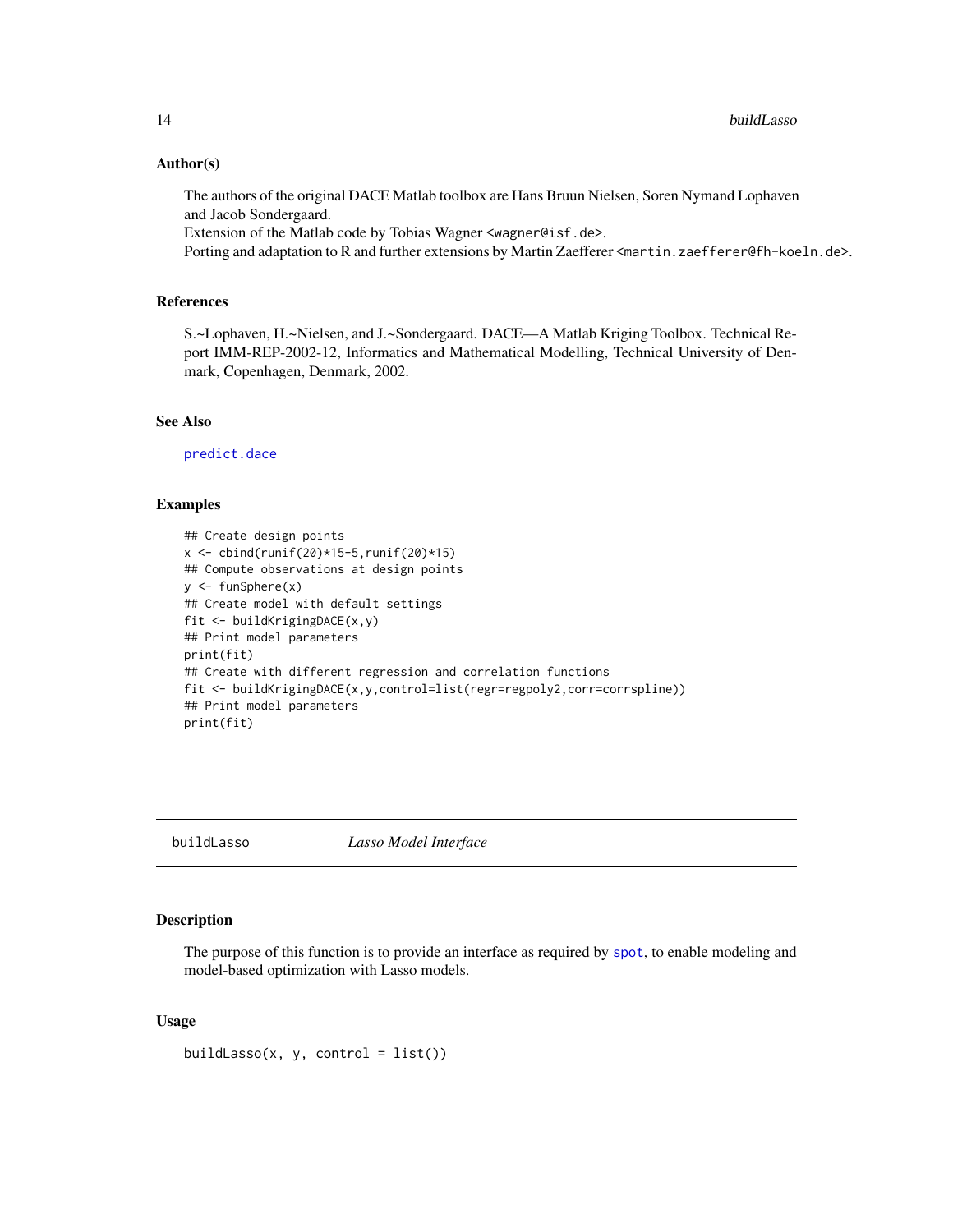### Author(s)

The authors of the original DACE Matlab toolbox are Hans Bruun Nielsen, Soren Nymand Lophaven and Jacob Sondergaard.
Extension of the Matlab code by Tobias Wagner <wagner@isf.de>.
Porting and adaptation to R and further extensions by Martin Zaefferer <martin.zaefferer@fh-koeln.de>.

### References

S.~Lophaven, H.~Nielsen, and J.~Sondergaard. DACE—A Matlab Kriging Toolbox. Technical Report IMM-REP-2002-12, Informatics and Mathematical Modelling, Technical University of Denmark, Copenhagen, Denmark, 2002.

### See Also

predict.dace

### Examples

```
## Create design points
x <- cbind(runif(20)*15-5,runif(20)*15)
## Compute observations at design points
y <- funSphere(x)
## Create model with default settings
fit <- buildKrigingDACE(x,y)
## Print model parameters
print(fit)
## Create with different regression and correlation functions
fit <- buildKrigingDACE(x,y,control=list(regr=regpoly2,corr=corrspline))
## Print model parameters
print(fit)
```

---

## buildLasso *Lasso Model Interface*

### Description

The purpose of this function is to provide an interface as required by spot, to enable modeling and model-based optimization with Lasso models.

### Usage

```
buildLasso(x, y, control = list())
```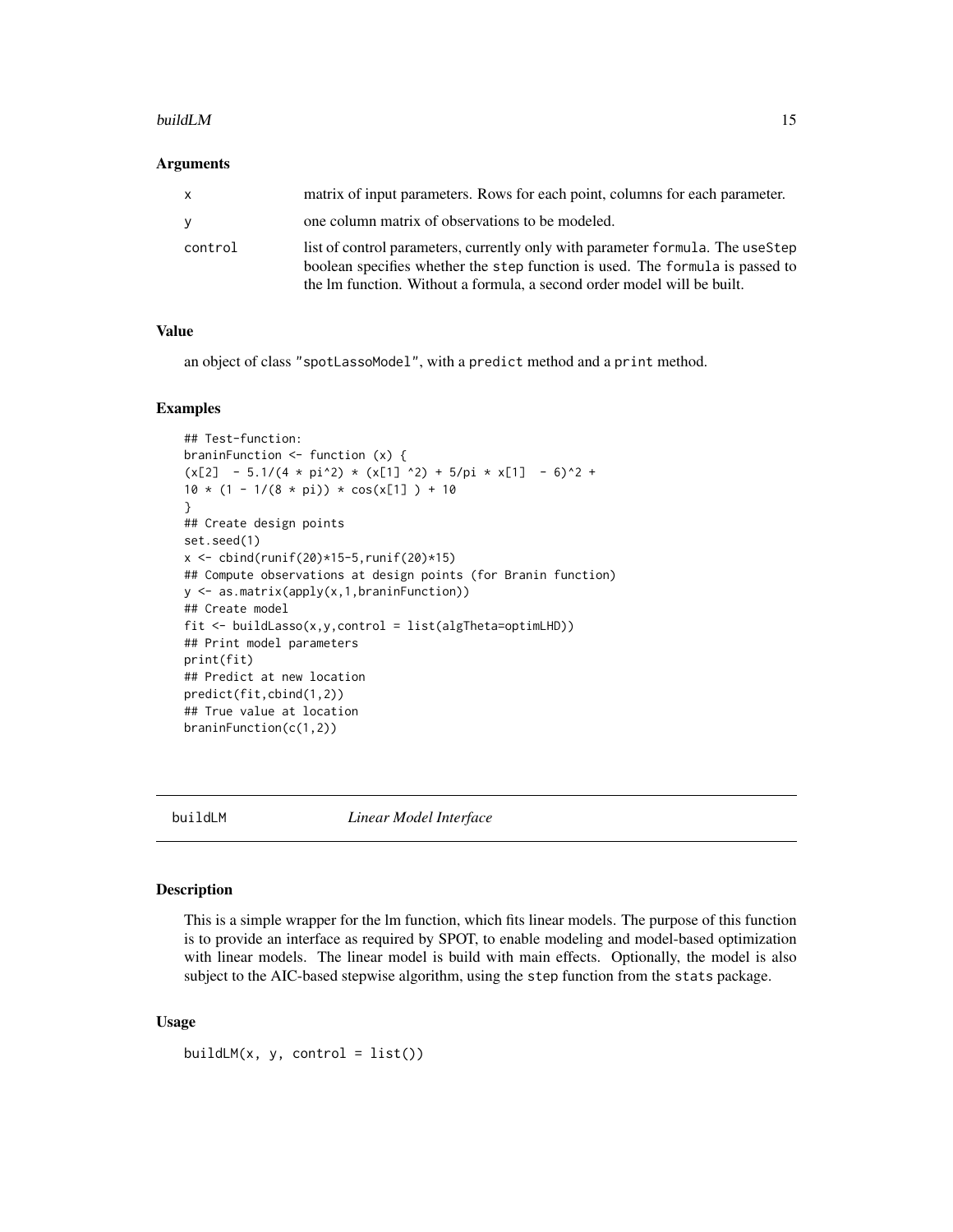### Arguments

| | |
|---|---|
| x | matrix of input parameters. Rows for each point, columns for each parameter. |
| y | one column matrix of observations to be modeled. |
| control | list of control parameters, currently only with parameter formula. The useStep boolean specifies whether the step function is used. The formula is passed to the lm function. Without a formula, a second order model will be built. |

### Value

an object of class "spotLassoModel", with a predict method and a print method.

### Examples

```
## Test-function:
braninFunction <- function (x) {
(x[2]  - 5.1/(4 * pi^2) * (x[1] ^2) + 5/pi * x[1]  - 6)^2 +
10 * (1 - 1/(8 * pi)) * cos(x[1] ) + 10
}
## Create design points
set.seed(1)
x <- cbind(runif(20)*15-5,runif(20)*15)
## Compute observations at design points (for Branin function)
y <- as.matrix(apply(x,1,braninFunction))
## Create model
fit <- buildLasso(x,y,control = list(algTheta=optimLHD))
## Print model parameters
print(fit)
## Predict at new location
predict(fit,cbind(1,2))
## True value at location
braninFunction(c(1,2))
```

## buildLM *Linear Model Interface*

### Description

This is a simple wrapper for the lm function, which fits linear models. The purpose of this function is to provide an interface as required by SPOT, to enable modeling and model-based optimization with linear models. The linear model is build with main effects. Optionally, the model is also subject to the AIC-based stepwise algorithm, using the step function from the stats package.

### Usage

```
buildLM(x, y, control = list())
```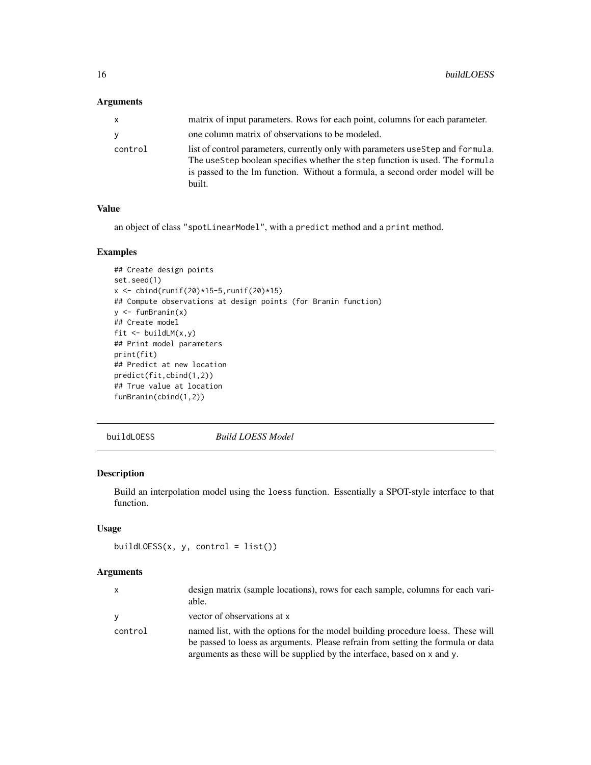### Arguments

| | |
|---|---|
| x | matrix of input parameters. Rows for each point, columns for each parameter. |
| y | one column matrix of observations to be modeled. |
| control | list of control parameters, currently only with parameters useStep and formula. The useStep boolean specifies whether the step function is used. The formula is passed to the lm function. Without a formula, a second order model will be built. |

### Value

an object of class "spotLinearModel", with a predict method and a print method.

### Examples

```
## Create design points
set.seed(1)
x <- cbind(runif(20)*15-5,runif(20)*15)
## Compute observations at design points (for Branin function)
y <- funBranin(x)
## Create model
fit <- buildLM(x,y)
## Print model parameters
print(fit)
## Predict at new location
predict(fit,cbind(1,2))
## True value at location
funBranin(cbind(1,2))
```

---

## buildLOESS *Build LOESS Model*

### Description

Build an interpolation model using the loess function. Essentially a SPOT-style interface to that function.

### Usage

```
buildLOESS(x, y, control = list())
```

### Arguments

| | |
|---|---|
| x | design matrix (sample locations), rows for each sample, columns for each variable. |
| y | vector of observations at x |
| control | named list, with the options for the model building procedure loess. These will be passed to loess as arguments. Please refrain from setting the formula or data arguments as these will be supplied by the interface, based on x and y. |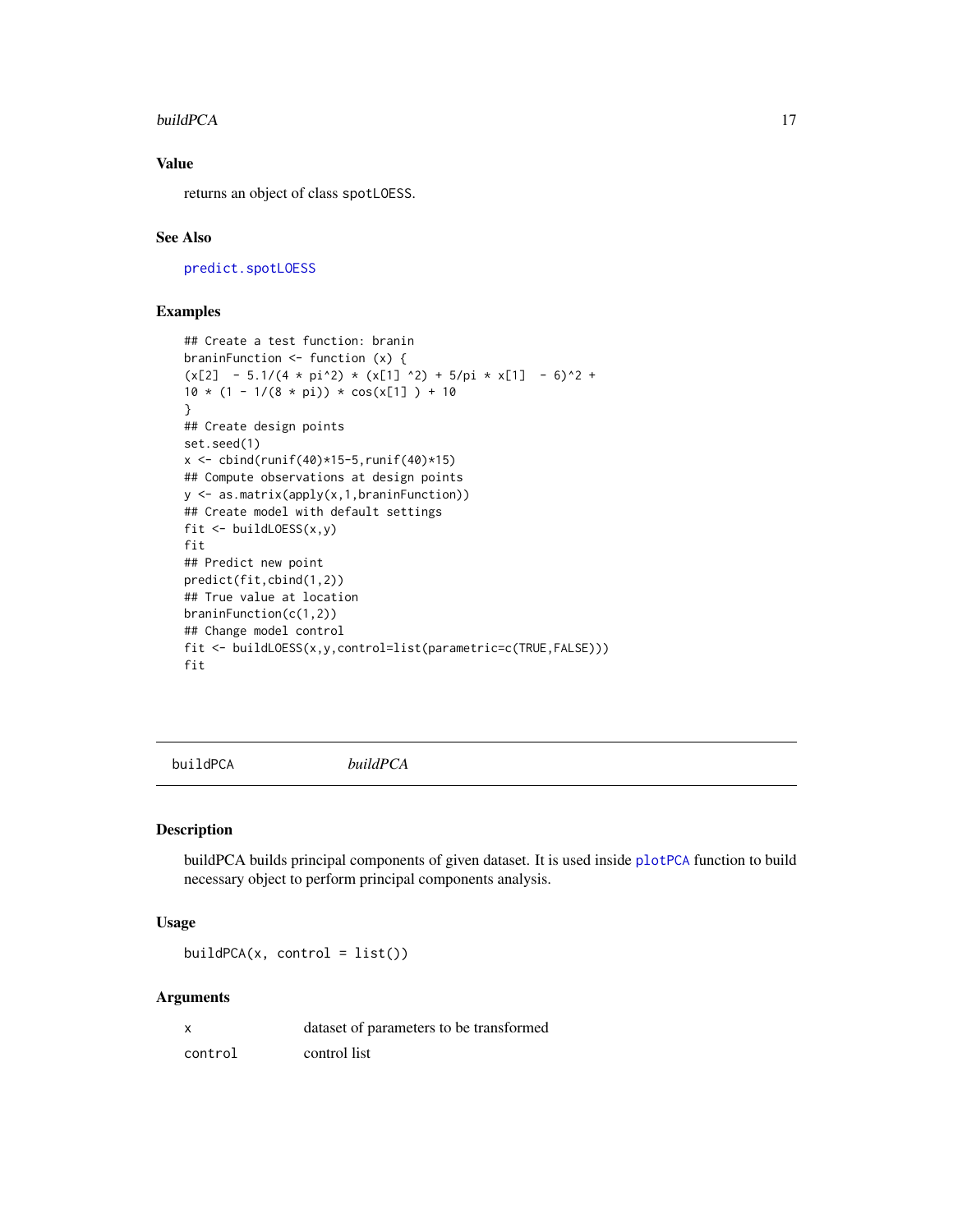## Value

returns an object of class spotLOESS.

## See Also

predict.spotLOESS

## Examples

```
## Create a test function: branin
braninFunction <- function (x) {
(x[2]  - 5.1/(4 * pi^2) * (x[1] ^2) + 5/pi * x[1]  - 6)^2 +
10 * (1 - 1/(8 * pi)) * cos(x[1] ) + 10
}
## Create design points
set.seed(1)
x <- cbind(runif(40)*15-5,runif(40)*15)
## Compute observations at design points
y <- as.matrix(apply(x,1,braninFunction))
## Create model with default settings
fit <- buildLOESS(x,y)
fit
## Predict new point
predict(fit,cbind(1,2))
## True value at location
braninFunction(c(1,2))
## Change model control
fit <- buildLOESS(x,y,control=list(parametric=c(TRUE,FALSE)))
fit
```

---

# buildPCA    *buildPCA*

## Description

buildPCA builds principal components of given dataset. It is used inside plotPCA function to build necessary object to perform principal components analysis.

## Usage

```
buildPCA(x, control = list())
```

## Arguments

| | |
|---|---|
| x | dataset of parameters to be transformed |
| control | control list |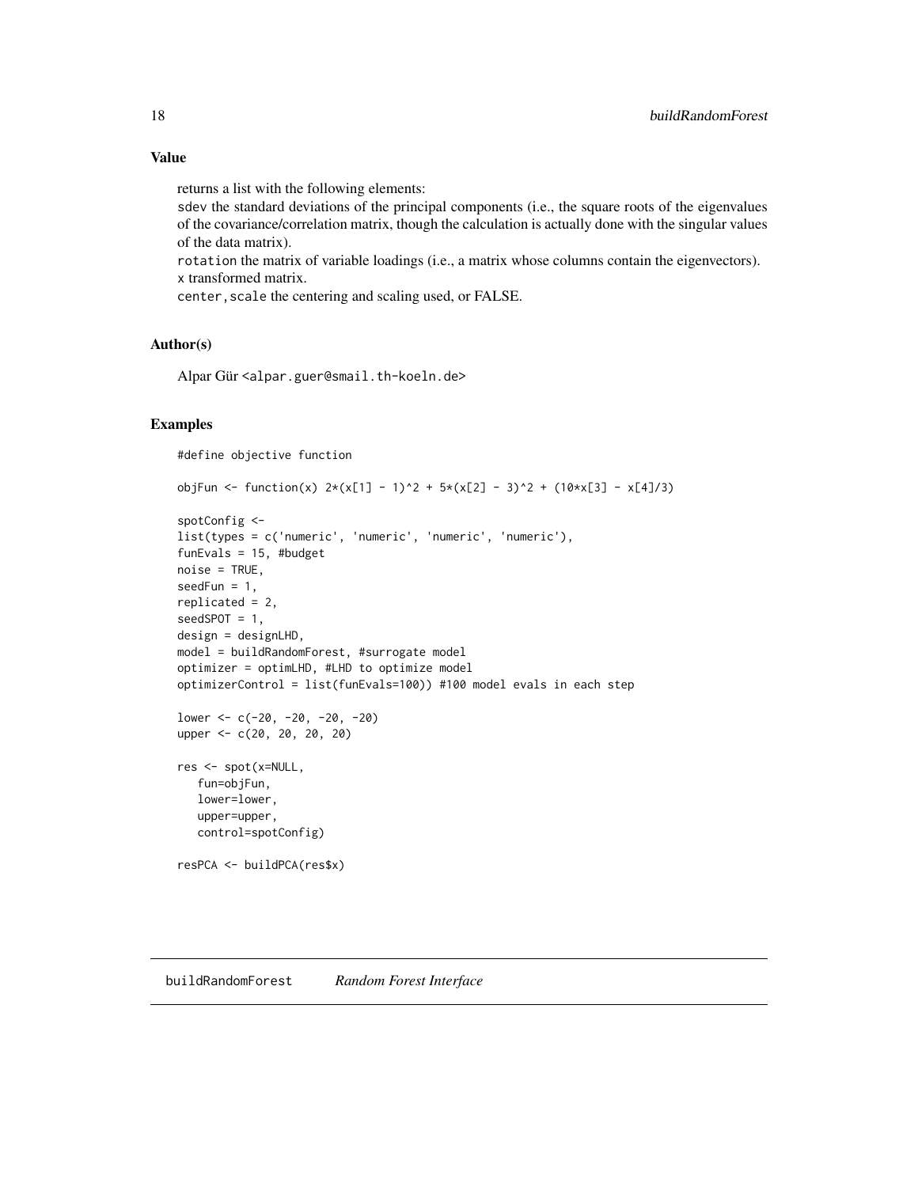## Value

returns a list with the following elements:
`sdev` the standard deviations of the principal components (i.e., the square roots of the eigenvalues of the covariance/correlation matrix, though the calculation is actually done with the singular values of the data matrix).
`rotation` the matrix of variable loadings (i.e., a matrix whose columns contain the eigenvectors).
`x` transformed matrix.
`center,scale` the centering and scaling used, or FALSE.

## Author(s)

Alpar Gür <alpar.guer@smail.th-koeln.de>

## Examples

```
#define objective function

objFun <- function(x) 2*(x[1] - 1)^2 + 5*(x[2] - 3)^2 + (10*x[3] - x[4]/3)

spotConfig <-
list(types = c('numeric', 'numeric', 'numeric', 'numeric'),
funEvals = 15, #budget
noise = TRUE,
seedFun = 1,
replicated = 2,
seedSPOT = 1,
design = designLHD,
model = buildRandomForest, #surrogate model
optimizer = optimLHD, #LHD to optimize model
optimizerControl = list(funEvals=100)) #100 model evals in each step

lower <- c(-20, -20, -20, -20)
upper <- c(20, 20, 20, 20)

res <- spot(x=NULL,
   fun=objFun,
   lower=lower,
   upper=upper,
   control=spotConfig)

resPCA <- buildPCA(res$x)
```

---

# buildRandomForest    *Random Forest Interface*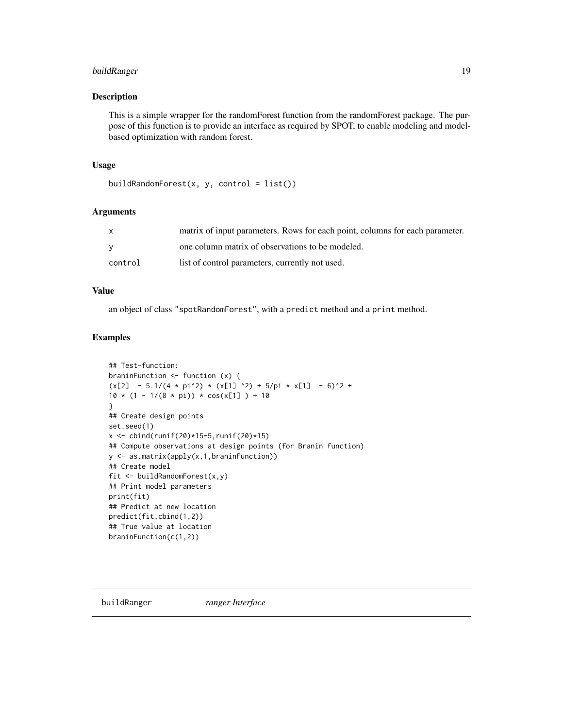## Description

This is a simple wrapper for the randomForest function from the randomForest package. The purpose of this function is to provide an interface as required by SPOT, to enable modeling and model-based optimization with random forest.

## Usage

```
buildRandomForest(x, y, control = list())
```

## Arguments

| | |
|---|---|
| x | matrix of input parameters. Rows for each point, columns for each parameter. |
| y | one column matrix of observations to be modeled. |
| control | list of control parameters, currently not used. |

## Value

an object of class "spotRandomForest", with a predict method and a print method.

## Examples

```
## Test-function:
braninFunction <- function (x) {
(x[2]  - 5.1/(4 * pi^2) * (x[1] ^2) + 5/pi * x[1]  - 6)^2 +
10 * (1 - 1/(8 * pi)) * cos(x[1] ) + 10
}
## Create design points
set.seed(1)
x <- cbind(runif(20)*15-5,runif(20)*15)
## Compute observations at design points (for Branin function)
y <- as.matrix(apply(x,1,braninFunction))
## Create model
fit <- buildRandomForest(x,y)
## Print model parameters
print(fit)
## Predict at new location
predict(fit,cbind(1,2))
## True value at location
braninFunction(c(1,2))
```

---

# buildRanger *ranger Interface*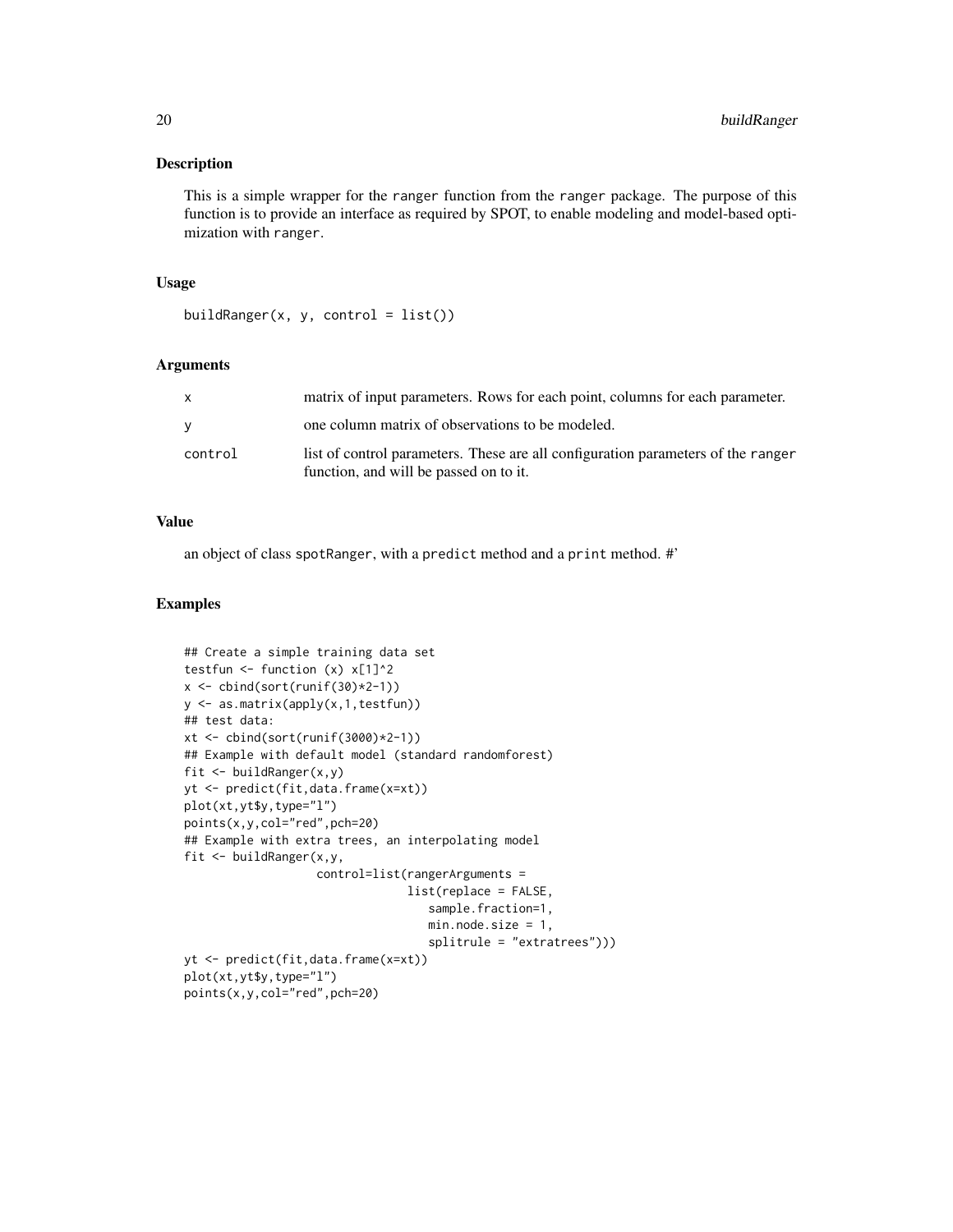## Description

This is a simple wrapper for the `ranger` function from the `ranger` package. The purpose of this function is to provide an interface as required by SPOT, to enable modeling and model-based optimization with `ranger`.

## Usage

```
buildRanger(x, y, control = list())
```

## Arguments

| | |
|---|---|
| x | matrix of input parameters. Rows for each point, columns for each parameter. |
| y | one column matrix of observations to be modeled. |
| control | list of control parameters. These are all configuration parameters of the `ranger` function, and will be passed on to it. |

## Value

an object of class `spotRanger`, with a `predict` method and a `print` method. #'

## Examples

```
## Create a simple training data set
testfun <- function (x) x[1]^2
x <- cbind(sort(runif(30)*2-1))
y <- as.matrix(apply(x,1,testfun))
## test data:
xt <- cbind(sort(runif(3000)*2-1))
## Example with default model (standard randomforest)
fit <- buildRanger(x,y)
yt <- predict(fit,data.frame(x=xt))
plot(xt,yt$y,type="l")
points(x,y,col="red",pch=20)
## Example with extra trees, an interpolating model
fit <- buildRanger(x,y,
                   control=list(rangerArguments =
                                list(replace = FALSE,
                                   sample.fraction=1,
                                   min.node.size = 1,
                                   splitrule = "extratrees")))
yt <- predict(fit,data.frame(x=xt))
plot(xt,yt$y,type="l")
points(x,y,col="red",pch=20)
```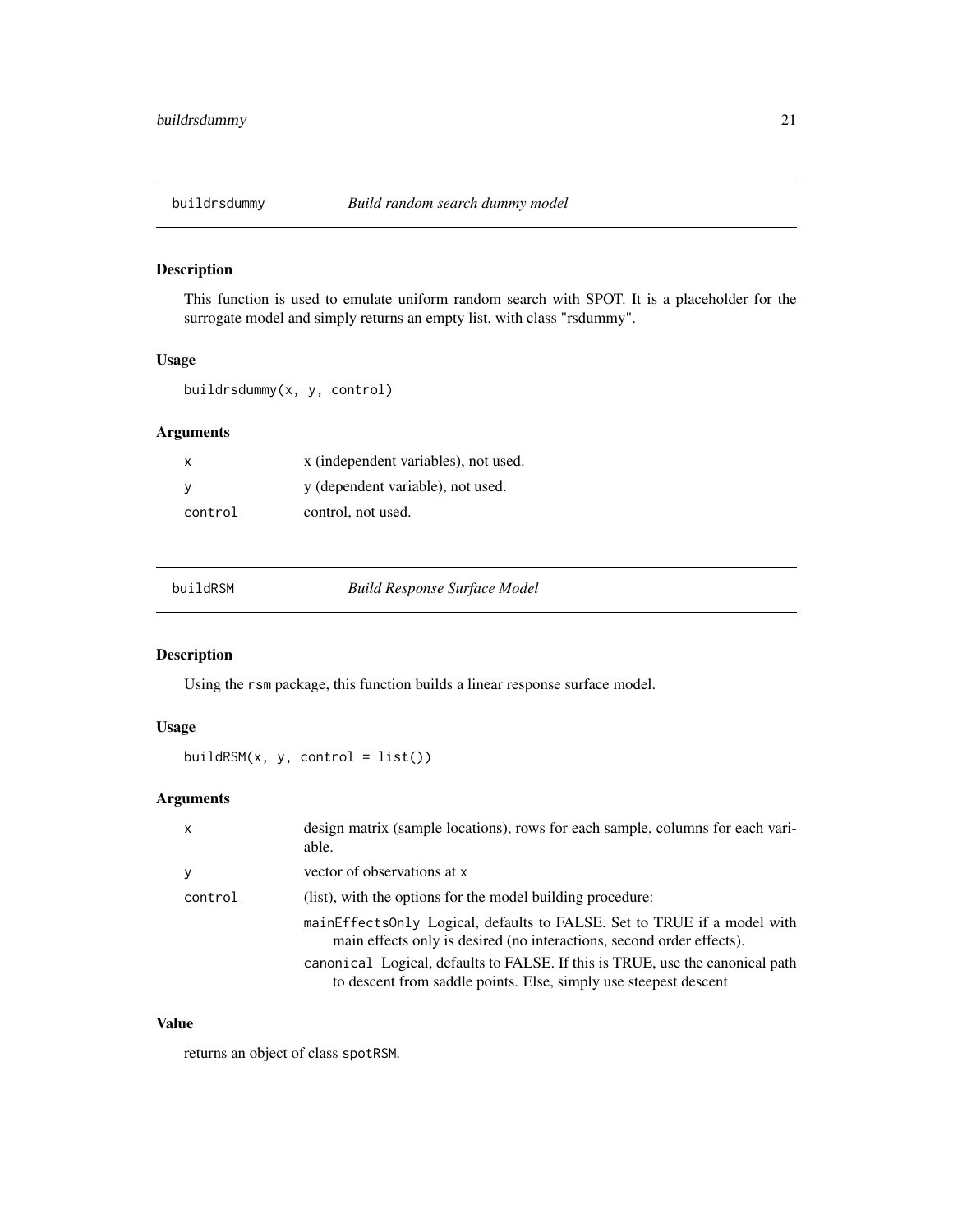## buildrsdummy — *Build random search dummy model*

### Description

This function is used to emulate uniform random search with SPOT. It is a placeholder for the surrogate model and simply returns an empty list, with class "rsdummy".

### Usage

```
buildrsdummy(x, y, control)
```

### Arguments

| | |
|---|---|
| x | x (independent variables), not used. |
| y | y (dependent variable), not used. |
| control | control, not used. |

## buildRSM — *Build Response Surface Model*

### Description

Using the rsm package, this function builds a linear response surface model.

### Usage

```
buildRSM(x, y, control = list())
```

### Arguments

| | |
|---|---|
| x | design matrix (sample locations), rows for each sample, columns for each variable. |
| y | vector of observations at x |
| control | (list), with the options for the model building procedure:<br>mainEffectsOnly Logical, defaults to FALSE. Set to TRUE if a model with main effects only is desired (no interactions, second order effects).<br>canonical Logical, defaults to FALSE. If this is TRUE, use the canonical path to descent from saddle points. Else, simply use steepest descent |

### Value

returns an object of class spotRSM.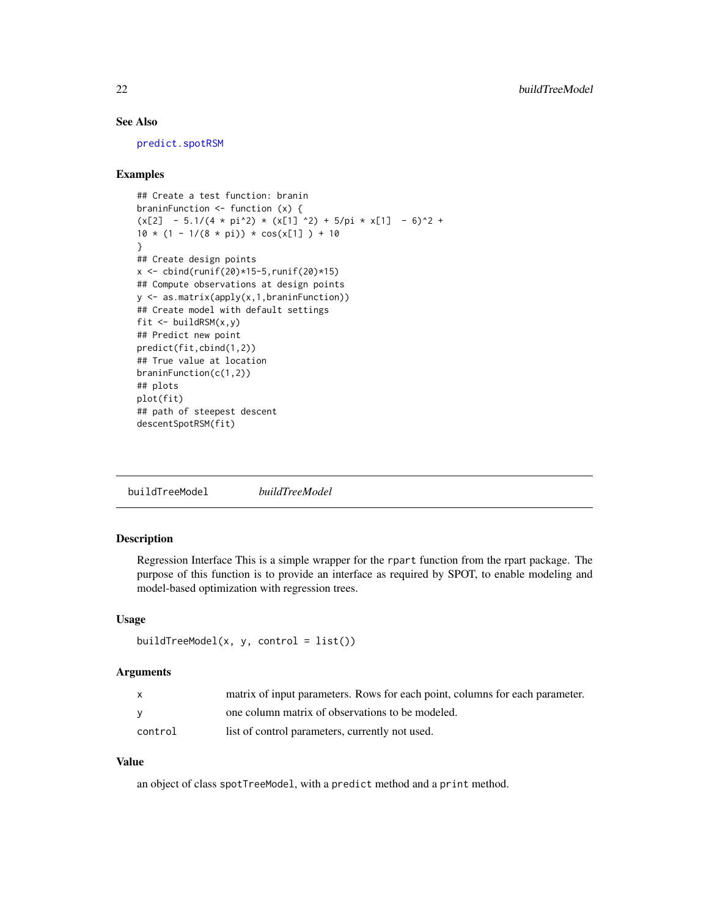## See Also

predict.spotRSM

## Examples

```
## Create a test function: branin
braninFunction <- function (x) {
(x[2]  - 5.1/(4 * pi^2) * (x[1] ^2) + 5/pi * x[1]  - 6)^2 +
10 * (1 - 1/(8 * pi)) * cos(x[1] ) + 10
}
## Create design points
x <- cbind(runif(20)*15-5,runif(20)*15)
## Compute observations at design points
y <- as.matrix(apply(x,1,braninFunction))
## Create model with default settings
fit <- buildRSM(x,y)
## Predict new point
predict(fit,cbind(1,2))
## True value at location
braninFunction(c(1,2))
## plots
plot(fit)
## path of steepest descent
descentSpotRSM(fit)
```

---

# buildTreeModel *buildTreeModel*

## Description

Regression Interface This is a simple wrapper for the `rpart` function from the rpart package. The purpose of this function is to provide an interface as required by SPOT, to enable modeling and model-based optimization with regression trees.

## Usage

```
buildTreeModel(x, y, control = list())
```

## Arguments

| | |
|---|---|
| x | matrix of input parameters. Rows for each point, columns for each parameter. |
| y | one column matrix of observations to be modeled. |
| control | list of control parameters, currently not used. |

## Value

an object of class `spotTreeModel`, with a `predict` method and a `print` method.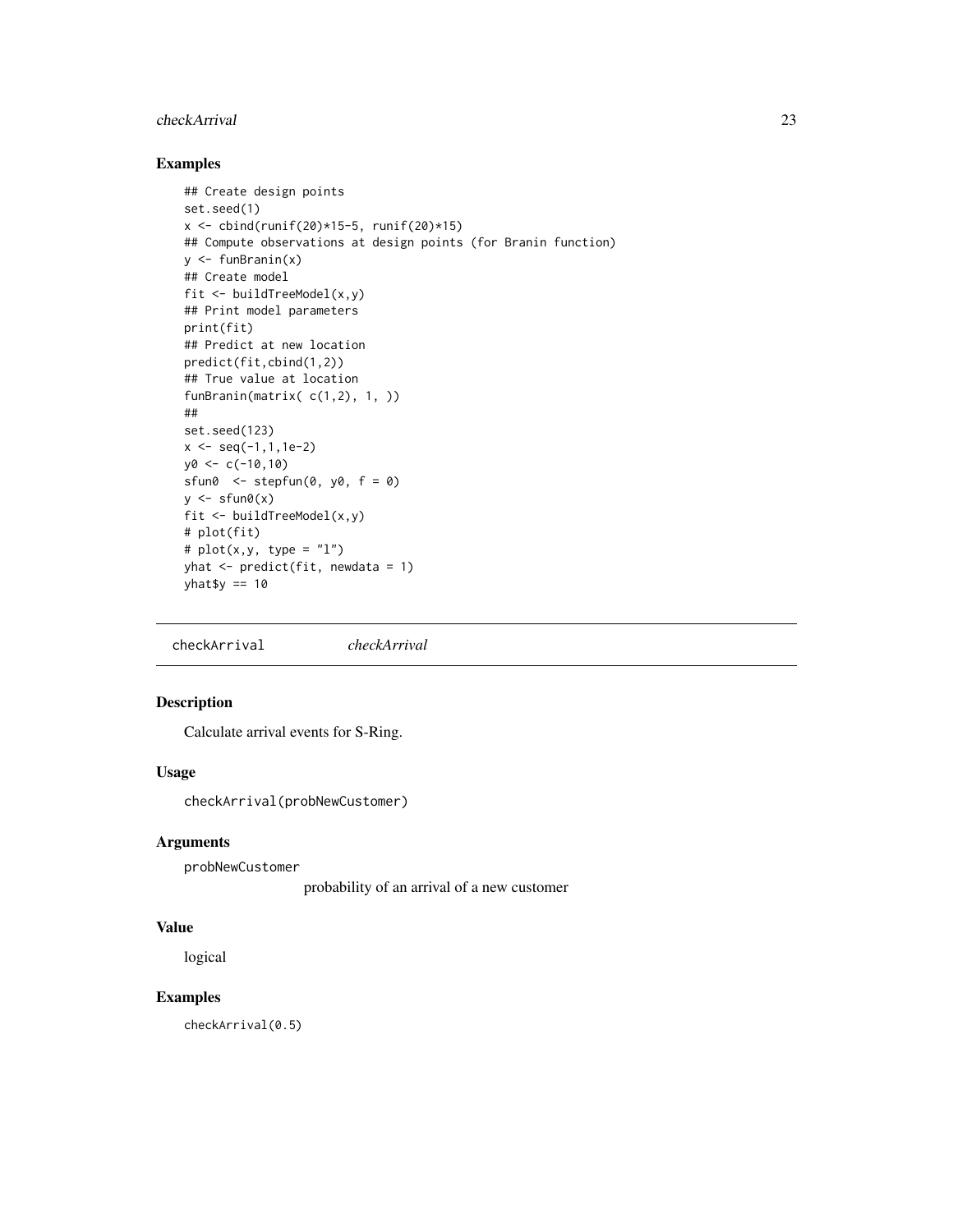## Examples

```
## Create design points
set.seed(1)
x <- cbind(runif(20)*15-5, runif(20)*15)
## Compute observations at design points (for Branin function)
y <- funBranin(x)
## Create model
fit <- buildTreeModel(x,y)
## Print model parameters
print(fit)
## Predict at new location
predict(fit,cbind(1,2))
## True value at location
funBranin(matrix( c(1,2), 1, ))
##
set.seed(123)
x <- seq(-1,1,1e-2)
y0 <- c(-10,10)
sfun0  <- stepfun(0, y0, f = 0)
y <- sfun0(x)
fit <- buildTreeModel(x,y)
# plot(fit)
# plot(x,y, type = "l")
yhat <- predict(fit, newdata = 1)
yhat$y == 10
```

---

`checkArrival` *checkArrival*

---

## Description

Calculate arrival events for S-Ring.

## Usage

```
checkArrival(probNewCustomer)
```

## Arguments

`probNewCustomer`
    probability of an arrival of a new customer

## Value

logical

## Examples

```
checkArrival(0.5)
```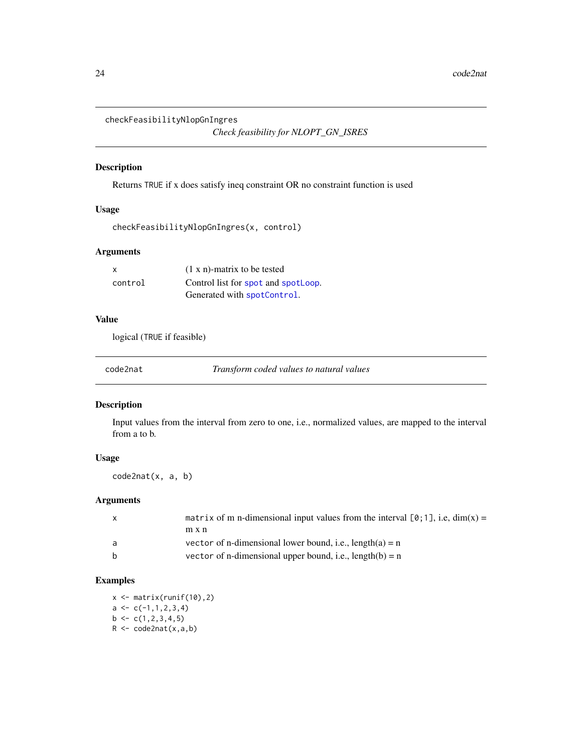## checkFeasibilityNlopGnIngres

*Check feasibility for NLOPT_GN_ISRES*

### Description

Returns TRUE if x does satisfy ineq constraint OR no constraint function is used

### Usage

```
checkFeasibilityNlopGnIngres(x, control)
```

### Arguments

| | |
|---|---|
| x | (1 x n)-matrix to be tested |
| control | Control list for spot and spotLoop. Generated with spotControl. |

### Value

logical (TRUE if feasible)

## code2nat

*Transform coded values to natural values*

### Description

Input values from the interval from zero to one, i.e., normalized values, are mapped to the interval from a to b.

### Usage

```
code2nat(x, a, b)
```

### Arguments

| | |
|---|---|
| x | matrix of m n-dimensional input values from the interval [0;1], i.e, dim(x) = m x n |
| a | vector of n-dimensional lower bound, i.e., length(a) = n |
| b | vector of n-dimensional upper bound, i.e., length(b) = n |

### Examples

```
x <- matrix(runif(10),2)
a <- c(-1,1,2,3,4)
b <- c(1,2,3,4,5)
R <- code2nat(x,a,b)
```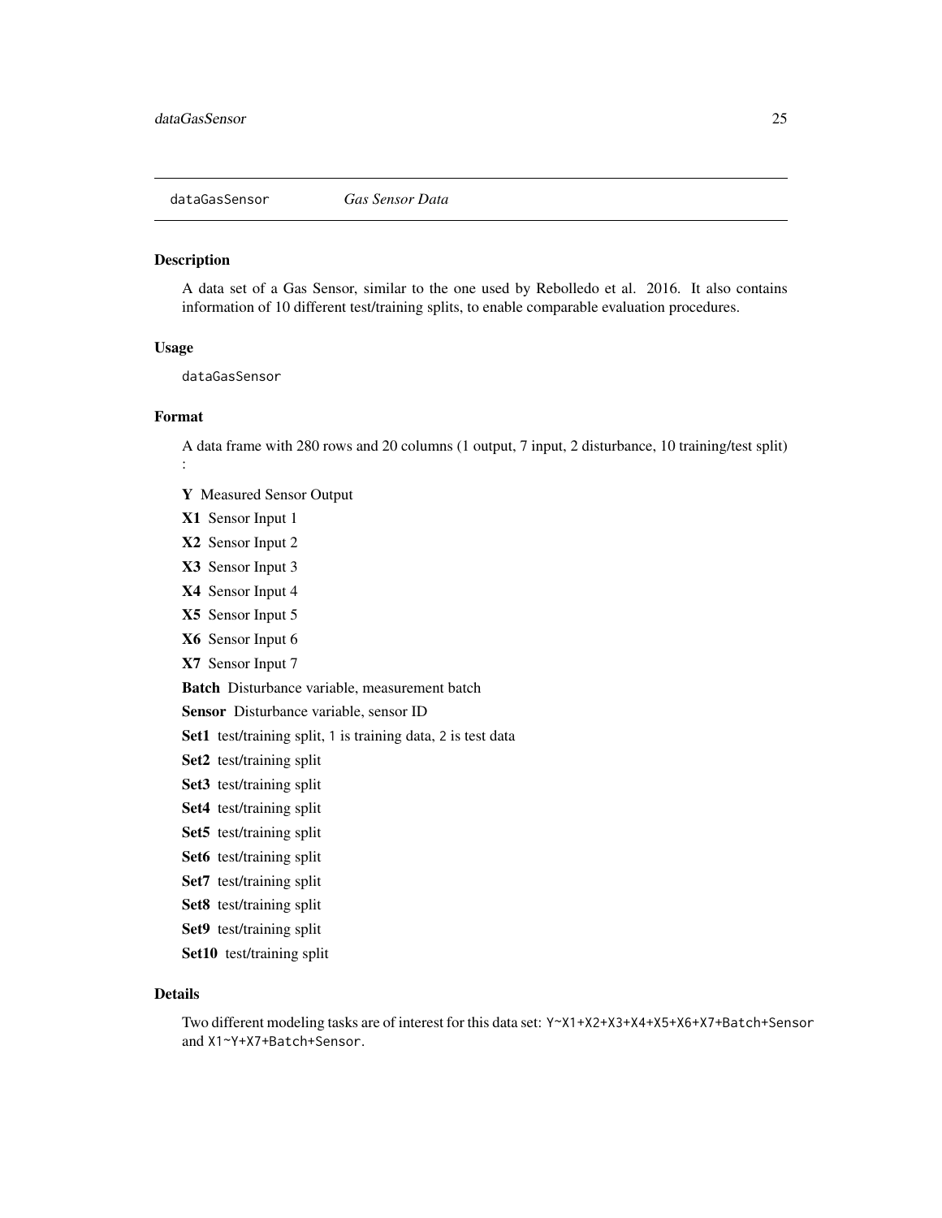`dataGasSensor` *Gas Sensor Data*

## Description

A data set of a Gas Sensor, similar to the one used by Rebolledo et al. 2016. It also contains information of 10 different test/training splits, to enable comparable evaluation procedures.

## Usage

```
dataGasSensor
```

## Format

A data frame with 280 rows and 20 columns (1 output, 7 input, 2 disturbance, 10 training/test split) :

- **Y** Measured Sensor Output
- **X1** Sensor Input 1
- **X2** Sensor Input 2
- **X3** Sensor Input 3
- **X4** Sensor Input 4
- **X5** Sensor Input 5
- **X6** Sensor Input 6
- **X7** Sensor Input 7
- **Batch** Disturbance variable, measurement batch
- **Sensor** Disturbance variable, sensor ID
- **Set1** test/training split, `1` is training data, `2` is test data
- **Set2** test/training split
- **Set3** test/training split
- **Set4** test/training split
- **Set5** test/training split
- **Set6** test/training split
- **Set7** test/training split
- **Set8** test/training split
- **Set9** test/training split
- **Set10** test/training split

## Details

Two different modeling tasks are of interest for this data set: `Y~X1+X2+X3+X4+X5+X6+X7+Batch+Sensor` and `X1~Y+X7+Batch+Sensor`.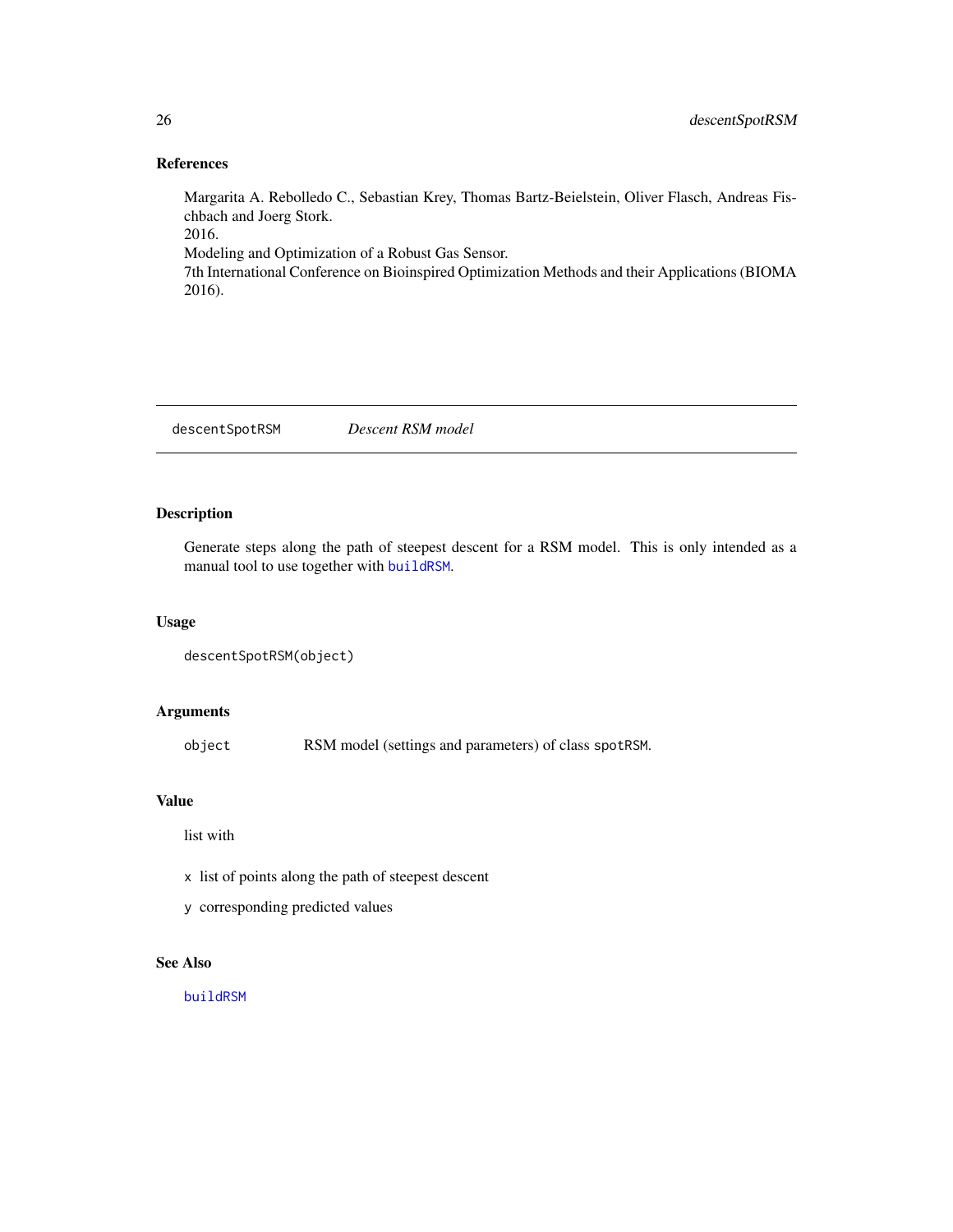### References

Margarita A. Rebolledo C., Sebastian Krey, Thomas Bartz-Beielstein, Oliver Flasch, Andreas Fischbach and Joerg Stork.
2016.
Modeling and Optimization of a Robust Gas Sensor.
7th International Conference on Bioinspired Optimization Methods and their Applications (BIOMA 2016).

---

## descentSpotRSM    *Descent RSM model*

---

### Description

Generate steps along the path of steepest descent for a RSM model. This is only intended as a manual tool to use together with `buildRSM`.

### Usage

```
descentSpotRSM(object)
```

### Arguments

| | |
|---|---|
| `object` | RSM model (settings and parameters) of class `spotRSM`. |

### Value

list with

- `x` list of points along the path of steepest descent
- `y` corresponding predicted values

### See Also

`buildRSM`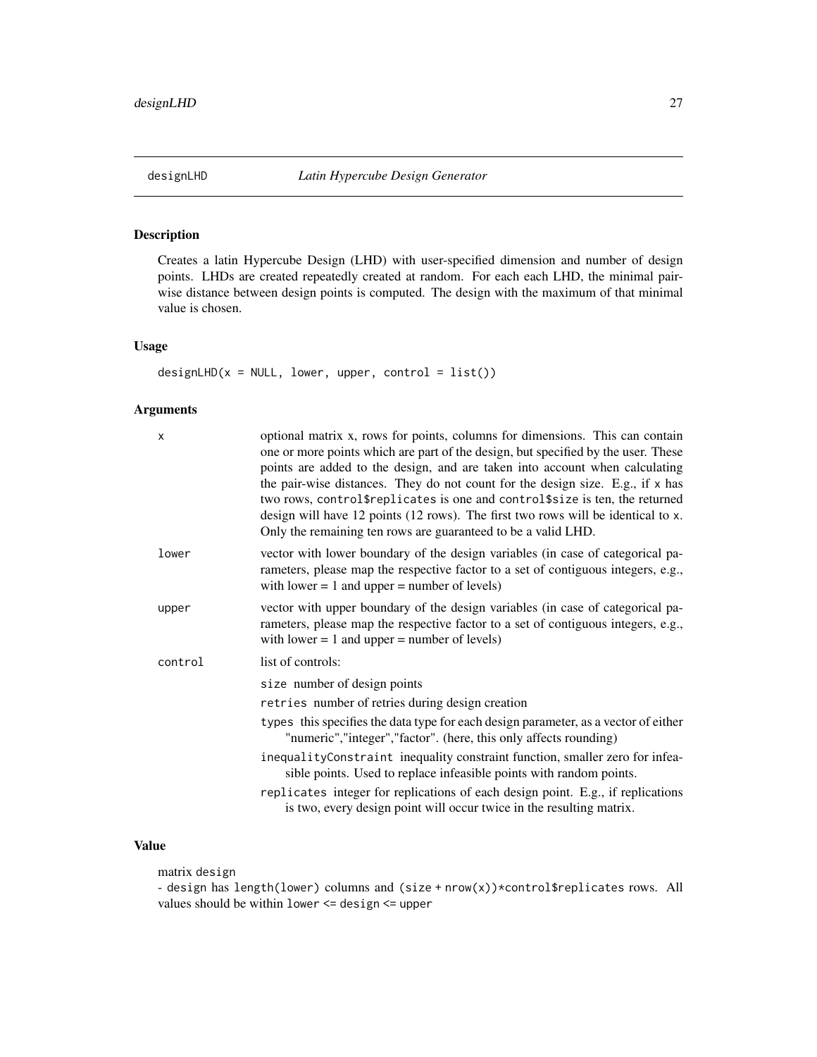## designLHD — *Latin Hypercube Design Generator*

### Description

Creates a latin Hypercube Design (LHD) with user-specified dimension and number of design points. LHDs are created repeatedly created at random. For each each LHD, the minimal pair-wise distance between design points is computed. The design with the maximum of that minimal value is chosen.

### Usage

```
designLHD(x = NULL, lower, upper, control = list())
```

### Arguments

| | |
|---|---|
| x | optional matrix x, rows for points, columns for dimensions. This can contain one or more points which are part of the design, but specified by the user. These points are added to the design, and are taken into account when calculating the pair-wise distances. They do not count for the design size. E.g., if `x` has two rows, `control$replicates` is one and `control$size` is ten, the returned design will have 12 points (12 rows). The first two rows will be identical to `x`. Only the remaining ten rows are guaranteed to be a valid LHD. |
| lower | vector with lower boundary of the design variables (in case of categorical parameters, please map the respective factor to a set of contiguous integers, e.g., with lower = 1 and upper = number of levels) |
| upper | vector with upper boundary of the design variables (in case of categorical parameters, please map the respective factor to a set of contiguous integers, e.g., with lower = 1 and upper = number of levels) |
| control | list of controls:<br>`size` number of design points<br>`retries` number of retries during design creation<br>`types` this specifies the data type for each design parameter, as a vector of either "numeric","integer","factor". (here, this only affects rounding)<br>`inequalityConstraint` inequality constraint function, smaller zero for infeasible points. Used to replace infeasible points with random points.<br>`replicates` integer for replications of each design point. E.g., if replications is two, every design point will occur twice in the resulting matrix. |

### Value

matrix `design`
- `design` has `length(lower)` columns and `(size + nrow(x))*control$replicates` rows. All values should be within `lower <= design <= upper`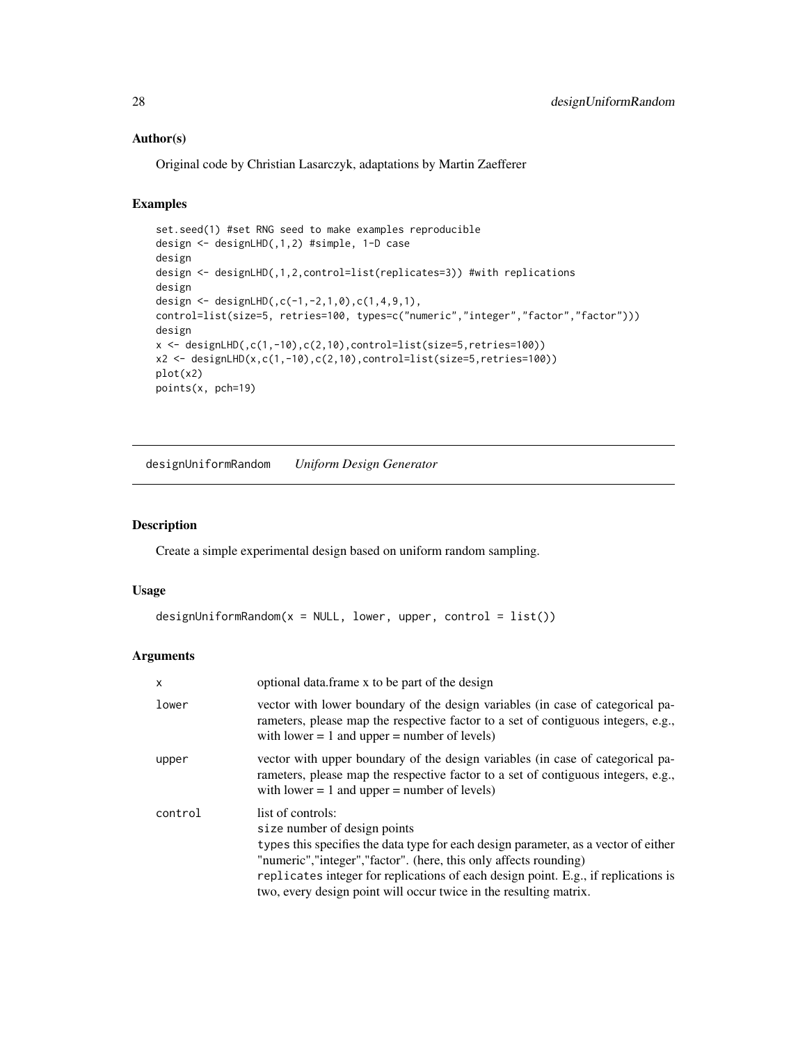### Author(s)

Original code by Christian Lasarczyk, adaptations by Martin Zaefferer

### Examples

```
set.seed(1) #set RNG seed to make examples reproducible
design <- designLHD(,1,2) #simple, 1-D case
design
design <- designLHD(,1,2,control=list(replicates=3)) #with replications
design
design <- designLHD(,c(-1,-2,1,0),c(1,4,9,1),
control=list(size=5, retries=100, types=c("numeric","integer","factor","factor")))
design
x <- designLHD(,c(1,-10),c(2,10),control=list(size=5,retries=100))
x2 <- designLHD(x,c(1,-10),c(2,10),control=list(size=5,retries=100))
plot(x2)
points(x, pch=19)
```

---

## designUniformRandom    *Uniform Design Generator*

---

### Description

Create a simple experimental design based on uniform random sampling.

### Usage

```
designUniformRandom(x = NULL, lower, upper, control = list())
```

### Arguments

| | |
|---|---|
| `x` | optional data.frame x to be part of the design |
| `lower` | vector with lower boundary of the design variables (in case of categorical parameters, please map the respective factor to a set of contiguous integers, e.g., with lower = 1 and upper = number of levels) |
| `upper` | vector with upper boundary of the design variables (in case of categorical parameters, please map the respective factor to a set of contiguous integers, e.g., with lower = 1 and upper = number of levels) |
| `control` | list of controls:<br>`size` number of design points<br>`types` this specifies the data type for each design parameter, as a vector of either "numeric","integer","factor". (here, this only affects rounding)<br>`replicates` integer for replications of each design point. E.g., if replications is two, every design point will occur twice in the resulting matrix. |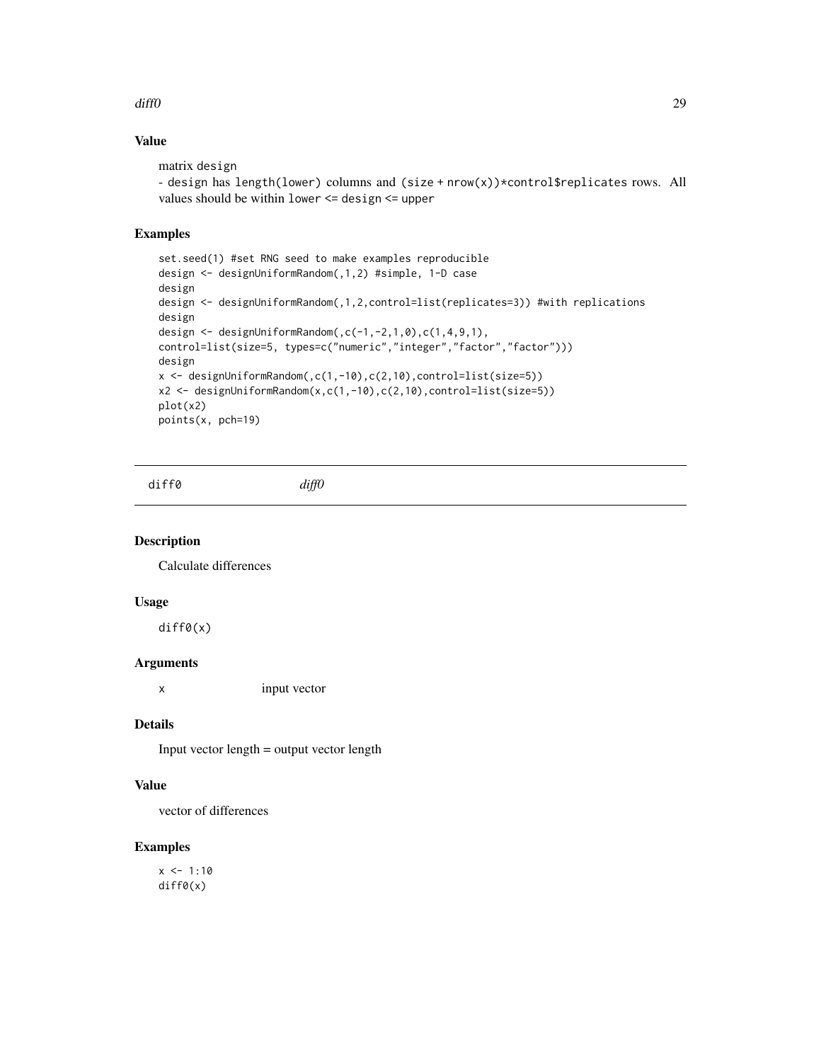### Value

matrix design
- design has length(lower) columns and (size + nrow(x))*control$replicates rows. All values should be within lower <= design <= upper

### Examples

```
set.seed(1) #set RNG seed to make examples reproducible
design <- designUniformRandom(,1,2) #simple, 1-D case
design
design <- designUniformRandom(,1,2,control=list(replicates=3)) #with replications
design
design <- designUniformRandom(,c(-1,-2,1,0),c(1,4,9,1),
control=list(size=5, types=c("numeric","integer","factor","factor")))
design
x <- designUniformRandom(,c(1,-10),c(2,10),control=list(size=5))
x2 <- designUniformRandom(x,c(1,-10),c(2,10),control=list(size=5))
plot(x2)
points(x, pch=19)
```

---

## diff0 *diff0*

### Description

Calculate differences

### Usage

```
diff0(x)
```

### Arguments

| | |
|---|---|
| x | input vector |

### Details

Input vector length = output vector length

### Value

vector of differences

### Examples

```
x <- 1:10
diff0(x)
```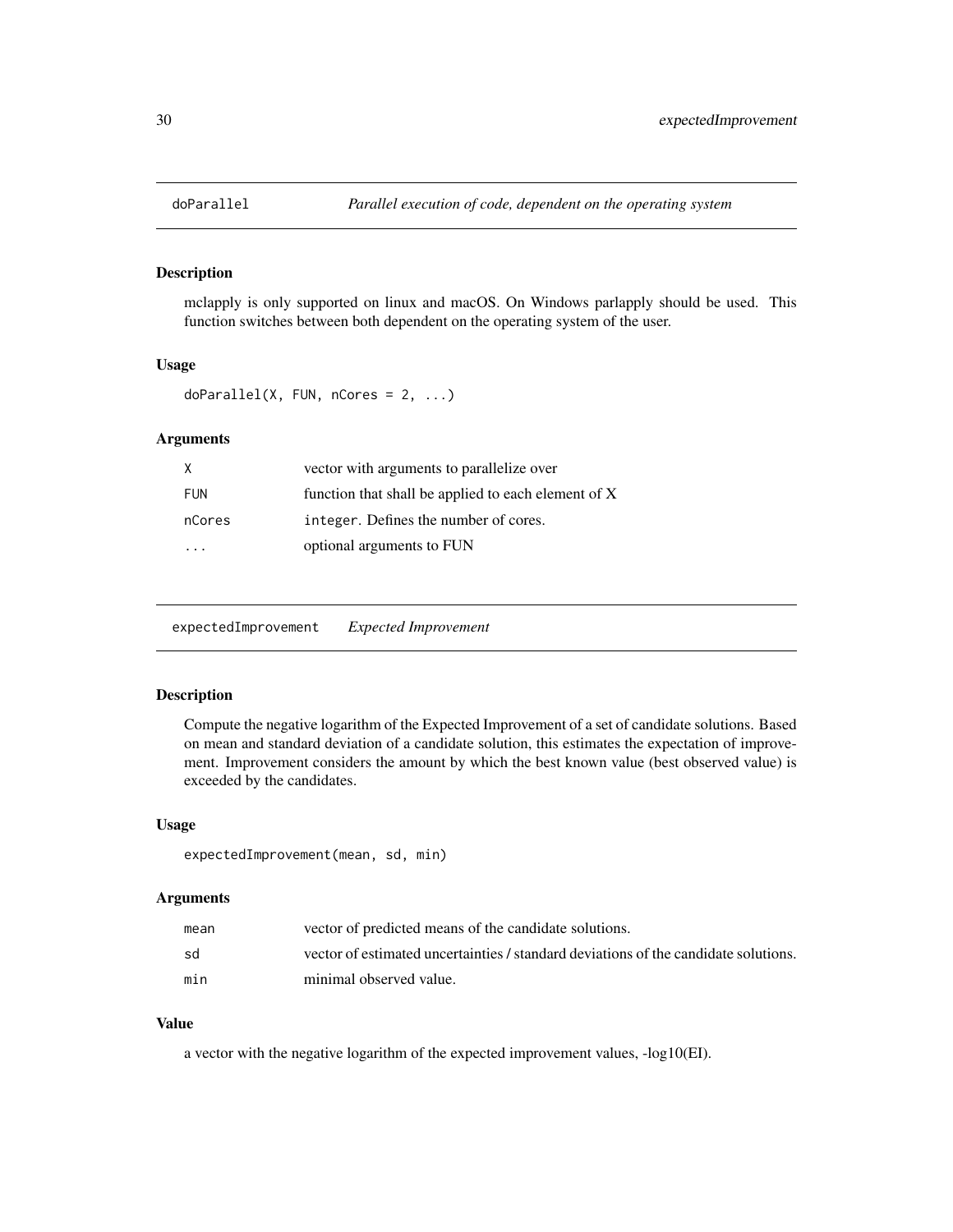## doParallel *Parallel execution of code, dependent on the operating system*

### Description

mclapply is only supported on linux and macOS. On Windows parlapply should be used. This function switches between both dependent on the operating system of the user.

### Usage

```
doParallel(X, FUN, nCores = 2, ...)
```

### Arguments

| | |
|---|---|
| X | vector with arguments to parallelize over |
| FUN | function that shall be applied to each element of X |
| nCores | `integer`. Defines the number of cores. |
| ... | optional arguments to FUN |

## expectedImprovement *Expected Improvement*

### Description

Compute the negative logarithm of the Expected Improvement of a set of candidate solutions. Based on mean and standard deviation of a candidate solution, this estimates the expectation of improvement. Improvement considers the amount by which the best known value (best observed value) is exceeded by the candidates.

### Usage

```
expectedImprovement(mean, sd, min)
```

### Arguments

| | |
|---|---|
| mean | vector of predicted means of the candidate solutions. |
| sd | vector of estimated uncertainties / standard deviations of the candidate solutions. |
| min | minimal observed value. |

### Value

a vector with the negative logarithm of the expected improvement values, -log10(EI).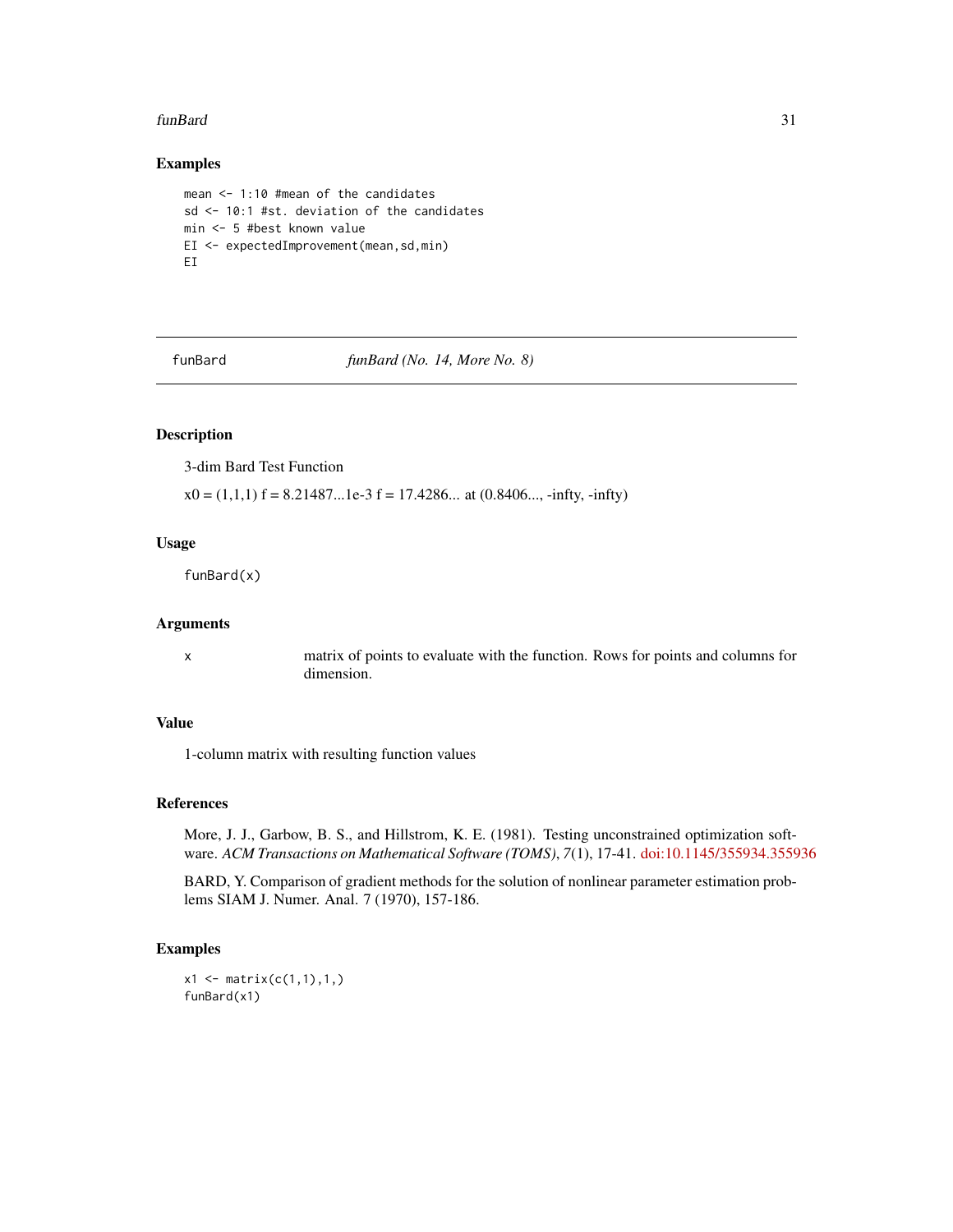## Examples

```
mean <- 1:10 #mean of the candidates
sd <- 10:1 #st. deviation of the candidates
min <- 5 #best known value
EI <- expectedImprovement(mean,sd,min)
EI
```

---

funBard *funBard (No. 14, More No. 8)*

---

## Description

3-dim Bard Test Function

x0 = (1,1,1) f = 8.21487...1e-3 f = 17.4286... at (0.8406..., -infty, -infty)

## Usage

```
funBard(x)
```

## Arguments

| | |
|---|---|
| x | matrix of points to evaluate with the function. Rows for points and columns for dimension. |

## Value

1-column matrix with resulting function values

## References

More, J. J., Garbow, B. S., and Hillstrom, K. E. (1981). Testing unconstrained optimization software. *ACM Transactions on Mathematical Software (TOMS)*, *7*(1), 17-41. doi:10.1145/355934.355936

BARD, Y. Comparison of gradient methods for the solution of nonlinear parameter estimation problems SIAM J. Numer. Anal. 7 (1970), 157-186.

## Examples

```
x1 <- matrix(c(1,1),1,)
funBard(x1)
```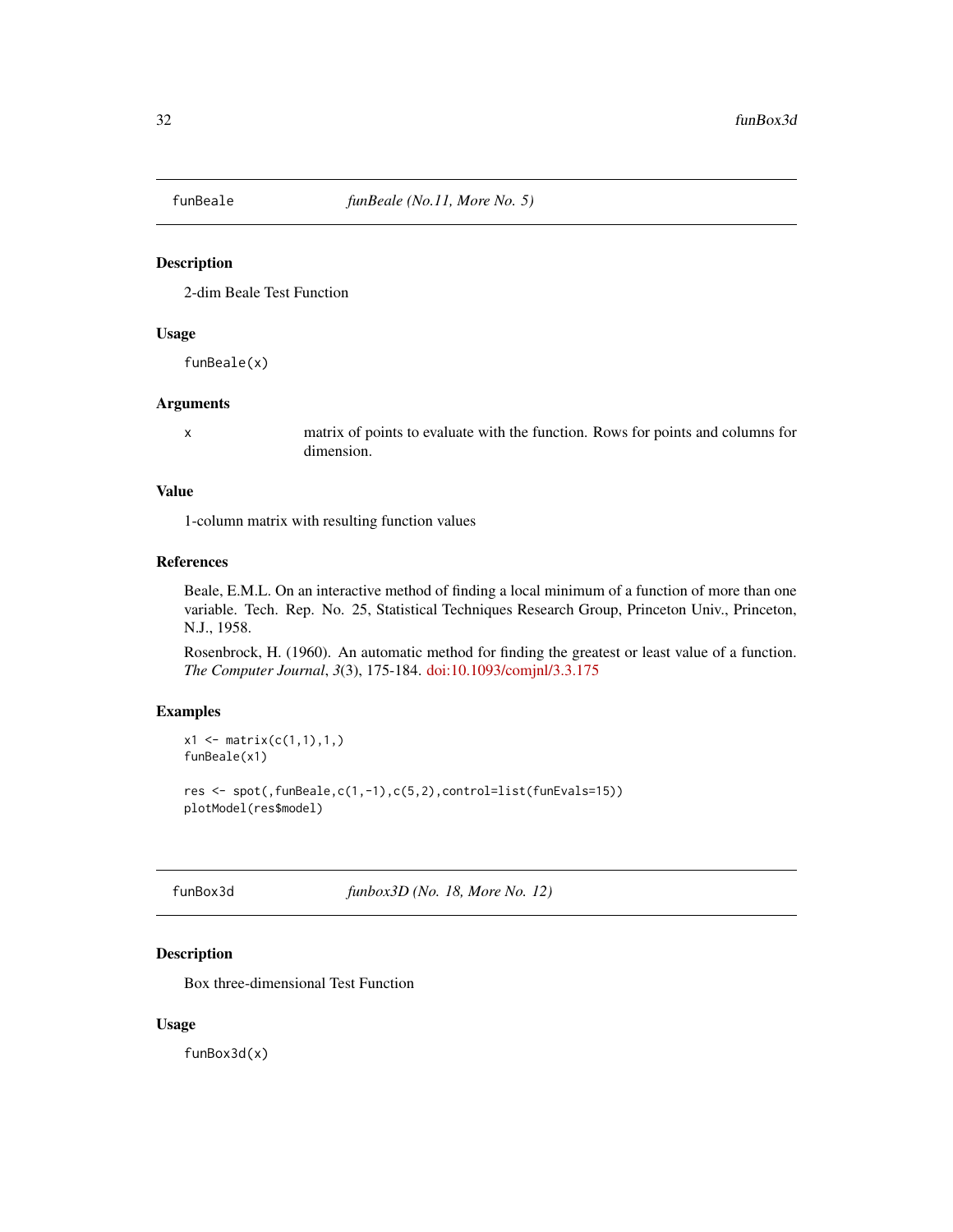## funBeale — *funBeale (No.11, More No. 5)*

### Description

2-dim Beale Test Function

### Usage

```
funBeale(x)
```

### Arguments

| | |
|---|---|
| x | matrix of points to evaluate with the function. Rows for points and columns for dimension. |

### Value

1-column matrix with resulting function values

### References

Beale, E.M.L. On an interactive method of finding a local minimum of a function of more than one variable. Tech. Rep. No. 25, Statistical Techniques Research Group, Princeton Univ., Princeton, N.J., 1958.

Rosenbrock, H. (1960). An automatic method for finding the greatest or least value of a function. *The Computer Journal*, *3*(3), 175-184. doi:10.1093/comjnl/3.3.175

### Examples

```
x1 <- matrix(c(1,1),1,)
funBeale(x1)

res <- spot(,funBeale,c(1,-1),c(5,2),control=list(funEvals=15))
plotModel(res$model)
```

## funBox3d — *funbox3D (No. 18, More No. 12)*

### Description

Box three-dimensional Test Function

### Usage

```
funBox3d(x)
```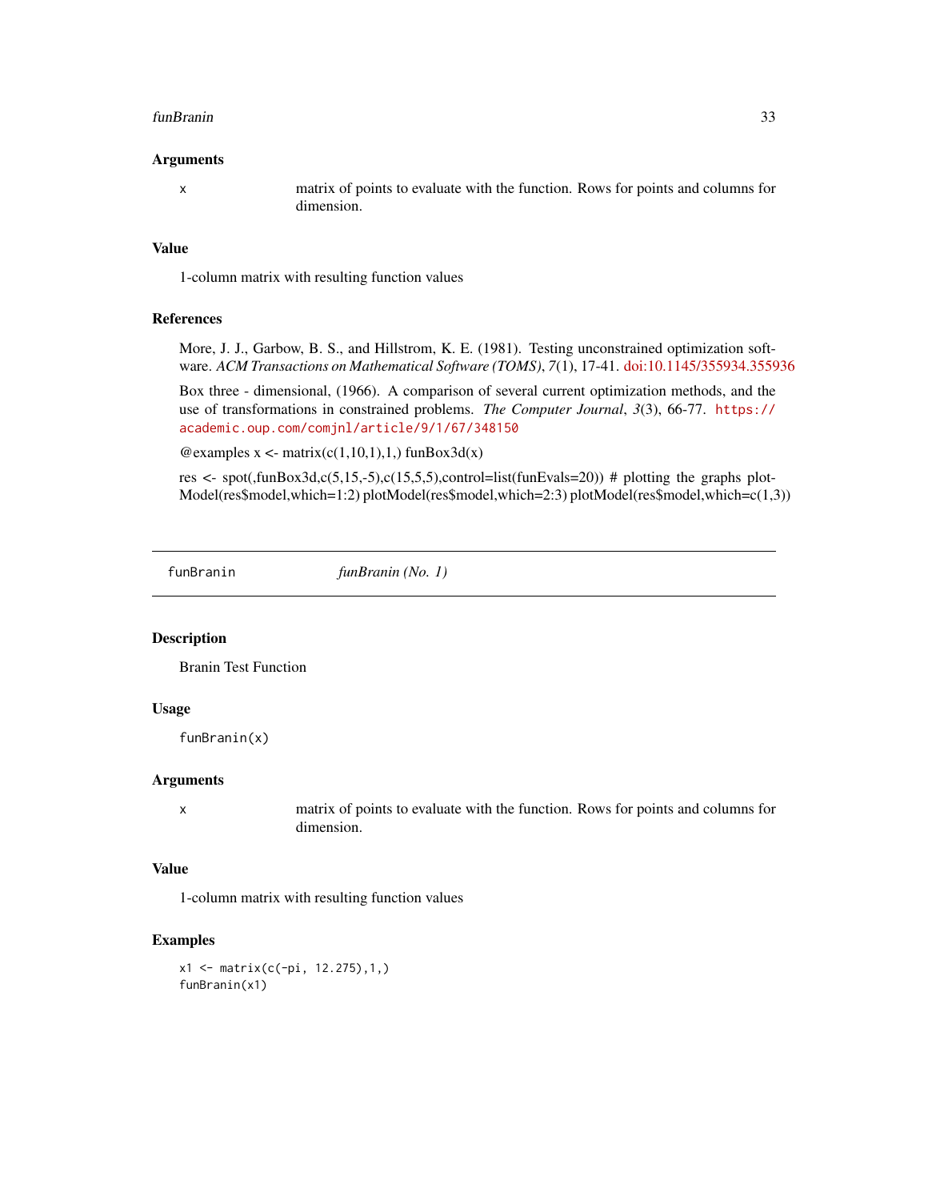### Arguments

x matrix of points to evaluate with the function. Rows for points and columns for dimension.

### Value

1-column matrix with resulting function values

### References

More, J. J., Garbow, B. S., and Hillstrom, K. E. (1981). Testing unconstrained optimization software. *ACM Transactions on Mathematical Software (TOMS)*, *7*(1), 17-41. doi:10.1145/355934.355936

Box three - dimensional, (1966). A comparison of several current optimization methods, and the use of transformations in constrained problems. *The Computer Journal*, *3*(3), 66-77. https://academic.oup.com/comjnl/article/9/1/67/348150

@examples x <- matrix(c(1,10,1),1,) funBox3d(x)

res <- spot(,funBox3d,c(5,15,-5),c(15,5,5),control=list(funEvals=20)) # plotting the graphs plotModel(res$model,which=1:2) plotModel(res$model,which=2:3) plotModel(res$model,which=c(1,3))

---

## funBranin *funBranin (No. 1)*

### Description

Branin Test Function

### Usage

```
funBranin(x)
```

### Arguments

x matrix of points to evaluate with the function. Rows for points and columns for dimension.

### Value

1-column matrix with resulting function values

### Examples

```
x1 <- matrix(c(-pi, 12.275),1,)
funBranin(x1)
```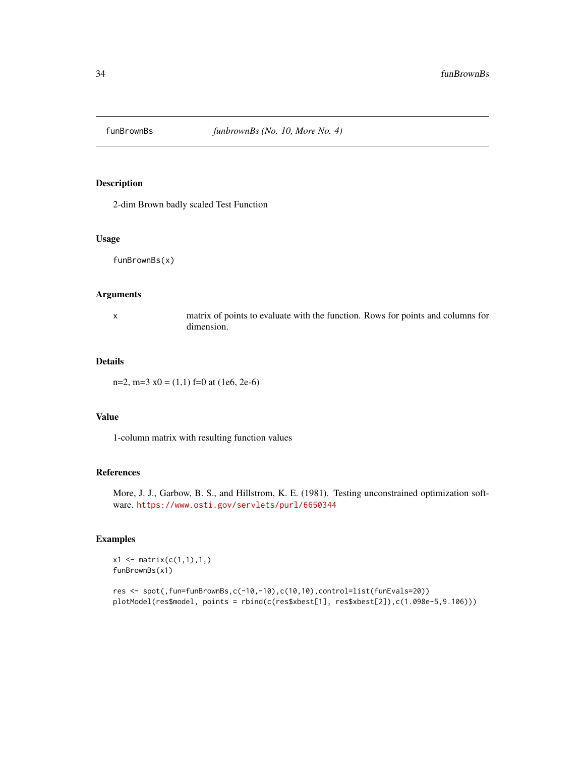# funBrownBs    *funbrownBs (No. 10, More No. 4)*

## Description

2-dim Brown badly scaled Test Function

## Usage

```
funBrownBs(x)
```

## Arguments

| | |
|---|---|
| x | matrix of points to evaluate with the function. Rows for points and columns for dimension. |

## Details

n=2, m=3 x0 = (1,1) f=0 at (1e6, 2e-6)

## Value

1-column matrix with resulting function values

## References

More, J. J., Garbow, B. S., and Hillstrom, K. E. (1981). Testing unconstrained optimization software. https://www.osti.gov/servlets/purl/6650344

## Examples

```
x1 <- matrix(c(1,1),1,)
funBrownBs(x1)

res <- spot(,fun=funBrownBs,c(-10,-10),c(10,10),control=list(funEvals=20))
plotModel(res$model, points = rbind(c(res$xbest[1], res$xbest[2]),c(1.098e-5,9.106)))
```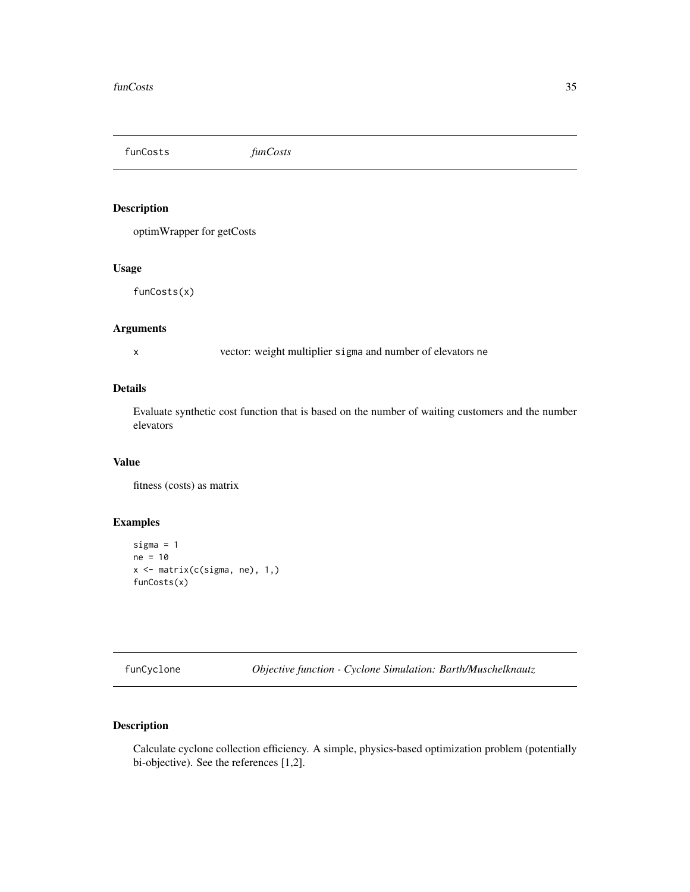## funCosts *funCosts*

### Description

optimWrapper for getCosts

### Usage

```
funCosts(x)
```

### Arguments

x vector: weight multiplier `sigma` and number of elevators `ne`

### Details

Evaluate synthetic cost function that is based on the number of waiting customers and the number elevators

### Value

fitness (costs) as matrix

### Examples

```
sigma = 1
ne = 10
x <- matrix(c(sigma, ne), 1,)
funCosts(x)
```

## funCyclone *Objective function - Cyclone Simulation: Barth/Muschelknautz*

### Description

Calculate cyclone collection efficiency. A simple, physics-based optimization problem (potentially bi-objective). See the references [1,2].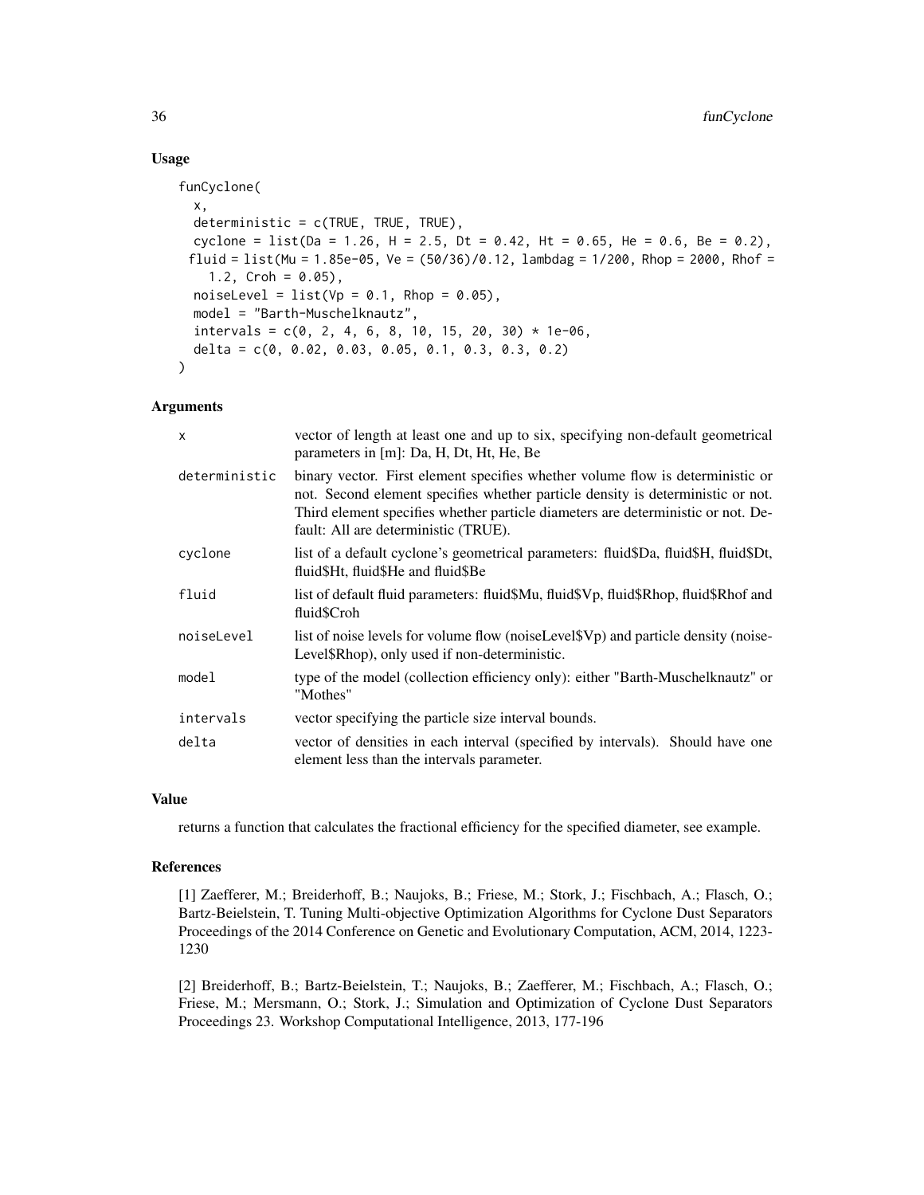### Usage

```
funCyclone(
  x,
  deterministic = c(TRUE, TRUE, TRUE),
  cyclone = list(Da = 1.26, H = 2.5, Dt = 0.42, Ht = 0.65, He = 0.6, Be = 0.2),
 fluid = list(Mu = 1.85e-05, Ve = (50/36)/0.12, lambdag = 1/200, Rhop = 2000, Rhof =
    1.2, Croh = 0.05),
  noiseLevel = list(Vp = 0.1, Rhop = 0.05),
  model = "Barth-Muschelknautz",
  intervals = c(0, 2, 4, 6, 8, 10, 15, 20, 30) * 1e-06,
  delta = c(0, 0.02, 0.03, 0.05, 0.1, 0.3, 0.3, 0.2)
)
```

### Arguments

| | |
|---|---|
| `x` | vector of length at least one and up to six, specifying non-default geometrical parameters in [m]: Da, H, Dt, Ht, He, Be |
| `deterministic` | binary vector. First element specifies whether volume flow is deterministic or not. Second element specifies whether particle density is deterministic or not. Third element specifies whether particle diameters are deterministic or not. Default: All are deterministic (TRUE). |
| `cyclone` | list of a default cyclone's geometrical parameters: fluid$Da, fluid$H, fluid$Dt, fluid$Ht, fluid$He and fluid$Be |
| `fluid` | list of default fluid parameters: fluid$Mu, fluid$Vp, fluid$Rhop, fluid$Rhof and fluid$Croh |
| `noiseLevel` | list of noise levels for volume flow (noiseLevel$Vp) and particle density (noiseLevel$Rhop), only used if non-deterministic. |
| `model` | type of the model (collection efficiency only): either "Barth-Muschelknautz" or "Mothes" |
| `intervals` | vector specifying the particle size interval bounds. |
| `delta` | vector of densities in each interval (specified by intervals). Should have one element less than the intervals parameter. |

### Value

returns a function that calculates the fractional efficiency for the specified diameter, see example.

### References

[1] Zaefferer, M.; Breiderhoff, B.; Naujoks, B.; Friese, M.; Stork, J.; Fischbach, A.; Flasch, O.; Bartz-Beielstein, T. Tuning Multi-objective Optimization Algorithms for Cyclone Dust Separators Proceedings of the 2014 Conference on Genetic and Evolutionary Computation, ACM, 2014, 1223-1230

[2] Breiderhoff, B.; Bartz-Beielstein, T.; Naujoks, B.; Zaefferer, M.; Fischbach, A.; Flasch, O.; Friese, M.; Mersmann, O.; Stork, J.; Simulation and Optimization of Cyclone Dust Separators Proceedings 23. Workshop Computational Intelligence, 2013, 177-196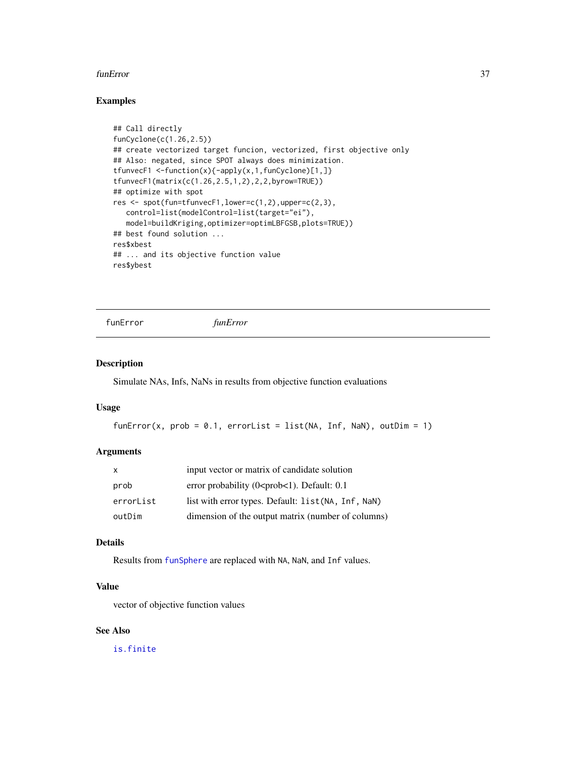## Examples

```
## Call directly
funCyclone(c(1.26,2.5))
## create vectorized target funcion, vectorized, first objective only
## Also: negated, since SPOT always does minimization.
tfunvecF1 <-function(x){-apply(x,1,funCyclone)[1,]}
tfunvecF1(matrix(c(1.26,2.5,1,2),2,2,byrow=TRUE))
## optimize with spot
res <- spot(fun=tfunvecF1,lower=c(1,2),upper=c(2,3),
   control=list(modelControl=list(target="ei"),
   model=buildKriging,optimizer=optimLBFGSB,plots=TRUE))
## best found solution ...
res$xbest
## ... and its objective function value
res$ybest
```

---

# funError    *funError*

---

## Description

Simulate NAs, Infs, NaNs in results from objective function evaluations

## Usage

```
funError(x, prob = 0.1, errorList = list(NA, Inf, NaN), outDim = 1)
```

## Arguments

| | |
|---|---|
| `x` | input vector or matrix of candidate solution |
| `prob` | error probability (0<prob<1). Default: 0.1 |
| `errorList` | list with error types. Default: `list(NA, Inf, NaN)` |
| `outDim` | dimension of the output matrix (number of columns) |

## Details

Results from `funSphere` are replaced with `NA`, `NaN`, and `Inf` values.

## Value

vector of objective function values

## See Also

`is.finite`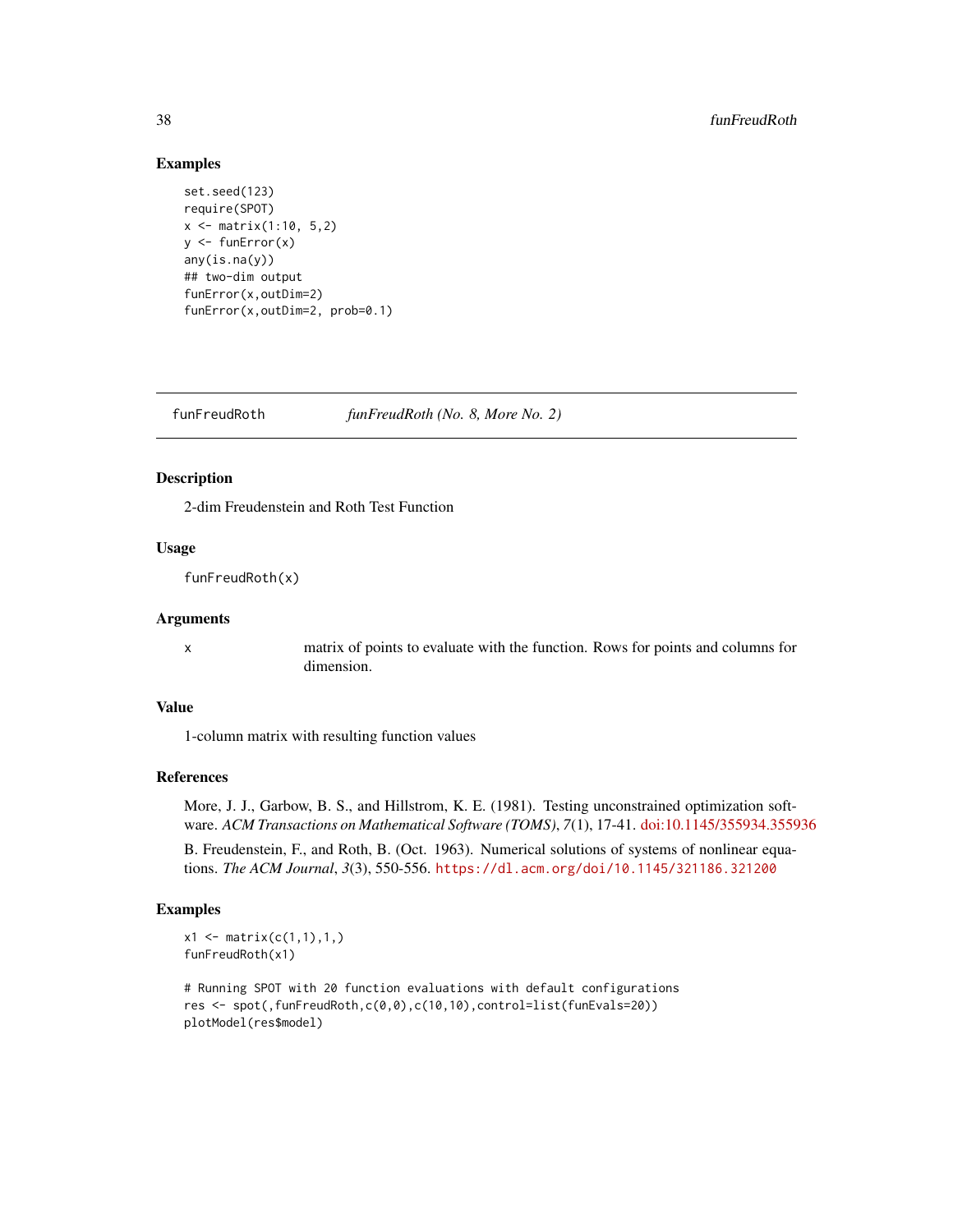## Examples

```
set.seed(123)
require(SPOT)
x <- matrix(1:10, 5,2)
y <- funError(x)
any(is.na(y))
## two-dim output
funError(x,outDim=2)
funError(x,outDim=2, prob=0.1)
```

---

# funFreudRoth    *funFreudRoth (No. 8, More No. 2)*

---

### Description

2-dim Freudenstein and Roth Test Function

### Usage

```
funFreudRoth(x)
```

### Arguments

| | |
|---|---|
| x | matrix of points to evaluate with the function. Rows for points and columns for dimension. |

### Value

1-column matrix with resulting function values

### References

More, J. J., Garbow, B. S., and Hillstrom, K. E. (1981). Testing unconstrained optimization software. *ACM Transactions on Mathematical Software (TOMS)*, *7*(1), 17-41. doi:10.1145/355934.355936

B. Freudenstein, F., and Roth, B. (Oct. 1963). Numerical solutions of systems of nonlinear equations. *The ACM Journal*, *3*(3), 550-556. https://dl.acm.org/doi/10.1145/321186.321200

### Examples

```
x1 <- matrix(c(1,1),1,)
funFreudRoth(x1)

# Running SPOT with 20 function evaluations with default configurations
res <- spot(,funFreudRoth,c(0,0),c(10,10),control=list(funEvals=20))
plotModel(res$model)
```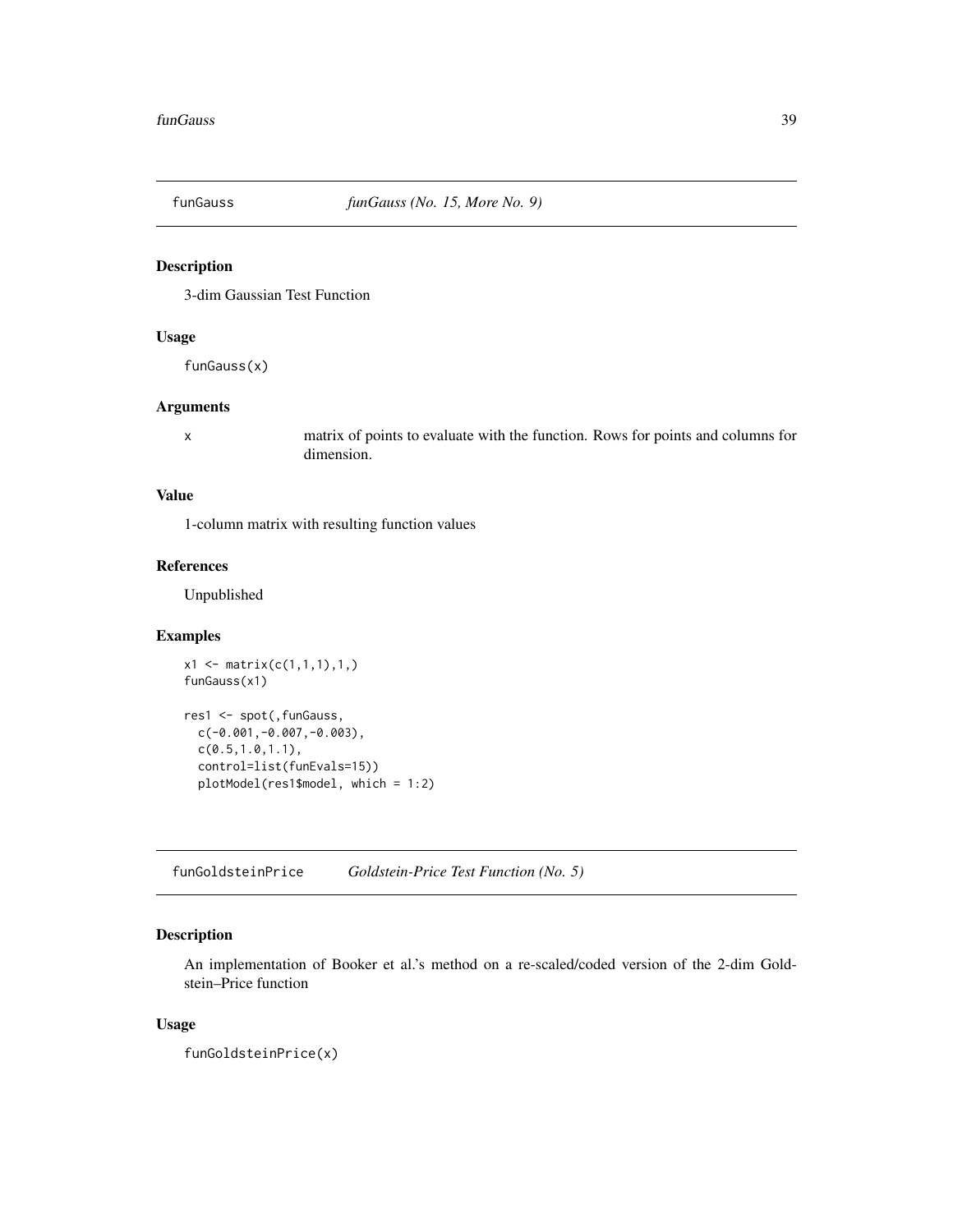## funGauss *funGauss (No. 15, More No. 9)*

### Description

3-dim Gaussian Test Function

### Usage

```
funGauss(x)
```

### Arguments

x — matrix of points to evaluate with the function. Rows for points and columns for dimension.

### Value

1-column matrix with resulting function values

### References

Unpublished

### Examples

```
x1 <- matrix(c(1,1,1),1,)
funGauss(x1)

res1 <- spot(,funGauss,
  c(-0.001,-0.007,-0.003),
  c(0.5,1.0,1.1),
  control=list(funEvals=15))
  plotModel(res1$model, which = 1:2)
```

## funGoldsteinPrice *Goldstein-Price Test Function (No. 5)*

### Description

An implementation of Booker et al.'s method on a re-scaled/coded version of the 2-dim Goldstein–Price function

### Usage

```
funGoldsteinPrice(x)
```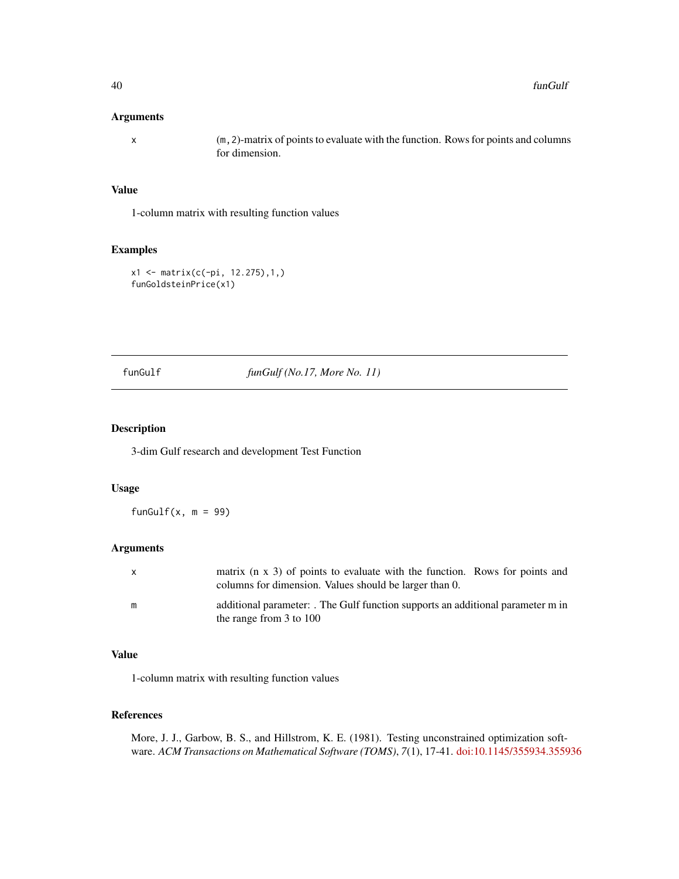### Arguments

| | |
|---|---|
| x | (m,2)-matrix of points to evaluate with the function. Rows for points and columns for dimension. |

### Value

1-column matrix with resulting function values

### Examples

```
x1 <- matrix(c(-pi, 12.275),1,)
funGoldsteinPrice(x1)
```

---

## funGulf — *funGulf (No.17, More No. 11)*

### Description

3-dim Gulf research and development Test Function

### Usage

```
funGulf(x, m = 99)
```

### Arguments

| | |
|---|---|
| x | matrix (n x 3) of points to evaluate with the function. Rows for points and columns for dimension. Values should be larger than 0. |
| m | additional parameter: . The Gulf function supports an additional parameter m in the range from 3 to 100 |

### Value

1-column matrix with resulting function values

### References

More, J. J., Garbow, B. S., and Hillstrom, K. E. (1981). Testing unconstrained optimization software. *ACM Transactions on Mathematical Software (TOMS)*, *7*(1), 17-41. doi:10.1145/355934.355936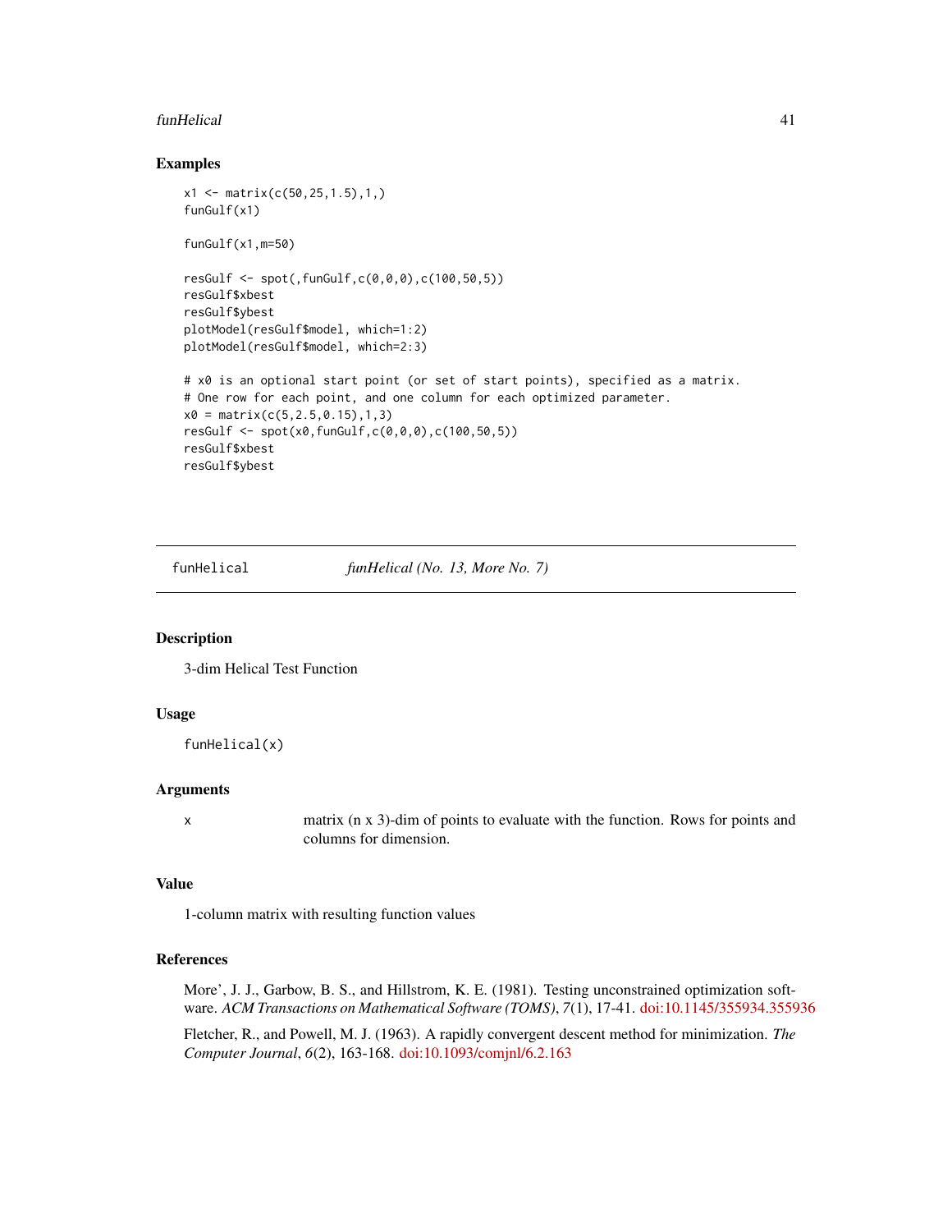## Examples

```
x1 <- matrix(c(50,25,1.5),1,)
funGulf(x1)

funGulf(x1,m=50)

resGulf <- spot(,funGulf,c(0,0,0),c(100,50,5))
resGulf$xbest
resGulf$ybest
plotModel(resGulf$model, which=1:2)
plotModel(resGulf$model, which=2:3)

# x0 is an optional start point (or set of start points), specified as a matrix.
# One row for each point, and one column for each optimized parameter.
x0 = matrix(c(5,2.5,0.15),1,3)
resGulf <- spot(x0,funGulf,c(0,0,0),c(100,50,5))
resGulf$xbest
resGulf$ybest
```

---

# funHelical — *funHelical (No. 13, More No. 7)*

## Description

3-dim Helical Test Function

## Usage

```
funHelical(x)
```

## Arguments

| | |
|---|---|
| x | matrix (n x 3)-dim of points to evaluate with the function. Rows for points and columns for dimension. |

## Value

1-column matrix with resulting function values

## References

More', J. J., Garbow, B. S., and Hillstrom, K. E. (1981). Testing unconstrained optimization software. *ACM Transactions on Mathematical Software (TOMS)*, *7*(1), 17-41. doi:10.1145/355934.355936

Fletcher, R., and Powell, M. J. (1963). A rapidly convergent descent method for minimization. *The Computer Journal*, *6*(2), 163-168. doi:10.1093/comjnl/6.2.163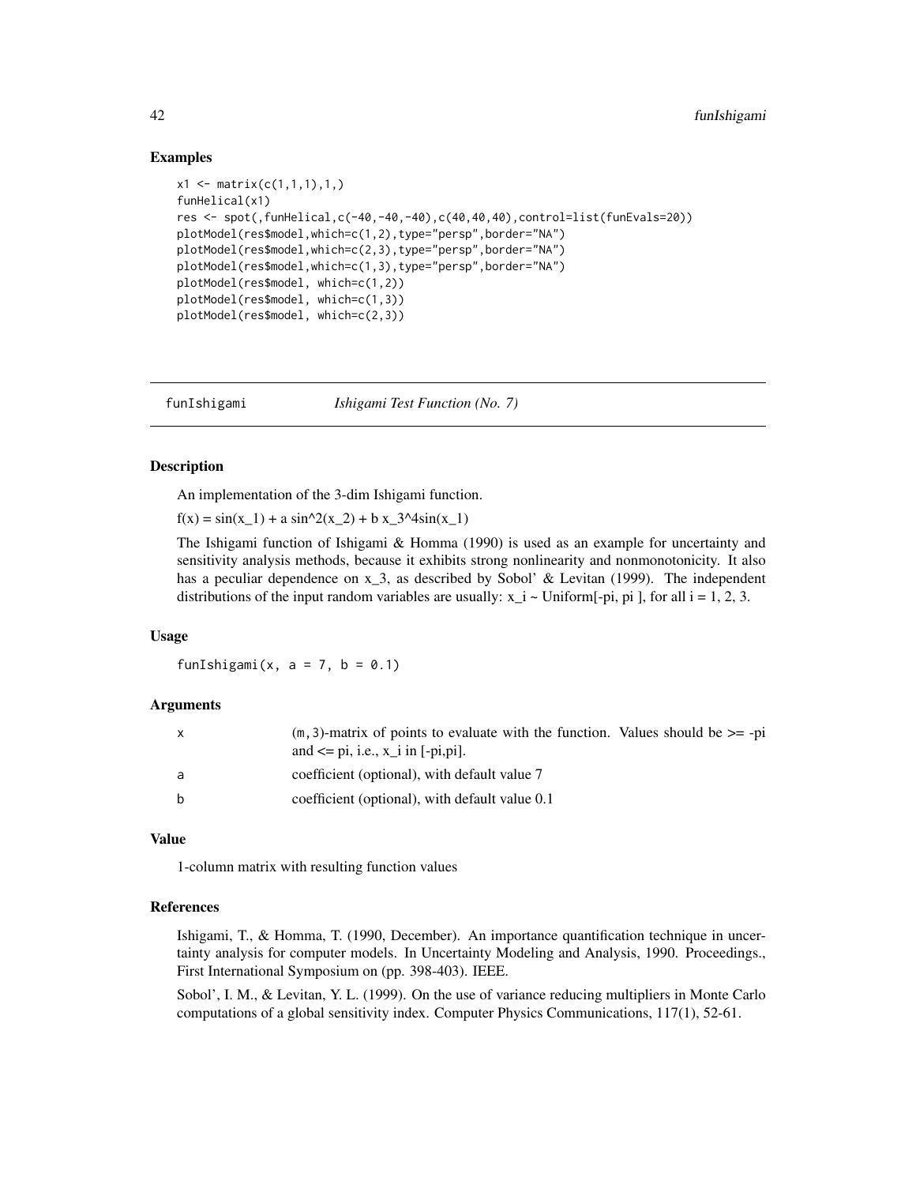## Examples

```
x1 <- matrix(c(1,1,1),1,)
funHelical(x1)
res <- spot(,funHelical,c(-40,-40,-40),c(40,40,40),control=list(funEvals=20))
plotModel(res$model,which=c(1,2),type="persp",border="NA")
plotModel(res$model,which=c(2,3),type="persp",border="NA")
plotModel(res$model,which=c(1,3),type="persp",border="NA")
plotModel(res$model, which=c(1,2))
plotModel(res$model, which=c(1,3))
plotModel(res$model, which=c(2,3))
```

---

`funIshigami` *Ishigami Test Function (No. 7)*

---

## Description

An implementation of the 3-dim Ishigami function.

$f(x) = \sin(x_1) + a \sin^2(x_2) + b x_3^4 \sin(x_1)$

The Ishigami function of Ishigami & Homma (1990) is used as an example for uncertainty and sensitivity analysis methods, because it exhibits strong nonlinearity and nonmonotonicity. It also has a peculiar dependence on $x_3$, as described by Sobol' & Levitan (1999). The independent distributions of the input random variables are usually: $x_i \sim \text{Uniform}[-\pi, \pi]$, for all $i = 1, 2, 3$.

## Usage

```
funIshigami(x, a = 7, b = 0.1)
```

## Arguments

| | |
|---|---|
| x | `(m,3)`-matrix of points to evaluate with the function. Values should be >= -pi and <= pi, i.e., $x_i$ in [-pi,pi]. |
| a | coefficient (optional), with default value 7 |
| b | coefficient (optional), with default value 0.1 |

## Value

1-column matrix with resulting function values

## References

Ishigami, T., & Homma, T. (1990, December). An importance quantification technique in uncertainty analysis for computer models. In Uncertainty Modeling and Analysis, 1990. Proceedings., First International Symposium on (pp. 398-403). IEEE.

Sobol', I. M., & Levitan, Y. L. (1999). On the use of variance reducing multipliers in Monte Carlo computations of a global sensitivity index. Computer Physics Communications, 117(1), 52-61.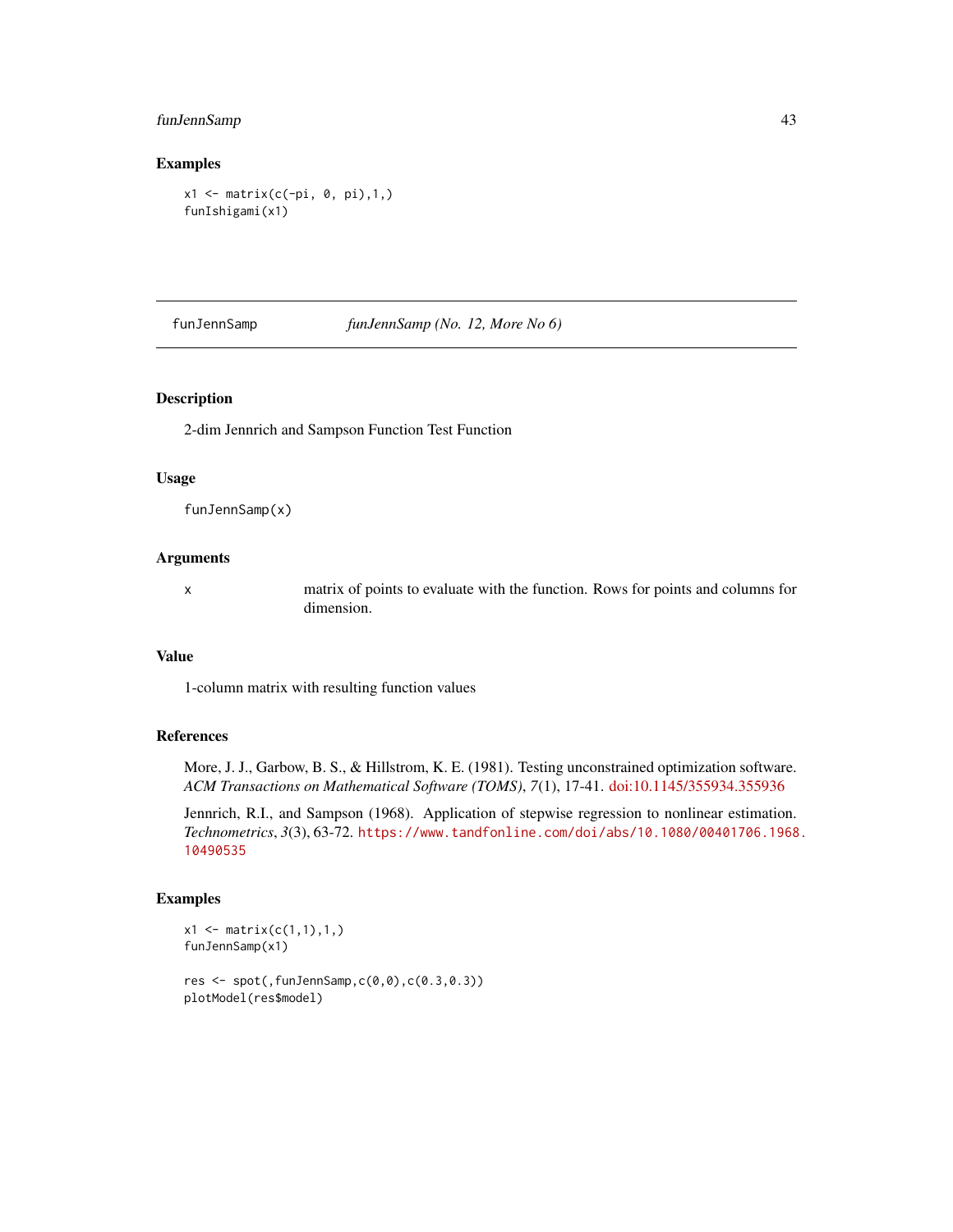## Examples

```
x1 <- matrix(c(-pi, 0, pi),1,)
funIshigami(x1)
```

---

`funJennSamp` *funJennSamp (No. 12, More No 6)*

---

### Description

2-dim Jennrich and Sampson Function Test Function

### Usage

```
funJennSamp(x)
```

### Arguments

| | |
|---|---|
| x | matrix of points to evaluate with the function. Rows for points and columns for dimension. |

### Value

1-column matrix with resulting function values

### References

More, J. J., Garbow, B. S., & Hillstrom, K. E. (1981). Testing unconstrained optimization software. *ACM Transactions on Mathematical Software (TOMS)*, *7*(1), 17-41. doi:10.1145/355934.355936

Jennrich, R.I., and Sampson (1968). Application of stepwise regression to nonlinear estimation. *Technometrics*, *3*(3), 63-72. https://www.tandfonline.com/doi/abs/10.1080/00401706.1968.10490535

### Examples

```
x1 <- matrix(c(1,1),1,)
funJennSamp(x1)

res <- spot(,funJennSamp,c(0,0),c(0.3,0.3))
plotModel(res$model)
```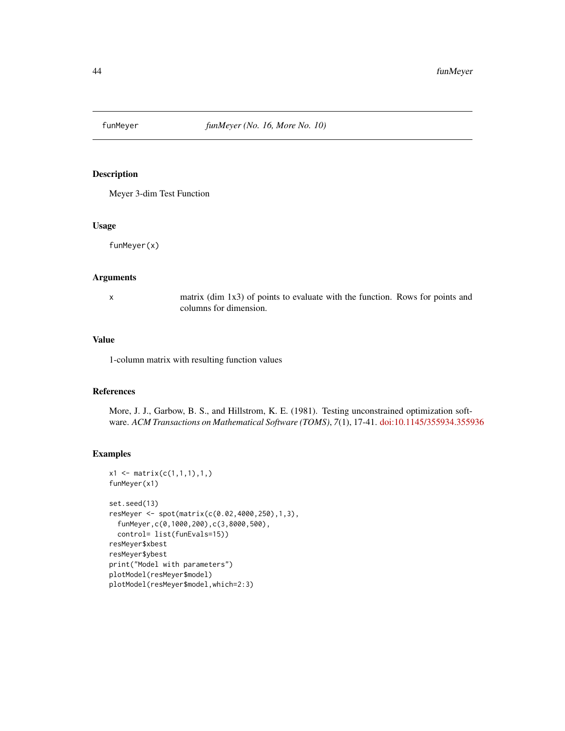# funMeyer *funMeyer (No. 16, More No. 10)*

## Description

Meyer 3-dim Test Function

## Usage

```
funMeyer(x)
```

## Arguments

| | |
|---|---|
| x | matrix (dim 1x3) of points to evaluate with the function. Rows for points and columns for dimension. |

## Value

1-column matrix with resulting function values

## References

More, J. J., Garbow, B. S., and Hillstrom, K. E. (1981). Testing unconstrained optimization software. *ACM Transactions on Mathematical Software (TOMS)*, *7*(1), 17-41. doi:10.1145/355934.355936

## Examples

```
x1 <- matrix(c(1,1,1),1,)
funMeyer(x1)

set.seed(13)
resMeyer <- spot(matrix(c(0.02,4000,250),1,3),
  funMeyer,c(0,1000,200),c(3,8000,500),
  control= list(funEvals=15))
resMeyer$xbest
resMeyer$ybest
print("Model with parameters")
plotModel(resMeyer$model)
plotModel(resMeyer$model,which=2:3)
```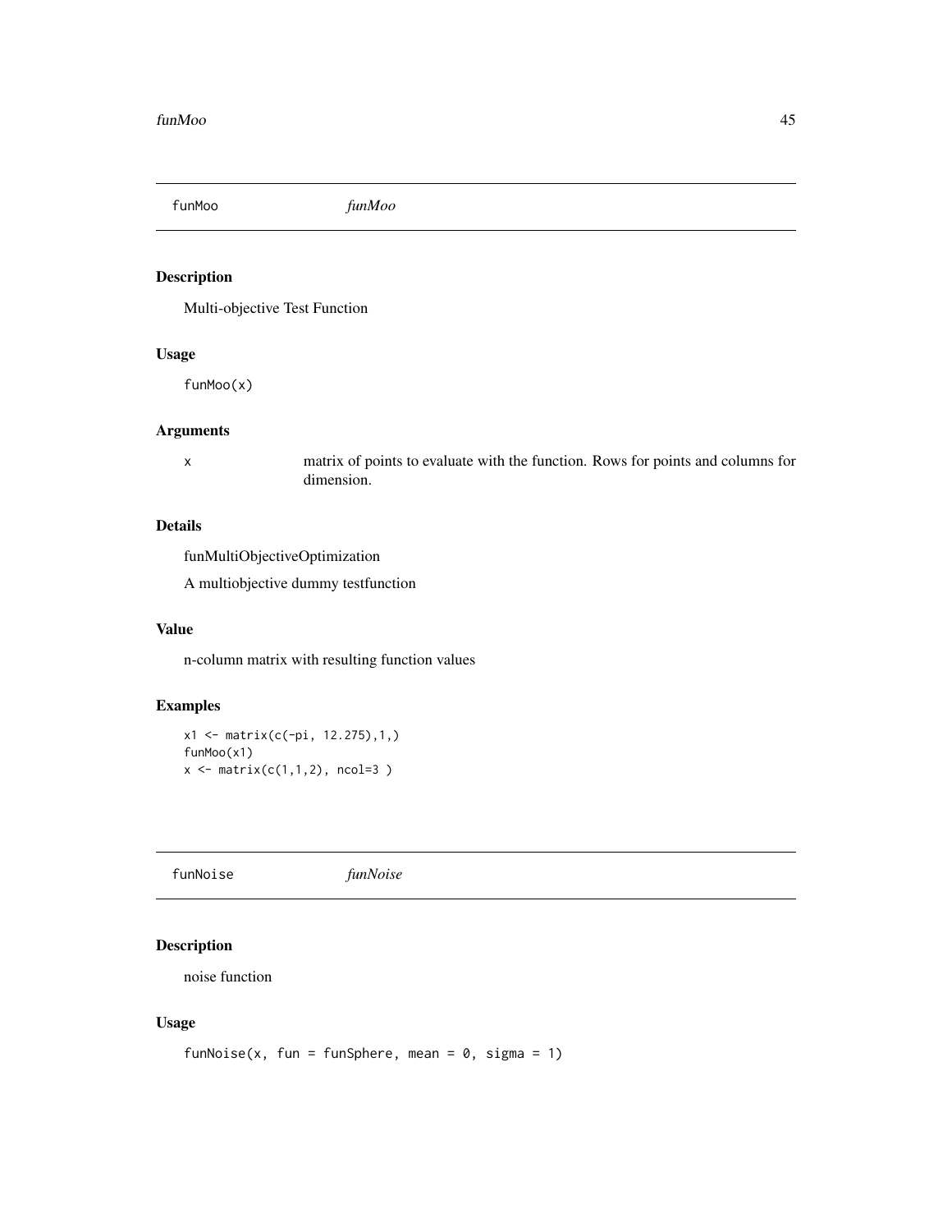## funMoo *funMoo*

### Description

Multi-objective Test Function

### Usage

```
funMoo(x)
```

### Arguments

| | |
|---|---|
| x | matrix of points to evaluate with the function. Rows for points and columns for dimension. |

### Details

funMultiObjectiveOptimization

A multiobjective dummy testfunction

### Value

n-column matrix with resulting function values

### Examples

```
x1 <- matrix(c(-pi, 12.275),1,)
funMoo(x1)
x <- matrix(c(1,1,2), ncol=3 )
```

## funNoise *funNoise*

### Description

noise function

### Usage

```
funNoise(x, fun = funSphere, mean = 0, sigma = 1)
```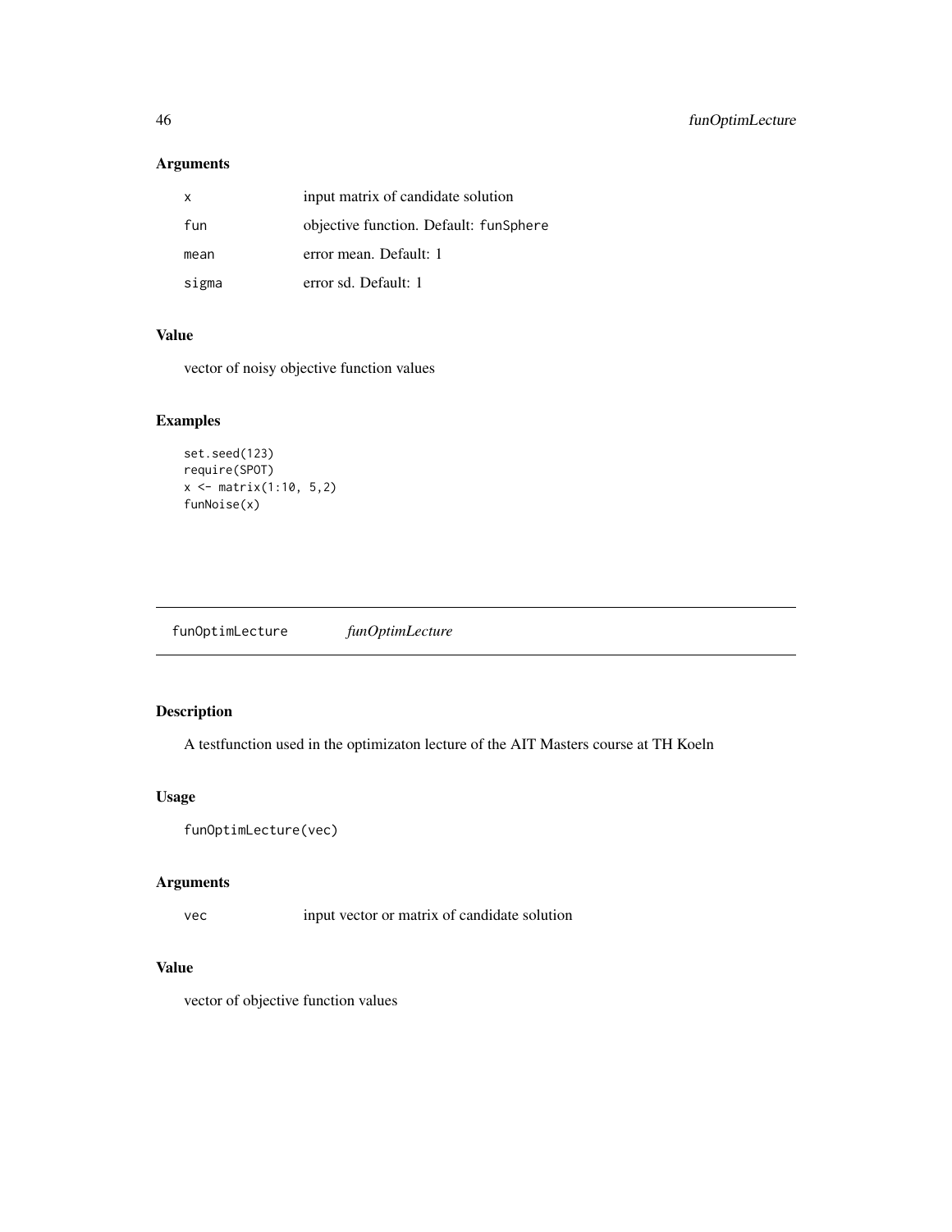## Arguments

| | |
|---|---|
| `x` | input matrix of candidate solution |
| `fun` | objective function. Default: `funSphere` |
| `mean` | error mean. Default: 1 |
| `sigma` | error sd. Default: 1 |

## Value

vector of noisy objective function values

## Examples

```
set.seed(123)
require(SPOT)
x <- matrix(1:10, 5,2)
funNoise(x)
```

---

# funOptimLecture *funOptimLecture*

---

## Description

A testfunction used in the optimizaton lecture of the AIT Masters course at TH Koeln

## Usage

```
funOptimLecture(vec)
```

## Arguments

| | |
|---|---|
| `vec` | input vector or matrix of candidate solution |

## Value

vector of objective function values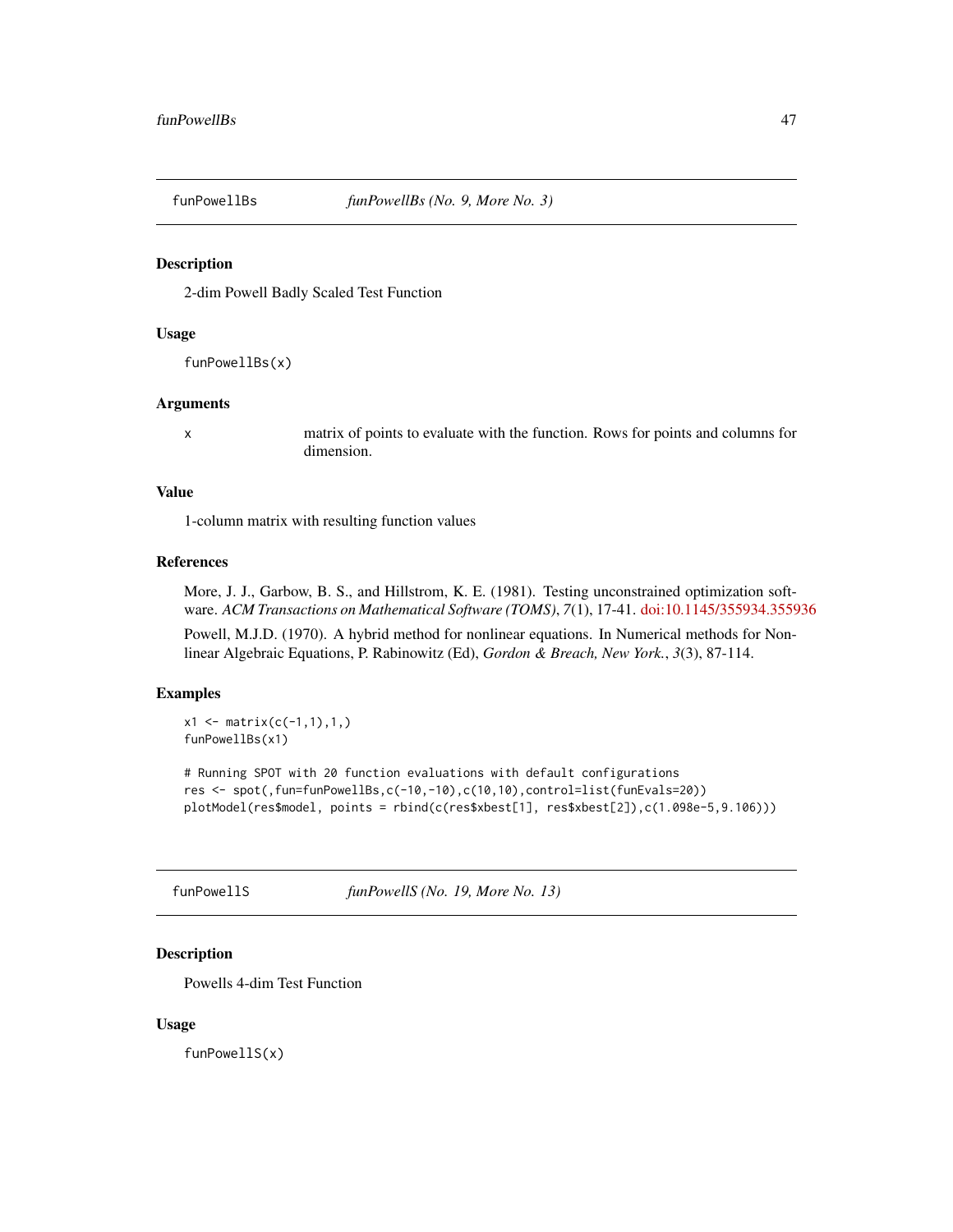## funPowellBs — *funPowellBs (No. 9, More No. 3)*

### Description

2-dim Powell Badly Scaled Test Function

### Usage

```
funPowellBs(x)
```

### Arguments

| | |
|---|---|
| x | matrix of points to evaluate with the function. Rows for points and columns for dimension. |

### Value

1-column matrix with resulting function values

### References

More, J. J., Garbow, B. S., and Hillstrom, K. E. (1981). Testing unconstrained optimization software. *ACM Transactions on Mathematical Software (TOMS)*, *7*(1), 17-41. doi:10.1145/355934.355936

Powell, M.J.D. (1970). A hybrid method for nonlinear equations. In Numerical methods for Nonlinear Algebraic Equations, P. Rabinowitz (Ed), *Gordon & Breach, New York.*, *3*(3), 87-114.

### Examples

```
x1 <- matrix(c(-1,1),1,)
funPowellBs(x1)

# Running SPOT with 20 function evaluations with default configurations
res <- spot(,fun=funPowellBs,c(-10,-10),c(10,10),control=list(funEvals=20))
plotModel(res$model, points = rbind(c(res$xbest[1], res$xbest[2]),c(1.098e-5,9.106)))
```

## funPowellS — *funPowellS (No. 19, More No. 13)*

### Description

Powells 4-dim Test Function

### Usage

```
funPowellS(x)
```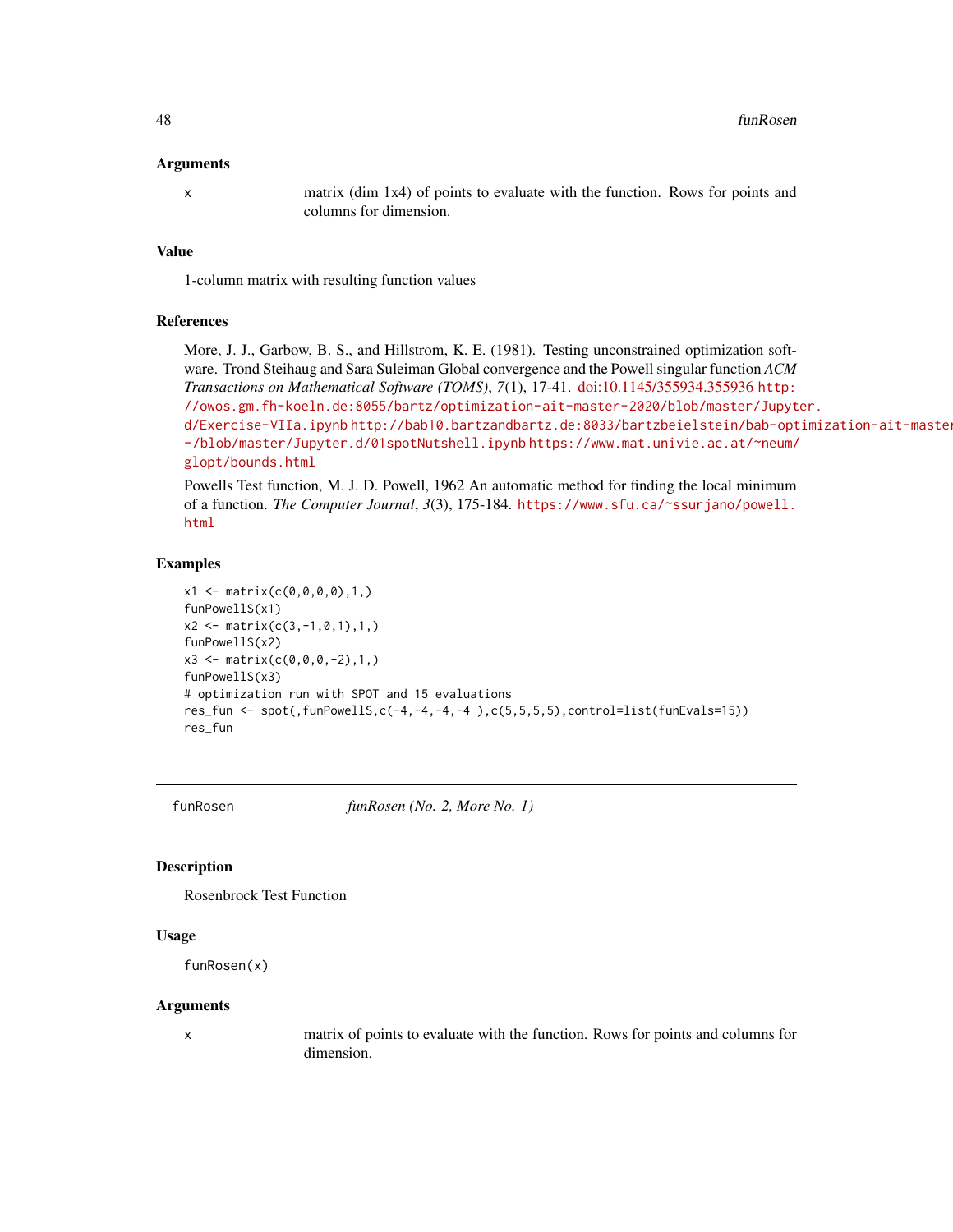### Arguments

x — matrix (dim 1x4) of points to evaluate with the function. Rows for points and columns for dimension.

### Value

1-column matrix with resulting function values

### References

More, J. J., Garbow, B. S., and Hillstrom, K. E. (1981). Testing unconstrained optimization software. Trond Steihaug and Sara Suleiman Global convergence and the Powell singular function *ACM Transactions on Mathematical Software (TOMS)*, *7*(1), 17-41. doi:10.1145/355934.355936 http://owos.gm.fh-koeln.de:8055/bartz/optimization-ait-master-2020/blob/master/Jupyter.d/Exercise-VIIa.ipynb http://bab10.bartzandbartz.de:8033/bartzbeielstein/bab-optimization-ait-master-/blob/master/Jupyter.d/01spotNutshell.ipynb https://www.mat.univie.ac.at/~neum/glopt/bounds.html

Powells Test function, M. J. D. Powell, 1962 An automatic method for finding the local minimum of a function. *The Computer Journal*, *3*(3), 175-184. https://www.sfu.ca/~ssurjano/powell.html

### Examples

```
x1 <- matrix(c(0,0,0,0),1,)
funPowellS(x1)
x2 <- matrix(c(3,-1,0,1),1,)
funPowellS(x2)
x3 <- matrix(c(0,0,0,-2),1,)
funPowellS(x3)
# optimization run with SPOT and 15 evaluations
res_fun <- spot(,funPowellS,c(-4,-4,-4,-4 ),c(5,5,5,5),control=list(funEvals=15))
res_fun
```

---

## funRosen — *funRosen (No. 2, More No. 1)*

### Description

Rosenbrock Test Function

### Usage

```
funRosen(x)
```

### Arguments

x — matrix of points to evaluate with the function. Rows for points and columns for dimension.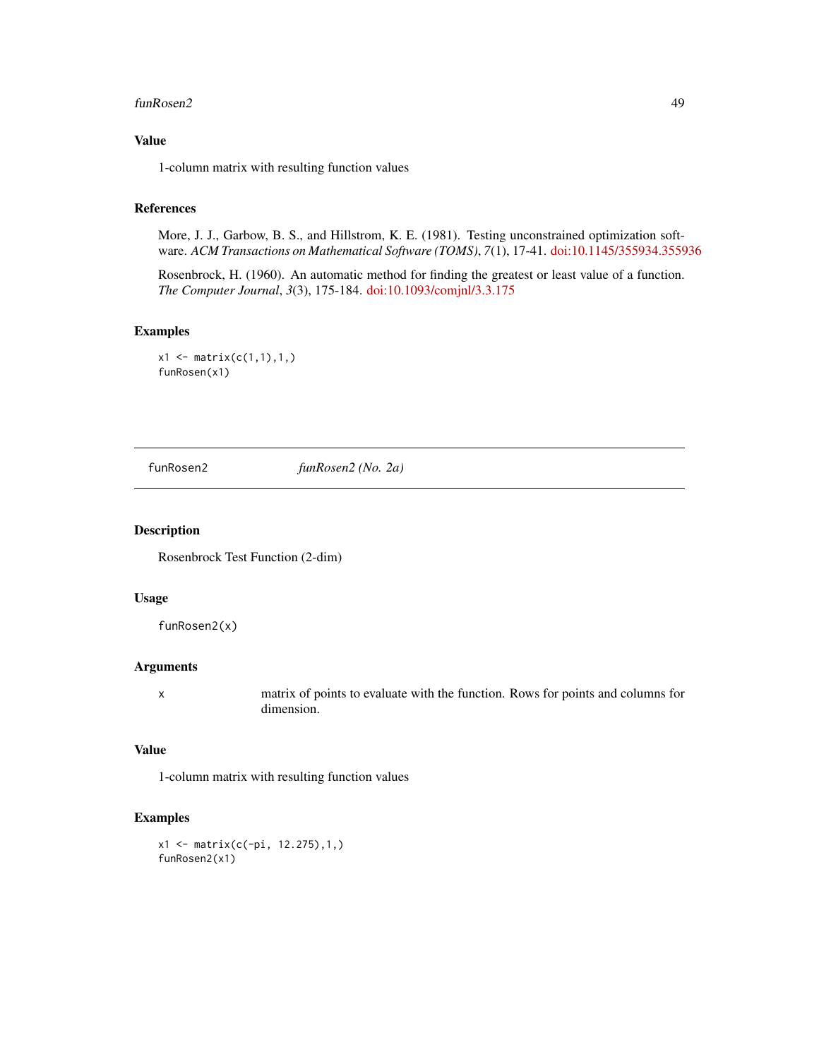## Value

1-column matrix with resulting function values

## References

More, J. J., Garbow, B. S., and Hillstrom, K. E. (1981). Testing unconstrained optimization software. *ACM Transactions on Mathematical Software (TOMS)*, *7*(1), 17-41. doi:10.1145/355934.355936

Rosenbrock, H. (1960). An automatic method for finding the greatest or least value of a function. *The Computer Journal*, *3*(3), 175-184. doi:10.1093/comjnl/3.3.175

## Examples

```
x1 <- matrix(c(1,1),1,)
funRosen(x1)
```

---

# funRosen2 — *funRosen2 (No. 2a)*

## Description

Rosenbrock Test Function (2-dim)

## Usage

```
funRosen2(x)
```

## Arguments

| | |
|---|---|
| x | matrix of points to evaluate with the function. Rows for points and columns for dimension. |

## Value

1-column matrix with resulting function values

## Examples

```
x1 <- matrix(c(-pi, 12.275),1,)
funRosen2(x1)
```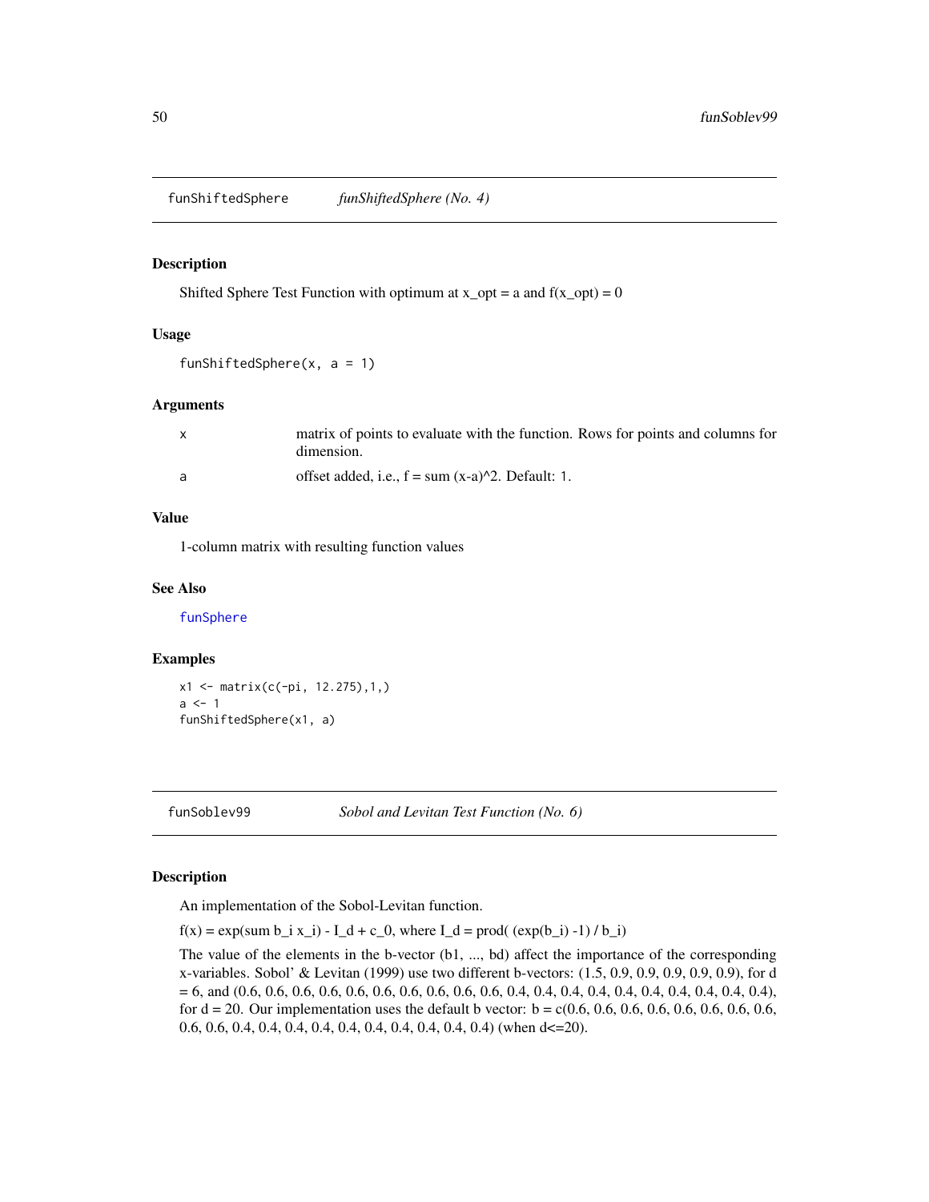## funShiftedSphere — *funShiftedSphere (No. 4)*

### Description

Shifted Sphere Test Function with optimum at x_opt = a and f(x_opt) = 0

### Usage

```
funShiftedSphere(x, a = 1)
```

### Arguments

| | |
|---|---|
| x | matrix of points to evaluate with the function. Rows for points and columns for dimension. |
| a | offset added, i.e., f = sum (x-a)^2. Default: 1. |

### Value

1-column matrix with resulting function values

### See Also

funSphere

### Examples

```
x1 <- matrix(c(-pi, 12.275),1,)
a <- 1
funShiftedSphere(x1, a)
```

## funSoblev99 — *Sobol and Levitan Test Function (No. 6)*

### Description

An implementation of the Sobol-Levitan function.

f(x) = exp(sum b_i x_i) - I_d + c_0, where I_d = prod( (exp(b_i) -1) / b_i)

The value of the elements in the b-vector (b1, ..., bd) affect the importance of the corresponding x-variables. Sobol' & Levitan (1999) use two different b-vectors: (1.5, 0.9, 0.9, 0.9, 0.9, 0.9), for d = 6, and (0.6, 0.6, 0.6, 0.6, 0.6, 0.6, 0.6, 0.6, 0.6, 0.6, 0.4, 0.4, 0.4, 0.4, 0.4, 0.4, 0.4, 0.4, 0.4, 0.4), for d = 20. Our implementation uses the default b vector: b = c(0.6, 0.6, 0.6, 0.6, 0.6, 0.6, 0.6, 0.6, 0.6, 0.6, 0.4, 0.4, 0.4, 0.4, 0.4, 0.4, 0.4, 0.4, 0.4, 0.4) (when d<=20).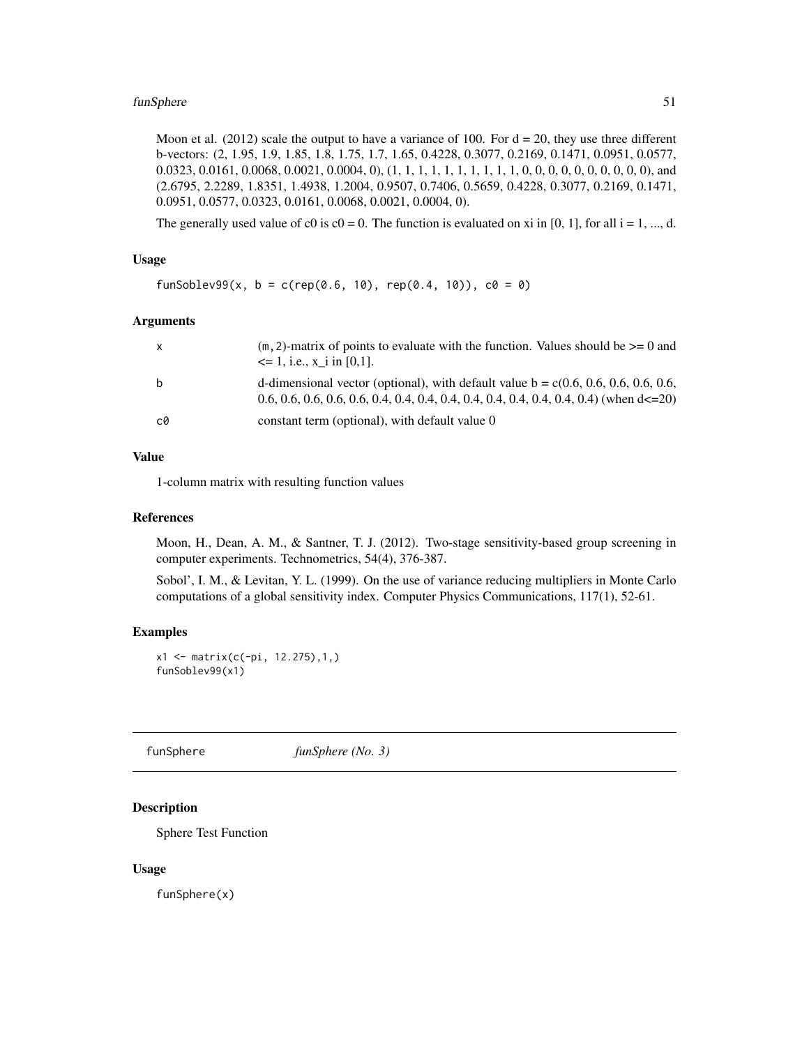Moon et al. (2012) scale the output to have a variance of 100. For d = 20, they use three different b-vectors: (2, 1.95, 1.9, 1.85, 1.8, 1.75, 1.7, 1.65, 0.4228, 0.3077, 0.2169, 0.1471, 0.0951, 0.0577, 0.0323, 0.0161, 0.0068, 0.0021, 0.0004, 0), (1, 1, 1, 1, 1, 1, 1, 1, 1, 1, 0, 0, 0, 0, 0, 0, 0, 0, 0, 0), and (2.6795, 2.2289, 1.8351, 1.4938, 1.2004, 0.9507, 0.7406, 0.5659, 0.4228, 0.3077, 0.2169, 0.1471, 0.0951, 0.0577, 0.0323, 0.0161, 0.0068, 0.0021, 0.0004, 0).

The generally used value of c0 is c0 = 0. The function is evaluated on xi in [0, 1], for all i = 1, ..., d.

### Usage

```
funSoblev99(x, b = c(rep(0.6, 10), rep(0.4, 10)), c0 = 0)
```

### Arguments

| | |
|---|---|
| x | (m,2)-matrix of points to evaluate with the function. Values should be >= 0 and <= 1, i.e., x_i in [0,1]. |
| b | d-dimensional vector (optional), with default value b = c(0.6, 0.6, 0.6, 0.6, 0.6, 0.6, 0.6, 0.6, 0.6, 0.6, 0.4, 0.4, 0.4, 0.4, 0.4, 0.4, 0.4, 0.4, 0.4, 0.4) (when d<=20) |
| c0 | constant term (optional), with default value 0 |

### Value

1-column matrix with resulting function values

### References

Moon, H., Dean, A. M., & Santner, T. J. (2012). Two-stage sensitivity-based group screening in computer experiments. Technometrics, 54(4), 376-387.

Sobol', I. M., & Levitan, Y. L. (1999). On the use of variance reducing multipliers in Monte Carlo computations of a global sensitivity index. Computer Physics Communications, 117(1), 52-61.

### Examples

```
x1 <- matrix(c(-pi, 12.275),1,)
funSoblev99(x1)
```

---

## funSphere *funSphere (No. 3)*

---

### Description

Sphere Test Function

### Usage

```
funSphere(x)
```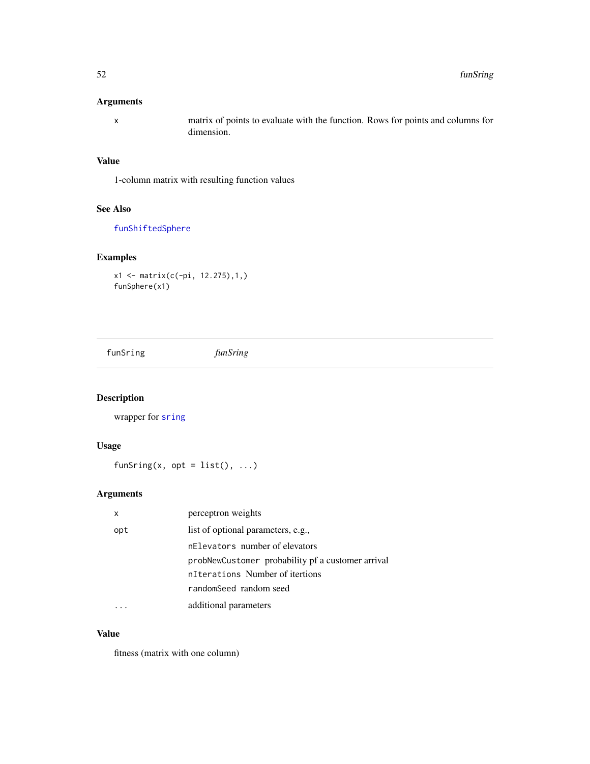### Arguments

| | |
|---|---|
| x | matrix of points to evaluate with the function. Rows for points and columns for dimension. |

### Value

1-column matrix with resulting function values

### See Also

funShiftedSphere

### Examples

```
x1 <- matrix(c(-pi, 12.275),1,)
funSphere(x1)
```

---

## funSring — *funSring*

### Description

wrapper for sring

### Usage

```
funSring(x, opt = list(), ...)
```

### Arguments

| | |
|---|---|
| x | perceptron weights |
| opt | list of optional parameters, e.g.,<br>nElevators number of elevators<br>probNewCustomer probability pf a customer arrival<br>nIterations Number of itertions<br>randomSeed random seed |
| ... | additional parameters |

### Value

fitness (matrix with one column)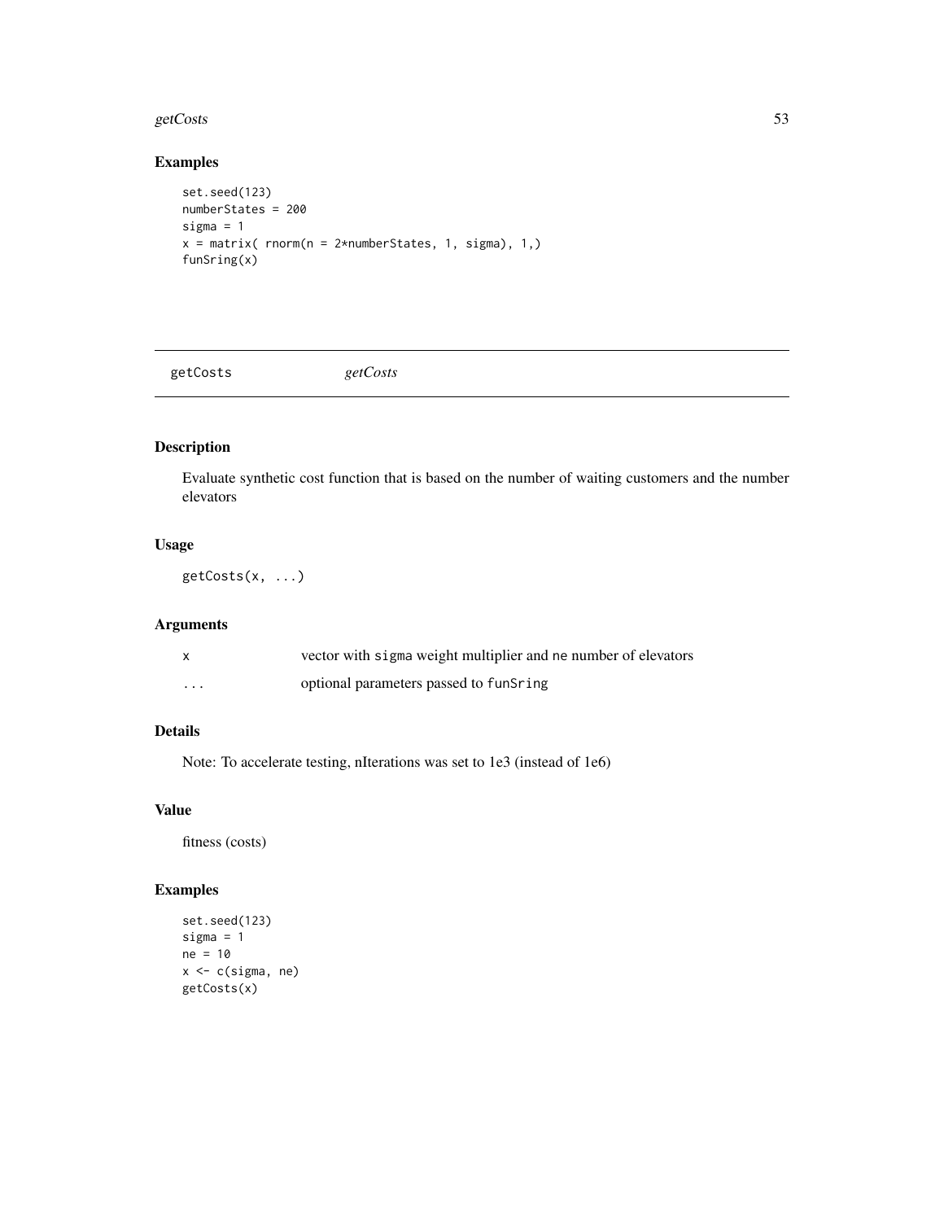## Examples

```
set.seed(123)
numberStates = 200
sigma = 1
x = matrix( rnorm(n = 2*numberStates, 1, sigma), 1,)
funSring(x)
```

---

# getCosts *getCosts*

---

## Description

Evaluate synthetic cost function that is based on the number of waiting customers and the number elevators

## Usage

```
getCosts(x, ...)
```

## Arguments

| | |
|---|---|
| x | vector with sigma weight multiplier and ne number of elevators |
| ... | optional parameters passed to funSring |

## Details

Note: To accelerate testing, nIterations was set to 1e3 (instead of 1e6)

## Value

fitness (costs)

## Examples

```
set.seed(123)
sigma = 1
ne = 10
x <- c(sigma, ne)
getCosts(x)
```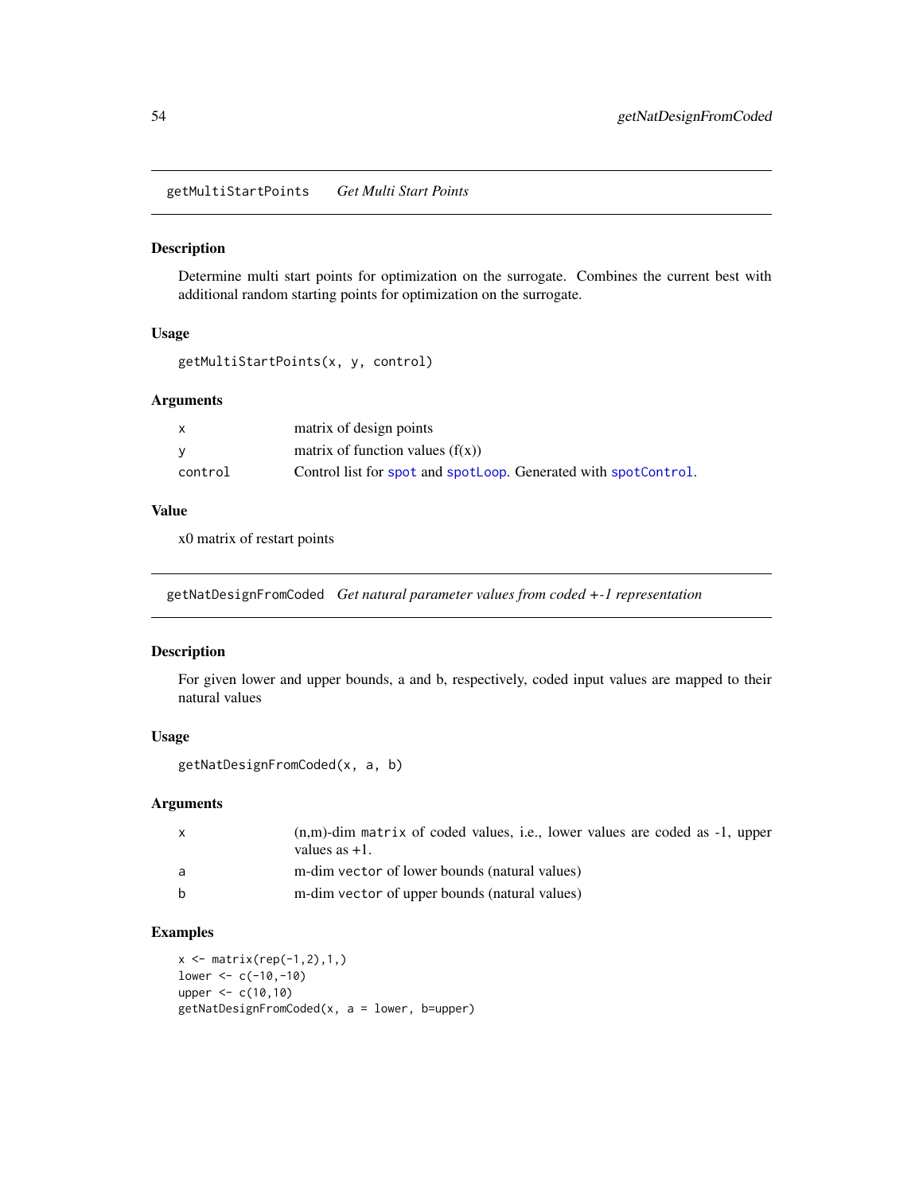## getMultiStartPoints *Get Multi Start Points*

### Description

Determine multi start points for optimization on the surrogate. Combines the current best with additional random starting points for optimization on the surrogate.

### Usage

```
getMultiStartPoints(x, y, control)
```

### Arguments

| | |
|---|---|
| x | matrix of design points |
| y | matrix of function values (f(x)) |
| control | Control list for `spot` and `spotLoop`. Generated with `spotControl`. |

### Value

x0 matrix of restart points

## getNatDesignFromCoded *Get natural parameter values from coded +-1 representation*

### Description

For given lower and upper bounds, a and b, respectively, coded input values are mapped to their natural values

### Usage

```
getNatDesignFromCoded(x, a, b)
```

### Arguments

| | |
|---|---|
| x | (n,m)-dim `matrix` of coded values, i.e., lower values are coded as -1, upper values as +1. |
| a | m-dim `vector` of lower bounds (natural values) |
| b | m-dim `vector` of upper bounds (natural values) |

### Examples

```
x <- matrix(rep(-1,2),1,)
lower <- c(-10,-10)
upper <- c(10,10)
getNatDesignFromCoded(x, a = lower, b=upper)
```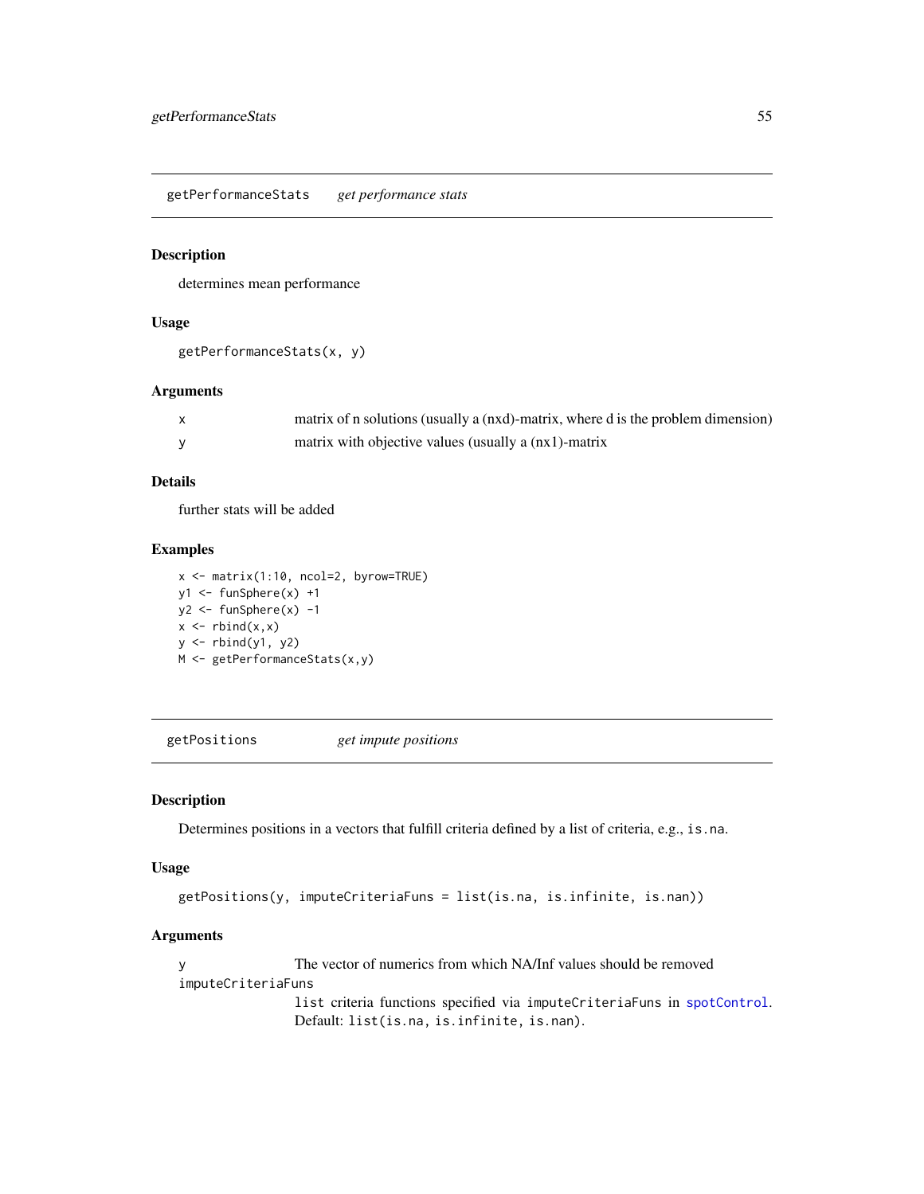## getPerformanceStats *get performance stats*

### Description

determines mean performance

### Usage

```
getPerformanceStats(x, y)
```

### Arguments

| | |
|---|---|
| x | matrix of n solutions (usually a (nxd)-matrix, where d is the problem dimension) |
| y | matrix with objective values (usually a (nx1)-matrix |

### Details

further stats will be added

### Examples

```
x <- matrix(1:10, ncol=2, byrow=TRUE)
y1 <- funSphere(x) +1
y2 <- funSphere(x) -1
x <- rbind(x,x)
y <- rbind(y1, y2)
M <- getPerformanceStats(x,y)
```

## getPositions *get impute positions*

### Description

Determines positions in a vectors that fulfill criteria defined by a list of criteria, e.g., `is.na`.

### Usage

```
getPositions(y, imputeCriteriaFuns = list(is.na, is.infinite, is.nan))
```

### Arguments

| | |
|---|---|
| y | The vector of numerics from which NA/Inf values should be removed |
| imputeCriteriaFuns | list criteria functions specified via `imputeCriteriaFuns` in `spotControl`. Default: `list(is.na, is.infinite, is.nan)`. |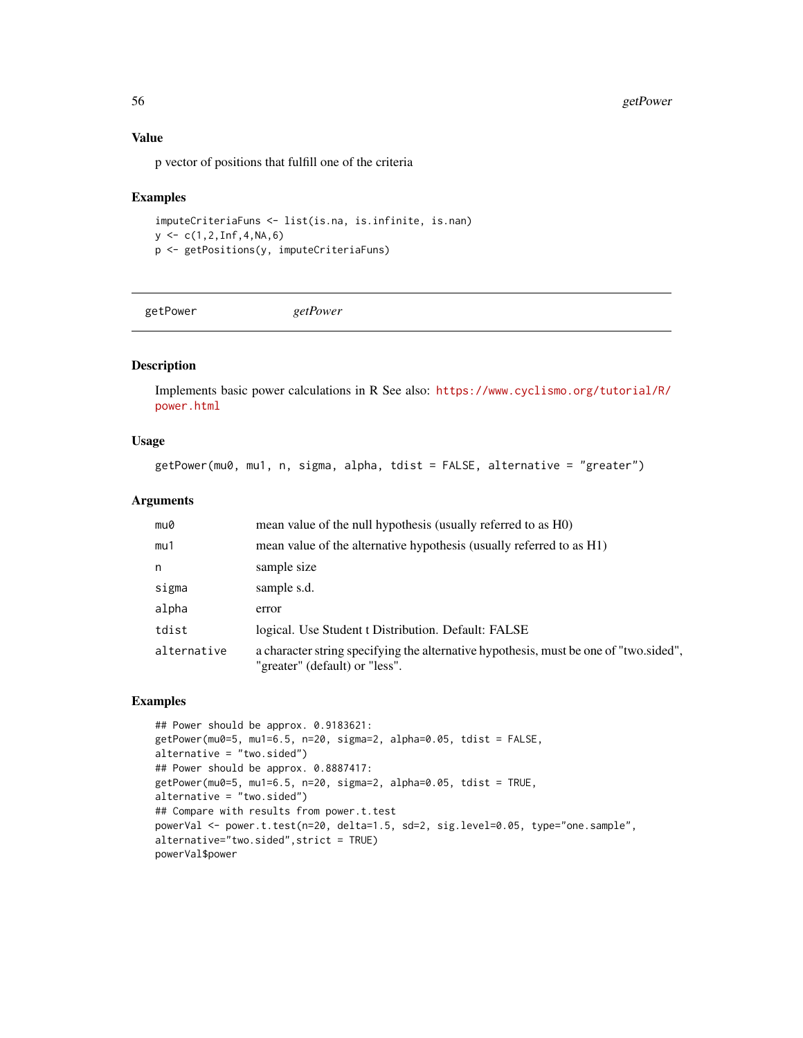## Value

p vector of positions that fulfill one of the criteria

## Examples

```
imputeCriteriaFuns <- list(is.na, is.infinite, is.nan)
y <- c(1,2,Inf,4,NA,6)
p <- getPositions(y, imputeCriteriaFuns)
```

---

# getPower &nbsp;&nbsp;&nbsp;&nbsp;&nbsp;&nbsp; *getPower*

---

## Description

Implements basic power calculations in R See also: https://www.cyclismo.org/tutorial/R/power.html

## Usage

```
getPower(mu0, mu1, n, sigma, alpha, tdist = FALSE, alternative = "greater")
```

## Arguments

| | |
|---|---|
| mu0 | mean value of the null hypothesis (usually referred to as H0) |
| mu1 | mean value of the alternative hypothesis (usually referred to as H1) |
| n | sample size |
| sigma | sample s.d. |
| alpha | error |
| tdist | logical. Use Student t Distribution. Default: FALSE |
| alternative | a character string specifying the alternative hypothesis, must be one of "two.sided", "greater" (default) or "less". |

## Examples

```
## Power should be approx. 0.9183621:
getPower(mu0=5, mu1=6.5, n=20, sigma=2, alpha=0.05, tdist = FALSE,
alternative = "two.sided")
## Power should be approx. 0.8887417:
getPower(mu0=5, mu1=6.5, n=20, sigma=2, alpha=0.05, tdist = TRUE,
alternative = "two.sided")
## Compare with results from power.t.test
powerVal <- power.t.test(n=20, delta=1.5, sd=2, sig.level=0.05, type="one.sample",
alternative="two.sided",strict = TRUE)
powerVal$power
```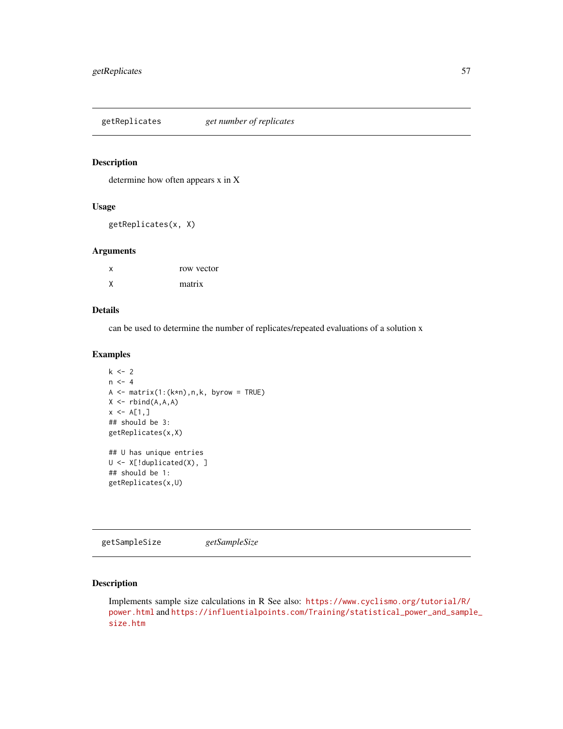## getReplicates *get number of replicates*

### Description

determine how often appears x in X

### Usage

```
getReplicates(x, X)
```

### Arguments

| | |
|---|---|
| x | row vector |
| X | matrix |

### Details

can be used to determine the number of replicates/repeated evaluations of a solution x

### Examples

```
k <- 2
n <- 4
A <- matrix(1:(k*n),n,k, byrow = TRUE)
X <- rbind(A,A,A)
x <- A[1,]
## should be 3:
getReplicates(x,X)

## U has unique entries
U <- X[!duplicated(X), ]
## should be 1:
getReplicates(x,U)
```

## getSampleSize *getSampleSize*

### Description

Implements sample size calculations in R See also: https://www.cyclismo.org/tutorial/R/power.html and https://influentialpoints.com/Training/statistical_power_and_sample_size.htm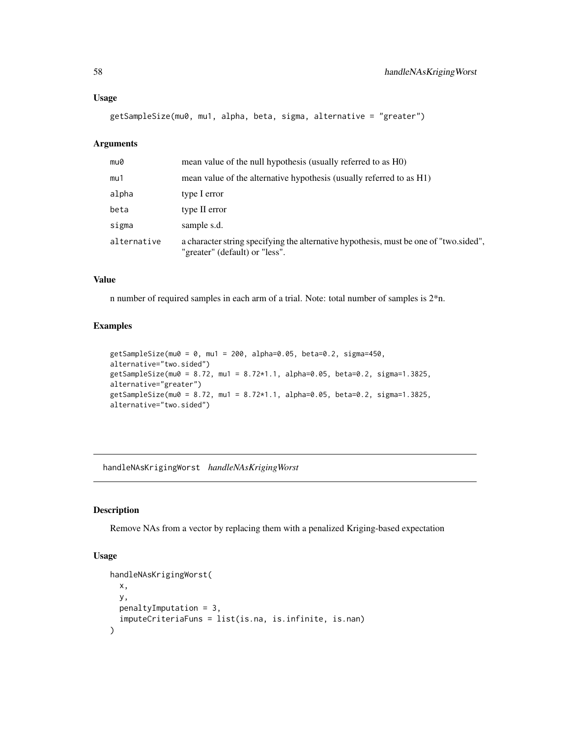### Usage

```
getSampleSize(mu0, mu1, alpha, beta, sigma, alternative = "greater")
```

### Arguments

| | |
|---|---|
| mu0 | mean value of the null hypothesis (usually referred to as H0) |
| mu1 | mean value of the alternative hypothesis (usually referred to as H1) |
| alpha | type I error |
| beta | type II error |
| sigma | sample s.d. |
| alternative | a character string specifying the alternative hypothesis, must be one of "two.sided", "greater" (default) or "less". |

### Value

n number of required samples in each arm of a trial. Note: total number of samples is 2*n.

### Examples

```
getSampleSize(mu0 = 0, mu1 = 200, alpha=0.05, beta=0.2, sigma=450,
alternative="two.sided")
getSampleSize(mu0 = 8.72, mu1 = 8.72*1.1, alpha=0.05, beta=0.2, sigma=1.3825,
alternative="greater")
getSampleSize(mu0 = 8.72, mu1 = 8.72*1.1, alpha=0.05, beta=0.2, sigma=1.3825,
alternative="two.sided")
```

---

## handleNAsKrigingWorst *handleNAsKrigingWorst*

### Description

Remove NAs from a vector by replacing them with a penalized Kriging-based expectation

### Usage

```
handleNAsKrigingWorst(
  x,
  y,
  penaltyImputation = 3,
  imputeCriteriaFuns = list(is.na, is.infinite, is.nan)
)
```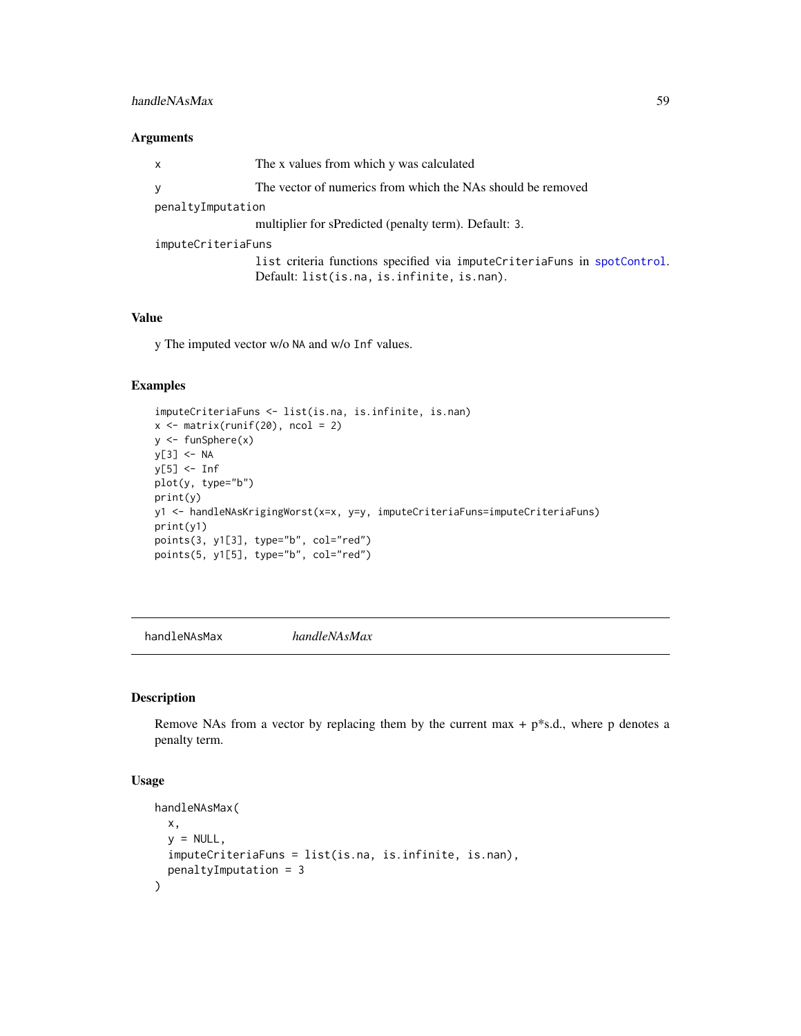## Arguments

- `x` — The x values from which y was calculated
- `y` — The vector of numerics from which the NAs should be removed
- `penaltyImputation` — multiplier for sPredicted (penalty term). Default: `3`.
- `imputeCriteriaFuns` — `list` criteria functions specified via `imputeCriteriaFuns` in `spotControl`. Default: `list(is.na, is.infinite, is.nan)`.

## Value

y The imputed vector w/o `NA` and w/o `Inf` values.

## Examples

```
imputeCriteriaFuns <- list(is.na, is.infinite, is.nan)
x <- matrix(runif(20), ncol = 2)
y <- funSphere(x)
y[3] <- NA
y[5] <- Inf
plot(y, type="b")
print(y)
y1 <- handleNAsKrigingWorst(x=x, y=y, imputeCriteriaFuns=imputeCriteriaFuns)
print(y1)
points(3, y1[3], type="b", col="red")
points(5, y1[5], type="b", col="red")
```

---

# handleNAsMax — *handleNAsMax*

## Description

Remove NAs from a vector by replacing them by the current max + p*s.d., where p denotes a penalty term.

## Usage

```
handleNAsMax(
  x,
  y = NULL,
  imputeCriteriaFuns = list(is.na, is.infinite, is.nan),
  penaltyImputation = 3
)
```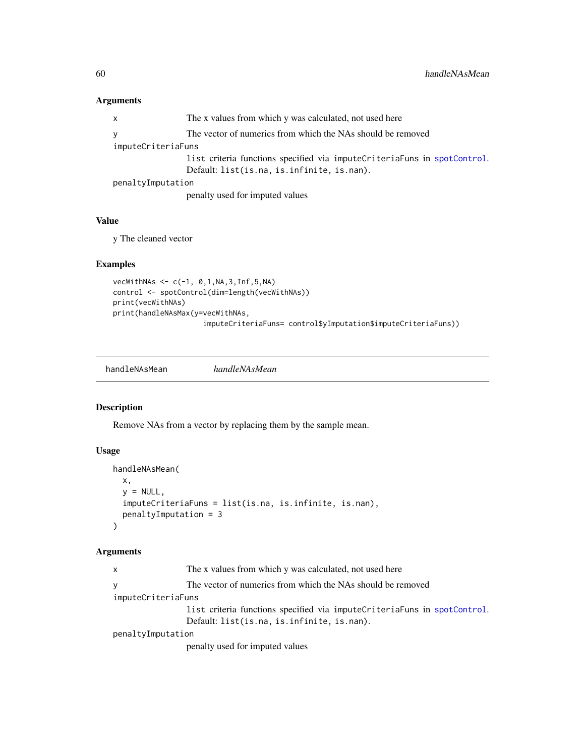### Arguments

| | |
|---|---|
| `x` | The x values from which y was calculated, not used here |
| `y` | The vector of numerics from which the NAs should be removed |
| `imputeCriteriaFuns` | list criteria functions specified via `imputeCriteriaFuns` in `spotControl`. Default: `list(is.na, is.infinite, is.nan)`. |
| `penaltyImputation` | penalty used for imputed values |

### Value

y The cleaned vector

### Examples

```
vecWithNAs <- c(-1, 0,1,NA,3,Inf,5,NA)
control <- spotControl(dim=length(vecWithNAs))
print(vecWithNAs)
print(handleNAsMax(y=vecWithNAs,
                   imputeCriteriaFuns= control$yImputation$imputeCriteriaFuns))
```

---

## handleNAsMean — *handleNAsMean*

### Description

Remove NAs from a vector by replacing them by the sample mean.

### Usage

```
handleNAsMean(
  x,
  y = NULL,
  imputeCriteriaFuns = list(is.na, is.infinite, is.nan),
  penaltyImputation = 3
)
```

### Arguments

| | |
|---|---|
| `x` | The x values from which y was calculated, not used here |
| `y` | The vector of numerics from which the NAs should be removed |
| `imputeCriteriaFuns` | list criteria functions specified via `imputeCriteriaFuns` in `spotControl`. Default: `list(is.na, is.infinite, is.nan)`. |
| `penaltyImputation` | penalty used for imputed values |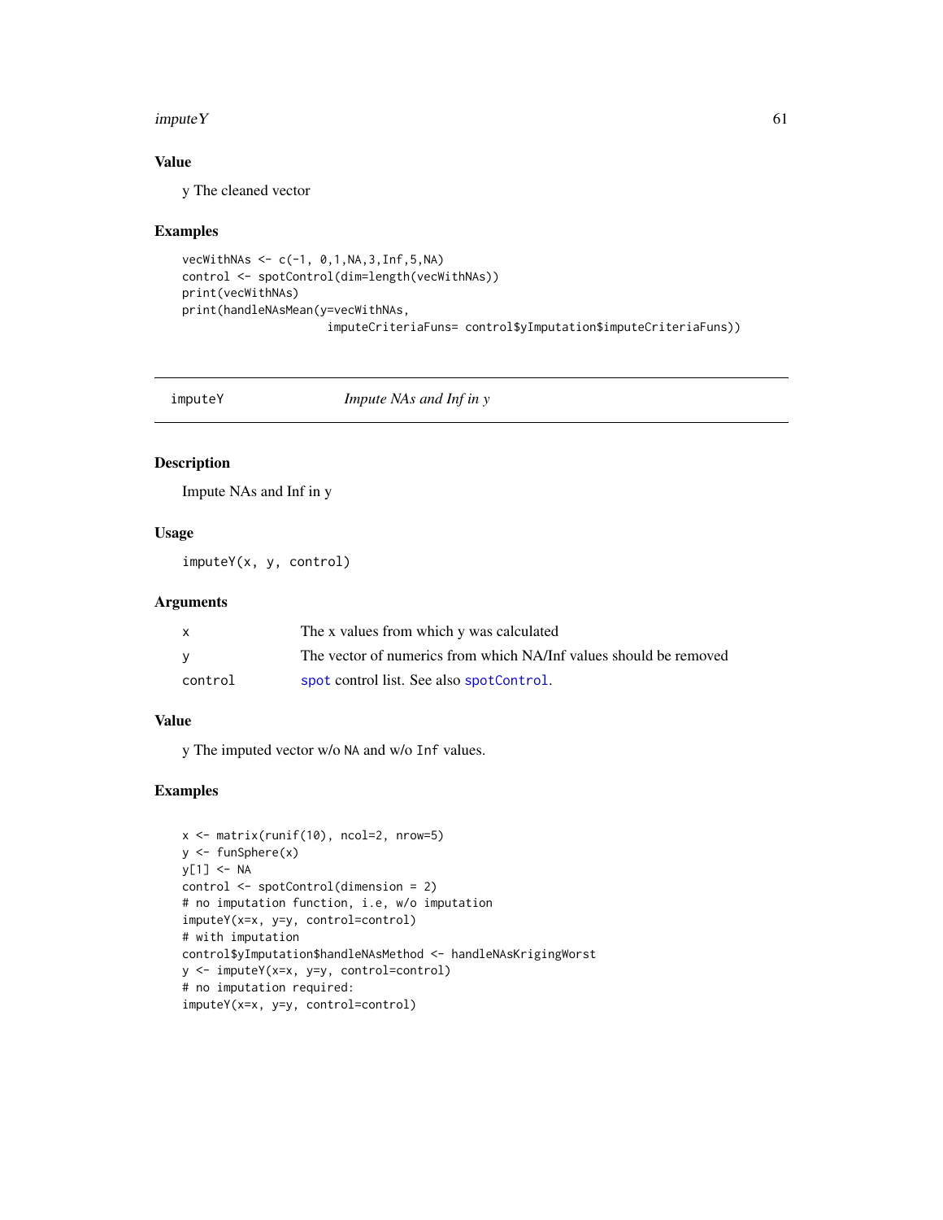### Value

y The cleaned vector

### Examples

```
vecWithNAs <- c(-1, 0,1,NA,3,Inf,5,NA)
control <- spotControl(dim=length(vecWithNAs))
print(vecWithNAs)
print(handleNAsMean(y=vecWithNAs,
                    imputeCriteriaFuns= control$yImputation$imputeCriteriaFuns))
```

---

## imputeY — *Impute NAs and Inf in y*

---

### Description

Impute NAs and Inf in y

### Usage

```
imputeY(x, y, control)
```

### Arguments

| | |
|---|---|
| x | The x values from which y was calculated |
| y | The vector of numerics from which NA/Inf values should be removed |
| control | spot control list. See also spotControl. |

### Value

y The imputed vector w/o NA and w/o Inf values.

### Examples

```
x <- matrix(runif(10), ncol=2, nrow=5)
y <- funSphere(x)
y[1] <- NA
control <- spotControl(dimension = 2)
# no imputation function, i.e, w/o imputation
imputeY(x=x, y=y, control=control)
# with imputation
control$yImputation$handleNAsMethod <- handleNAsKrigingWorst
y <- imputeY(x=x, y=y, control=control)
# no imputation required:
imputeY(x=x, y=y, control=control)
```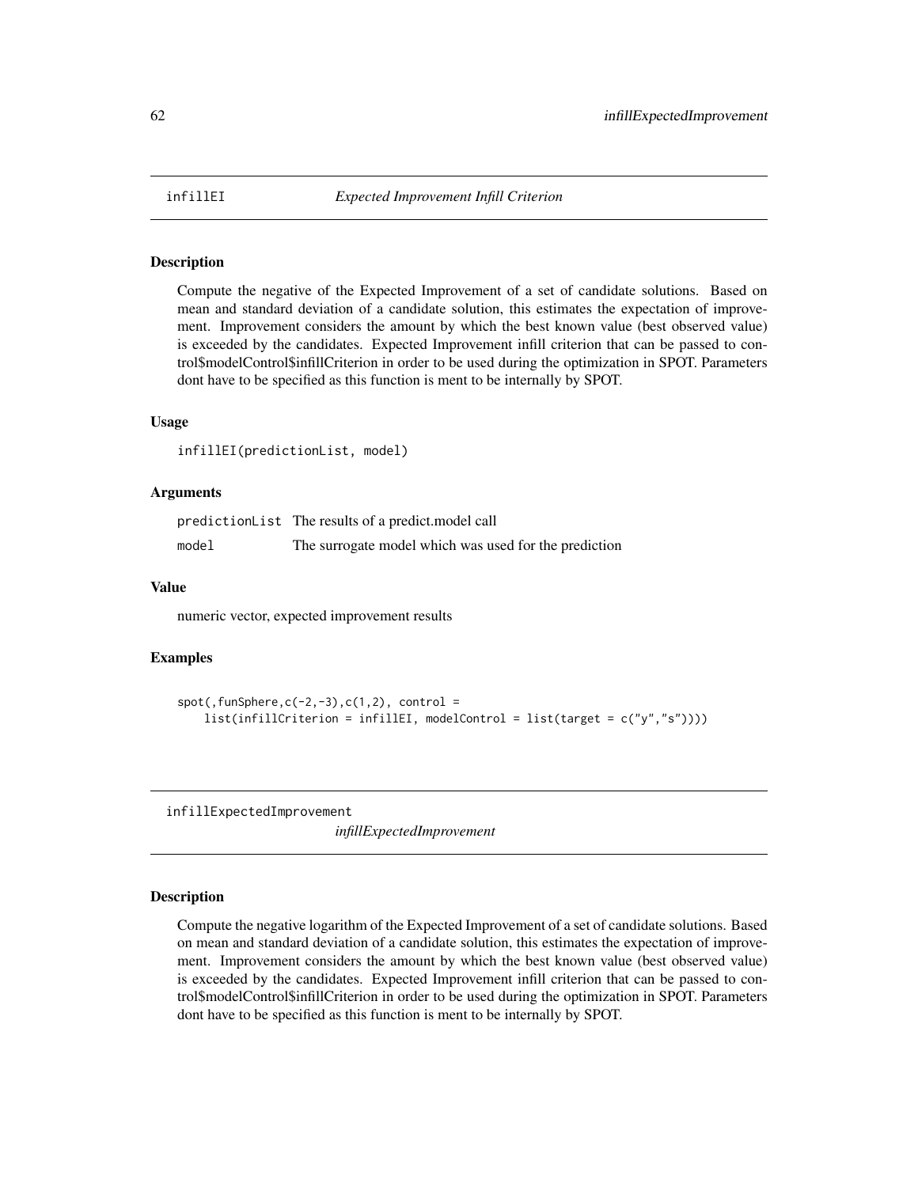## infillEI — *Expected Improvement Infill Criterion*

### Description

Compute the negative of the Expected Improvement of a set of candidate solutions. Based on mean and standard deviation of a candidate solution, this estimates the expectation of improvement. Improvement considers the amount by which the best known value (best observed value) is exceeded by the candidates. Expected Improvement infill criterion that can be passed to control$modelControl$infillCriterion in order to be used during the optimization in SPOT. Parameters dont have to be specified as this function is ment to be internally by SPOT.

### Usage

```
infillEI(predictionList, model)
```

### Arguments

| | |
|---|---|
| predictionList | The results of a predict.model call |
| model | The surrogate model which was used for the prediction |

### Value

numeric vector, expected improvement results

### Examples

```
spot(,funSphere,c(-2,-3),c(1,2), control =
    list(infillCriterion = infillEI, modelControl = list(target = c("y","s"))))
```

## infillExpectedImprovement — *infillExpectedImprovement*

### Description

Compute the negative logarithm of the Expected Improvement of a set of candidate solutions. Based on mean and standard deviation of a candidate solution, this estimates the expectation of improvement. Improvement considers the amount by which the best known value (best observed value) is exceeded by the candidates. Expected Improvement infill criterion that can be passed to control$modelControl$infillCriterion in order to be used during the optimization in SPOT. Parameters dont have to be specified as this function is ment to be internally by SPOT.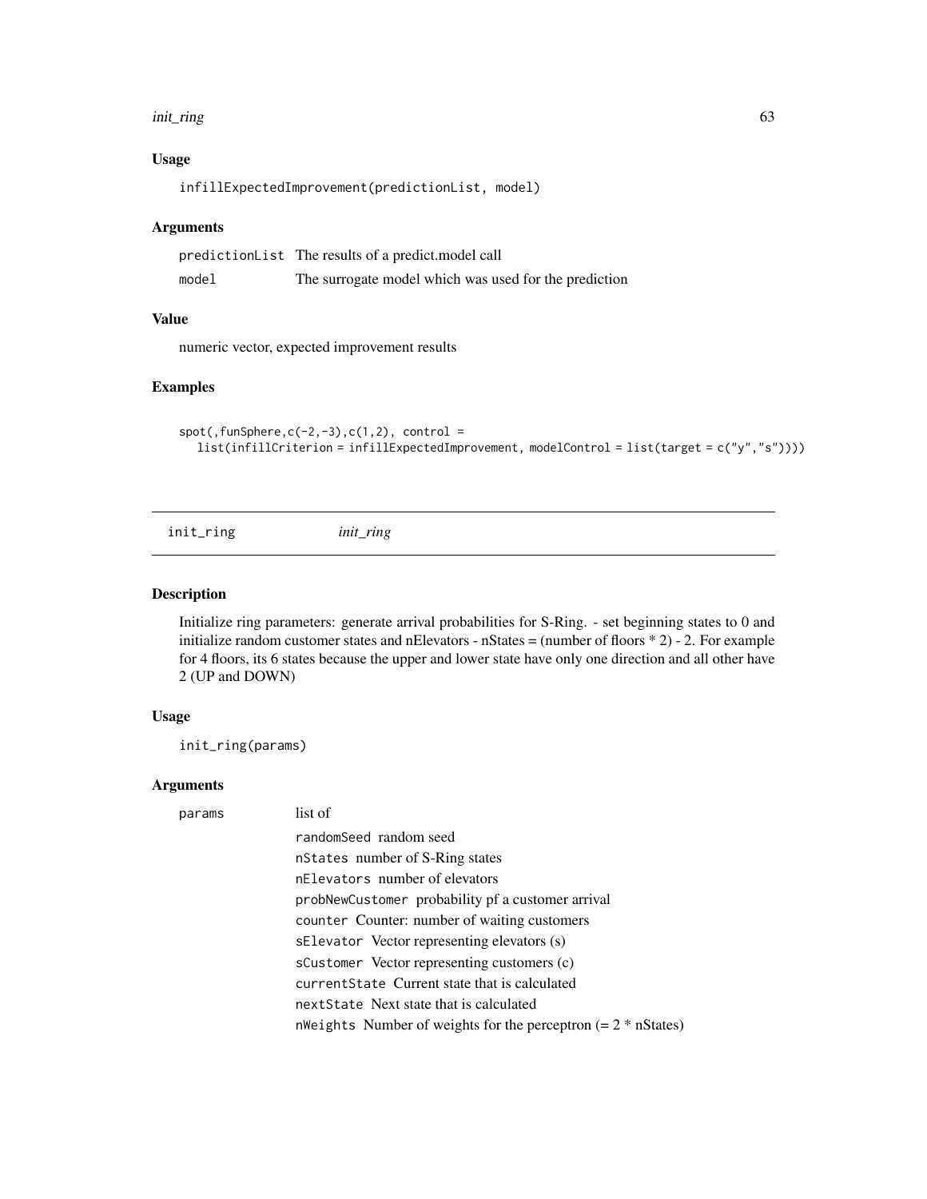### Usage

```
infillExpectedImprovement(predictionList, model)
```

### Arguments

| | |
|---|---|
| predictionList | The results of a predict.model call |
| model | The surrogate model which was used for the prediction |

### Value

numeric vector, expected improvement results

### Examples

```
spot(,funSphere,c(-2,-3),c(1,2), control =
   list(infillCriterion = infillExpectedImprovement, modelControl = list(target = c("y","s"))))
```

---

## init_ring *init_ring*

### Description

Initialize ring parameters: generate arrival probabilities for S-Ring. - set beginning states to 0 and initialize random customer states and nElevators - nStates = (number of floors * 2) - 2. For example for 4 floors, its 6 states because the upper and lower state have only one direction and all other have 2 (UP and DOWN)

### Usage

```
init_ring(params)
```

### Arguments

params — list of

- `randomSeed` random seed
- `nStates` number of S-Ring states
- `nElevators` number of elevators
- `probNewCustomer` probability pf a customer arrival
- `counter` Counter: number of waiting customers
- `sElevator` Vector representing elevators (s)
- `sCustomer` Vector representing customers (c)
- `currentState` Current state that is calculated
- `nextState` Next state that is calculated
- `nWeights` Number of weights for the perceptron (= 2 * nStates)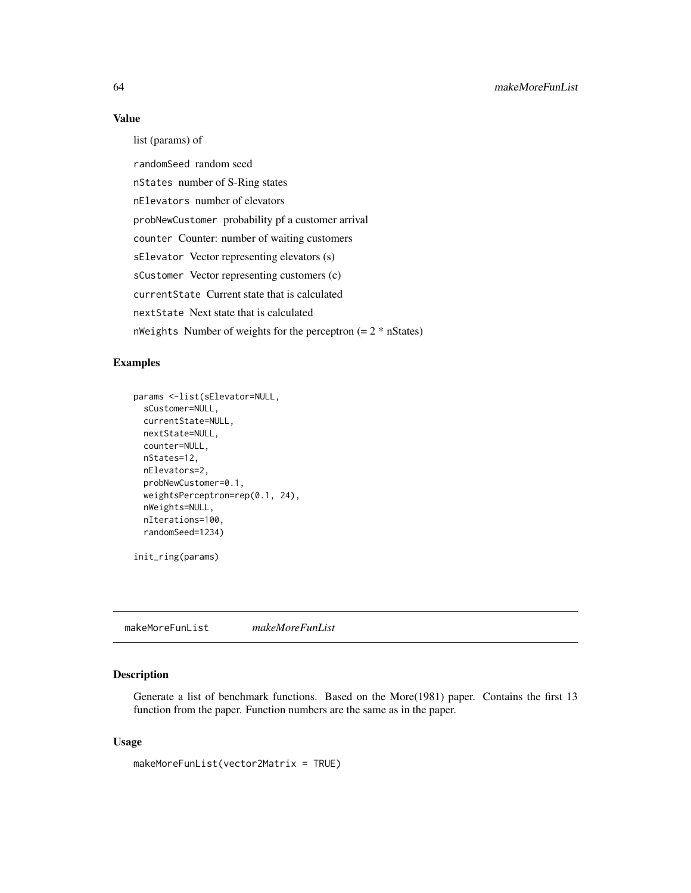## Value

list (params) of

`randomSeed` random seed

`nStates` number of S-Ring states

`nElevators` number of elevators

`probNewCustomer` probability pf a customer arrival

`counter` Counter: number of waiting customers

`sElevator` Vector representing elevators (s)

`sCustomer` Vector representing customers (c)

`currentState` Current state that is calculated

`nextState` Next state that is calculated

`nWeights` Number of weights for the perceptron (= 2 * nStates)

## Examples

```
params <-list(sElevator=NULL,
  sCustomer=NULL,
  currentState=NULL,
  nextState=NULL,
  counter=NULL,
  nStates=12,
  nElevators=2,
  probNewCustomer=0.1,
  weightsPerceptron=rep(0.1, 24),
  nWeights=NULL,
  nIterations=100,
  randomSeed=1234)

init_ring(params)
```

---

# makeMoreFunList *makeMoreFunList*

## Description

Generate a list of benchmark functions. Based on the More(1981) paper. Contains the first 13 function from the paper. Function numbers are the same as in the paper.

## Usage

```
makeMoreFunList(vector2Matrix = TRUE)
```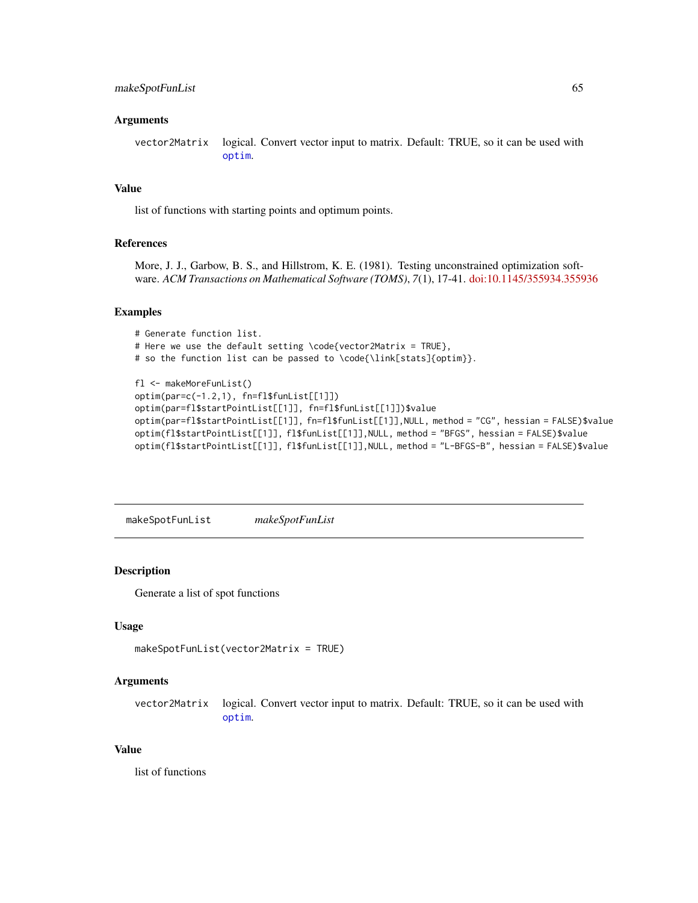### Arguments

vector2Matrix    logical. Convert vector input to matrix. Default: TRUE, so it can be used with optim.

### Value

list of functions with starting points and optimum points.

### References

More, J. J., Garbow, B. S., and Hillstrom, K. E. (1981). Testing unconstrained optimization software. *ACM Transactions on Mathematical Software (TOMS)*, *7*(1), 17-41. doi:10.1145/355934.355936

### Examples

```
# Generate function list.
# Here we use the default setting \code{vector2Matrix = TRUE},
# so the function list can be passed to \code{\link[stats]{optim}}.

fl <- makeMoreFunList()
optim(par=c(-1.2,1), fn=fl$funList[[1]])
optim(par=fl$startPointList[[1]], fn=fl$funList[[1]])$value
optim(par=fl$startPointList[[1]], fn=fl$funList[[1]],NULL, method = "CG", hessian = FALSE)$value
optim(fl$startPointList[[1]], fl$funList[[1]],NULL, method = "BFGS", hessian = FALSE)$value
optim(fl$startPointList[[1]], fl$funList[[1]],NULL, method = "L-BFGS-B", hessian = FALSE)$value
```

---

## makeSpotFunList    *makeSpotFunList*

### Description

Generate a list of spot functions

### Usage

```
makeSpotFunList(vector2Matrix = TRUE)
```

### Arguments

vector2Matrix    logical. Convert vector input to matrix. Default: TRUE, so it can be used with optim.

### Value

list of functions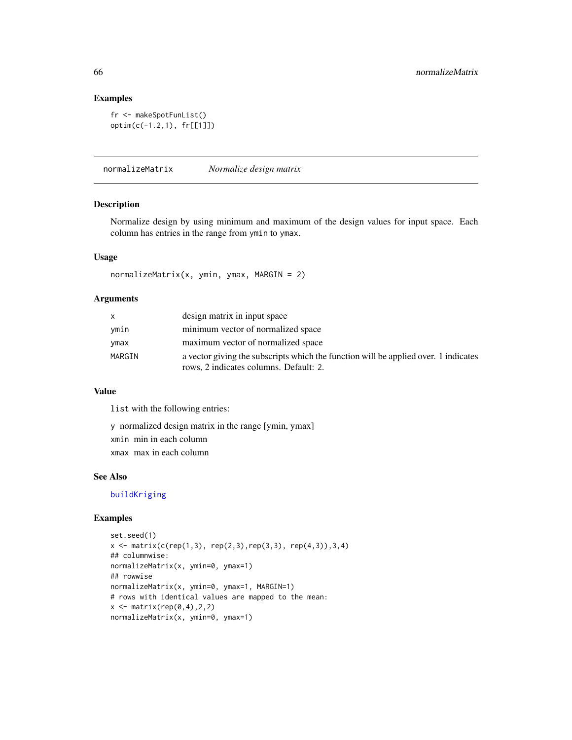## Examples

```
fr <- makeSpotFunList()
optim(c(-1.2,1), fr[[1]])
```

---

## normalizeMatrix — *Normalize design matrix*

---

### Description

Normalize design by using minimum and maximum of the design values for input space. Each column has entries in the range from `ymin` to `ymax`.

### Usage

```
normalizeMatrix(x, ymin, ymax, MARGIN = 2)
```

### Arguments

| | |
|---|---|
| `x` | design matrix in input space |
| `ymin` | minimum vector of normalized space |
| `ymax` | maximum vector of normalized space |
| `MARGIN` | a vector giving the subscripts which the function will be applied over. 1 indicates rows, 2 indicates columns. Default: 2. |

### Value

`list` with the following entries:

`y` normalized design matrix in the range [ymin, ymax]

`xmin` min in each column

`xmax` max in each column

### See Also

`buildKriging`

### Examples

```
set.seed(1)
x <- matrix(c(rep(1,3), rep(2,3),rep(3,3), rep(4,3)),3,4)
## columnwise:
normalizeMatrix(x, ymin=0, ymax=1)
## rowwise
normalizeMatrix(x, ymin=0, ymax=1, MARGIN=1)
# rows with identical values are mapped to the mean:
x <- matrix(rep(0,4),2,2)
normalizeMatrix(x, ymin=0, ymax=1)
```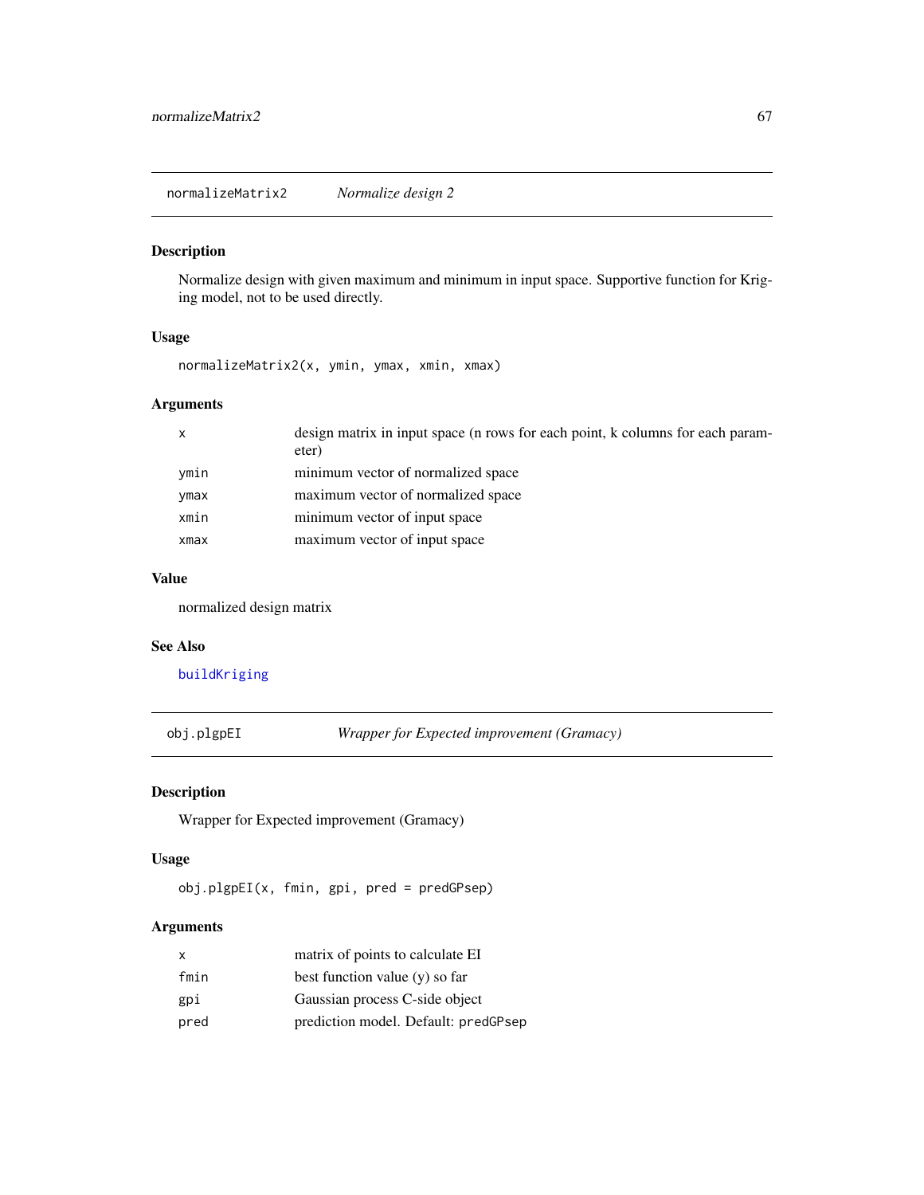## normalizeMatrix2 — *Normalize design 2*

### Description

Normalize design with given maximum and minimum in input space. Supportive function for Kriging model, not to be used directly.

### Usage

```
normalizeMatrix2(x, ymin, ymax, xmin, xmax)
```

### Arguments

| | |
|---|---|
| `x` | design matrix in input space (n rows for each point, k columns for each parameter) |
| `ymin` | minimum vector of normalized space |
| `ymax` | maximum vector of normalized space |
| `xmin` | minimum vector of input space |
| `xmax` | maximum vector of input space |

### Value

normalized design matrix

### See Also

`buildKriging`

## obj.plgpEI — *Wrapper for Expected improvement (Gramacy)*

### Description

Wrapper for Expected improvement (Gramacy)

### Usage

```
obj.plgpEI(x, fmin, gpi, pred = predGPsep)
```

### Arguments

| | |
|---|---|
| `x` | matrix of points to calculate EI |
| `fmin` | best function value (y) so far |
| `gpi` | Gaussian process C-side object |
| `pred` | prediction model. Default: `predGPsep` |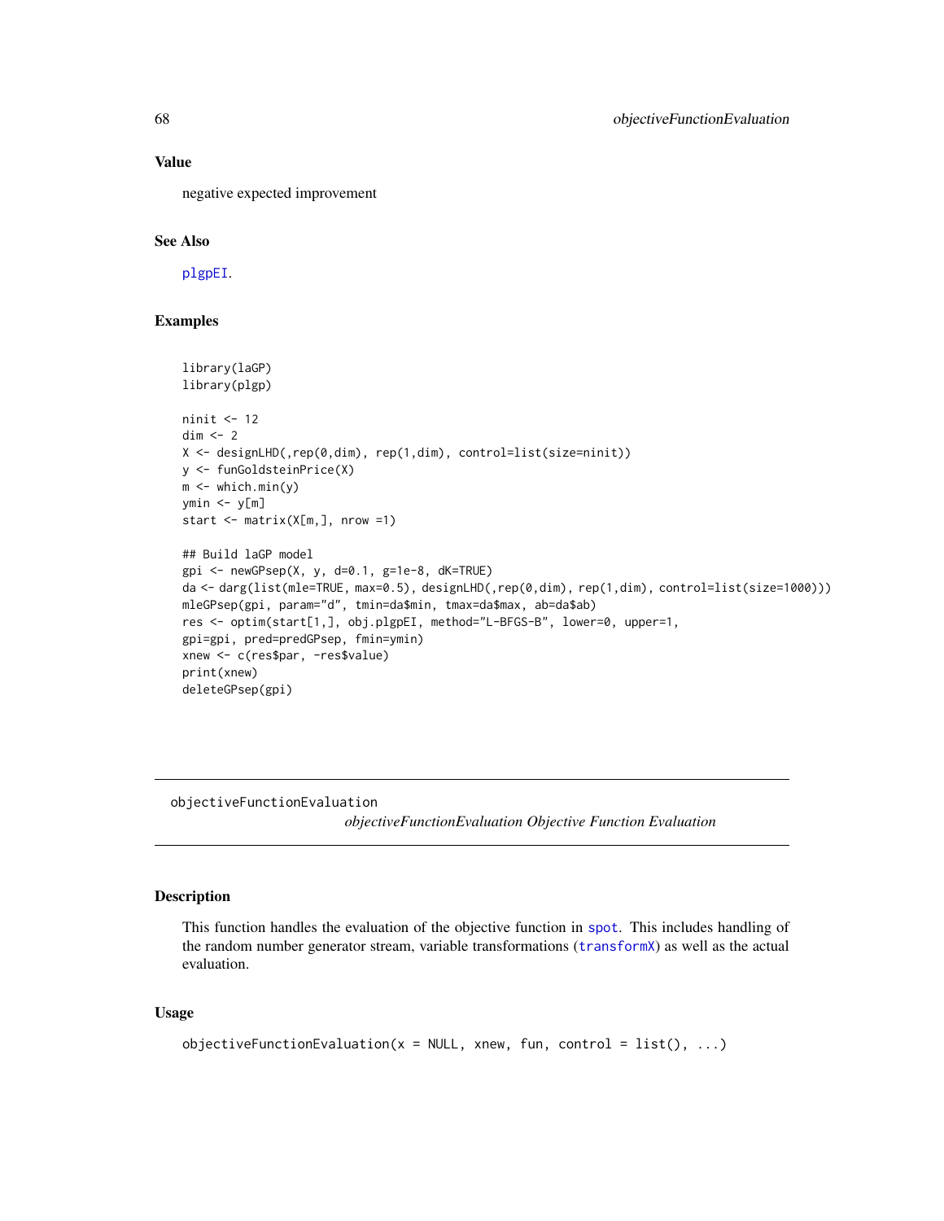## Value

negative expected improvement

## See Also

plgpEI.

## Examples

```
library(laGP)
library(plgp)

ninit <- 12
dim <- 2
X <- designLHD(,rep(0,dim), rep(1,dim), control=list(size=ninit))
y <- funGoldsteinPrice(X)
m <- which.min(y)
ymin <- y[m]
start <- matrix(X[m,], nrow =1)

## Build laGP model
gpi <- newGPsep(X, y, d=0.1, g=1e-8, dK=TRUE)
da <- darg(list(mle=TRUE, max=0.5), designLHD(,rep(0,dim), rep(1,dim), control=list(size=1000)))
mleGPsep(gpi, param="d", tmin=da$min, tmax=da$max, ab=da$ab)
res <- optim(start[1,], obj.plgpEI, method="L-BFGS-B", lower=0, upper=1,
gpi=gpi, pred=predGPsep, fmin=ymin)
xnew <- c(res$par, -res$value)
print(xnew)
deleteGPsep(gpi)
```

---

# objectiveFunctionEvaluation

*objectiveFunctionEvaluation Objective Function Evaluation*

## Description

This function handles the evaluation of the objective function in spot. This includes handling of the random number generator stream, variable transformations (transformX) as well as the actual evaluation.

## Usage

```
objectiveFunctionEvaluation(x = NULL, xnew, fun, control = list(), ...)
```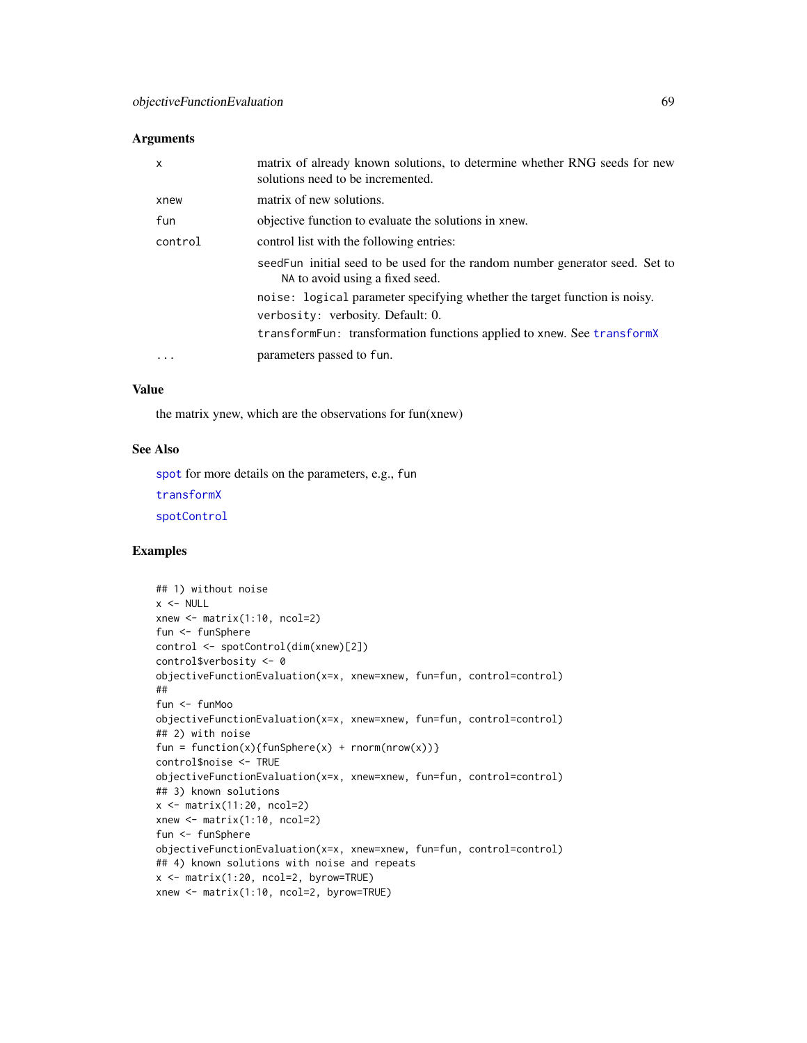### Arguments

| | |
|---|---|
| x | matrix of already known solutions, to determine whether RNG seeds for new solutions need to be incremented. |
| xnew | matrix of new solutions. |
| fun | objective function to evaluate the solutions in xnew. |
| control | control list with the following entries: |
| | seedFun initial seed to be used for the random number generator seed. Set to NA to avoid using a fixed seed. |
| | noise: logical parameter specifying whether the target function is noisy. |
| | verbosity: verbosity. Default: 0. |
| | transformFun: transformation functions applied to xnew. See transformX |
| ... | parameters passed to fun. |

### Value

the matrix ynew, which are the observations for fun(xnew)

### See Also

spot for more details on the parameters, e.g., fun

transformX

spotControl

### Examples

```
## 1) without noise
x <- NULL
xnew <- matrix(1:10, ncol=2)
fun <- funSphere
control <- spotControl(dim(xnew)[2])
control$verbosity <- 0
objectiveFunctionEvaluation(x=x, xnew=xnew, fun=fun, control=control)
##
fun <- funMoo
objectiveFunctionEvaluation(x=x, xnew=xnew, fun=fun, control=control)
## 2) with noise
fun = function(x){funSphere(x) + rnorm(nrow(x))}
control$noise <- TRUE
objectiveFunctionEvaluation(x=x, xnew=xnew, fun=fun, control=control)
## 3) known solutions
x <- matrix(11:20, ncol=2)
xnew <- matrix(1:10, ncol=2)
fun <- funSphere
objectiveFunctionEvaluation(x=x, xnew=xnew, fun=fun, control=control)
## 4) known solutions with noise and repeats
x <- matrix(1:20, ncol=2, byrow=TRUE)
xnew <- matrix(1:10, ncol=2, byrow=TRUE)
```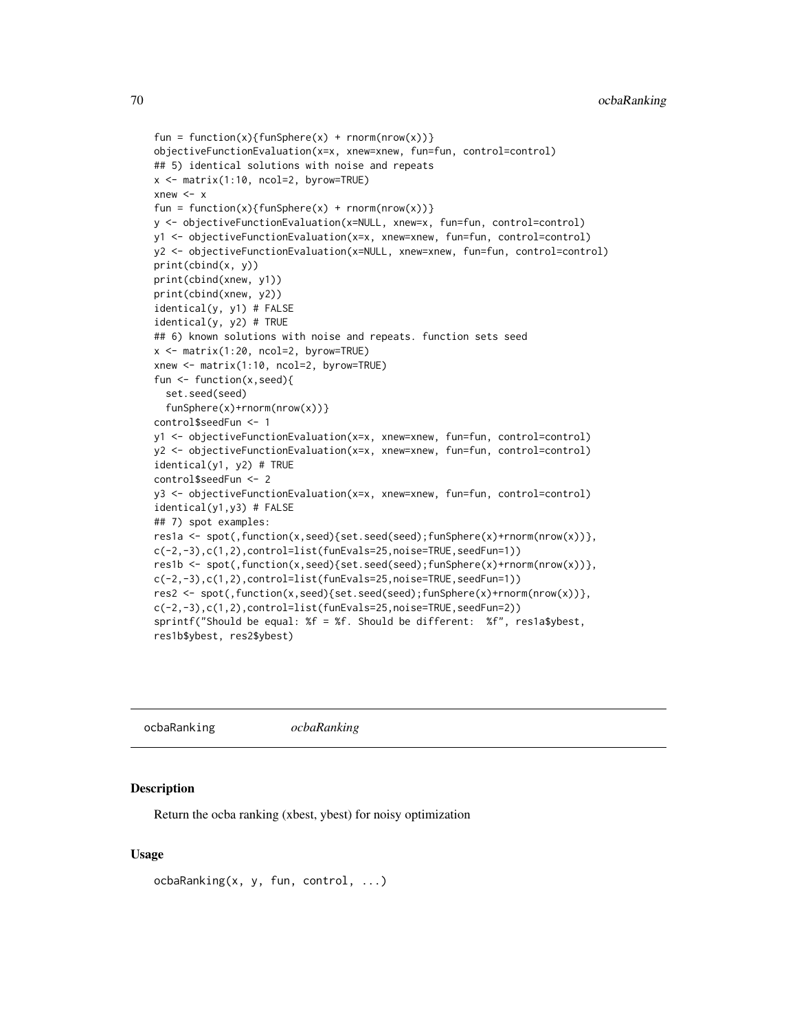```
fun = function(x){funSphere(x) + rnorm(nrow(x))}
objectiveFunctionEvaluation(x=x, xnew=xnew, fun=fun, control=control)
## 5) identical solutions with noise and repeats
x <- matrix(1:10, ncol=2, byrow=TRUE)
xnew <- x
fun = function(x){funSphere(x) + rnorm(nrow(x))}
y <- objectiveFunctionEvaluation(x=NULL, xnew=x, fun=fun, control=control)
y1 <- objectiveFunctionEvaluation(x=x, xnew=xnew, fun=fun, control=control)
y2 <- objectiveFunctionEvaluation(x=NULL, xnew=xnew, fun=fun, control=control)
print(cbind(x, y))
print(cbind(xnew, y1))
print(cbind(xnew, y2))
identical(y, y1) # FALSE
identical(y, y2) # TRUE
## 6) known solutions with noise and repeats. function sets seed
x <- matrix(1:20, ncol=2, byrow=TRUE)
xnew <- matrix(1:10, ncol=2, byrow=TRUE)
fun <- function(x,seed){
  set.seed(seed)
  funSphere(x)+rnorm(nrow(x))}
control$seedFun <- 1
y1 <- objectiveFunctionEvaluation(x=x, xnew=xnew, fun=fun, control=control)
y2 <- objectiveFunctionEvaluation(x=x, xnew=xnew, fun=fun, control=control)
identical(y1, y2) # TRUE
control$seedFun <- 2
y3 <- objectiveFunctionEvaluation(x=x, xnew=xnew, fun=fun, control=control)
identical(y1,y3) # FALSE
## 7) spot examples:
res1a <- spot(,function(x,seed){set.seed(seed);funSphere(x)+rnorm(nrow(x))},
c(-2,-3),c(1,2),control=list(funEvals=25,noise=TRUE,seedFun=1))
res1b <- spot(,function(x,seed){set.seed(seed);funSphere(x)+rnorm(nrow(x))},
c(-2,-3),c(1,2),control=list(funEvals=25,noise=TRUE,seedFun=1))
res2 <- spot(,function(x,seed){set.seed(seed);funSphere(x)+rnorm(nrow(x))},
c(-2,-3),c(1,2),control=list(funEvals=25,noise=TRUE,seedFun=2))
sprintf("Should be equal: %f = %f. Should be different:  %f", res1a$ybest,
res1b$ybest, res2$ybest)
```

---

## ocbaRanking *ocbaRanking*

### Description

Return the ocba ranking (xbest, ybest) for noisy optimization

### Usage

```
ocbaRanking(x, y, fun, control, ...)
```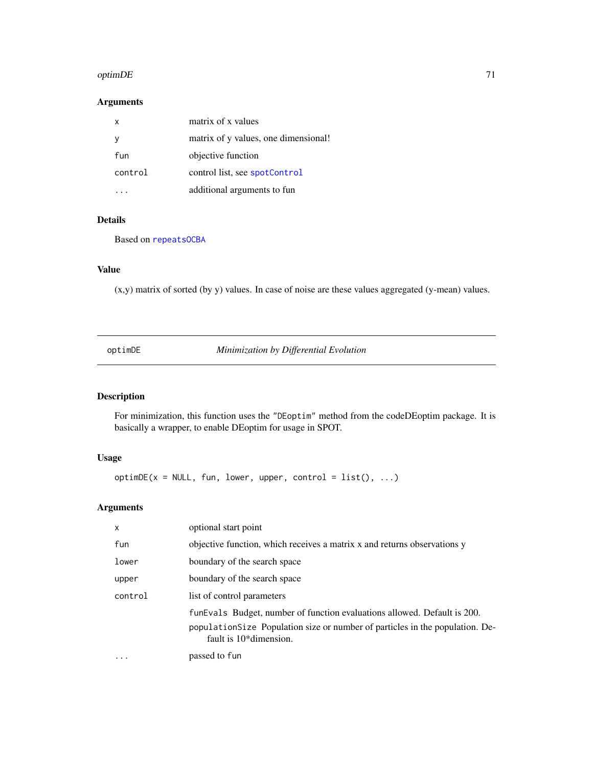### Arguments

| | |
|---|---|
| `x` | matrix of x values |
| `y` | matrix of y values, one dimensional! |
| `fun` | objective function |
| `control` | control list, see `spotControl` |
| `...` | additional arguments to fun |

### Details

Based on `repeatsOCBA`

### Value

(x,y) matrix of sorted (by y) values. In case of noise are these values aggregated (y-mean) values.

---

## optimDE — *Minimization by Differential Evolution*

### Description

For minimization, this function uses the `"DEoptim"` method from the codeDEoptim package. It is basically a wrapper, to enable DEoptim for usage in SPOT.

### Usage

```
optimDE(x = NULL, fun, lower, upper, control = list(), ...)
```

### Arguments

| | |
|---|---|
| `x` | optional start point |
| `fun` | objective function, which receives a matrix x and returns observations y |
| `lower` | boundary of the search space |
| `upper` | boundary of the search space |
| `control` | list of control parameters<br>`funEvals` Budget, number of function evaluations allowed. Default is 200.<br>`populationSize` Population size or number of particles in the population. Default is 10*dimension. |
| `...` | passed to `fun` |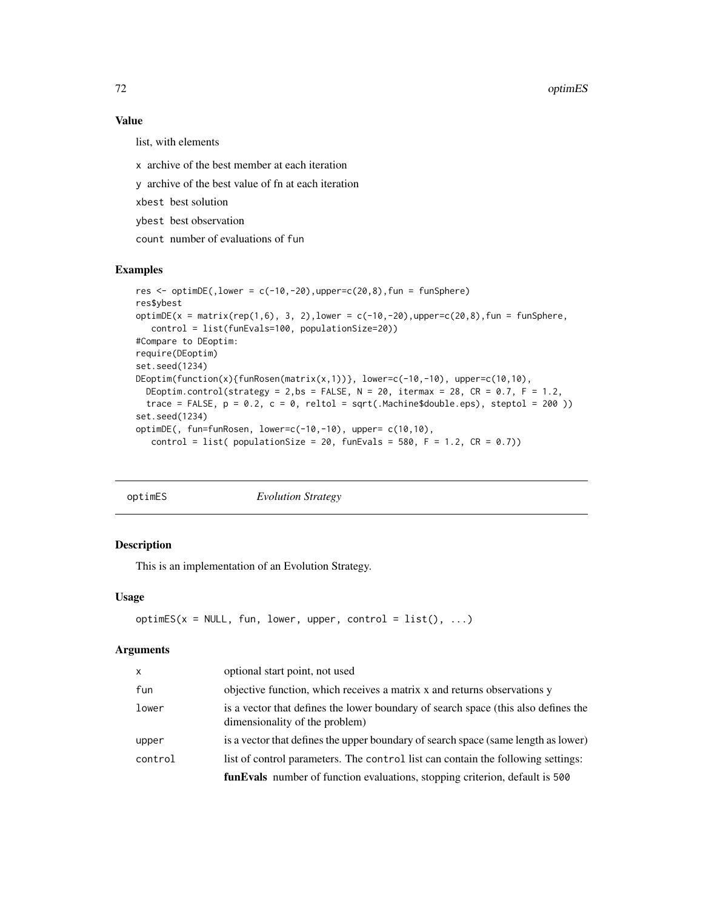### Value

list, with elements

- x archive of the best member at each iteration
- y archive of the best value of fn at each iteration
- xbest best solution
- ybest best observation
- count number of evaluations of fun

### Examples

```
res <- optimDE(,lower = c(-10,-20),upper=c(20,8),fun = funSphere)
res$ybest
optimDE(x = matrix(rep(1,6), 3, 2),lower = c(-10,-20),upper=c(20,8),fun = funSphere,
   control = list(funEvals=100, populationSize=20))
#Compare to DEoptim:
require(DEoptim)
set.seed(1234)
DEoptim(function(x){funRosen(matrix(x,1))}, lower=c(-10,-10), upper=c(10,10),
  DEoptim.control(strategy = 2,bs = FALSE, N = 20, itermax = 28, CR = 0.7, F = 1.2,
  trace = FALSE, p = 0.2, c = 0, reltol = sqrt(.Machine$double.eps), steptol = 200 ))
set.seed(1234)
optimDE(, fun=funRosen, lower=c(-10,-10), upper= c(10,10),
   control = list( populationSize = 20, funEvals = 580, F = 1.2, CR = 0.7))
```

## optimES *Evolution Strategy*

### Description

This is an implementation of an Evolution Strategy.

### Usage

```
optimES(x = NULL, fun, lower, upper, control = list(), ...)
```

### Arguments

| | |
|---|---|
| x | optional start point, not used |
| fun | objective function, which receives a matrix x and returns observations y |
| lower | is a vector that defines the lower boundary of search space (this also defines the dimensionality of the problem) |
| upper | is a vector that defines the upper boundary of search space (same length as lower) |
| control | list of control parameters. The control list can contain the following settings: |
| | **funEvals** number of function evaluations, stopping criterion, default is 500 |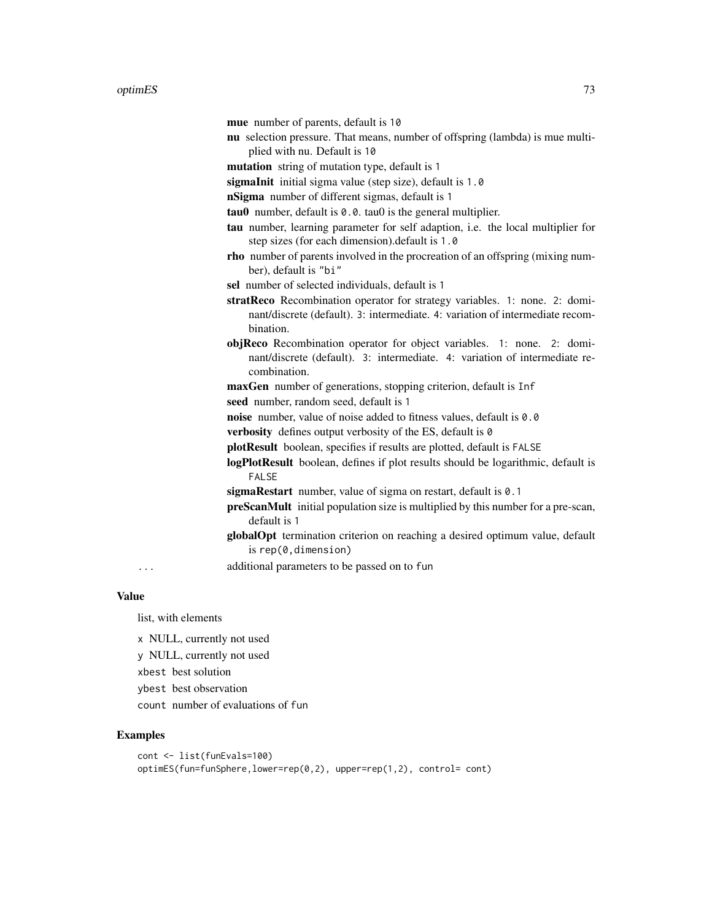**mue** number of parents, default is `10`

**nu** selection pressure. That means, number of offspring (lambda) is mue multiplied with nu. Default is `10`

**mutation** string of mutation type, default is `1`

**sigmaInit** initial sigma value (step size), default is `1.0`

**nSigma** number of different sigmas, default is `1`

**tau0** number, default is `0.0`. tau0 is the general multiplier.

**tau** number, learning parameter for self adaption, i.e. the local multiplier for step sizes (for each dimension).default is `1.0`

**rho** number of parents involved in the procreation of an offspring (mixing number), default is `"bi"`

**sel** number of selected individuals, default is `1`

**stratReco** Recombination operator for strategy variables. `1`: none. `2`: dominant/discrete (default). `3`: intermediate. `4`: variation of intermediate recombination.

**objReco** Recombination operator for object variables. `1`: none. `2`: dominant/discrete (default). `3`: intermediate. `4`: variation of intermediate recombination.

**maxGen** number of generations, stopping criterion, default is `Inf`

**seed** number, random seed, default is `1`

**noise** number, value of noise added to fitness values, default is `0.0`

**verbosity** defines output verbosity of the ES, default is `0`

**plotResult** boolean, specifies if results are plotted, default is `FALSE`

**logPlotResult** boolean, defines if plot results should be logarithmic, default is `FALSE`

**sigmaRestart** number, value of sigma on restart, default is `0.1`

**preScanMult** initial population size is multiplied by this number for a pre-scan, default is `1`

**globalOpt** termination criterion on reaching a desired optimum value, default is `rep(0,dimension)`

`...` additional parameters to be passed on to `fun`

## Value

list, with elements

`x` NULL, currently not used

`y` NULL, currently not used

`xbest` best solution

`ybest` best observation

`count` number of evaluations of `fun`

## Examples

```
cont <- list(funEvals=100)
optimES(fun=funSphere,lower=rep(0,2), upper=rep(1,2), control= cont)
```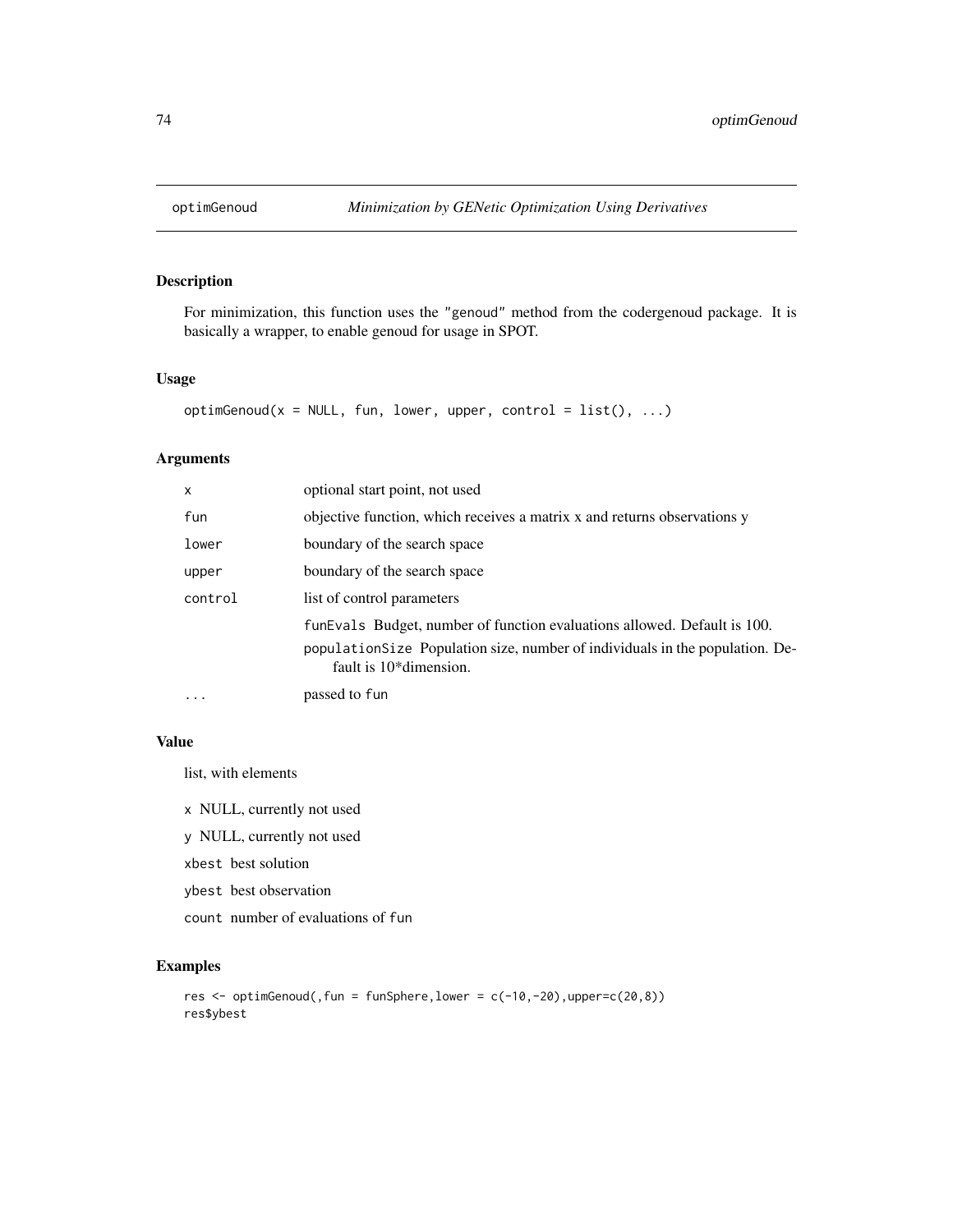# optimGenoud — *Minimization by GENetic Optimization Using Derivatives*

## Description

For minimization, this function uses the "genoud" method from the codergenoud package. It is basically a wrapper, to enable genoud for usage in SPOT.

## Usage

```
optimGenoud(x = NULL, fun, lower, upper, control = list(), ...)
```

## Arguments

| | |
|---|---|
| `x` | optional start point, not used |
| `fun` | objective function, which receives a matrix x and returns observations y |
| `lower` | boundary of the search space |
| `upper` | boundary of the search space |
| `control` | list of control parameters<br>`funEvals` Budget, number of function evaluations allowed. Default is 100.<br>`populationSize` Population size, number of individuals in the population. Default is 10*dimension. |
| `...` | passed to `fun` |

## Value

list, with elements

- `x` NULL, currently not used
- `y` NULL, currently not used
- `xbest` best solution
- `ybest` best observation
- `count` number of evaluations of `fun`

## Examples

```
res <- optimGenoud(,fun = funSphere,lower = c(-10,-20),upper=c(20,8))
res$ybest
```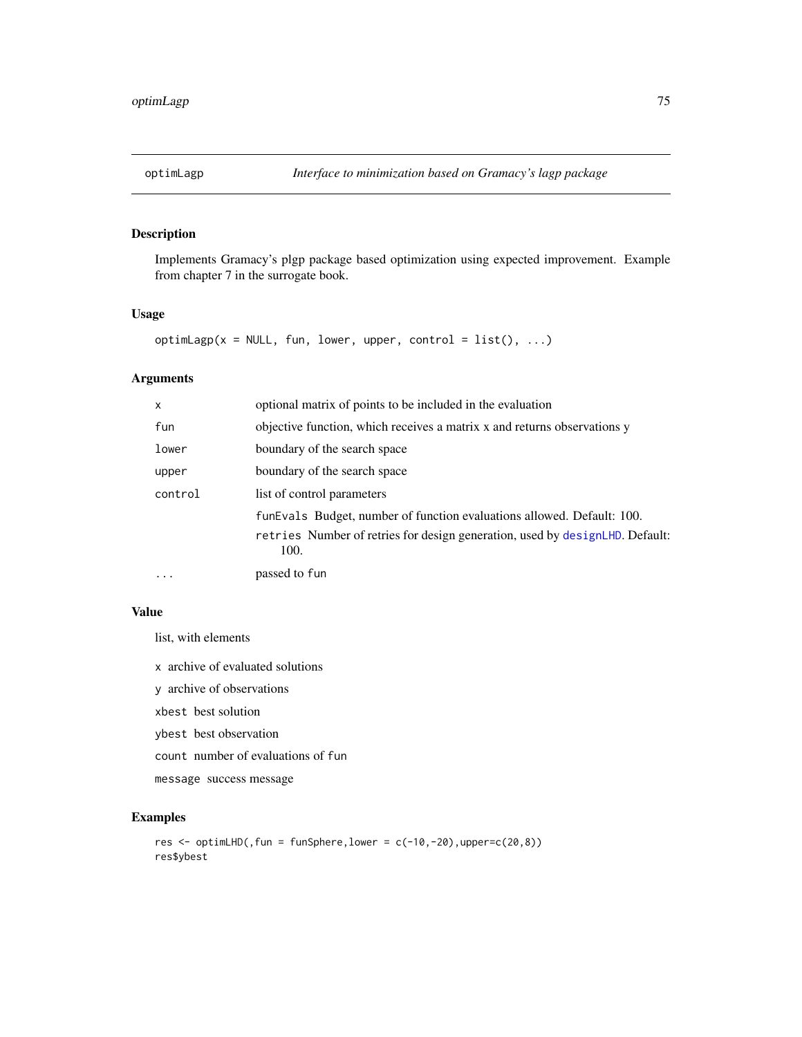## optimLagp *Interface to minimization based on Gramacy's lagp package*

### Description

Implements Gramacy's plgp package based optimization using expected improvement. Example from chapter 7 in the surrogate book.

### Usage

```
optimLagp(x = NULL, fun, lower, upper, control = list(), ...)
```

### Arguments

| | |
|---|---|
| `x` | optional matrix of points to be included in the evaluation |
| `fun` | objective function, which receives a matrix x and returns observations y |
| `lower` | boundary of the search space |
| `upper` | boundary of the search space |
| `control` | list of control parameters<br>`funEvals` Budget, number of function evaluations allowed. Default: 100.<br>`retries` Number of retries for design generation, used by `designLHD`. Default: 100. |
| `...` | passed to `fun` |

### Value

list, with elements

`x` archive of evaluated solutions

`y` archive of observations

`xbest` best solution

`ybest` best observation

`count` number of evaluations of `fun`

`message` success message

### Examples

```
res <- optimLHD(,fun = funSphere,lower = c(-10,-20),upper=c(20,8))
res$ybest
```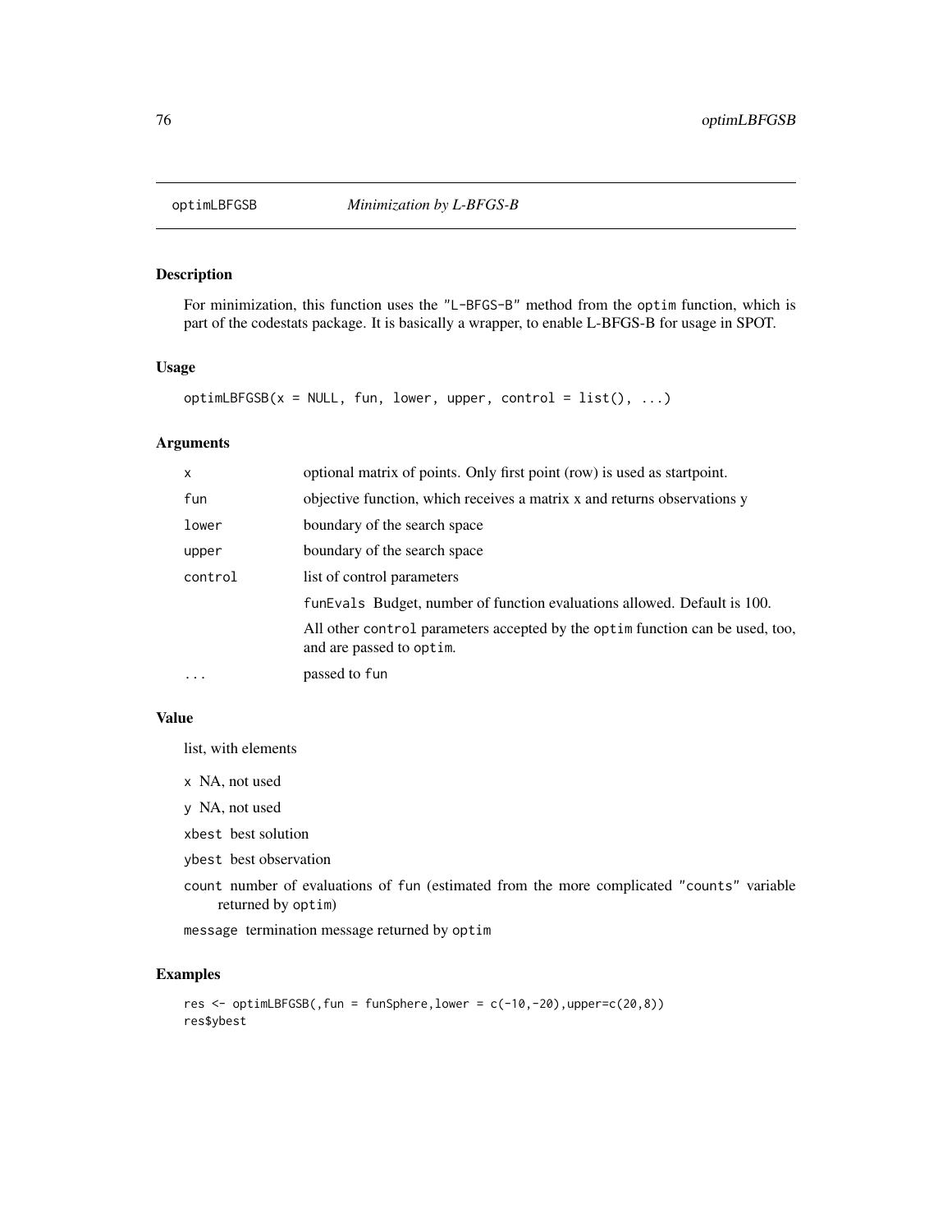optimLBFGSB *Minimization by L-BFGS-B*

## Description

For minimization, this function uses the "L-BFGS-B" method from the optim function, which is part of the codestats package. It is basically a wrapper, to enable L-BFGS-B for usage in SPOT.

## Usage

```
optimLBFGSB(x = NULL, fun, lower, upper, control = list(), ...)
```

## Arguments

| | |
|---|---|
| x | optional matrix of points. Only first point (row) is used as startpoint. |
| fun | objective function, which receives a matrix x and returns observations y |
| lower | boundary of the search space |
| upper | boundary of the search space |
| control | list of control parameters |
| | funEvals Budget, number of function evaluations allowed. Default is 100. |
| | All other control parameters accepted by the optim function can be used, too, and are passed to optim. |
| ... | passed to fun |

## Value

list, with elements

- x NA, not used
- y NA, not used
- xbest best solution
- ybest best observation
- count number of evaluations of fun (estimated from the more complicated "counts" variable returned by optim)
- message termination message returned by optim

## Examples

```
res <- optimLBFGSB(,fun = funSphere,lower = c(-10,-20),upper=c(20,8))
res$ybest
```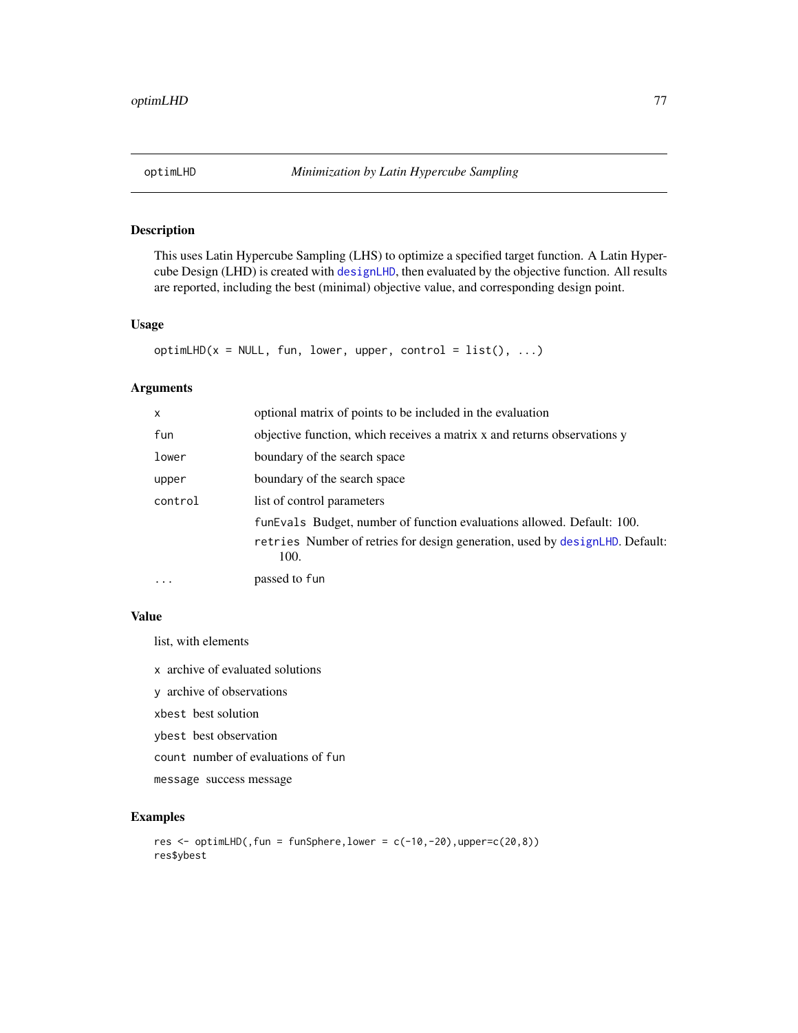## optimLHD *Minimization by Latin Hypercube Sampling*

### Description

This uses Latin Hypercube Sampling (LHS) to optimize a specified target function. A Latin Hypercube Design (LHD) is created with `designLHD`, then evaluated by the objective function. All results are reported, including the best (minimal) objective value, and corresponding design point.

### Usage

```
optimLHD(x = NULL, fun, lower, upper, control = list(), ...)
```

### Arguments

| | |
|---|---|
| `x` | optional matrix of points to be included in the evaluation |
| `fun` | objective function, which receives a matrix x and returns observations y |
| `lower` | boundary of the search space |
| `upper` | boundary of the search space |
| `control` | list of control parameters<br>`funEvals` Budget, number of function evaluations allowed. Default: 100.<br>`retries` Number of retries for design generation, used by `designLHD`. Default: 100. |
| `...` | passed to `fun` |

### Value

list, with elements

- `x` archive of evaluated solutions
- `y` archive of observations
- `xbest` best solution
- `ybest` best observation
- `count` number of evaluations of `fun`
- `message` success message

### Examples

```
res <- optimLHD(,fun = funSphere,lower = c(-10,-20),upper=c(20,8))
res$ybest
```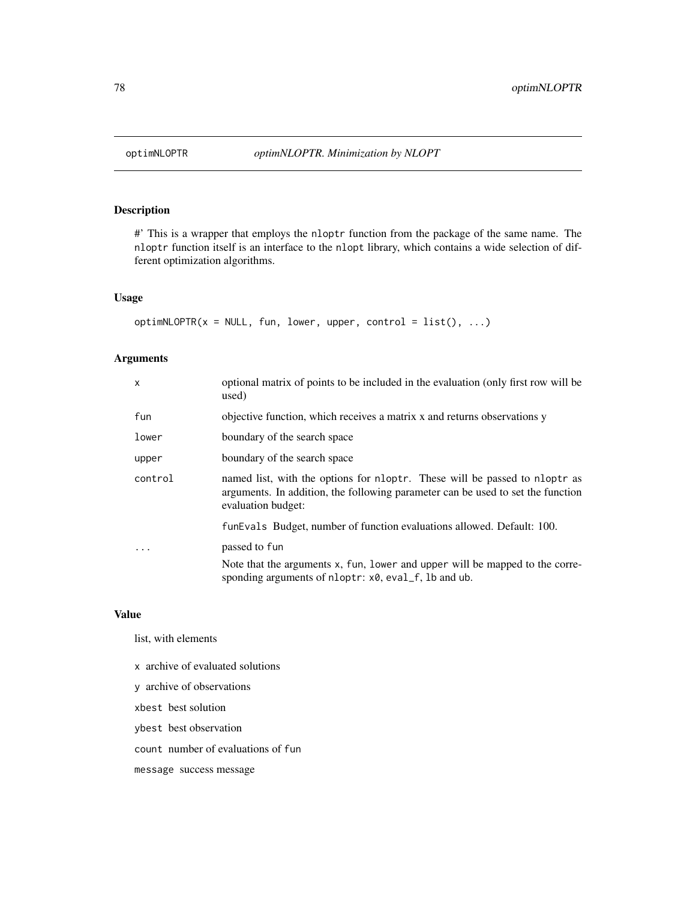optimNLOPTR    *optimNLOPTR. Minimization by NLOPT*

## Description

#' This is a wrapper that employs the `nloptr` function from the package of the same name. The `nloptr` function itself is an interface to the `nlopt` library, which contains a wide selection of different optimization algorithms.

## Usage

```
optimNLOPTR(x = NULL, fun, lower, upper, control = list(), ...)
```

## Arguments

| | |
|---|---|
| `x` | optional matrix of points to be included in the evaluation (only first row will be used) |
| `fun` | objective function, which receives a matrix x and returns observations y |
| `lower` | boundary of the search space |
| `upper` | boundary of the search space |
| `control` | named list, with the options for `nloptr`. These will be passed to `nloptr` as arguments. In addition, the following parameter can be used to set the function evaluation budget:<br><br>`funEvals` Budget, number of function evaluations allowed. Default: 100. |
| `...` | passed to `fun`<br><br>Note that the arguments `x`, `fun`, `lower` and `upper` will be mapped to the corresponding arguments of `nloptr`: `x0`, `eval_f`, `lb` and `ub`. |

## Value

list, with elements

- `x` archive of evaluated solutions
- `y` archive of observations
- `xbest` best solution
- `ybest` best observation
- `count` number of evaluations of `fun`
- `message` success message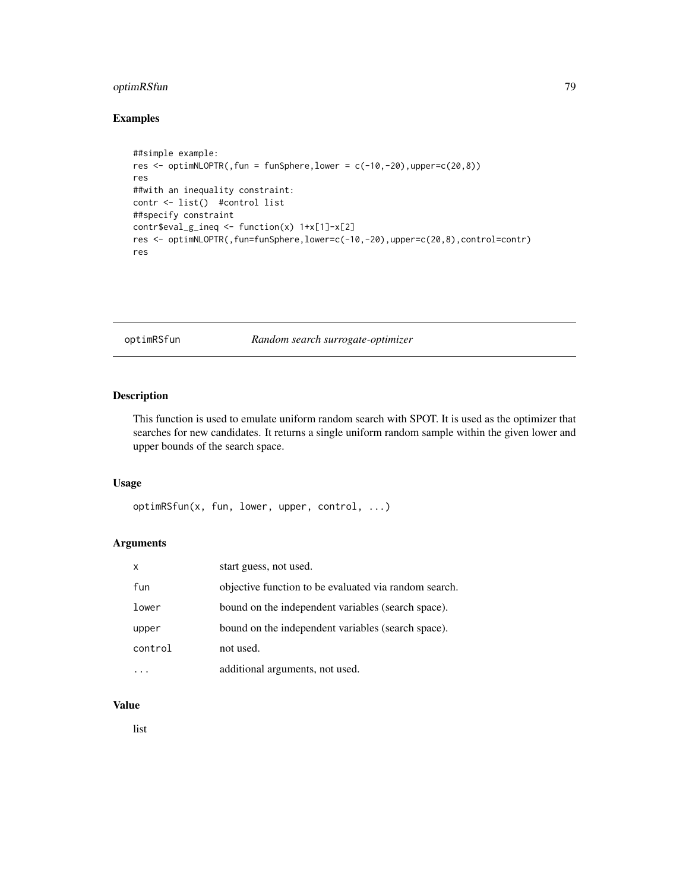## Examples

```
##simple example:
res <- optimNLOPTR(,fun = funSphere,lower = c(-10,-20),upper=c(20,8))
res
##with an inequality constraint:
contr <- list()  #control list
##specify constraint
contr$eval_g_ineq <- function(x) 1+x[1]-x[2]
res <- optimNLOPTR(,fun=funSphere,lower=c(-10,-20),upper=c(20,8),control=contr)
res
```

---

# optimRSfun — *Random search surrogate-optimizer*

---

## Description

This function is used to emulate uniform random search with SPOT. It is used as the optimizer that searches for new candidates. It returns a single uniform random sample within the given lower and upper bounds of the search space.

## Usage

```
optimRSfun(x, fun, lower, upper, control, ...)
```

## Arguments

| | |
|---|---|
| `x` | start guess, not used. |
| `fun` | objective function to be evaluated via random search. |
| `lower` | bound on the independent variables (search space). |
| `upper` | bound on the independent variables (search space). |
| `control` | not used. |
| `...` | additional arguments, not used. |

## Value

list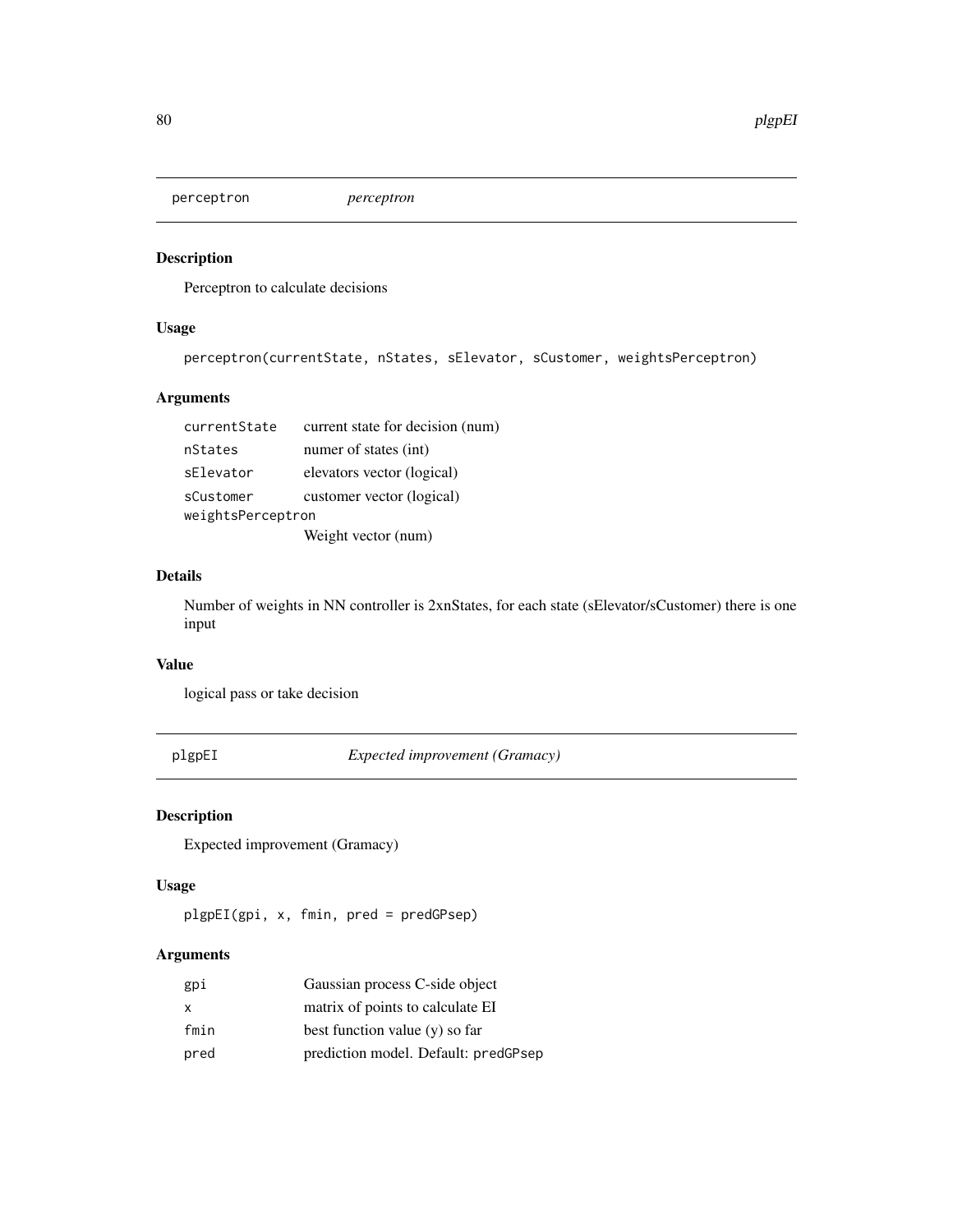## perceptron *perceptron*

### Description

Perceptron to calculate decisions

### Usage

```
perceptron(currentState, nStates, sElevator, sCustomer, weightsPerceptron)
```

### Arguments

| | |
|---|---|
| `currentState` | current state for decision (num) |
| `nStates` | numer of states (int) |
| `sElevator` | elevators vector (logical) |
| `sCustomer` | customer vector (logical) |
| `weightsPerceptron` | Weight vector (num) |

### Details

Number of weights in NN controller is 2xnStates, for each state (sElevator/sCustomer) there is one input

### Value

logical pass or take decision

## plgpEI *Expected improvement (Gramacy)*

### Description

Expected improvement (Gramacy)

### Usage

```
plgpEI(gpi, x, fmin, pred = predGPsep)
```

### Arguments

| | |
|---|---|
| `gpi` | Gaussian process C-side object |
| `x` | matrix of points to calculate EI |
| `fmin` | best function value (y) so far |
| `pred` | prediction model. Default: `predGPsep` |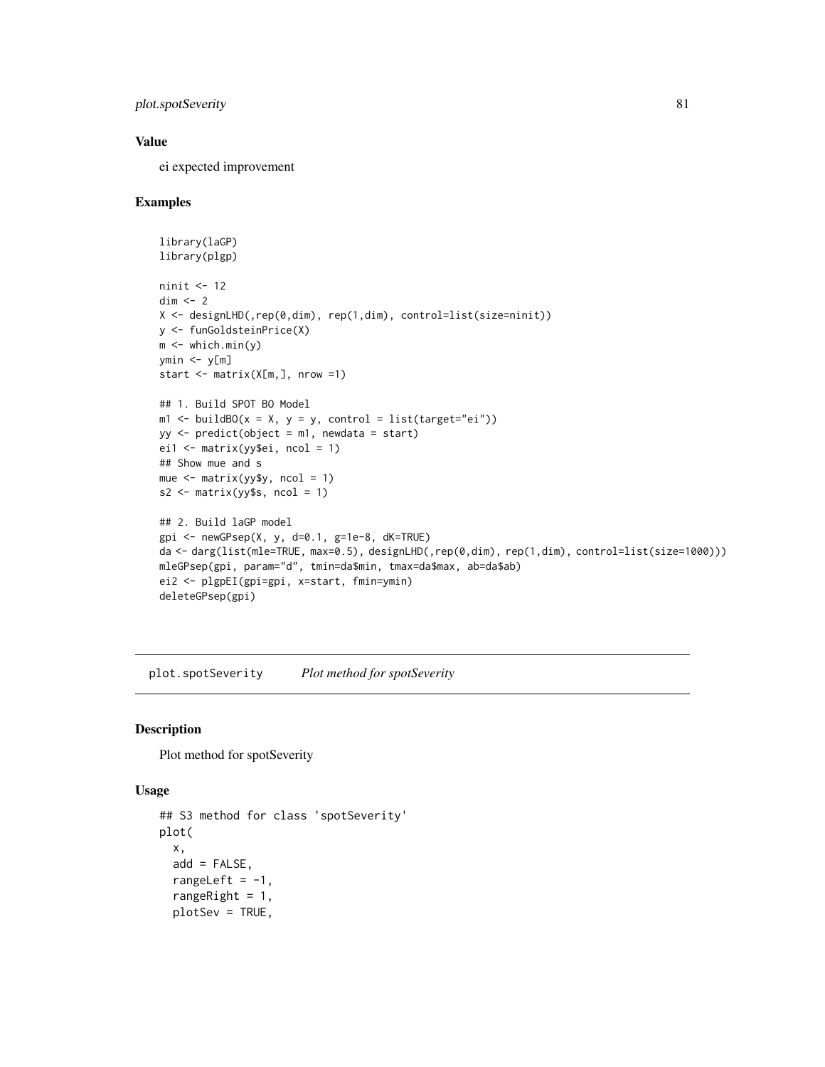### Value

ei expected improvement

### Examples

```
library(laGP)
library(plgp)

ninit <- 12
dim <- 2
X <- designLHD(,rep(0,dim), rep(1,dim), control=list(size=ninit))
y <- funGoldsteinPrice(X)
m <- which.min(y)
ymin <- y[m]
start <- matrix(X[m,], nrow =1)

## 1. Build SPOT BO Model
m1 <- buildBO(x = X, y = y, control = list(target="ei"))
yy <- predict(object = m1, newdata = start)
ei1 <- matrix(yy$ei, ncol = 1)
## Show mue and s
mue <- matrix(yy$y, ncol = 1)
s2 <- matrix(yy$s, ncol = 1)

## 2. Build laGP model
gpi <- newGPsep(X, y, d=0.1, g=1e-8, dK=TRUE)
da <- darg(list(mle=TRUE, max=0.5), designLHD(,rep(0,dim), rep(1,dim), control=list(size=1000)))
mleGPsep(gpi, param="d", tmin=da$min, tmax=da$max, ab=da$ab)
ei2 <- plgpEI(gpi=gpi, x=start, fmin=ymin)
deleteGPsep(gpi)
```

---

## plot.spotSeverity    *Plot method for spotSeverity*

---

### Description

Plot method for spotSeverity

### Usage

```
## S3 method for class 'spotSeverity'
plot(
  x,
  add = FALSE,
  rangeLeft = -1,
  rangeRight = 1,
  plotSev = TRUE,
```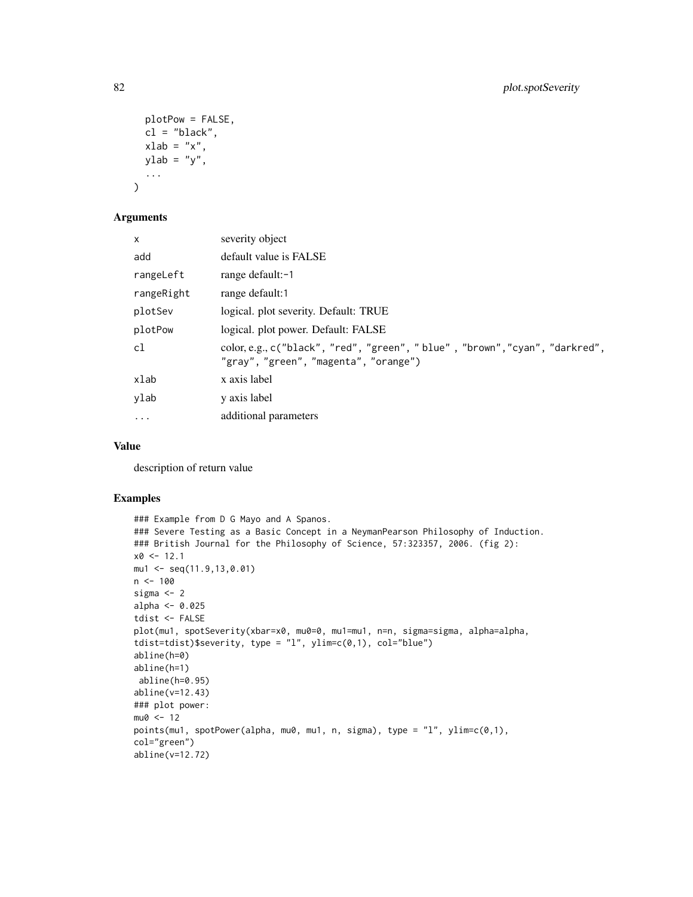```
  plotPow = FALSE,
  cl = "black",
  xlab = "x",
  ylab = "y",
  ...
)
```

## Arguments

| | |
|---|---|
| x | severity object |
| add | default value is FALSE |
| rangeLeft | range default:-1 |
| rangeRight | range default:1 |
| plotSev | logical. plot severity. Default: TRUE |
| plotPow | logical. plot power. Default: FALSE |
| cl | color, e.g., c("black", "red", "green", " blue" , "brown","cyan", "darkred", "gray", "green", "magenta", "orange") |
| xlab | x axis label |
| ylab | y axis label |
| ... | additional parameters |

## Value

description of return value

## Examples

```
### Example from D G Mayo and A Spanos.
### Severe Testing as a Basic Concept in a NeymanPearson Philosophy of Induction.
### British Journal for the Philosophy of Science, 57:323357, 2006. (fig 2):
x0 <- 12.1
mu1 <- seq(11.9,13,0.01)
n <- 100
sigma <- 2
alpha <- 0.025
tdist <- FALSE
plot(mu1, spotSeverity(xbar=x0, mu0=0, mu1=mu1, n=n, sigma=sigma, alpha=alpha,
tdist=tdist)$severity, type = "l", ylim=c(0,1), col="blue")
abline(h=0)
abline(h=1)
 abline(h=0.95)
abline(v=12.43)
### plot power:
mu0 <- 12
points(mu1, spotPower(alpha, mu0, mu1, n, sigma), type = "l", ylim=c(0,1),
col="green")
abline(v=12.72)
```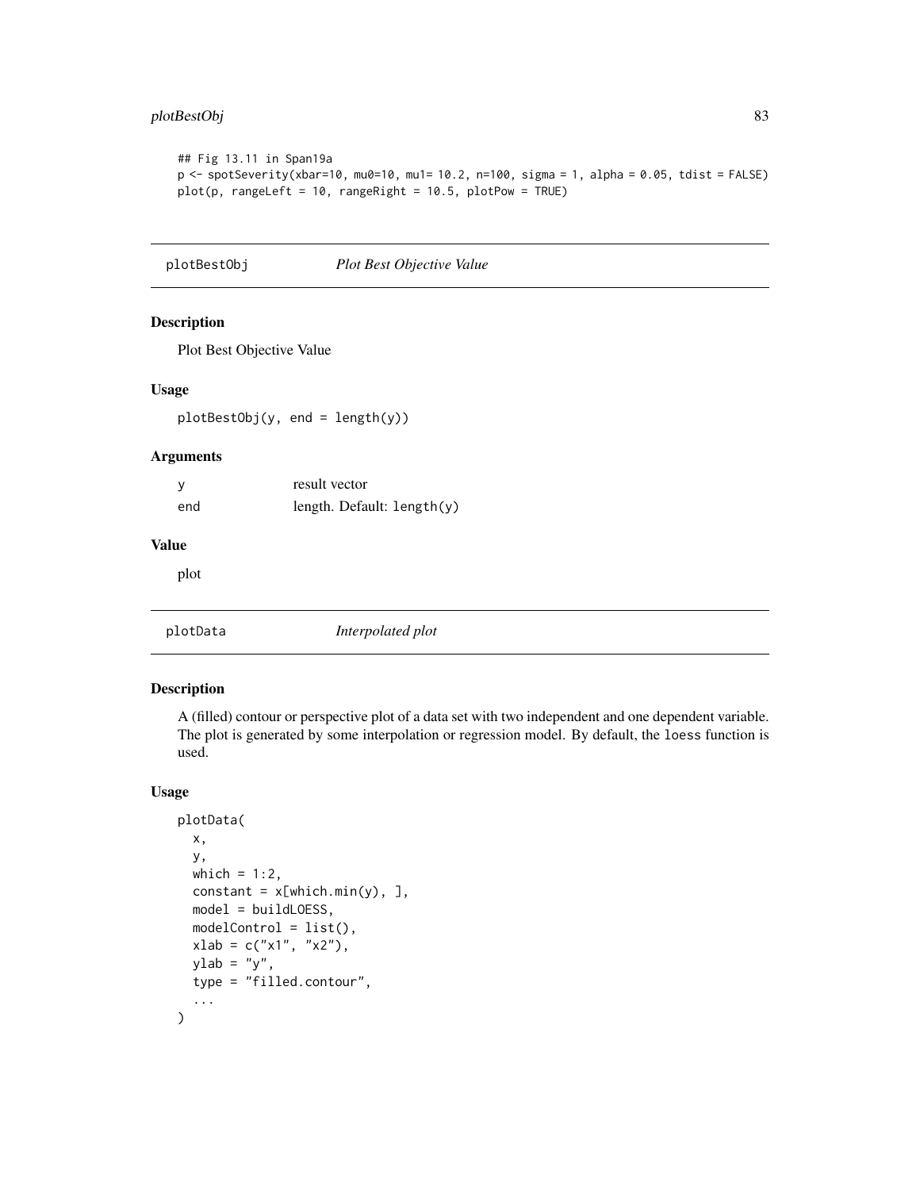```
## Fig 13.11 in Span19a
p <- spotSeverity(xbar=10, mu0=10, mu1= 10.2, n=100, sigma = 1, alpha = 0.05, tdist = FALSE)
plot(p, rangeLeft = 10, rangeRight = 10.5, plotPow = TRUE)
```

---

## plotBestObj — *Plot Best Objective Value*

### Description

Plot Best Objective Value

### Usage

```
plotBestObj(y, end = length(y))
```

### Arguments

| | |
|---|---|
| y | result vector |
| end | length. Default: `length(y)` |

### Value

plot

---

## plotData — *Interpolated plot*

### Description

A (filled) contour or perspective plot of a data set with two independent and one dependent variable. The plot is generated by some interpolation or regression model. By default, the `loess` function is used.

### Usage

```
plotData(
  x,
  y,
  which = 1:2,
  constant = x[which.min(y), ],
  model = buildLOESS,
  modelControl = list(),
  xlab = c("x1", "x2"),
  ylab = "y",
  type = "filled.contour",
  ...
)
```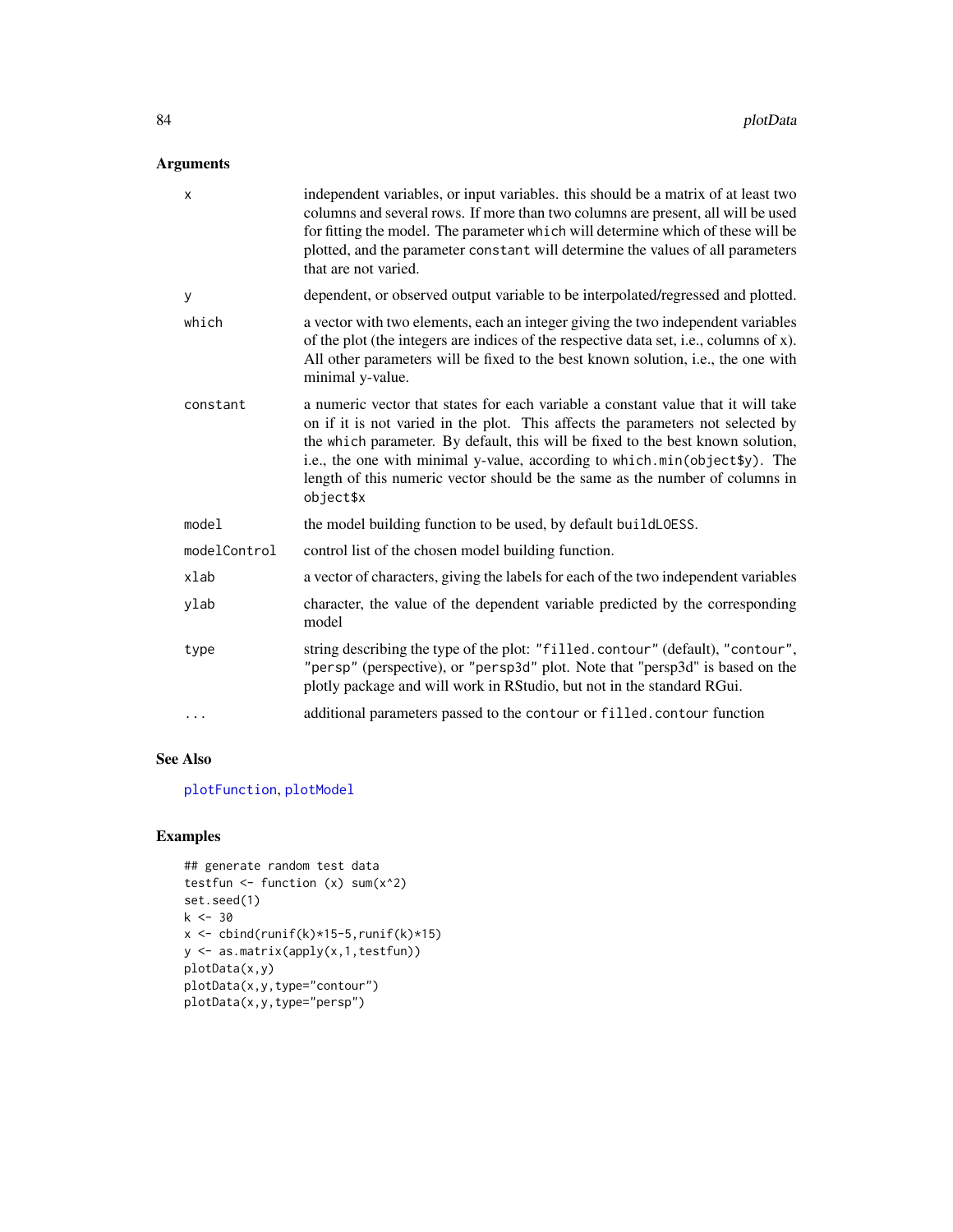## Arguments

- `x` — independent variables, or input variables. this should be a matrix of at least two columns and several rows. If more than two columns are present, all will be used for fitting the model. The parameter `which` will determine which of these will be plotted, and the parameter `constant` will determine the values of all parameters that are not varied.
- `y` — dependent, or observed output variable to be interpolated/regressed and plotted.
- `which` — a vector with two elements, each an integer giving the two independent variables of the plot (the integers are indices of the respective data set, i.e., columns of `x`). All other parameters will be fixed to the best known solution, i.e., the one with minimal y-value.
- `constant` — a numeric vector that states for each variable a constant value that it will take on if it is not varied in the plot. This affects the parameters not selected by the `which` parameter. By default, this will be fixed to the best known solution, i.e., the one with minimal y-value, according to `which.min(object$y)`. The length of this numeric vector should be the same as the number of columns in `object$x`
- `model` — the model building function to be used, by default `buildLOESS`.
- `modelControl` — control list of the chosen model building function.
- `xlab` — a vector of characters, giving the labels for each of the two independent variables
- `ylab` — character, the value of the dependent variable predicted by the corresponding model
- `type` — string describing the type of the plot: `"filled.contour"` (default), `"contour"`, `"persp"` (perspective), or `"persp3d"` plot. Note that "persp3d" is based on the plotly package and will work in RStudio, but not in the standard RGui.
- `...` — additional parameters passed to the `contour` or `filled.contour` function

## See Also

`plotFunction`, `plotModel`

## Examples

```
## generate random test data
testfun <- function (x) sum(x^2)
set.seed(1)
k <- 30
x <- cbind(runif(k)*15-5,runif(k)*15)
y <- as.matrix(apply(x,1,testfun))
plotData(x,y)
plotData(x,y,type="contour")
plotData(x,y,type="persp")
```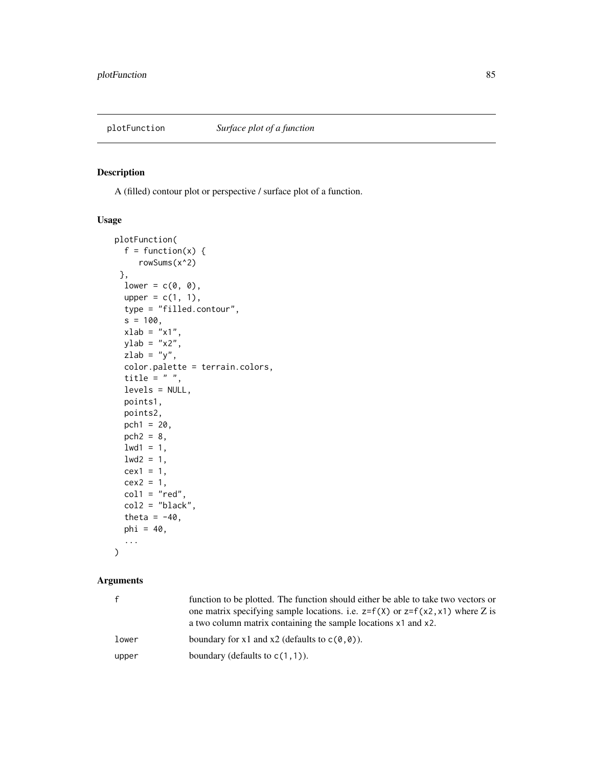# plotFunction *Surface plot of a function*

## Description

A (filled) contour plot or perspective / surface plot of a function.

## Usage

```
plotFunction(
  f = function(x) {
     rowSums(x^2)
 },
  lower = c(0, 0),
  upper = c(1, 1),
  type = "filled.contour",
  s = 100,
  xlab = "x1",
  ylab = "x2",
  zlab = "y",
  color.palette = terrain.colors,
  title = " ",
  levels = NULL,
  points1,
  points2,
  pch1 = 20,
  pch2 = 8,
  lwd1 = 1,
  lwd2 = 1,
  cex1 = 1,
  cex2 = 1,
  col1 = "red",
  col2 = "black",
  theta = -40,
  phi = 40,
  ...
)
```

## Arguments

| | |
|---|---|
| `f` | function to be plotted. The function should either be able to take two vectors or one matrix specifying sample locations. i.e. `z=f(X)` or `z=f(x2,x1)` where Z is a two column matrix containing the sample locations `x1` and `x2`. |
| `lower` | boundary for x1 and x2 (defaults to `c(0,0)`). |
| `upper` | boundary (defaults to `c(1,1)`). |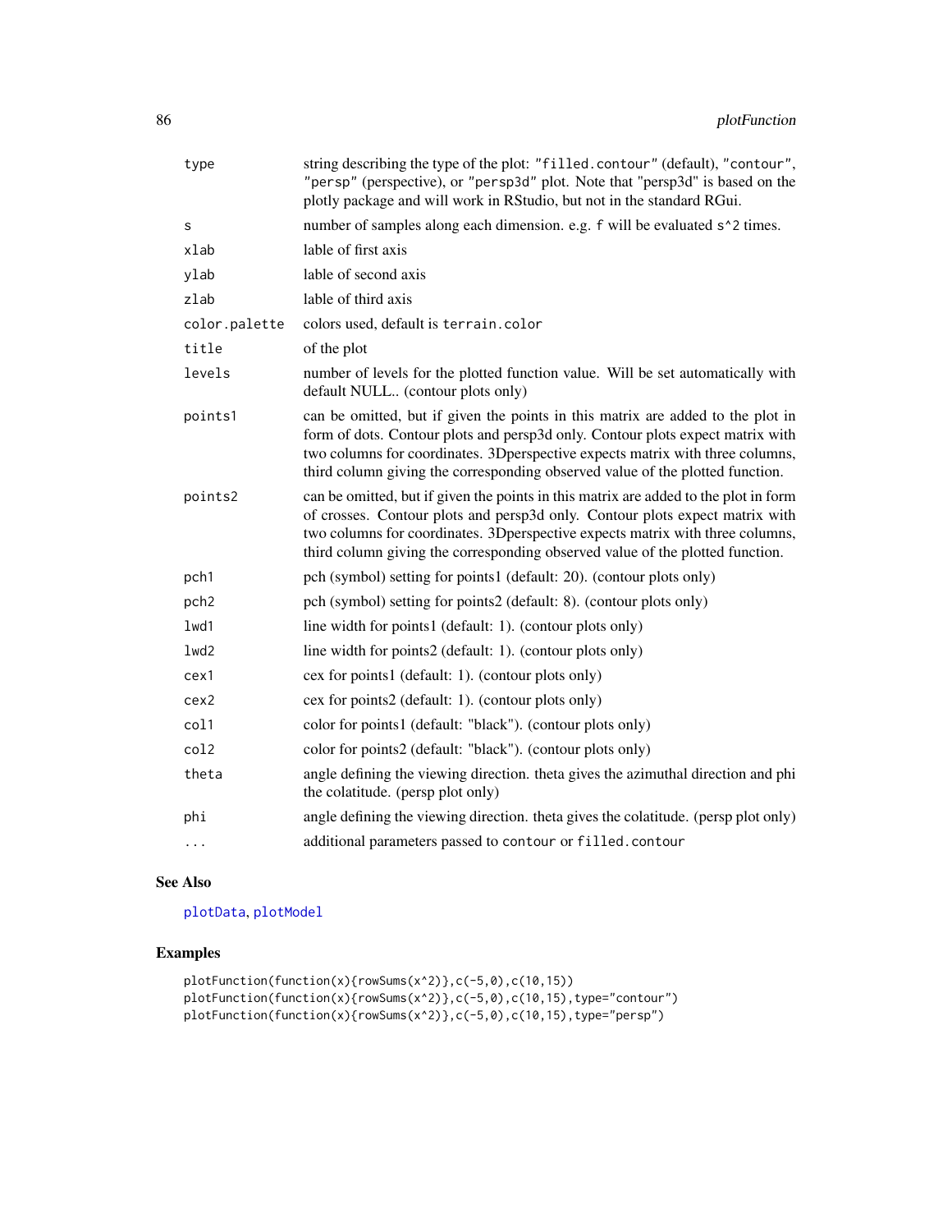| | |
|---|---|
| type | string describing the type of the plot: "filled.contour" (default), "contour", "persp" (perspective), or "persp3d" plot. Note that "persp3d" is based on the plotly package and will work in RStudio, but not in the standard RGui. |
| s | number of samples along each dimension. e.g. f will be evaluated s^2 times. |
| xlab | lable of first axis |
| ylab | lable of second axis |
| zlab | lable of third axis |
| color.palette | colors used, default is terrain.color |
| title | of the plot |
| levels | number of levels for the plotted function value. Will be set automatically with default NULL.. (contour plots only) |
| points1 | can be omitted, but if given the points in this matrix are added to the plot in form of dots. Contour plots and persp3d only. Contour plots expect matrix with two columns for coordinates. 3Dperspective expects matrix with three columns, third column giving the corresponding observed value of the plotted function. |
| points2 | can be omitted, but if given the points in this matrix are added to the plot in form of crosses. Contour plots and persp3d only. Contour plots expect matrix with two columns for coordinates. 3Dperspective expects matrix with three columns, third column giving the corresponding observed value of the plotted function. |
| pch1 | pch (symbol) setting for points1 (default: 20). (contour plots only) |
| pch2 | pch (symbol) setting for points2 (default: 8). (contour plots only) |
| lwd1 | line width for points1 (default: 1). (contour plots only) |
| lwd2 | line width for points2 (default: 1). (contour plots only) |
| cex1 | cex for points1 (default: 1). (contour plots only) |
| cex2 | cex for points2 (default: 1). (contour plots only) |
| col1 | color for points1 (default: "black"). (contour plots only) |
| col2 | color for points2 (default: "black"). (contour plots only) |
| theta | angle defining the viewing direction. theta gives the azimuthal direction and phi the colatitude. (persp plot only) |
| phi | angle defining the viewing direction. theta gives the colatitude. (persp plot only) |
| ... | additional parameters passed to contour or filled.contour |

## See Also

plotData, plotModel

## Examples

```
plotFunction(function(x){rowSums(x^2)},c(-5,0),c(10,15))
plotFunction(function(x){rowSums(x^2)},c(-5,0),c(10,15),type="contour")
plotFunction(function(x){rowSums(x^2)},c(-5,0),c(10,15),type="persp")
```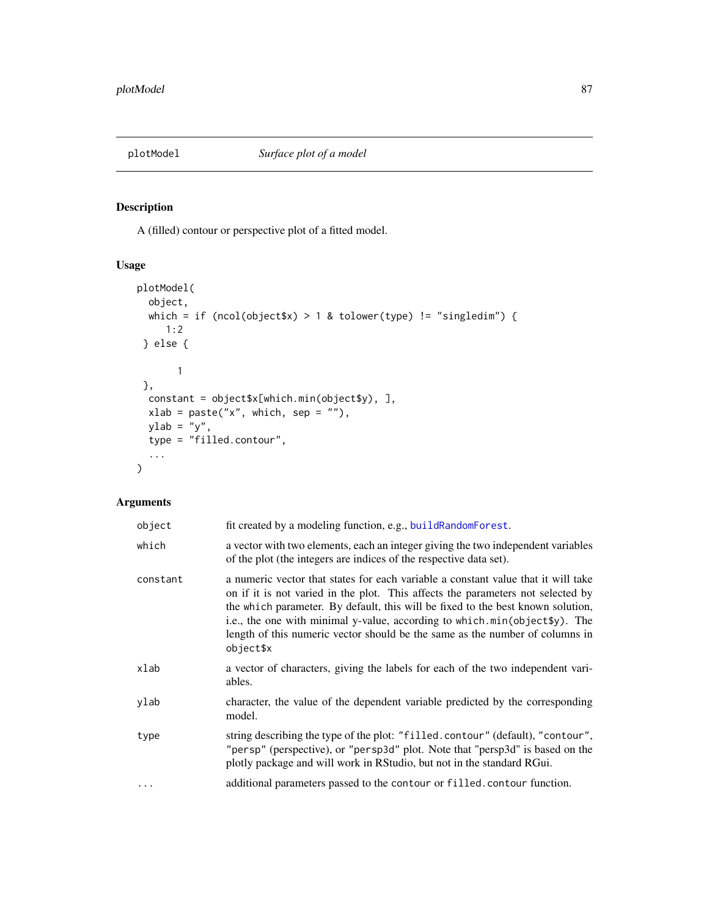plotModel *Surface plot of a model*

## Description

A (filled) contour or perspective plot of a fitted model.

## Usage

```
plotModel(
  object,
  which = if (ncol(object$x) > 1 & tolower(type) != "singledim") {
     1:2
 } else {

       1
 },
  constant = object$x[which.min(object$y), ],
  xlab = paste("x", which, sep = ""),
  ylab = "y",
  type = "filled.contour",
  ...
)
```

## Arguments

| | |
|---|---|
| object | fit created by a modeling function, e.g., buildRandomForest. |
| which | a vector with two elements, each an integer giving the two independent variables of the plot (the integers are indices of the respective data set). |
| constant | a numeric vector that states for each variable a constant value that it will take on if it is not varied in the plot. This affects the parameters not selected by the which parameter. By default, this will be fixed to the best known solution, i.e., the one with minimal y-value, according to which.min(object$y). The length of this numeric vector should be the same as the number of columns in object$x |
| xlab | a vector of characters, giving the labels for each of the two independent variables. |
| ylab | character, the value of the dependent variable predicted by the corresponding model. |
| type | string describing the type of the plot: "filled.contour" (default), "contour", "persp" (perspective), or "persp3d" plot. Note that "persp3d" is based on the plotly package and will work in RStudio, but not in the standard RGui. |
| ... | additional parameters passed to the contour or filled.contour function. |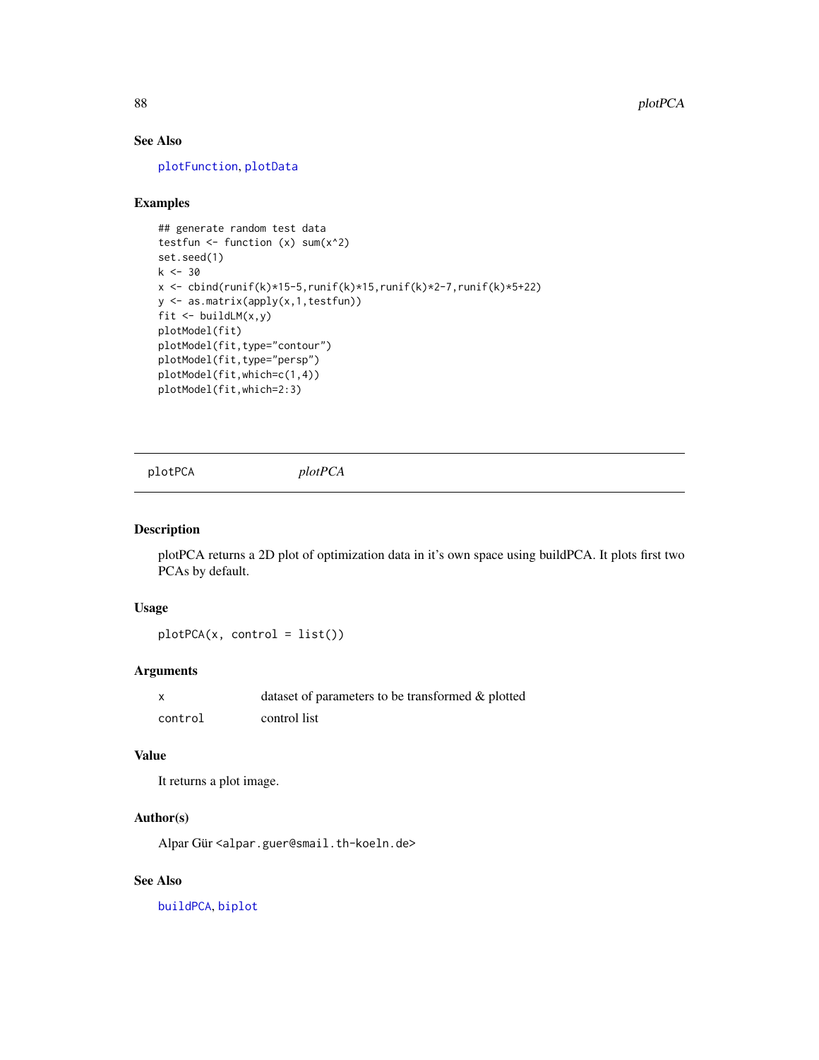### See Also

plotFunction, plotData

### Examples

```
## generate random test data
testfun <- function (x) sum(x^2)
set.seed(1)
k <- 30
x <- cbind(runif(k)*15-5,runif(k)*15,runif(k)*2-7,runif(k)*5+22)
y <- as.matrix(apply(x,1,testfun))
fit <- buildLM(x,y)
plotModel(fit)
plotModel(fit,type="contour")
plotModel(fit,type="persp")
plotModel(fit,which=c(1,4))
plotModel(fit,which=2:3)
```

---

## plotPCA &nbsp;&nbsp;&nbsp;&nbsp; *plotPCA*

---

### Description

plotPCA returns a 2D plot of optimization data in it's own space using buildPCA. It plots first two PCAs by default.

### Usage

```
plotPCA(x, control = list())
```

### Arguments

| | |
|---|---|
| x | dataset of parameters to be transformed & plotted |
| control | control list |

### Value

It returns a plot image.

### Author(s)

Alpar Gür <alpar.guer@smail.th-koeln.de>

### See Also

buildPCA, biplot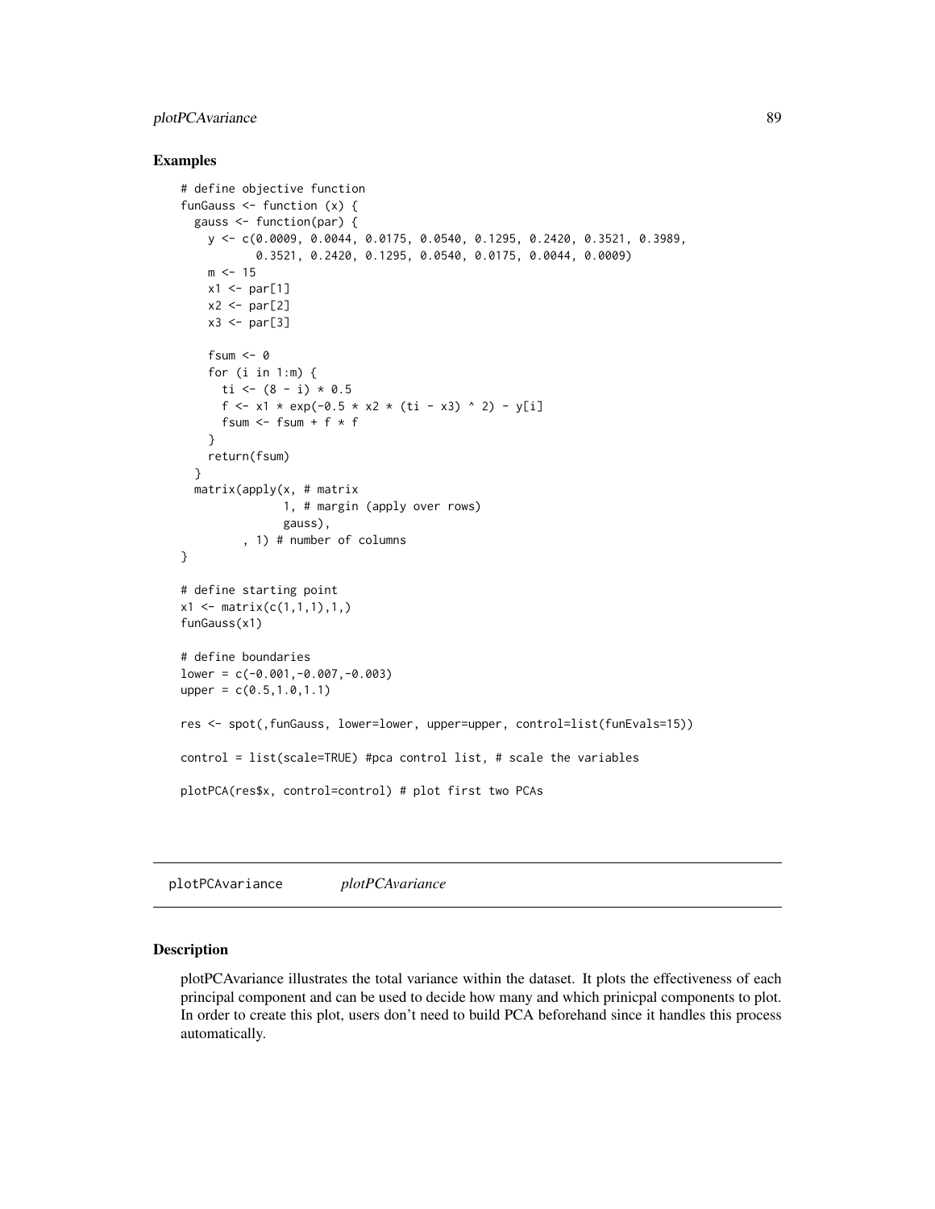### Examples

```
# define objective function
funGauss <- function (x) {
  gauss <- function(par) {
    y <- c(0.0009, 0.0044, 0.0175, 0.0540, 0.1295, 0.2420, 0.3521, 0.3989,
           0.3521, 0.2420, 0.1295, 0.0540, 0.0175, 0.0044, 0.0009)
    m <- 15
    x1 <- par[1]
    x2 <- par[2]
    x3 <- par[3]

    fsum <- 0
    for (i in 1:m) {
      ti <- (8 - i) * 0.5
      f <- x1 * exp(-0.5 * x2 * (ti - x3) ^ 2) - y[i]
      fsum <- fsum + f * f
    }
    return(fsum)
  }
  matrix(apply(x, # matrix
               1, # margin (apply over rows)
               gauss),
         , 1) # number of columns
}

# define starting point
x1 <- matrix(c(1,1,1),1,)
funGauss(x1)

# define boundaries
lower = c(-0.001,-0.007,-0.003)
upper = c(0.5,1.0,1.1)

res <- spot(,funGauss, lower=lower, upper=upper, control=list(funEvals=15))

control = list(scale=TRUE) #pca control list, # scale the variables

plotPCA(res$x, control=control) # plot first two PCAs
```

---

## plotPCAvariance *plotPCAvariance*

---

### Description

plotPCAvariance illustrates the total variance within the dataset. It plots the effectiveness of each principal component and can be used to decide how many and which prinicpal components to plot. In order to create this plot, users don't need to build PCA beforehand since it handles this process automatically.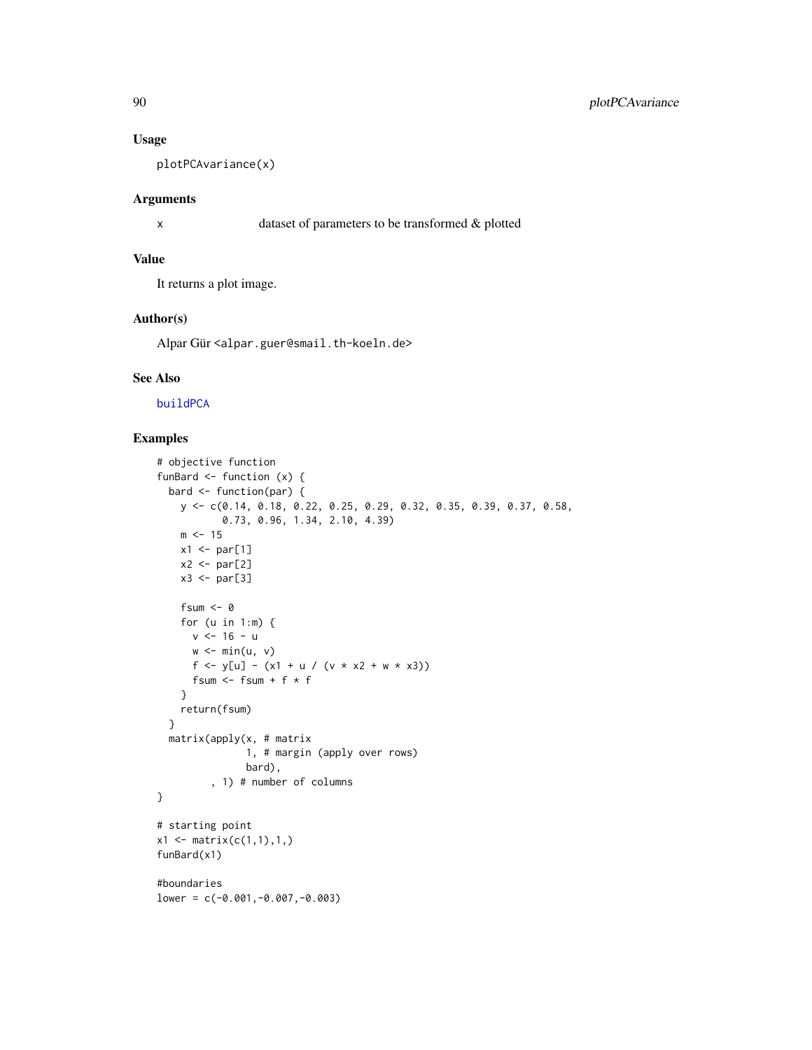### Usage

```
plotPCAvariance(x)
```

### Arguments

| | |
|---|---|
| x | dataset of parameters to be transformed & plotted |

### Value

It returns a plot image.

### Author(s)

Alpar Gür <alpar.guer@smail.th-koeln.de>

### See Also

buildPCA

### Examples

```
# objective function
funBard <- function (x) {
  bard <- function(par) {
    y <- c(0.14, 0.18, 0.22, 0.25, 0.29, 0.32, 0.35, 0.39, 0.37, 0.58,
           0.73, 0.96, 1.34, 2.10, 4.39)
    m <- 15
    x1 <- par[1]
    x2 <- par[2]
    x3 <- par[3]

    fsum <- 0
    for (u in 1:m) {
      v <- 16 - u
      w <- min(u, v)
      f <- y[u] - (x1 + u / (v * x2 + w * x3))
      fsum <- fsum + f * f
    }
    return(fsum)
  }
  matrix(apply(x, # matrix
               1, # margin (apply over rows)
               bard),
         , 1) # number of columns
}

# starting point
x1 <- matrix(c(1,1),1,)
funBard(x1)

#boundaries
lower = c(-0.001,-0.007,-0.003)
```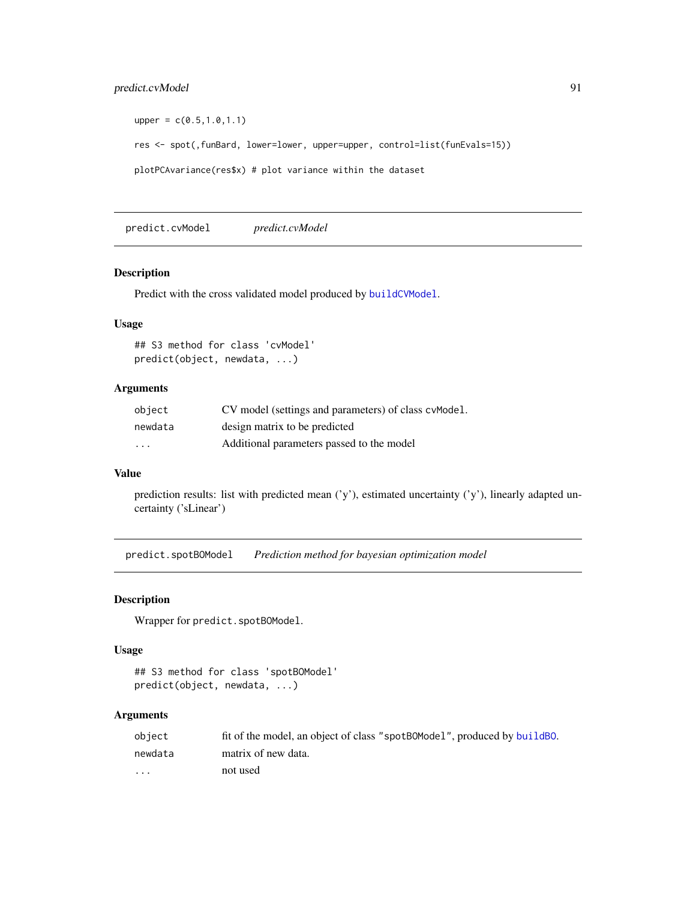```
upper = c(0.5,1.0,1.1)

res <- spot(,funBard, lower=lower, upper=upper, control=list(funEvals=15))

plotPCAvariance(res$x) # plot variance within the dataset
```

---

## predict.cvModel *predict.cvModel*

### Description

Predict with the cross validated model produced by buildCVModel.

### Usage

```
## S3 method for class 'cvModel'
predict(object, newdata, ...)
```

### Arguments

| | |
|---|---|
| object | CV model (settings and parameters) of class cvModel. |
| newdata | design matrix to be predicted |
| ... | Additional parameters passed to the model |

### Value

prediction results: list with predicted mean ('y'), estimated uncertainty ('y'), linearly adapted uncertainty ('sLinear')

---

## predict.spotBOModel *Prediction method for bayesian optimization model*

### Description

Wrapper for predict.spotBOModel.

### Usage

```
## S3 method for class 'spotBOModel'
predict(object, newdata, ...)
```

### Arguments

| | |
|---|---|
| object | fit of the model, an object of class "spotBOModel", produced by buildBO. |
| newdata | matrix of new data. |
| ... | not used |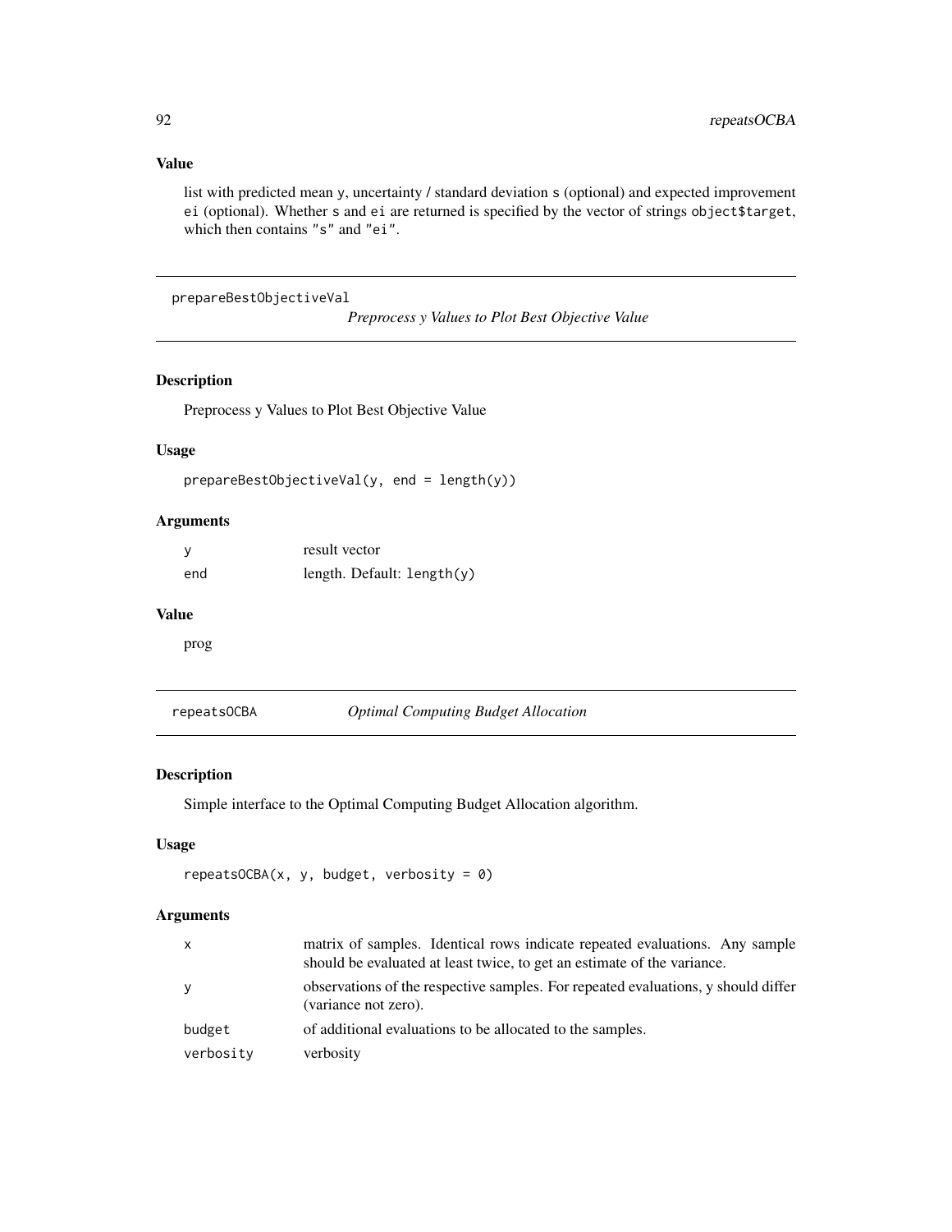### Value

list with predicted mean y, uncertainty / standard deviation s (optional) and expected improvement ei (optional). Whether s and ei are returned is specified by the vector of strings object$target, which then contains "s" and "ei".

---

## prepareBestObjectiveVal — *Preprocess y Values to Plot Best Objective Value*

### Description

Preprocess y Values to Plot Best Objective Value

### Usage

```
prepareBestObjectiveVal(y, end = length(y))
```

### Arguments

| | |
|---|---|
| y | result vector |
| end | length. Default: length(y) |

### Value

prog

---

## repeatsOCBA — *Optimal Computing Budget Allocation*

### Description

Simple interface to the Optimal Computing Budget Allocation algorithm.

### Usage

```
repeatsOCBA(x, y, budget, verbosity = 0)
```

### Arguments

| | |
|---|---|
| x | matrix of samples. Identical rows indicate repeated evaluations. Any sample should be evaluated at least twice, to get an estimate of the variance. |
| y | observations of the respective samples. For repeated evaluations, y should differ (variance not zero). |
| budget | of additional evaluations to be allocated to the samples. |
| verbosity | verbosity |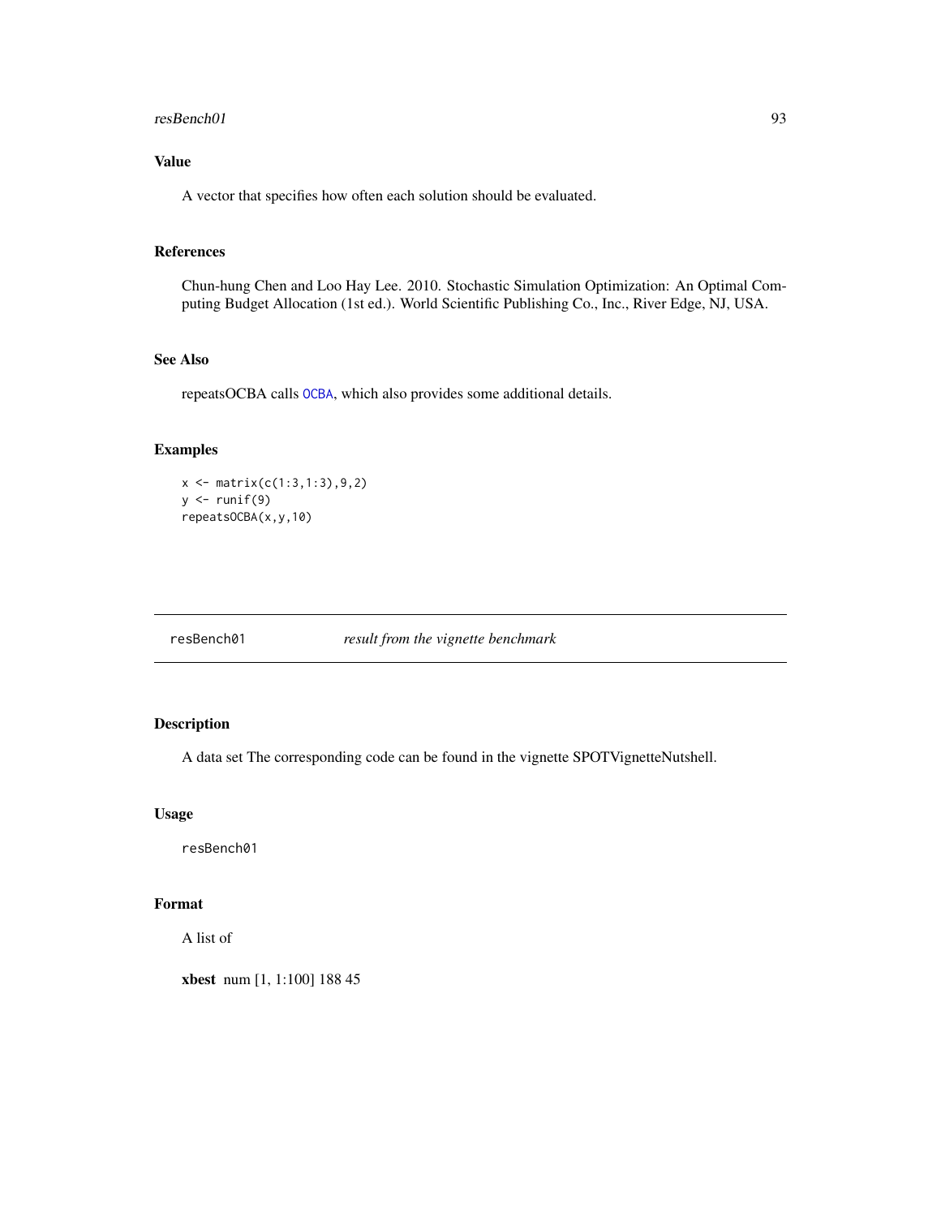## Value

A vector that specifies how often each solution should be evaluated.

## References

Chun-hung Chen and Loo Hay Lee. 2010. Stochastic Simulation Optimization: An Optimal Computing Budget Allocation (1st ed.). World Scientific Publishing Co., Inc., River Edge, NJ, USA.

## See Also

repeatsOCBA calls OCBA, which also provides some additional details.

## Examples

```
x <- matrix(c(1:3,1:3),9,2)
y <- runif(9)
repeatsOCBA(x,y,10)
```

---

# resBench01 *result from the vignette benchmark*

## Description

A data set The corresponding code can be found in the vignette SPOTVignetteNutshell.

## Usage

```
resBench01
```

## Format

A list of

**xbest** num [1, 1:100] 188 45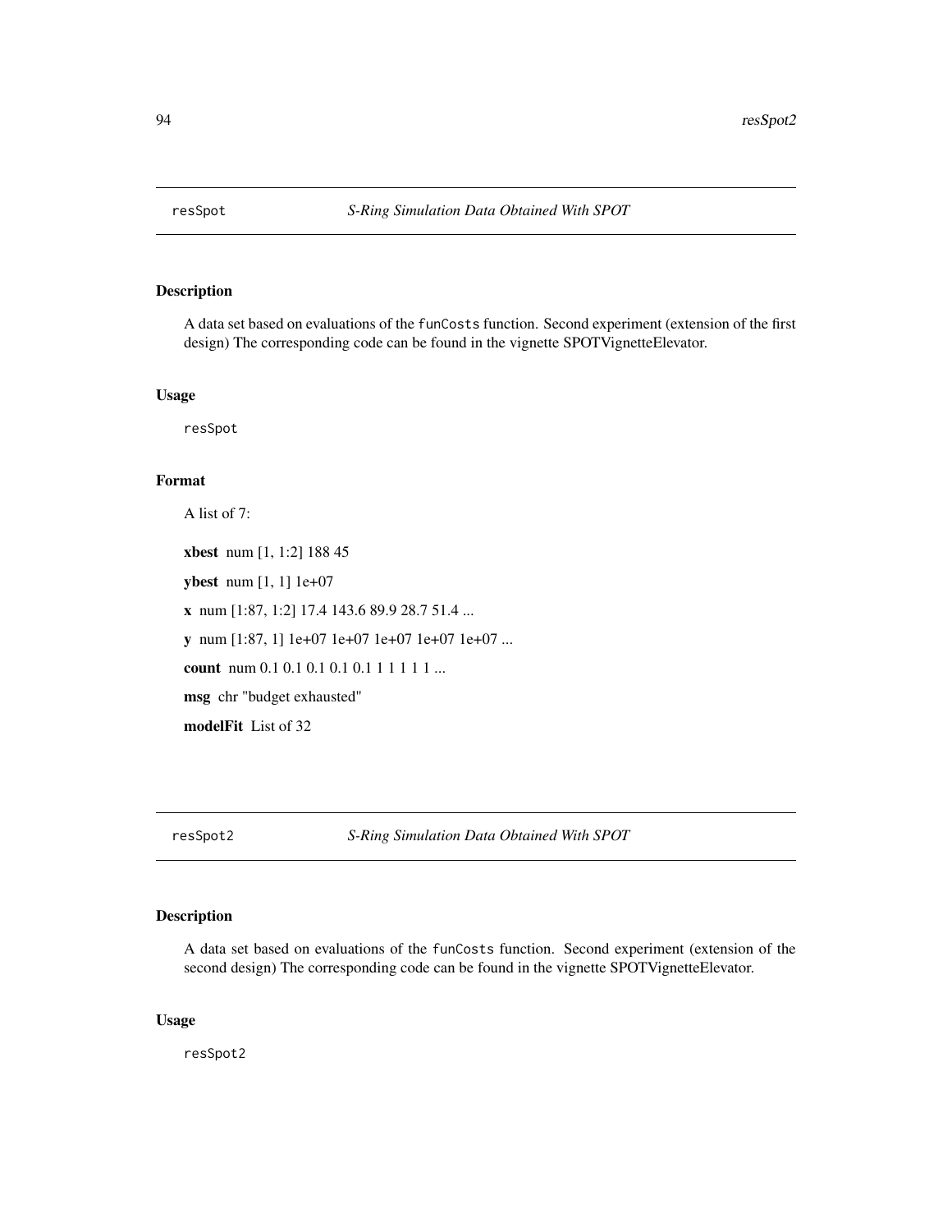## resSpot

*S-Ring Simulation Data Obtained With SPOT*

### Description

A data set based on evaluations of the `funCosts` function. Second experiment (extension of the first design) The corresponding code can be found in the vignette SPOTVignetteElevator.

### Usage

```
resSpot
```

### Format

A list of 7:

**xbest** num [1, 1:2] 188 45

**ybest** num [1, 1] 1e+07

**x** num [1:87, 1:2] 17.4 143.6 89.9 28.7 51.4 ...

**y** num [1:87, 1] 1e+07 1e+07 1e+07 1e+07 1e+07 ...

**count** num 0.1 0.1 0.1 0.1 0.1 1 1 1 1 1 ...

**msg** chr "budget exhausted"

**modelFit** List of 32

## resSpot2

*S-Ring Simulation Data Obtained With SPOT*

### Description

A data set based on evaluations of the `funCosts` function. Second experiment (extension of the second design) The corresponding code can be found in the vignette SPOTVignetteElevator.

### Usage

```
resSpot2
```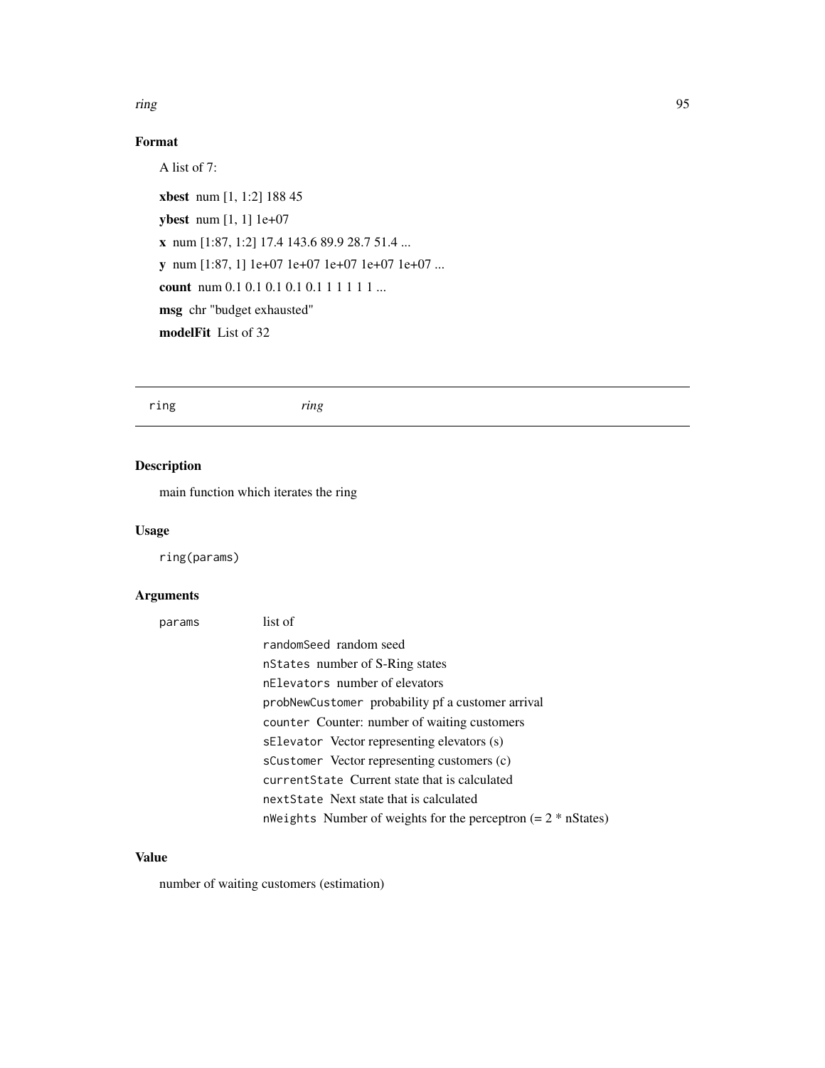### Format

A list of 7:

**xbest** num [1, 1:2] 188 45

**ybest** num [1, 1] 1e+07

**x** num [1:87, 1:2] 17.4 143.6 89.9 28.7 51.4 ...

**y** num [1:87, 1] 1e+07 1e+07 1e+07 1e+07 1e+07 ...

**count** num 0.1 0.1 0.1 0.1 0.1 1 1 1 1 1 ...

**msg** chr "budget exhausted"

**modelFit** List of 32

---

## ring *ring*

---

### Description

main function which iterates the ring

### Usage

```
ring(params)
```

### Arguments

| | |
|---|---|
| `params` | list of |
| | `randomSeed` random seed |
| | `nStates` number of S-Ring states |
| | `nElevators` number of elevators |
| | `probNewCustomer` probability pf a customer arrival |
| | `counter` Counter: number of waiting customers |
| | `sElevator` Vector representing elevators (s) |
| | `sCustomer` Vector representing customers (c) |
| | `currentState` Current state that is calculated |
| | `nextState` Next state that is calculated |
| | `nWeights` Number of weights for the perceptron (= 2 * nStates) |

### Value

number of waiting customers (estimation)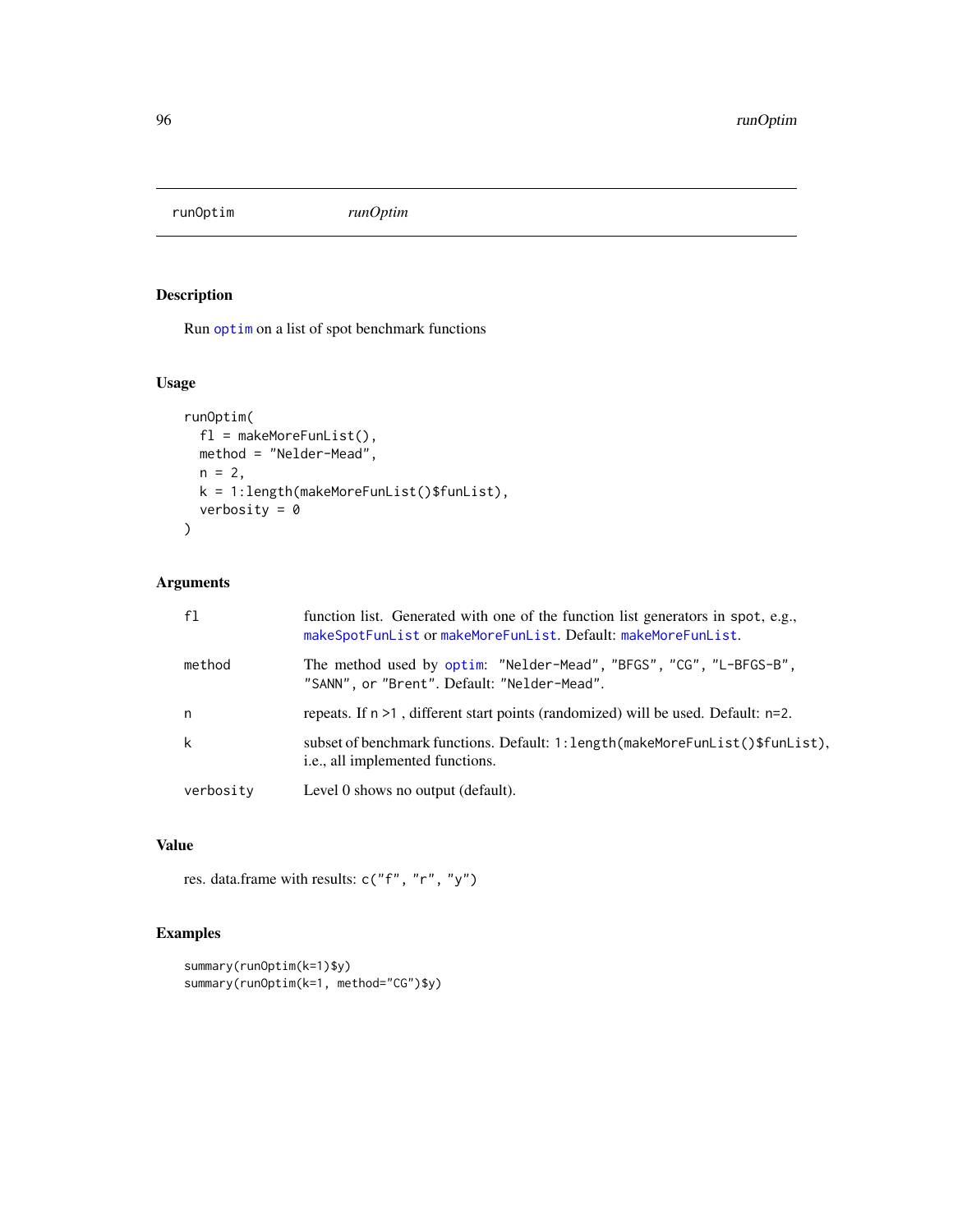runOptim *runOptim*

## Description

Run optim on a list of spot benchmark functions

## Usage

```
runOptim(
  fl = makeMoreFunList(),
  method = "Nelder-Mead",
  n = 2,
  k = 1:length(makeMoreFunList()$funList),
  verbosity = 0
)
```

## Arguments

| | |
|---|---|
| fl | function list. Generated with one of the function list generators in spot, e.g., makeSpotFunList or makeMoreFunList. Default: makeMoreFunList. |
| method | The method used by optim: "Nelder-Mead", "BFGS", "CG", "L-BFGS-B", "SANN", or "Brent". Default: "Nelder-Mead". |
| n | repeats. If n >1 , different start points (randomized) will be used. Default: n=2. |
| k | subset of benchmark functions. Default: 1:length(makeMoreFunList()$funList), i.e., all implemented functions. |
| verbosity | Level 0 shows no output (default). |

## Value

res. data.frame with results: c("f", "r", "y")

## Examples

```
summary(runOptim(k=1)$y)
summary(runOptim(k=1, method="CG")$y)
```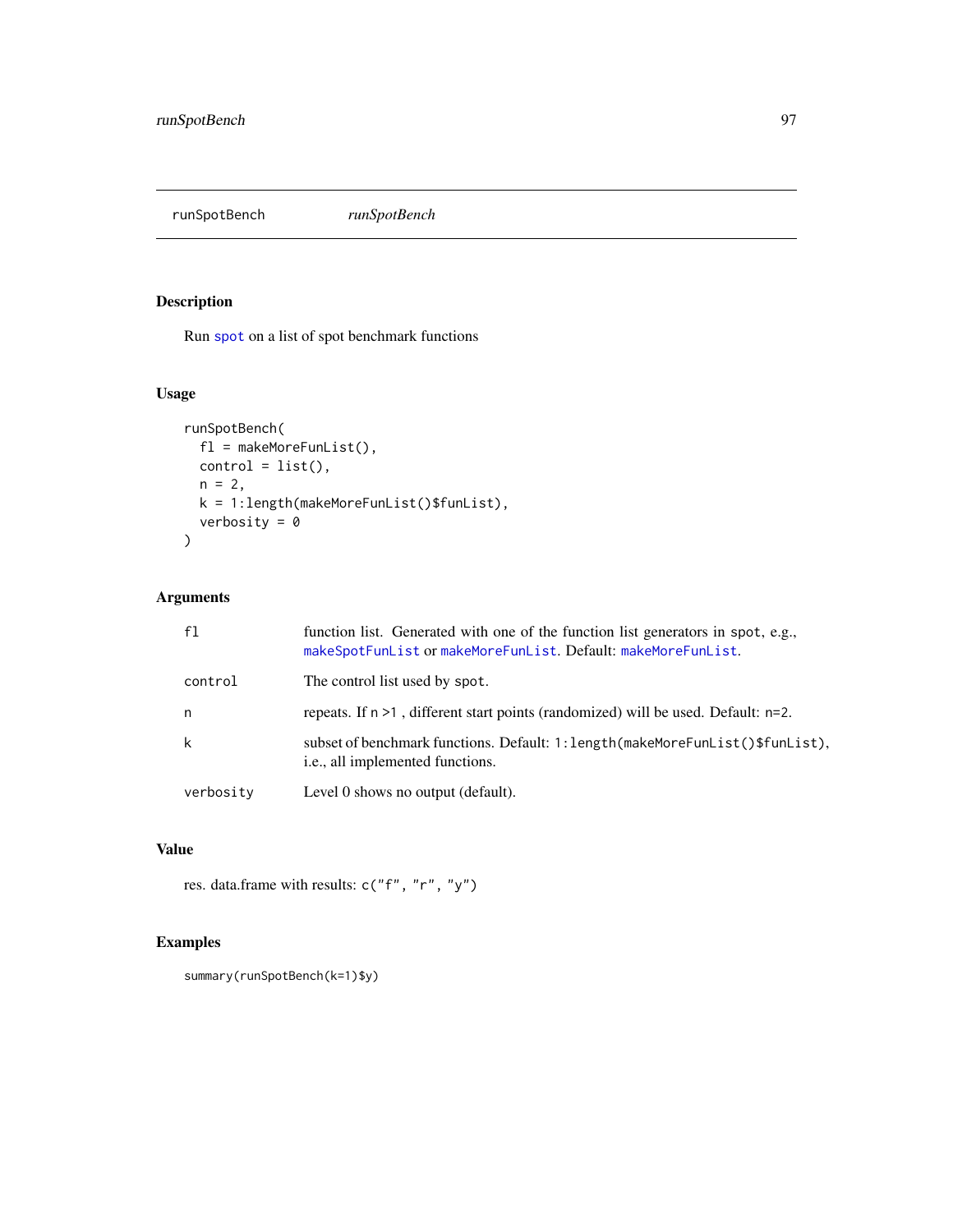runSpotBench *runSpotBench*

## Description

Run spot on a list of spot benchmark functions

## Usage

```
runSpotBench(
  fl = makeMoreFunList(),
  control = list(),
  n = 2,
  k = 1:length(makeMoreFunList()$funList),
  verbosity = 0
)
```

## Arguments

| | |
|---|---|
| fl | function list. Generated with one of the function list generators in spot, e.g., makeSpotFunList or makeMoreFunList. Default: makeMoreFunList. |
| control | The control list used by spot. |
| n | repeats. If n >1 , different start points (randomized) will be used. Default: n=2. |
| k | subset of benchmark functions. Default: 1:length(makeMoreFunList()$funList), i.e., all implemented functions. |
| verbosity | Level 0 shows no output (default). |

## Value

res. data.frame with results: c("f", "r", "y")

## Examples

```
summary(runSpotBench(k=1)$y)
```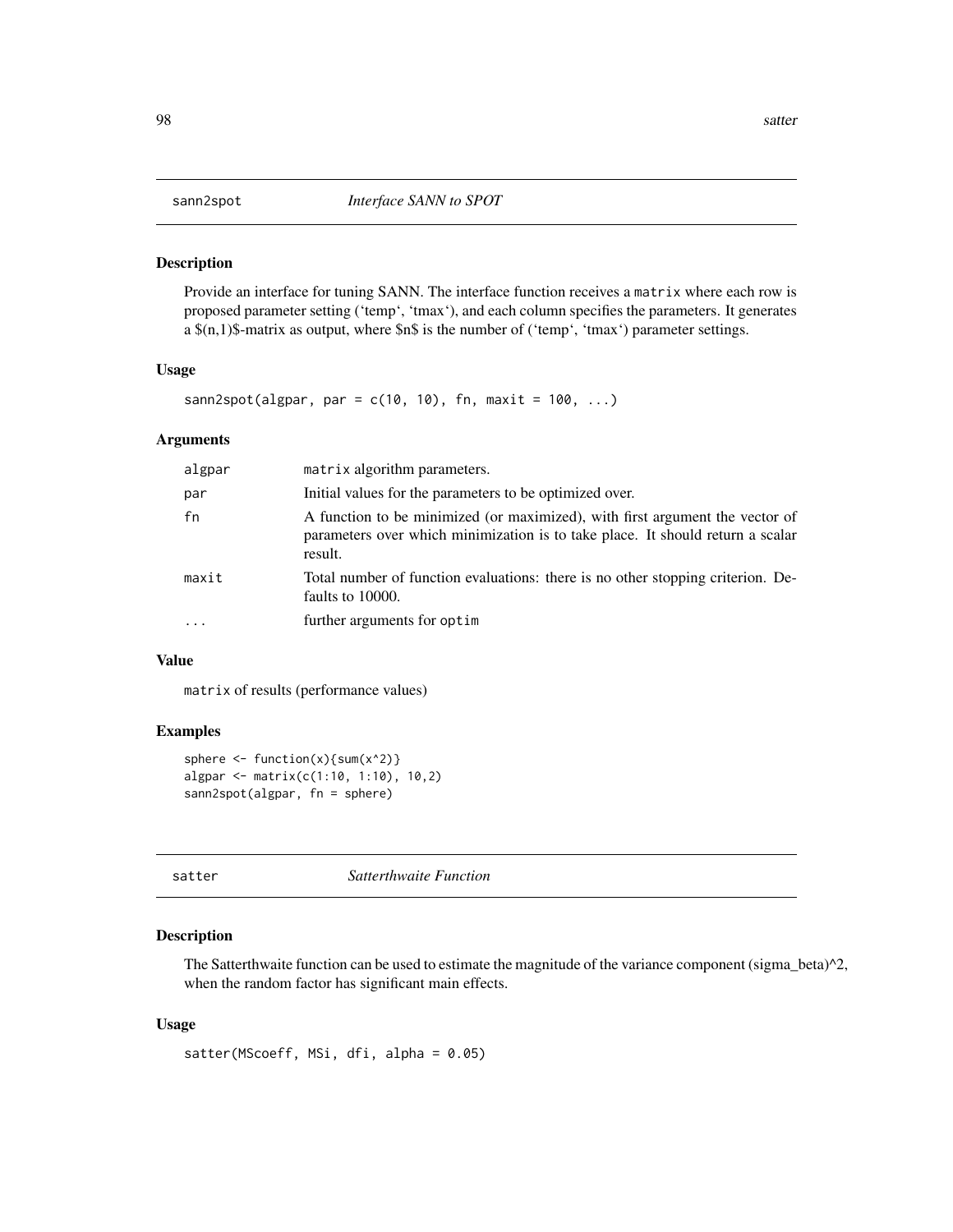## sann2spot *Interface SANN to SPOT*

### Description

Provide an interface for tuning SANN. The interface function receives a `matrix` where each row is proposed parameter setting (‘temp‘, ‘tmax‘), and each column specifies the parameters. It generates a $(n,1)$-matrix as output, where $n$ is the number of (‘temp‘, ‘tmax‘) parameter settings.

### Usage

```
sann2spot(algpar, par = c(10, 10), fn, maxit = 100, ...)
```

### Arguments

| | |
|---|---|
| algpar | `matrix` algorithm parameters. |
| par | Initial values for the parameters to be optimized over. |
| fn | A function to be minimized (or maximized), with first argument the vector of parameters over which minimization is to take place. It should return a scalar result. |
| maxit | Total number of function evaluations: there is no other stopping criterion. Defaults to 10000. |
| ... | further arguments for `optim` |

### Value

`matrix` of results (performance values)

### Examples

```
sphere <- function(x){sum(x^2)}
algpar <- matrix(c(1:10, 1:10), 10,2)
sann2spot(algpar, fn = sphere)
```

## satter *Satterthwaite Function*

### Description

The Satterthwaite function can be used to estimate the magnitude of the variance component (sigma_beta)^2, when the random factor has significant main effects.

### Usage

```
satter(MScoeff, MSi, dfi, alpha = 0.05)
```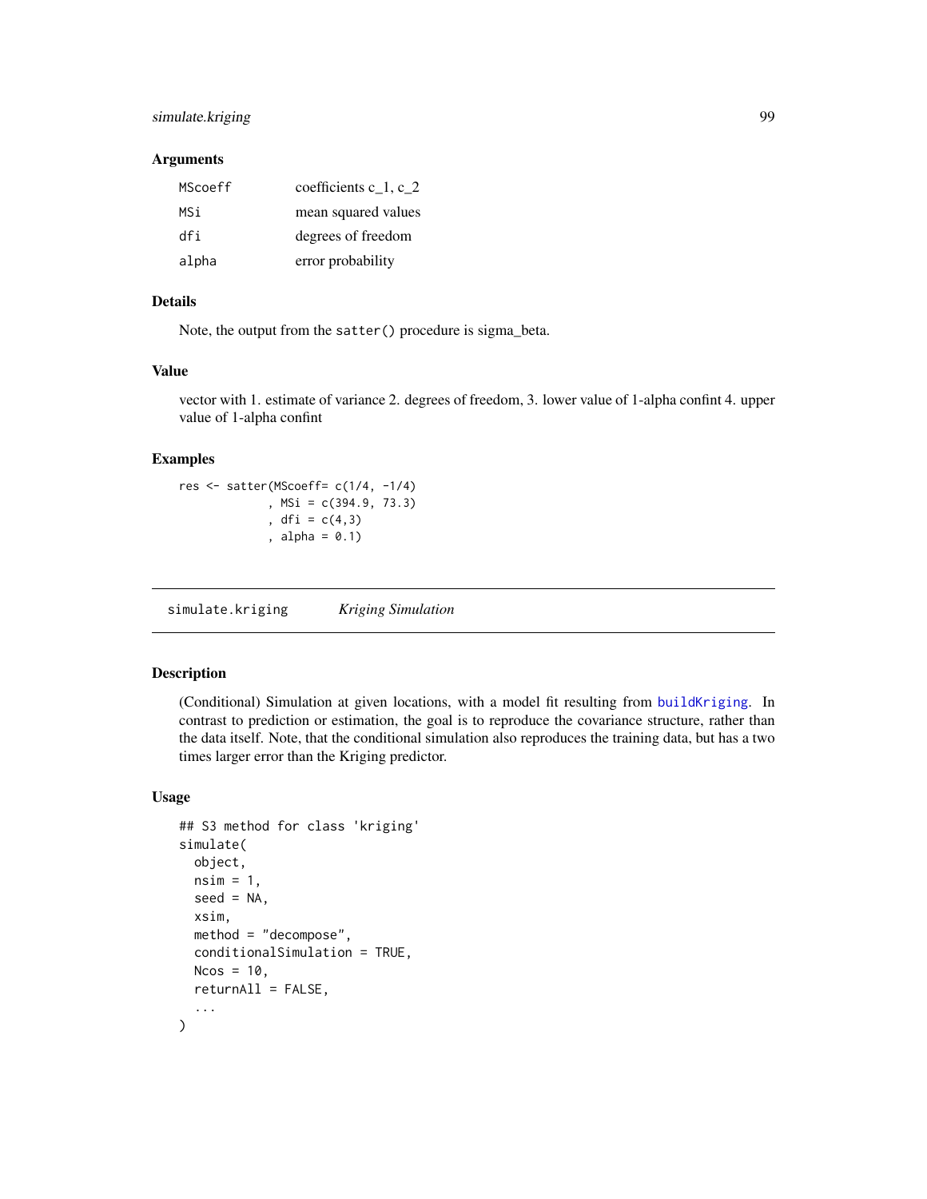### Arguments

| | |
|---|---|
| MScoeff | coefficients c_1, c_2 |
| MSi | mean squared values |
| dfi | degrees of freedom |
| alpha | error probability |

### Details

Note, the output from the `satter()` procedure is sigma_beta.

### Value

vector with 1. estimate of variance 2. degrees of freedom, 3. lower value of 1-alpha confint 4. upper value of 1-alpha confint

### Examples

```
res <- satter(MScoeff= c(1/4, -1/4)
              , MSi = c(394.9, 73.3)
              , dfi = c(4,3)
              , alpha = 0.1)
```

---

## simulate.kriging    *Kriging Simulation*

---

### Description

(Conditional) Simulation at given locations, with a model fit resulting from `buildKriging`. In contrast to prediction or estimation, the goal is to reproduce the covariance structure, rather than the data itself. Note, that the conditional simulation also reproduces the training data, but has a two times larger error than the Kriging predictor.

### Usage

```
## S3 method for class 'kriging'
simulate(
  object,
  nsim = 1,
  seed = NA,
  xsim,
  method = "decompose",
  conditionalSimulation = TRUE,
  Ncos = 10,
  returnAll = FALSE,
  ...
)
```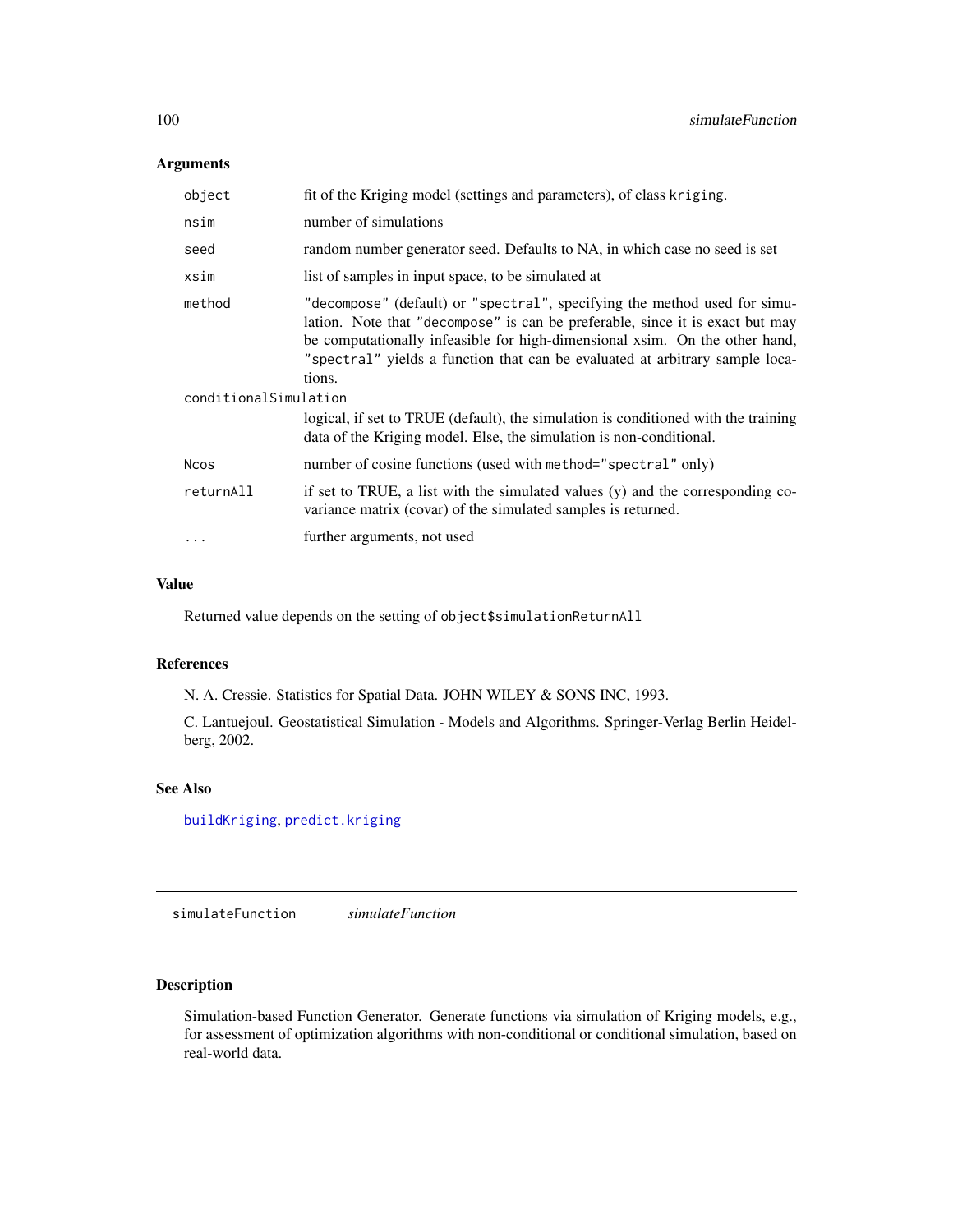### Arguments

| | |
|---|---|
| object | fit of the Kriging model (settings and parameters), of class `kriging`. |
| nsim | number of simulations |
| seed | random number generator seed. Defaults to NA, in which case no seed is set |
| xsim | list of samples in input space, to be simulated at |
| method | `"decompose"` (default) or `"spectral"`, specifying the method used for simulation. Note that `"decompose"` is can be preferable, since it is exact but may be computationally infeasible for high-dimensional xsim. On the other hand, `"spectral"` yields a function that can be evaluated at arbitrary sample locations. |
| conditionalSimulation | logical, if set to TRUE (default), the simulation is conditioned with the training data of the Kriging model. Else, the simulation is non-conditional. |
| Ncos | number of cosine functions (used with `method="spectral"` only) |
| returnAll | if set to TRUE, a list with the simulated values (y) and the corresponding covariance matrix (covar) of the simulated samples is returned. |
| ... | further arguments, not used |

### Value

Returned value depends on the setting of `object$simulationReturnAll`

### References

N. A. Cressie. Statistics for Spatial Data. JOHN WILEY & SONS INC, 1993.

C. Lantuejoul. Geostatistical Simulation - Models and Algorithms. Springer-Verlag Berlin Heidelberg, 2002.

### See Also

`buildKriging`, `predict.kriging`

---

## simulateFunction *simulateFunction*

### Description

Simulation-based Function Generator. Generate functions via simulation of Kriging models, e.g., for assessment of optimization algorithms with non-conditional or conditional simulation, based on real-world data.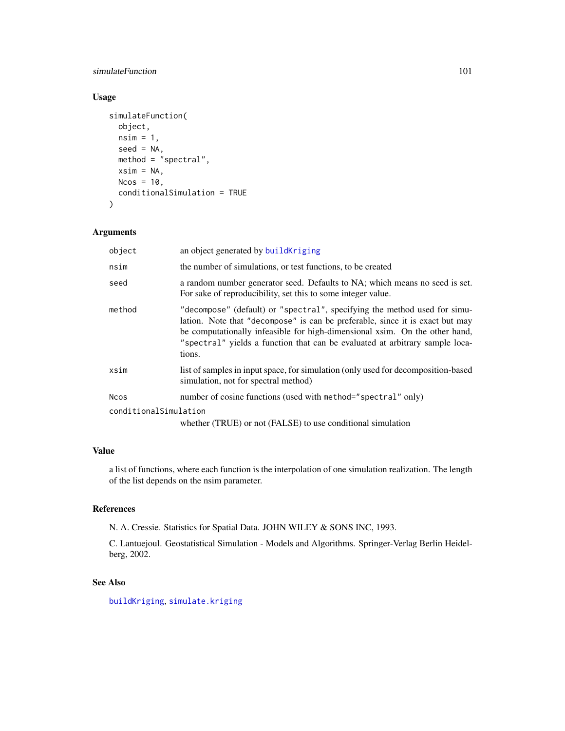## Usage

```
simulateFunction(
  object,
  nsim = 1,
  seed = NA,
  method = "spectral",
  xsim = NA,
  Ncos = 10,
  conditionalSimulation = TRUE
)
```

## Arguments

| | |
|---|---|
| `object` | an object generated by `buildKriging` |
| `nsim` | the number of simulations, or test functions, to be created |
| `seed` | a random number generator seed. Defaults to NA; which means no seed is set. For sake of reproducibility, set this to some integer value. |
| `method` | `"decompose"` (default) or `"spectral"`, specifying the method used for simulation. Note that `"decompose"` is can be preferable, since it is exact but may be computationally infeasible for high-dimensional xsim. On the other hand, `"spectral"` yields a function that can be evaluated at arbitrary sample locations. |
| `xsim` | list of samples in input space, for simulation (only used for decomposition-based simulation, not for spectral method) |
| `Ncos` | number of cosine functions (used with `method="spectral"` only) |
| `conditionalSimulation` | whether (TRUE) or not (FALSE) to use conditional simulation |

## Value

a list of functions, where each function is the interpolation of one simulation realization. The length of the list depends on the nsim parameter.

## References

N. A. Cressie. Statistics for Spatial Data. JOHN WILEY & SONS INC, 1993.

C. Lantuejoul. Geostatistical Simulation - Models and Algorithms. Springer-Verlag Berlin Heidelberg, 2002.

## See Also

`buildKriging`, `simulate.kriging`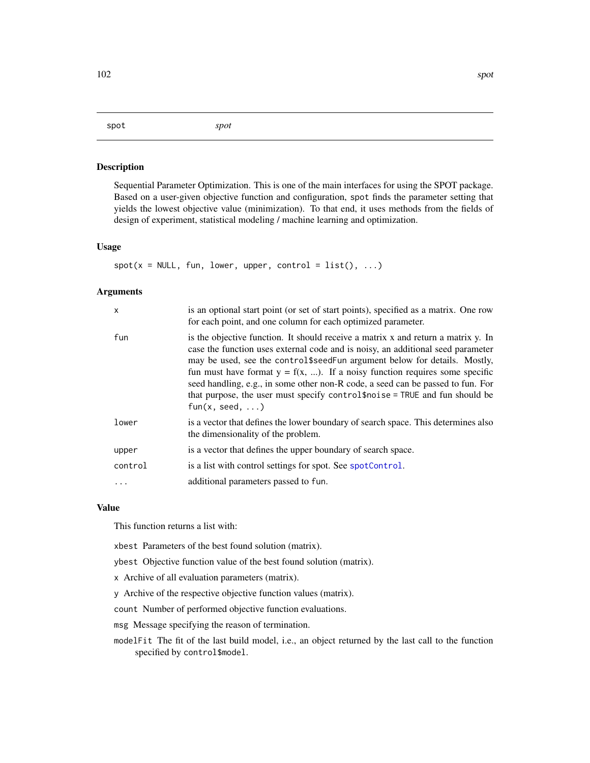## spot — *spot*

### Description

Sequential Parameter Optimization. This is one of the main interfaces for using the SPOT package. Based on a user-given objective function and configuration, `spot` finds the parameter setting that yields the lowest objective value (minimization). To that end, it uses methods from the fields of design of experiment, statistical modeling / machine learning and optimization.

### Usage

```
spot(x = NULL, fun, lower, upper, control = list(), ...)
```

### Arguments

| | |
|---|---|
| `x` | is an optional start point (or set of start points), specified as a matrix. One row for each point, and one column for each optimized parameter. |
| `fun` | is the objective function. It should receive a matrix x and return a matrix y. In case the function uses external code and is noisy, an additional seed parameter may be used, see the `control$seedFun` argument below for details. Mostly, fun must have format y = f(x, ...). If a noisy function requires some specific seed handling, e.g., in some other non-R code, a seed can be passed to fun. For that purpose, the user must specify `control$noise = TRUE` and fun should be `fun(x, seed, ...)` |
| `lower` | is a vector that defines the lower boundary of search space. This determines also the dimensionality of the problem. |
| `upper` | is a vector that defines the upper boundary of search space. |
| `control` | is a list with control settings for spot. See `spotControl`. |
| `...` | additional parameters passed to `fun`. |

### Value

This function returns a list with:

`xbest` Parameters of the best found solution (matrix).

`ybest` Objective function value of the best found solution (matrix).

`x` Archive of all evaluation parameters (matrix).

`y` Archive of the respective objective function values (matrix).

`count` Number of performed objective function evaluations.

`msg` Message specifying the reason of termination.

`modelFit` The fit of the last build model, i.e., an object returned by the last call to the function specified by `control$model`.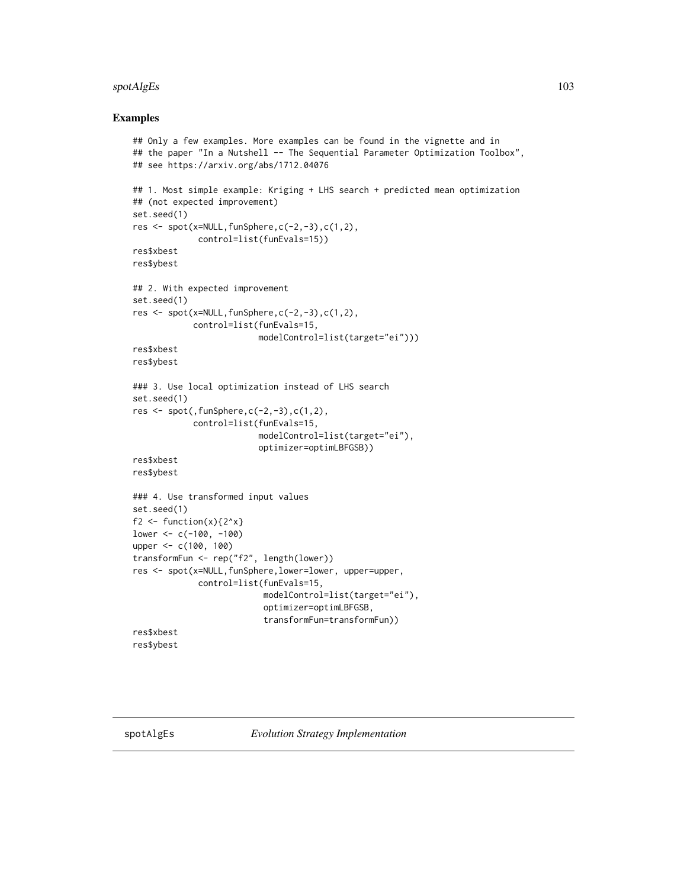### Examples

```
## Only a few examples. More examples can be found in the vignette and in
## the paper "In a Nutshell -- The Sequential Parameter Optimization Toolbox",
## see https://arxiv.org/abs/1712.04076

## 1. Most simple example: Kriging + LHS search + predicted mean optimization
## (not expected improvement)
set.seed(1)
res <- spot(x=NULL,funSphere,c(-2,-3),c(1,2),
            control=list(funEvals=15))
res$xbest
res$ybest

## 2. With expected improvement
set.seed(1)
res <- spot(x=NULL,funSphere,c(-2,-3),c(1,2),
           control=list(funEvals=15,
                        modelControl=list(target="ei")))
res$xbest
res$ybest

### 3. Use local optimization instead of LHS search
set.seed(1)
res <- spot(,funSphere,c(-2,-3),c(1,2),
           control=list(funEvals=15,
                        modelControl=list(target="ei"),
                        optimizer=optimLBFGSB))
res$xbest
res$ybest

### 4. Use transformed input values
set.seed(1)
f2 <- function(x){2^x}
lower <- c(-100, -100)
upper <- c(100, 100)
transformFun <- rep("f2", length(lower))
res <- spot(x=NULL,funSphere,lower=lower, upper=upper,
            control=list(funEvals=15,
                         modelControl=list(target="ei"),
                         optimizer=optimLBFGSB,
                         transformFun=transformFun))
res$xbest
res$ybest
```

## spotAlgEs *Evolution Strategy Implementation*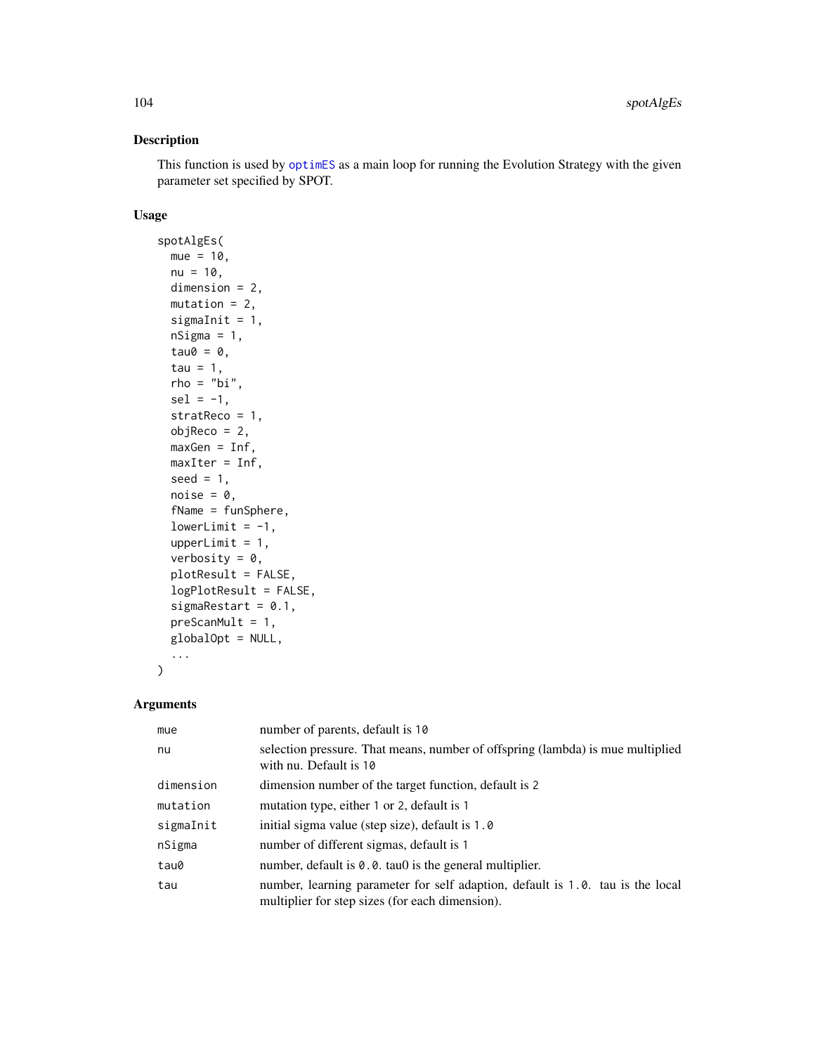## Description

This function is used by optimES as a main loop for running the Evolution Strategy with the given parameter set specified by SPOT.

## Usage

```
spotAlgEs(
  mue = 10,
  nu = 10,
  dimension = 2,
  mutation = 2,
  sigmaInit = 1,
  nSigma = 1,
  tau0 = 0,
  tau = 1,
  rho = "bi",
  sel = -1,
  stratReco = 1,
  objReco = 2,
  maxGen = Inf,
  maxIter = Inf,
  seed = 1,
  noise = 0,
  fName = funSphere,
  lowerLimit = -1,
  upperLimit = 1,
  verbosity = 0,
  plotResult = FALSE,
  logPlotResult = FALSE,
  sigmaRestart = 0.1,
  preScanMult = 1,
  globalOpt = NULL,
  ...
)
```

## Arguments

| | |
|---|---|
| mue | number of parents, default is 10 |
| nu | selection pressure. That means, number of offspring (lambda) is mue multiplied with nu. Default is 10 |
| dimension | dimension number of the target function, default is 2 |
| mutation | mutation type, either 1 or 2, default is 1 |
| sigmaInit | initial sigma value (step size), default is 1.0 |
| nSigma | number of different sigmas, default is 1 |
| tau0 | number, default is 0.0. tau0 is the general multiplier. |
| tau | number, learning parameter for self adaption, default is 1.0. tau is the local multiplier for step sizes (for each dimension). |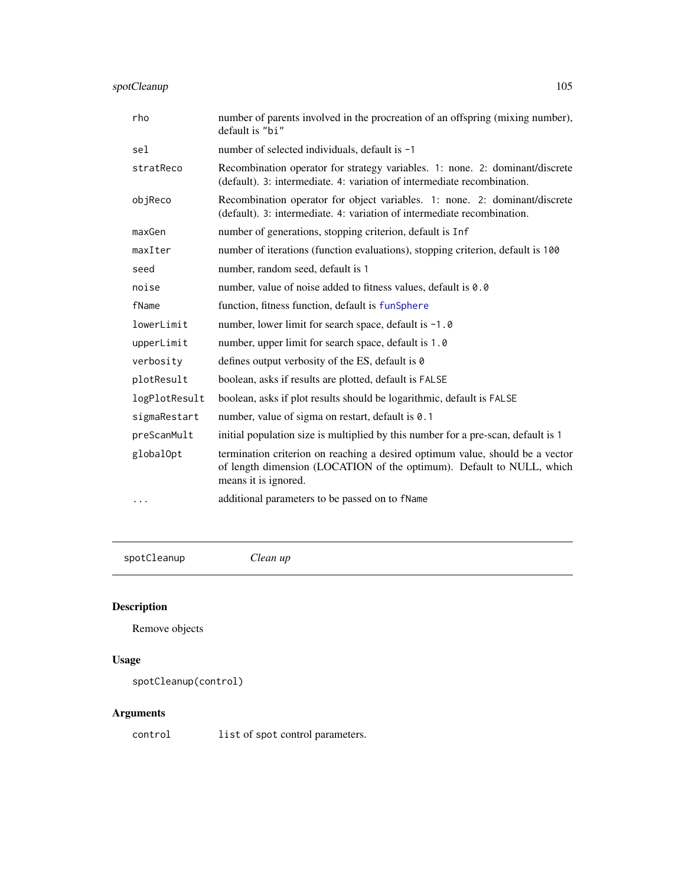| | |
|---|---|
| rho | number of parents involved in the procreation of an offspring (mixing number), default is "bi" |
| sel | number of selected individuals, default is -1 |
| stratReco | Recombination operator for strategy variables. 1: none. 2: dominant/discrete (default). 3: intermediate. 4: variation of intermediate recombination. |
| objReco | Recombination operator for object variables. 1: none. 2: dominant/discrete (default). 3: intermediate. 4: variation of intermediate recombination. |
| maxGen | number of generations, stopping criterion, default is Inf |
| maxIter | number of iterations (function evaluations), stopping criterion, default is 100 |
| seed | number, random seed, default is 1 |
| noise | number, value of noise added to fitness values, default is 0.0 |
| fName | function, fitness function, default is funSphere |
| lowerLimit | number, lower limit for search space, default is -1.0 |
| upperLimit | number, upper limit for search space, default is 1.0 |
| verbosity | defines output verbosity of the ES, default is 0 |
| plotResult | boolean, asks if results are plotted, default is FALSE |
| logPlotResult | boolean, asks if plot results should be logarithmic, default is FALSE |
| sigmaRestart | number, value of sigma on restart, default is 0.1 |
| preScanMult | initial population size is multiplied by this number for a pre-scan, default is 1 |
| globalOpt | termination criterion on reaching a desired optimum value, should be a vector of length dimension (LOCATION of the optimum). Default to NULL, which means it is ignored. |
| ... | additional parameters to be passed on to fName |

---

spotCleanup *Clean up*

---

## Description

Remove objects

## Usage

```
spotCleanup(control)
```

## Arguments

| | |
|---|---|
| control | list of spot control parameters. |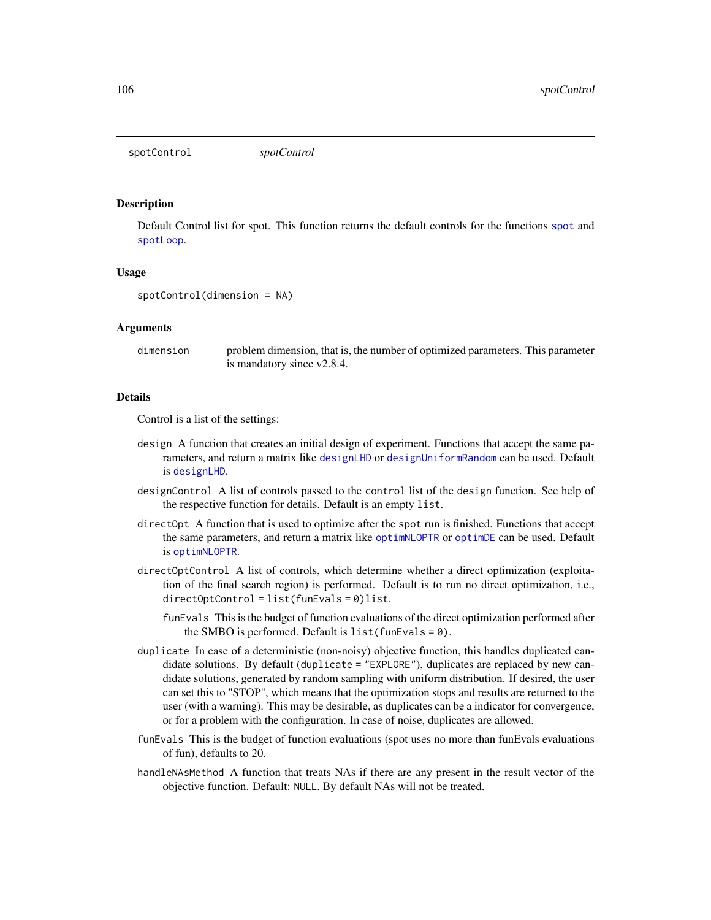spotControl *spotControl*

### Description

Default Control list for spot. This function returns the default controls for the functions spot and spotLoop.

### Usage

```
spotControl(dimension = NA)
```

### Arguments

| | |
|---|---|
| dimension | problem dimension, that is, the number of optimized parameters. This parameter is mandatory since v2.8.4. |

### Details

Control is a list of the settings:

- `design` A function that creates an initial design of experiment. Functions that accept the same parameters, and return a matrix like designLHD or designUniformRandom can be used. Default is designLHD.
- `designControl` A list of controls passed to the `control` list of the `design` function. See help of the respective function for details. Default is an empty `list`.
- `directOpt` A function that is used to optimize after the `spot` run is finished. Functions that accept the same parameters, and return a matrix like optimNLOPTR or optimDE can be used. Default is optimNLOPTR.
- `directOptControl` A list of controls, which determine whether a direct optimization (exploitation of the final search region) is performed. Default is to run no direct optimization, i.e., `directOptControl = list(funEvals = 0)list`.
  - `funEvals` This is the budget of function evaluations of the direct optimization performed after the SMBO is performed. Default is `list(funEvals = 0)`.
- `duplicate` In case of a deterministic (non-noisy) objective function, this handles duplicated candidate solutions. By default (`duplicate = "EXPLORE"`), duplicates are replaced by new candidate solutions, generated by random sampling with uniform distribution. If desired, the user can set this to "STOP", which means that the optimization stops and results are returned to the user (with a warning). This may be desirable, as duplicates can be a indicator for convergence, or for a problem with the configuration. In case of noise, duplicates are allowed.
- `funEvals` This is the budget of function evaluations (spot uses no more than funEvals evaluations of fun), defaults to 20.
- `handleNAsMethod` A function that treats NAs if there are any present in the result vector of the objective function. Default: `NULL`. By default NAs will not be treated.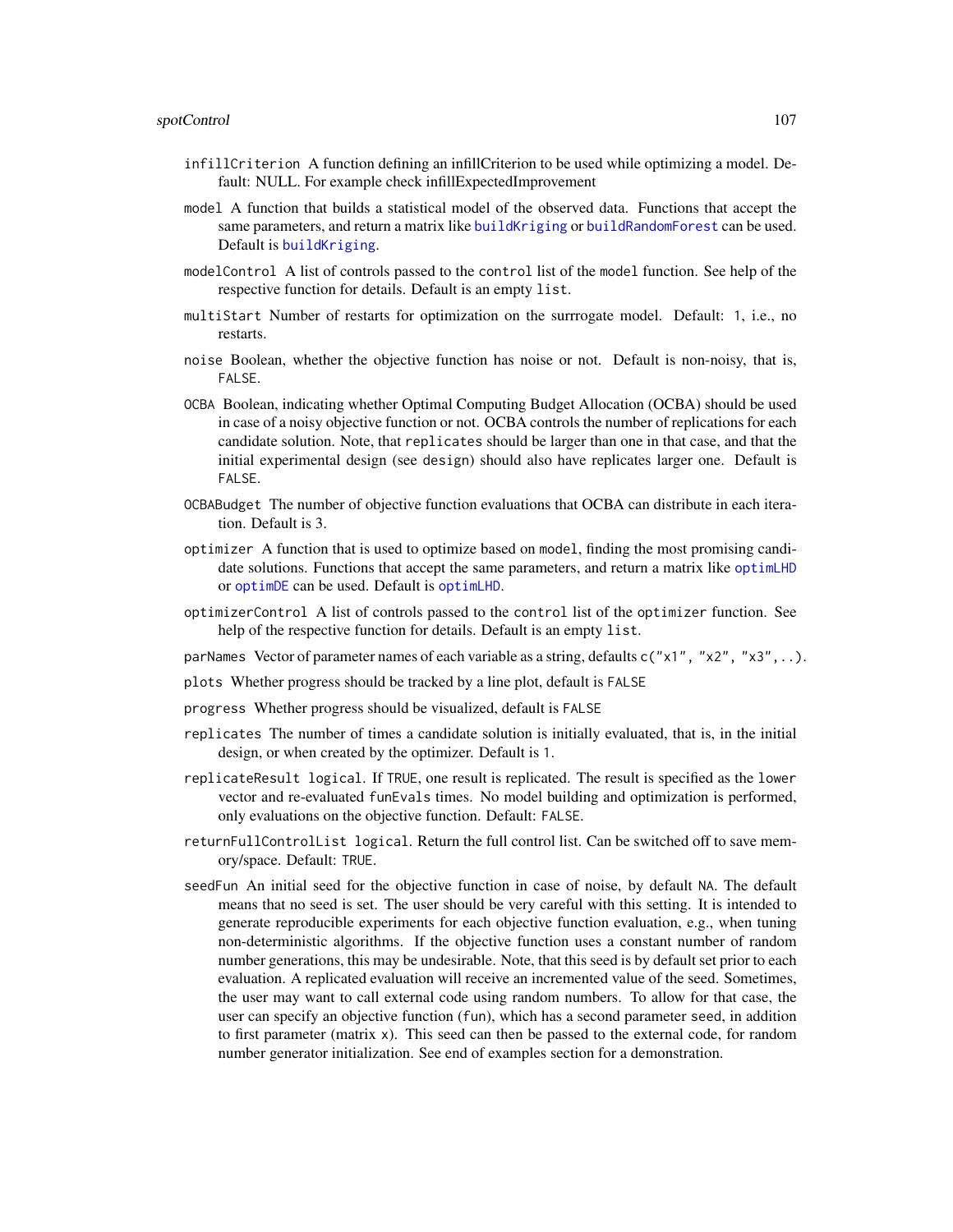`infillCriterion` A function defining an infillCriterion to be used while optimizing a model. Default: NULL. For example check infillExpectedImprovement

`model` A function that builds a statistical model of the observed data. Functions that accept the same parameters, and return a matrix like `buildKriging` or `buildRandomForest` can be used. Default is `buildKriging`.

`modelControl` A list of controls passed to the `control` list of the `model` function. See help of the respective function for details. Default is an empty `list`.

`multiStart` Number of restarts for optimization on the surrrogate model. Default: `1`, i.e., no restarts.

`noise` Boolean, whether the objective function has noise or not. Default is non-noisy, that is, `FALSE`.

`OCBA` Boolean, indicating whether Optimal Computing Budget Allocation (OCBA) should be used in case of a noisy objective function or not. OCBA controls the number of replications for each candidate solution. Note, that `replicates` should be larger than one in that case, and that the initial experimental design (see `design`) should also have replicates larger one. Default is `FALSE`.

`OCBABudget` The number of objective function evaluations that OCBA can distribute in each iteration. Default is 3.

`optimizer` A function that is used to optimize based on `model`, finding the most promising candidate solutions. Functions that accept the same parameters, and return a matrix like `optimLHD` or `optimDE` can be used. Default is `optimLHD`.

`optimizerControl` A list of controls passed to the `control` list of the `optimizer` function. See help of the respective function for details. Default is an empty `list`.

`parNames` Vector of parameter names of each variable as a string, defaults `c("x1", "x2", "x3",..)`.

`plots` Whether progress should be tracked by a line plot, default is `FALSE`

`progress` Whether progress should be visualized, default is `FALSE`

`replicates` The number of times a candidate solution is initially evaluated, that is, in the initial design, or when created by the optimizer. Default is `1`.

`replicateResult logical`. If `TRUE`, one result is replicated. The result is specified as the `lower` vector and re-evaluated `funEvals` times. No model building and optimization is performed, only evaluations on the objective function. Default: `FALSE`.

`returnFullControlList logical`. Return the full control list. Can be switched off to save memory/space. Default: `TRUE`.

`seedFun` An initial seed for the objective function in case of noise, by default `NA`. The default means that no seed is set. The user should be very careful with this setting. It is intended to generate reproducible experiments for each objective function evaluation, e.g., when tuning non-deterministic algorithms. If the objective function uses a constant number of random number generations, this may be undesirable. Note, that this seed is by default set prior to each evaluation. A replicated evaluation will receive an incremented value of the seed. Sometimes, the user may want to call external code using random numbers. To allow for that case, the user can specify an objective function (`fun`), which has a second parameter `seed`, in addition to first parameter (matrix `x`). This seed can then be passed to the external code, for random number generator initialization. See end of examples section for a demonstration.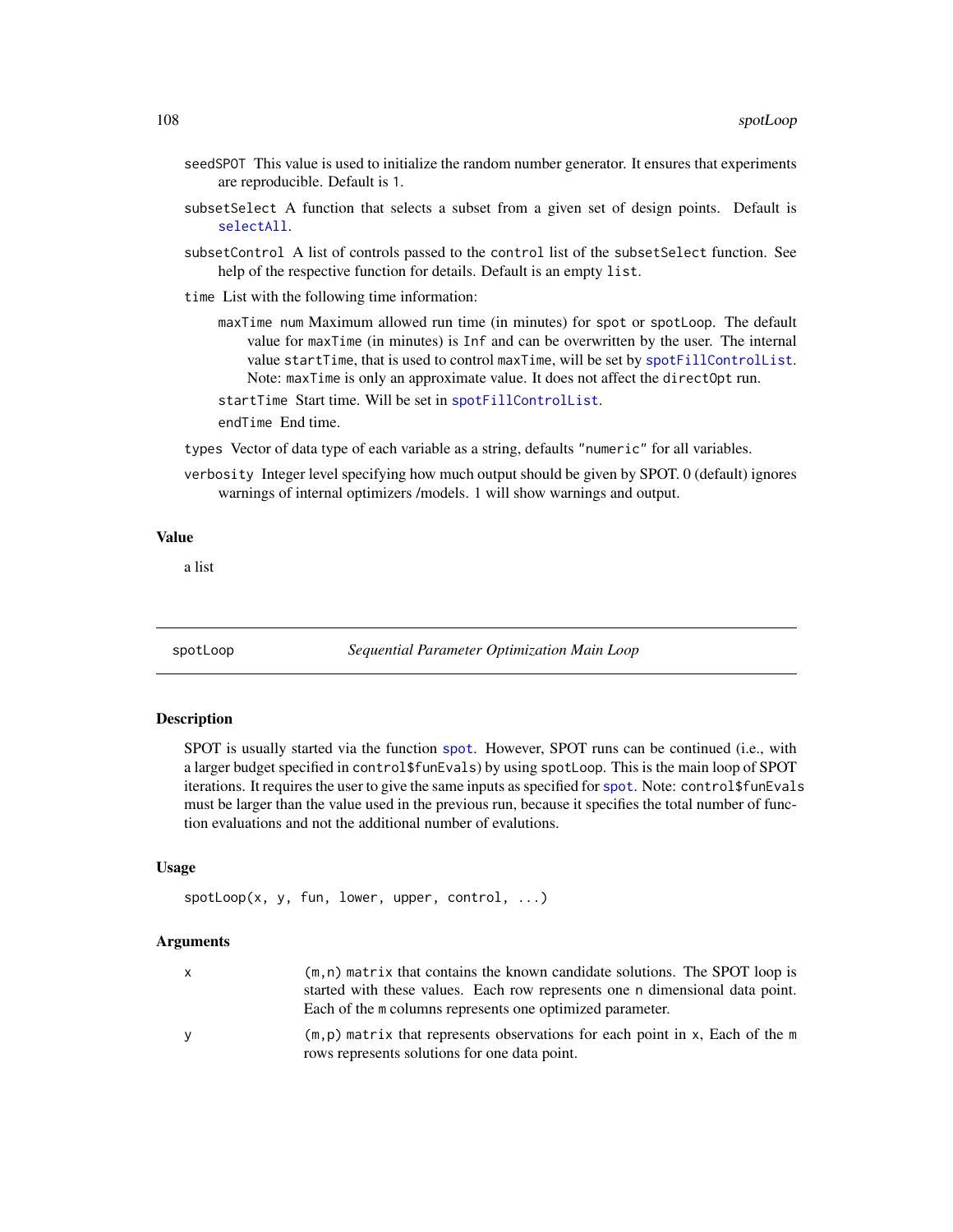seedSPOT This value is used to initialize the random number generator. It ensures that experiments are reproducible. Default is 1.

subsetSelect A function that selects a subset from a given set of design points. Default is selectAll.

subsetControl A list of controls passed to the control list of the subsetSelect function. See help of the respective function for details. Default is an empty list.

time List with the following time information:

maxTime num Maximum allowed run time (in minutes) for spot or spotLoop. The default value for maxTime (in minutes) is Inf and can be overwritten by the user. The internal value startTime, that is used to control maxTime, will be set by spotFillControlList. Note: maxTime is only an approximate value. It does not affect the directOpt run.

startTime Start time. Will be set in spotFillControlList.

endTime End time.

types Vector of data type of each variable as a string, defaults "numeric" for all variables.

verbosity Integer level specifying how much output should be given by SPOT. 0 (default) ignores warnings of internal optimizers /models. 1 will show warnings and output.

### Value

a list

---

## spotLoop *Sequential Parameter Optimization Main Loop*

---

### Description

SPOT is usually started via the function spot. However, SPOT runs can be continued (i.e., with a larger budget specified in control$funEvals) by using spotLoop. This is the main loop of SPOT iterations. It requires the user to give the same inputs as specified for spot. Note: control$funEvals must be larger than the value used in the previous run, because it specifies the total number of function evaluations and not the additional number of evalutions.

### Usage

```
spotLoop(x, y, fun, lower, upper, control, ...)
```

### Arguments

| | |
|---|---|
| x | (m,n) matrix that contains the known candidate solutions. The SPOT loop is started with these values. Each row represents one n dimensional data point. Each of the m columns represents one optimized parameter. |
| y | (m,p) matrix that represents observations for each point in x, Each of the m rows represents solutions for one data point. |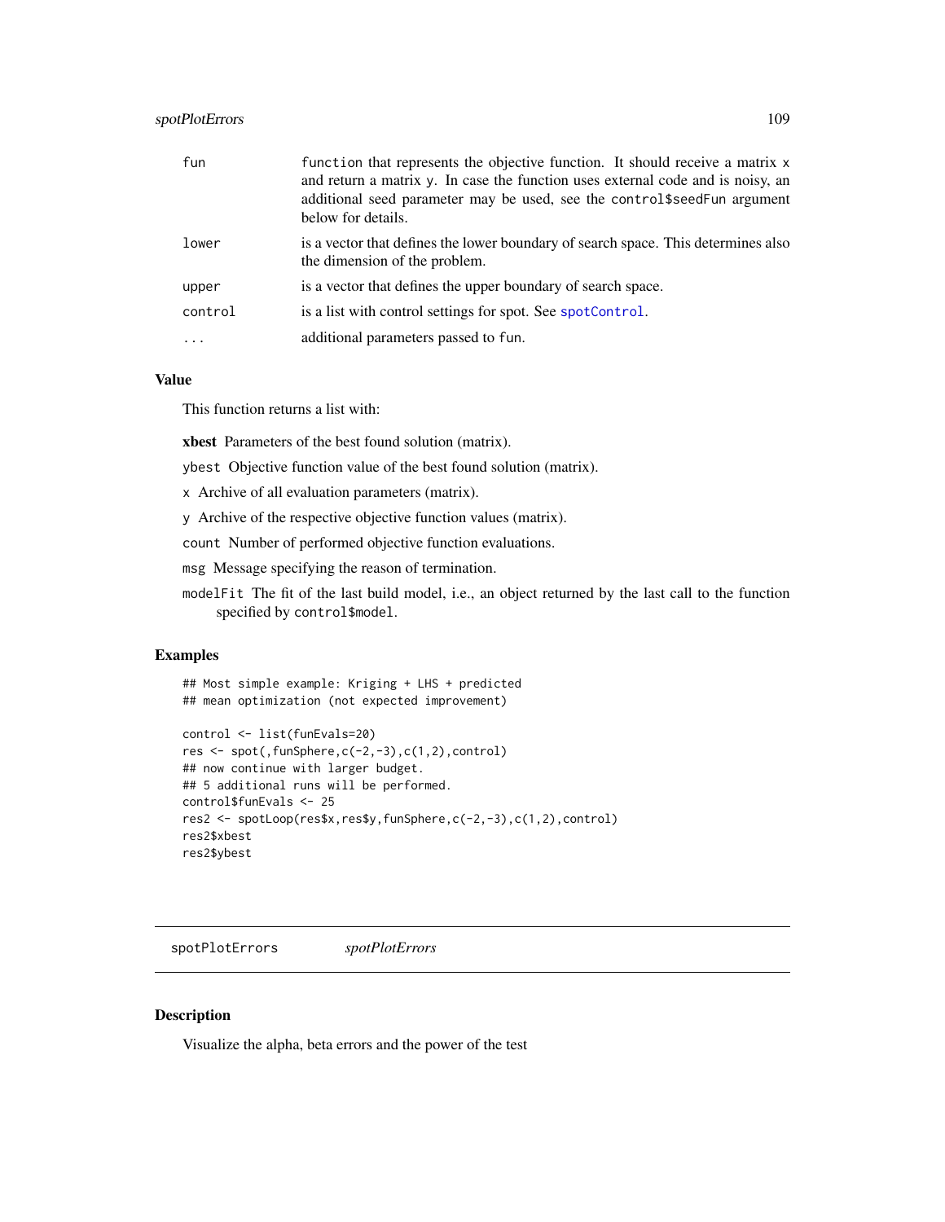| | |
|---|---|
| fun | function that represents the objective function. It should receive a matrix x and return a matrix y. In case the function uses external code and is noisy, an additional seed parameter may be used, see the control$seedFun argument below for details. |
| lower | is a vector that defines the lower boundary of search space. This determines also the dimension of the problem. |
| upper | is a vector that defines the upper boundary of search space. |
| control | is a list with control settings for spot. See spotControl. |
| ... | additional parameters passed to fun. |

### Value

This function returns a list with:

**xbest** Parameters of the best found solution (matrix).

ybest Objective function value of the best found solution (matrix).

x Archive of all evaluation parameters (matrix).

y Archive of the respective objective function values (matrix).

count Number of performed objective function evaluations.

msg Message specifying the reason of termination.

modelFit The fit of the last build model, i.e., an object returned by the last call to the function specified by control$model.

### Examples

```
## Most simple example: Kriging + LHS + predicted
## mean optimization (not expected improvement)

control <- list(funEvals=20)
res <- spot(,funSphere,c(-2,-3),c(1,2),control)
## now continue with larger budget.
## 5 additional runs will be performed.
control$funEvals <- 25
res2 <- spotLoop(res$x,res$y,funSphere,c(-2,-3),c(1,2),control)
res2$xbest
res2$ybest
```

---

## spotPlotErrors *spotPlotErrors*

### Description

Visualize the alpha, beta errors and the power of the test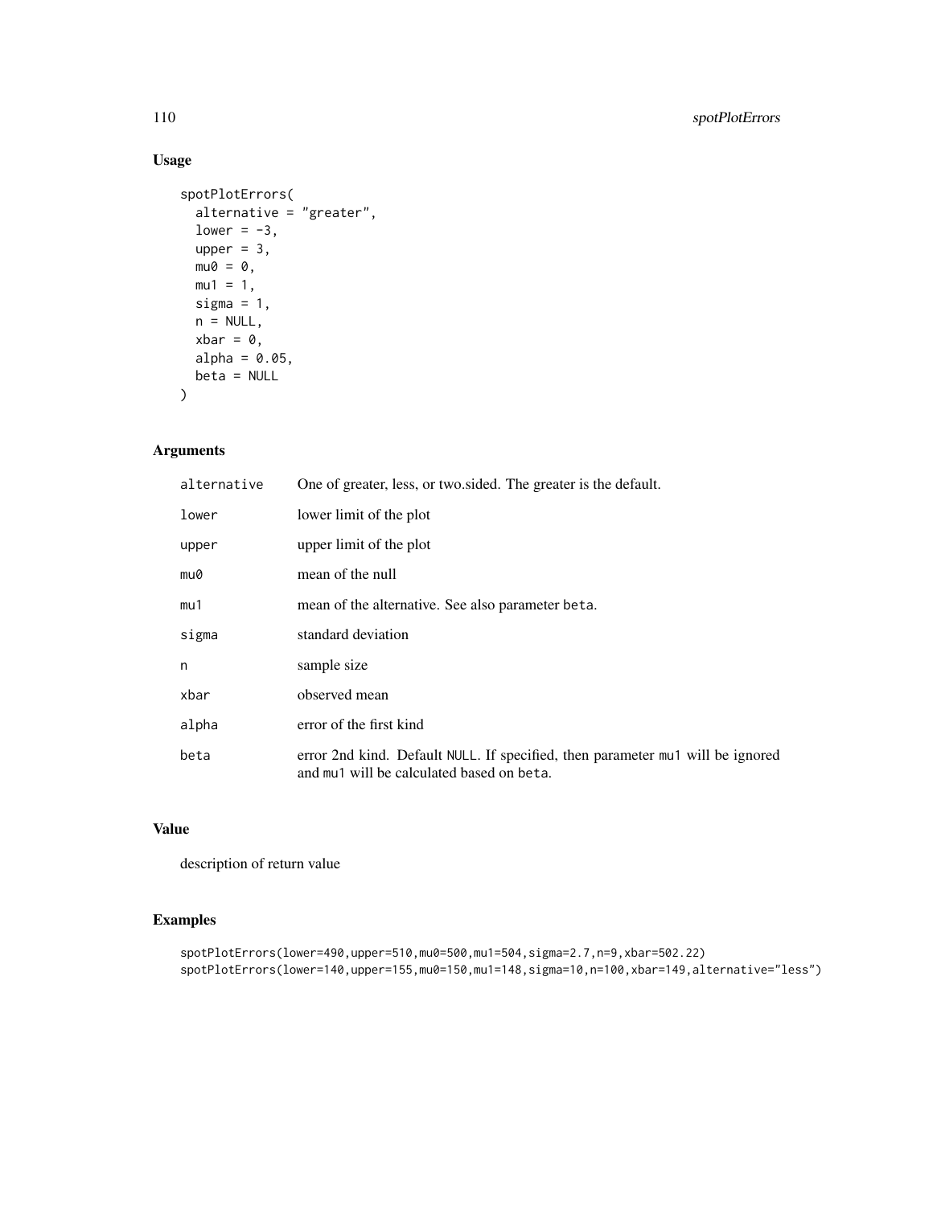## Usage

```
spotPlotErrors(
  alternative = "greater",
  lower = -3,
  upper = 3,
  mu0 = 0,
  mu1 = 1,
  sigma = 1,
  n = NULL,
  xbar = 0,
  alpha = 0.05,
  beta = NULL
)
```

## Arguments

| | |
|---|---|
| alternative | One of greater, less, or two.sided. The greater is the default. |
| lower | lower limit of the plot |
| upper | upper limit of the plot |
| mu0 | mean of the null |
| mu1 | mean of the alternative. See also parameter beta. |
| sigma | standard deviation |
| n | sample size |
| xbar | observed mean |
| alpha | error of the first kind |
| beta | error 2nd kind. Default NULL. If specified, then parameter mu1 will be ignored and mu1 will be calculated based on beta. |

## Value

description of return value

## Examples

```
spotPlotErrors(lower=490,upper=510,mu0=500,mu1=504,sigma=2.7,n=9,xbar=502.22)
spotPlotErrors(lower=140,upper=155,mu0=150,mu1=148,sigma=10,n=100,xbar=149,alternative="less")
```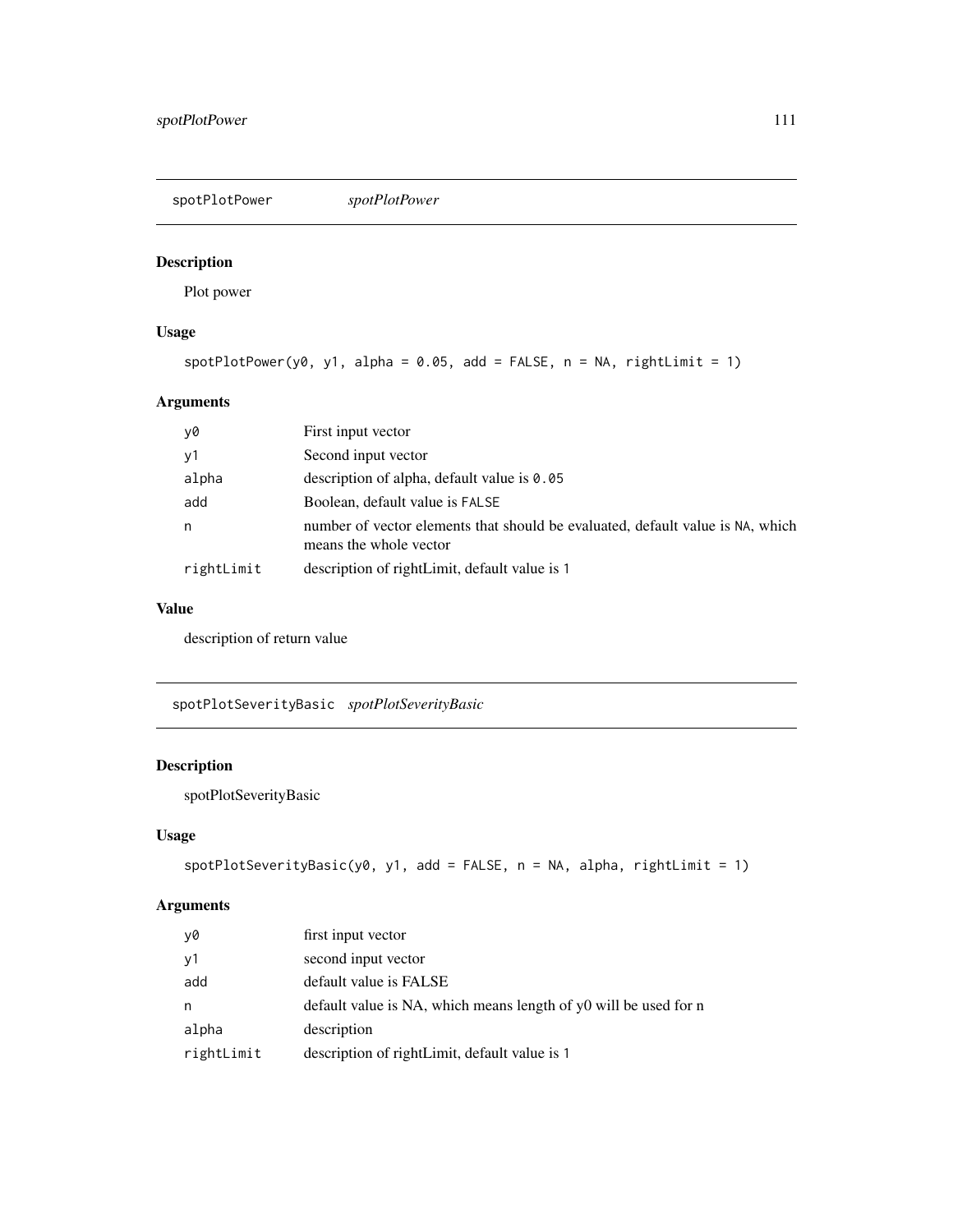## spotPlotPower *spotPlotPower*

### Description

Plot power

### Usage

```
spotPlotPower(y0, y1, alpha = 0.05, add = FALSE, n = NA, rightLimit = 1)
```

### Arguments

| | |
|---|---|
| y0 | First input vector |
| y1 | Second input vector |
| alpha | description of alpha, default value is 0.05 |
| add | Boolean, default value is FALSE |
| n | number of vector elements that should be evaluated, default value is NA, which means the whole vector |
| rightLimit | description of rightLimit, default value is 1 |

### Value

description of return value

## spotPlotSeverityBasic *spotPlotSeverityBasic*

### Description

spotPlotSeverityBasic

### Usage

```
spotPlotSeverityBasic(y0, y1, add = FALSE, n = NA, alpha, rightLimit = 1)
```

### Arguments

| | |
|---|---|
| y0 | first input vector |
| y1 | second input vector |
| add | default value is FALSE |
| n | default value is NA, which means length of y0 will be used for n |
| alpha | description |
| rightLimit | description of rightLimit, default value is 1 |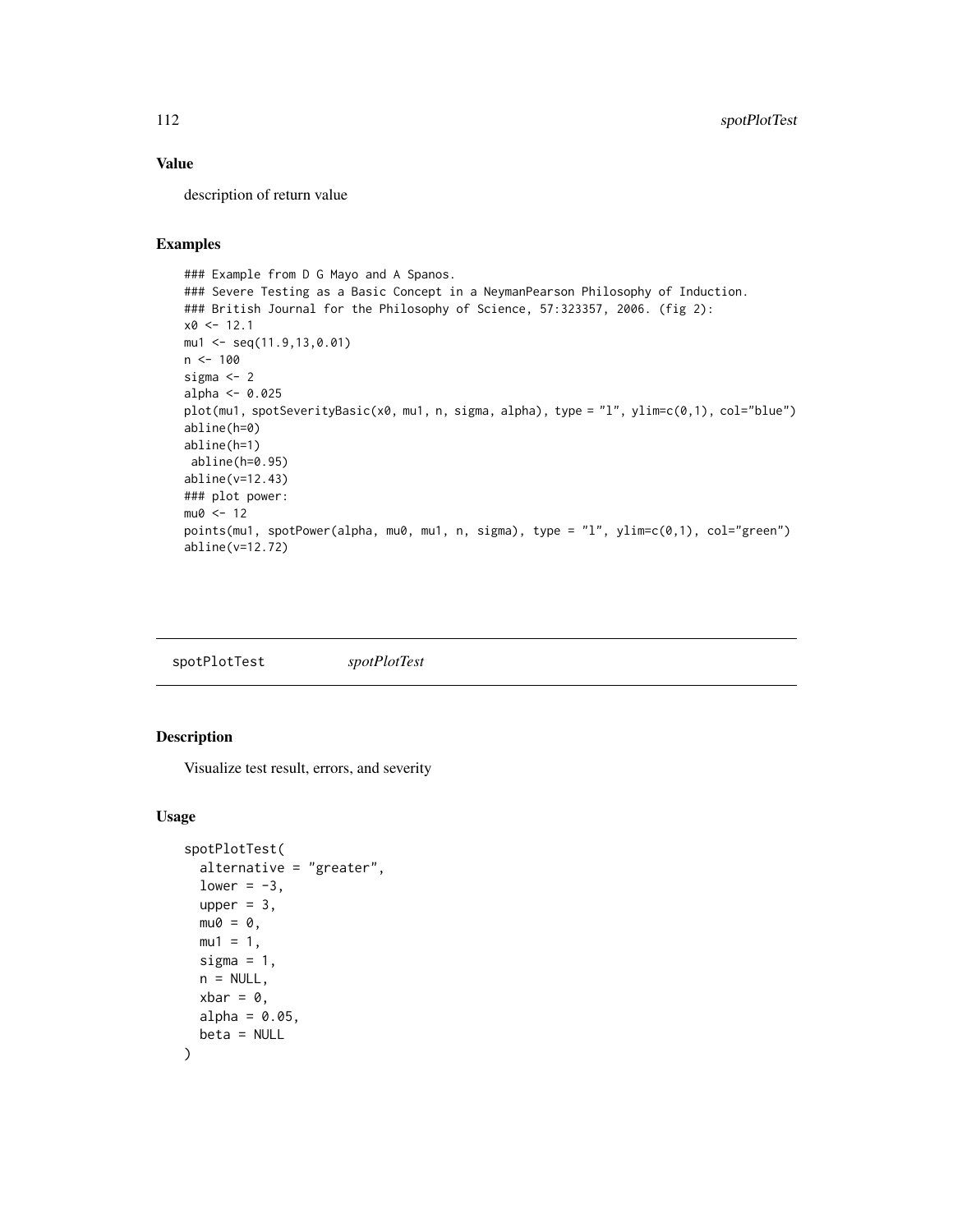### Value

description of return value

### Examples

```
### Example from D G Mayo and A Spanos.
### Severe Testing as a Basic Concept in a NeymanPearson Philosophy of Induction.
### British Journal for the Philosophy of Science, 57:323357, 2006. (fig 2):
x0 <- 12.1
mu1 <- seq(11.9,13,0.01)
n <- 100
sigma <- 2
alpha <- 0.025
plot(mu1, spotSeverityBasic(x0, mu1, n, sigma, alpha), type = "l", ylim=c(0,1), col="blue")
abline(h=0)
abline(h=1)
 abline(h=0.95)
abline(v=12.43)
### plot power:
mu0 <- 12
points(mu1, spotPower(alpha, mu0, mu1, n, sigma), type = "l", ylim=c(0,1), col="green")
abline(v=12.72)
```

---

## spotPlotTest *spotPlotTest*

---

### Description

Visualize test result, errors, and severity

### Usage

```
spotPlotTest(
  alternative = "greater",
  lower = -3,
  upper = 3,
  mu0 = 0,
  mu1 = 1,
  sigma = 1,
  n = NULL,
  xbar = 0,
  alpha = 0.05,
  beta = NULL
)
```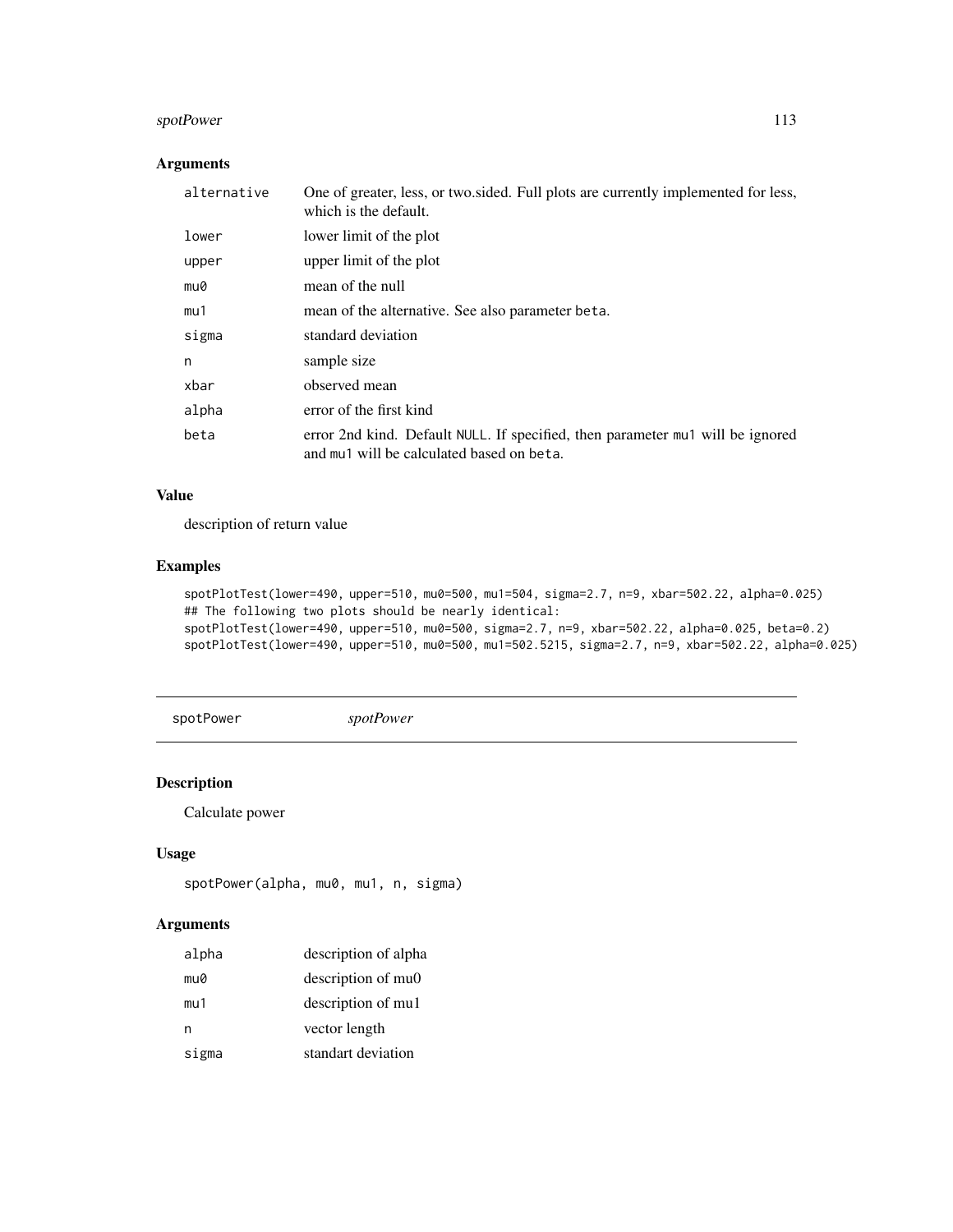## Arguments

| | |
|---|---|
| alternative | One of greater, less, or two.sided. Full plots are currently implemented for less, which is the default. |
| lower | lower limit of the plot |
| upper | upper limit of the plot |
| mu0 | mean of the null |
| mu1 | mean of the alternative. See also parameter beta. |
| sigma | standard deviation |
| n | sample size |
| xbar | observed mean |
| alpha | error of the first kind |
| beta | error 2nd kind. Default NULL. If specified, then parameter mu1 will be ignored and mu1 will be calculated based on beta. |

## Value

description of return value

## Examples

```
spotPlotTest(lower=490, upper=510, mu0=500, mu1=504, sigma=2.7, n=9, xbar=502.22, alpha=0.025)
## The following two plots should be nearly identical:
spotPlotTest(lower=490, upper=510, mu0=500, sigma=2.7, n=9, xbar=502.22, alpha=0.025, beta=0.2)
spotPlotTest(lower=490, upper=510, mu0=500, mu1=502.5215, sigma=2.7, n=9, xbar=502.22, alpha=0.025)
```

---

# spotPower *spotPower*

## Description

Calculate power

## Usage

```
spotPower(alpha, mu0, mu1, n, sigma)
```

## Arguments

| | |
|---|---|
| alpha | description of alpha |
| mu0 | description of mu0 |
| mu1 | description of mu1 |
| n | vector length |
| sigma | standart deviation |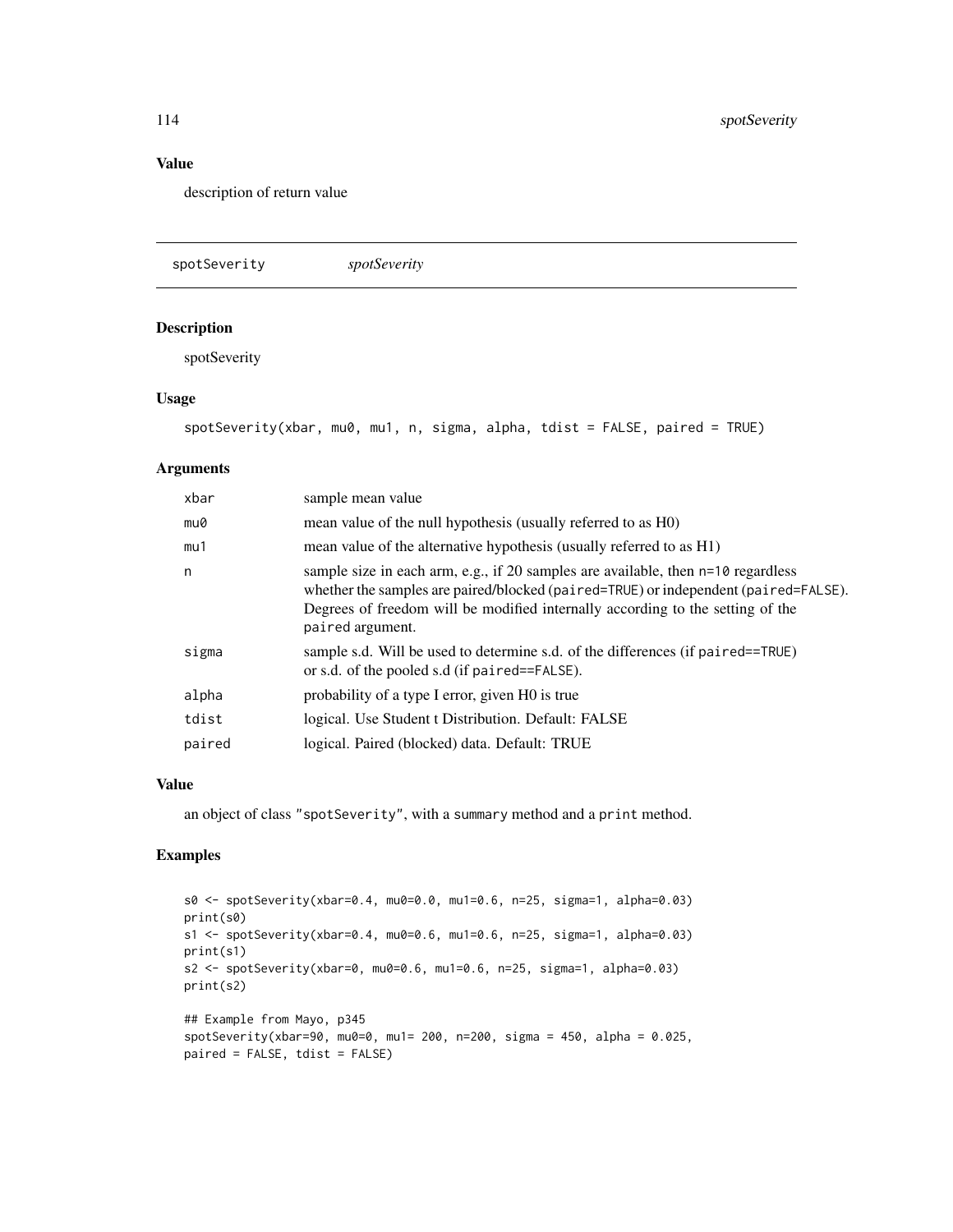## Value

description of return value

---

spotSeverity    *spotSeverity*

---

## Description

spotSeverity

## Usage

```
spotSeverity(xbar, mu0, mu1, n, sigma, alpha, tdist = FALSE, paired = TRUE)
```

## Arguments

| | |
|---|---|
| xbar | sample mean value |
| mu0 | mean value of the null hypothesis (usually referred to as H0) |
| mu1 | mean value of the alternative hypothesis (usually referred to as H1) |
| n | sample size in each arm, e.g., if 20 samples are available, then n=10 regardless whether the samples are paired/blocked (paired=TRUE) or independent (paired=FALSE). Degrees of freedom will be modified internally according to the setting of the paired argument. |
| sigma | sample s.d. Will be used to determine s.d. of the differences (if paired==TRUE) or s.d. of the pooled s.d (if paired==FALSE). |
| alpha | probability of a type I error, given H0 is true |
| tdist | logical. Use Student t Distribution. Default: FALSE |
| paired | logical. Paired (blocked) data. Default: TRUE |

## Value

an object of class "spotSeverity", with a summary method and a print method.

## Examples

```
s0 <- spotSeverity(xbar=0.4, mu0=0.0, mu1=0.6, n=25, sigma=1, alpha=0.03)
print(s0)
s1 <- spotSeverity(xbar=0.4, mu0=0.6, mu1=0.6, n=25, sigma=1, alpha=0.03)
print(s1)
s2 <- spotSeverity(xbar=0, mu0=0.6, mu1=0.6, n=25, sigma=1, alpha=0.03)
print(s2)

## Example from Mayo, p345
spotSeverity(xbar=90, mu0=0, mu1= 200, n=200, sigma = 450, alpha = 0.025,
paired = FALSE, tdist = FALSE)
```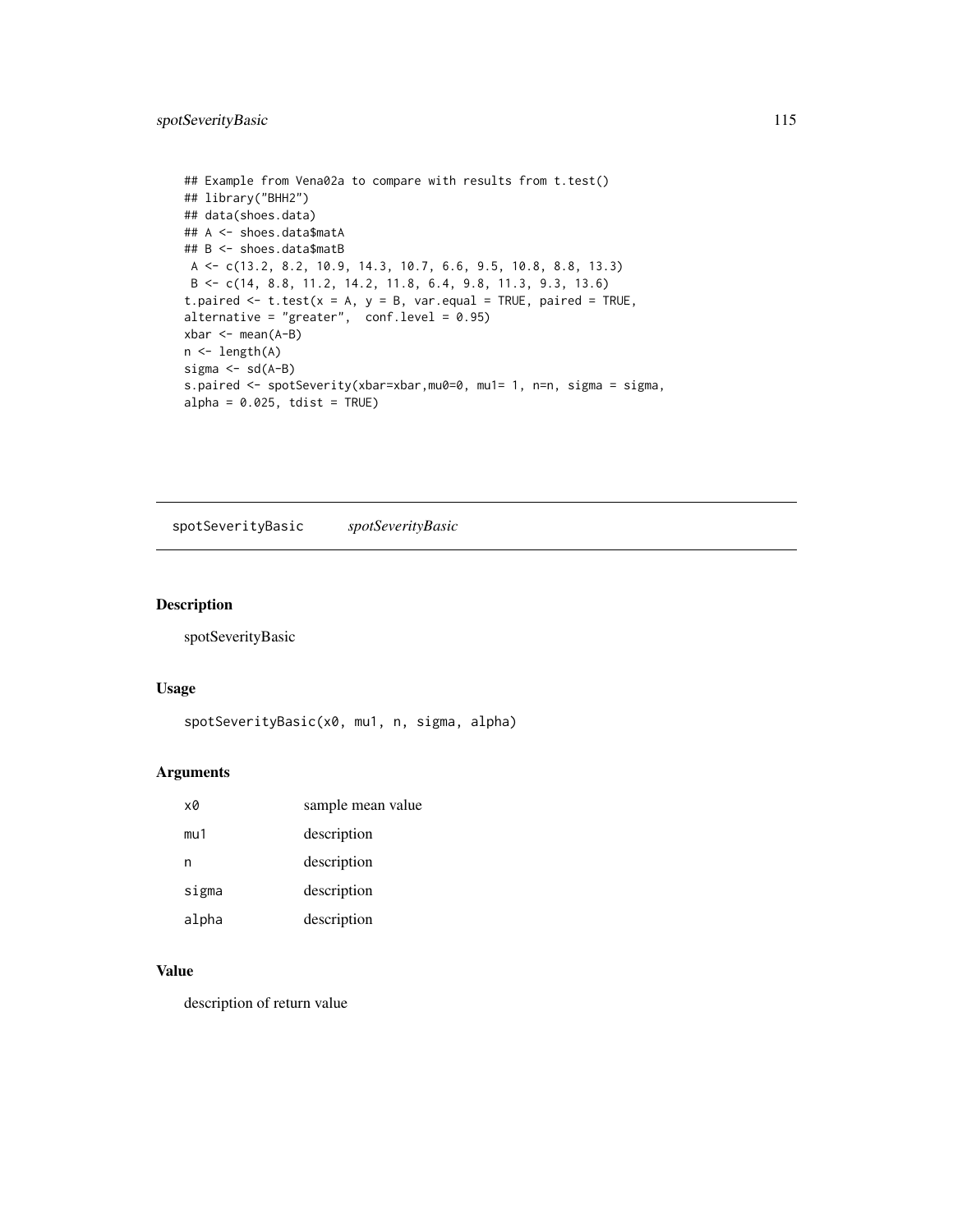```
## Example from Vena02a to compare with results from t.test()
## library("BHH2")
## data(shoes.data)
## A <- shoes.data$matA
## B <- shoes.data$matB
 A <- c(13.2, 8.2, 10.9, 14.3, 10.7, 6.6, 9.5, 10.8, 8.8, 13.3)
 B <- c(14, 8.8, 11.2, 14.2, 11.8, 6.4, 9.8, 11.3, 9.3, 13.6)
t.paired <- t.test(x = A, y = B, var.equal = TRUE, paired = TRUE,
alternative = "greater",  conf.level = 0.95)
xbar <- mean(A-B)
n <- length(A)
sigma <- sd(A-B)
s.paired <- spotSeverity(xbar=xbar,mu0=0, mu1= 1, n=n, sigma = sigma,
alpha = 0.025, tdist = TRUE)
```

## spotSeverityBasic *spotSeverityBasic*

### Description

spotSeverityBasic

### Usage

```
spotSeverityBasic(x0, mu1, n, sigma, alpha)
```

### Arguments

| | |
|---|---|
| x0 | sample mean value |
| mu1 | description |
| n | description |
| sigma | description |
| alpha | description |

### Value

description of return value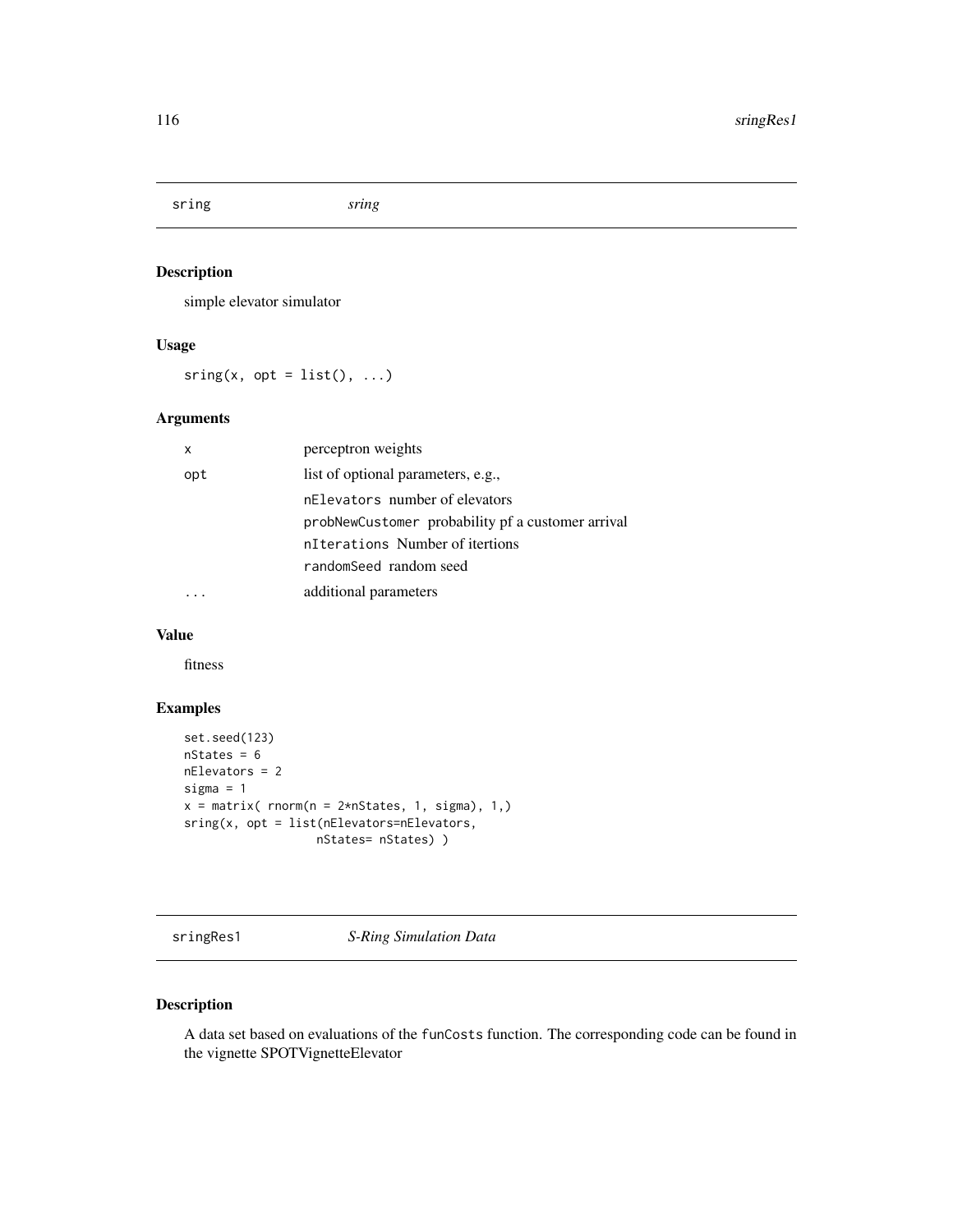## sring *sring*

### Description

simple elevator simulator

### Usage

```
sring(x, opt = list(), ...)
```

### Arguments

| | |
|---|---|
| x | perceptron weights |
| opt | list of optional parameters, e.g.,<br>nElevators number of elevators<br>probNewCustomer probability pf a customer arrival<br>nIterations Number of itertions<br>randomSeed random seed |
| ... | additional parameters |

### Value

fitness

### Examples

```
set.seed(123)
nStates = 6
nElevators = 2
sigma = 1
x = matrix( rnorm(n = 2*nStates, 1, sigma), 1,)
sring(x, opt = list(nElevators=nElevators,
                    nStates= nStates) )
```

## sringRes1 *S-Ring Simulation Data*

### Description

A data set based on evaluations of the funCosts function. The corresponding code can be found in the vignette SPOTVignetteElevator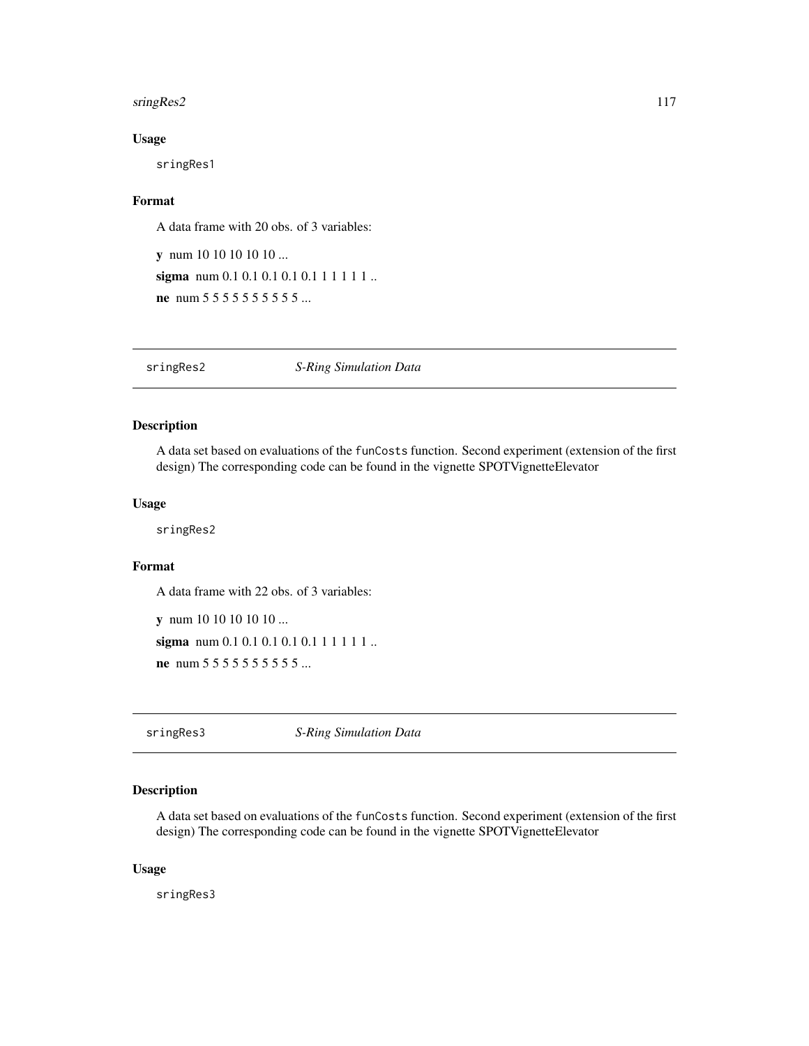### Usage

```
sringRes1
```

### Format

A data frame with 20 obs. of 3 variables:

**y** num 10 10 10 10 10 ...

**sigma** num 0.1 0.1 0.1 0.1 0.1 1 1 1 1 1 ..

**ne** num 5 5 5 5 5 5 5 5 5 5 ...

---

## sringRes2 *S-Ring Simulation Data*

### Description

A data set based on evaluations of the `funCosts` function. Second experiment (extension of the first design) The corresponding code can be found in the vignette SPOTVignetteElevator

### Usage

```
sringRes2
```

### Format

A data frame with 22 obs. of 3 variables:

**y** num 10 10 10 10 10 ...

**sigma** num 0.1 0.1 0.1 0.1 0.1 1 1 1 1 1 ..

**ne** num 5 5 5 5 5 5 5 5 5 5 ...

---

## sringRes3 *S-Ring Simulation Data*

### Description

A data set based on evaluations of the `funCosts` function. Second experiment (extension of the first design) The corresponding code can be found in the vignette SPOTVignetteElevator

### Usage

```
sringRes3
```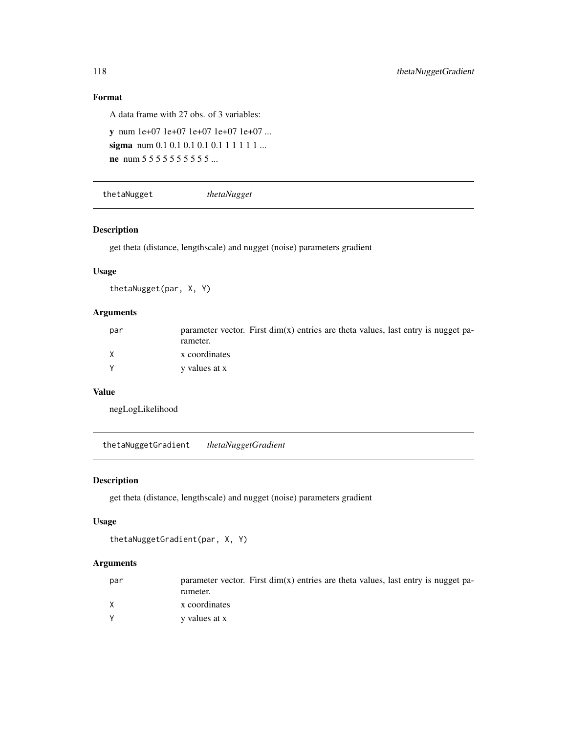## Format

A data frame with 27 obs. of 3 variables:

**y** num 1e+07 1e+07 1e+07 1e+07 1e+07 ...
**sigma** num 0.1 0.1 0.1 0.1 0.1 1 1 1 1 1 ...
**ne** num 5 5 5 5 5 5 5 5 5 5 ...

---

# thetaNugget *thetaNugget*

## Description

get theta (distance, lengthscale) and nugget (noise) parameters gradient

## Usage

```
thetaNugget(par, X, Y)
```

## Arguments

| | |
|---|---|
| par | parameter vector. First dim(x) entries are theta values, last entry is nugget parameter. |
| X | x coordinates |
| Y | y values at x |

## Value

negLogLikelihood

---

# thetaNuggetGradient *thetaNuggetGradient*

## Description

get theta (distance, lengthscale) and nugget (noise) parameters gradient

## Usage

```
thetaNuggetGradient(par, X, Y)
```

## Arguments

| | |
|---|---|
| par | parameter vector. First dim(x) entries are theta values, last entry is nugget parameter. |
| X | x coordinates |
| Y | y values at x |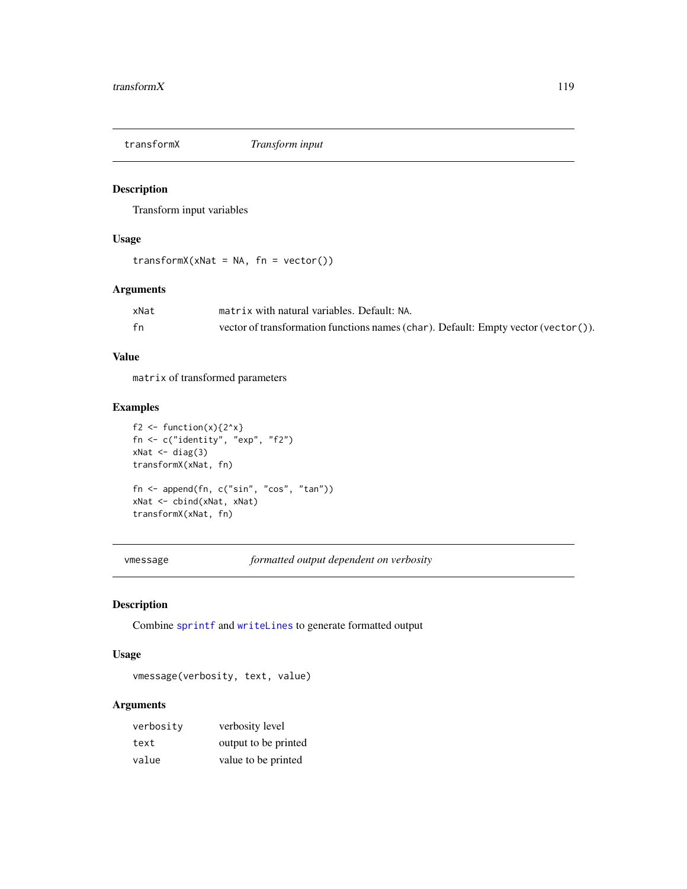## transformX — *Transform input*

### Description

Transform input variables

### Usage

```
transformX(xNat = NA, fn = vector())
```

### Arguments

| | |
|---|---|
| `xNat` | `matrix` with natural variables. Default: `NA`. |
| `fn` | vector of transformation functions names (`char`). Default: Empty vector (`vector()`). |

### Value

`matrix` of transformed parameters

### Examples

```
f2 <- function(x){2^x}
fn <- c("identity", "exp", "f2")
xNat <- diag(3)
transformX(xNat, fn)

fn <- append(fn, c("sin", "cos", "tan"))
xNat <- cbind(xNat, xNat)
transformX(xNat, fn)
```

## vmessage — *formatted output dependent on verbosity*

### Description

Combine `sprintf` and `writeLines` to generate formatted output

### Usage

```
vmessage(verbosity, text, value)
```

### Arguments

| | |
|---|---|
| `verbosity` | verbosity level |
| `text` | output to be printed |
| `value` | value to be printed |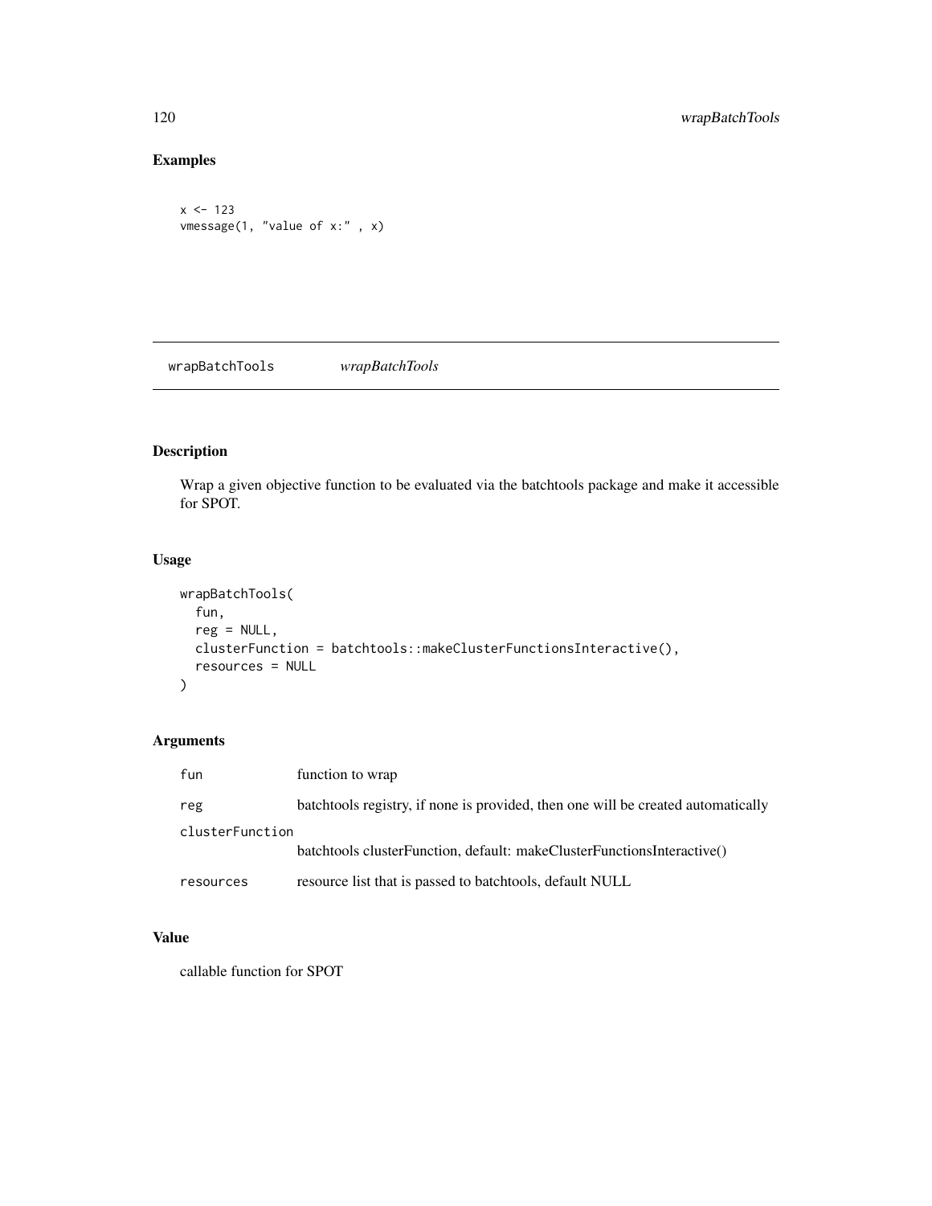## Examples

```
x <- 123
vmessage(1, "value of x:" , x)
```

---

# wrapBatchTools *wrapBatchTools*

## Description

Wrap a given objective function to be evaluated via the batchtools package and make it accessible for SPOT.

## Usage

```
wrapBatchTools(
  fun,
  reg = NULL,
  clusterFunction = batchtools::makeClusterFunctionsInteractive(),
  resources = NULL
)
```

## Arguments

| | |
|---|---|
| fun | function to wrap |
| reg | batchtools registry, if none is provided, then one will be created automatically |
| clusterFunction | batchtools clusterFunction, default: makeClusterFunctionsInteractive() |
| resources | resource list that is passed to batchtools, default NULL |

## Value

callable function for SPOT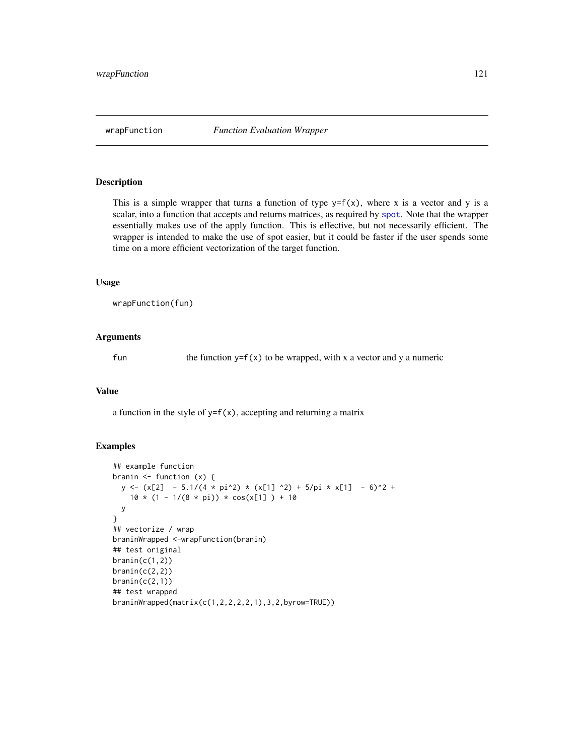wrapFunction *Function Evaluation Wrapper*

## Description

This is a simple wrapper that turns a function of type `y=f(x)`, where x is a vector and y is a scalar, into a function that accepts and returns matrices, as required by `spot`. Note that the wrapper essentially makes use of the apply function. This is effective, but not necessarily efficient. The wrapper is intended to make the use of spot easier, but it could be faster if the user spends some time on a more efficient vectorization of the target function.

## Usage

```
wrapFunction(fun)
```

## Arguments

| | |
|---|---|
| fun | the function `y=f(x)` to be wrapped, with x a vector and y a numeric |

## Value

a function in the style of `y=f(x)`, accepting and returning a matrix

## Examples

```
## example function
branin <- function (x) {
  y <- (x[2]  - 5.1/(4 * pi^2) * (x[1] ^2) + 5/pi * x[1]  - 6)^2 +
    10 * (1 - 1/(8 * pi)) * cos(x[1] ) + 10
  y
}
## vectorize / wrap
braninWrapped <-wrapFunction(branin)
## test original
branin(c(1,2))
branin(c(2,2))
branin(c(2,1))
## test wrapped
braninWrapped(matrix(c(1,2,2,2,2,1),3,2,byrow=TRUE))
```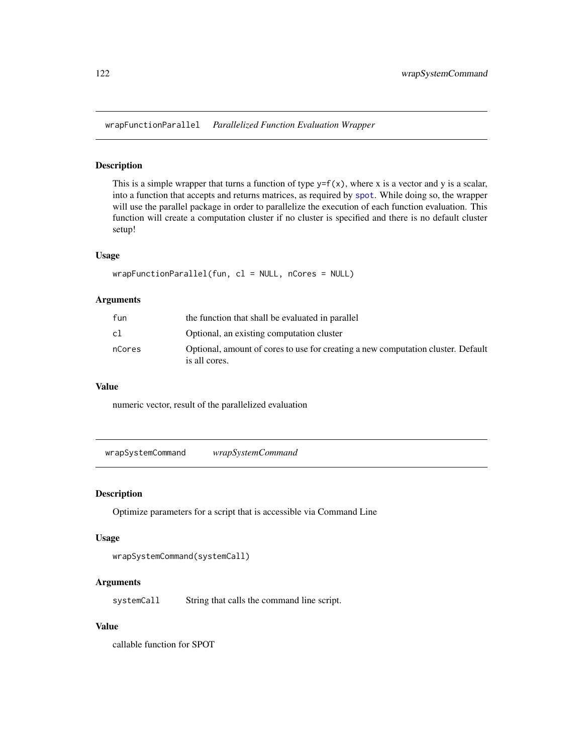## wrapFunctionParallel *Parallelized Function Evaluation Wrapper*

### Description

This is a simple wrapper that turns a function of type y=f(x), where x is a vector and y is a scalar, into a function that accepts and returns matrices, as required by spot. While doing so, the wrapper will use the parallel package in order to parallelize the execution of each function evaluation. This function will create a computation cluster if no cluster is specified and there is no default cluster setup!

### Usage

```
wrapFunctionParallel(fun, cl = NULL, nCores = NULL)
```

### Arguments

| | |
|---|---|
| fun | the function that shall be evaluated in parallel |
| cl | Optional, an existing computation cluster |
| nCores | Optional, amount of cores to use for creating a new computation cluster. Default is all cores. |

### Value

numeric vector, result of the parallelized evaluation

## wrapSystemCommand *wrapSystemCommand*

### Description

Optimize parameters for a script that is accessible via Command Line

### Usage

```
wrapSystemCommand(systemCall)
```

### Arguments

| | |
|---|---|
| systemCall | String that calls the command line script. |

### Value

callable function for SPOT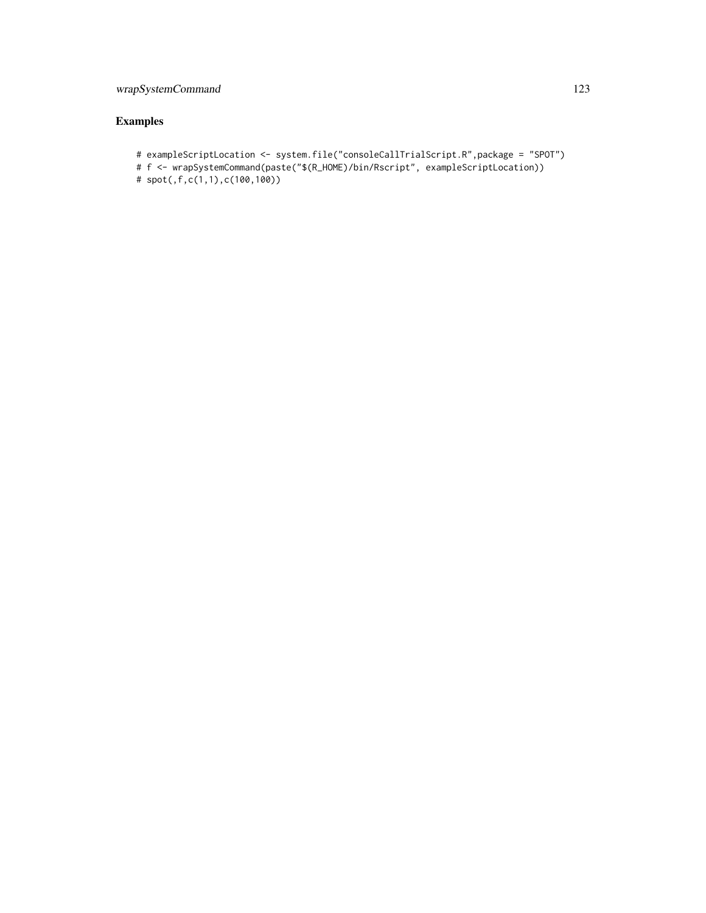## Examples

```
# exampleScriptLocation <- system.file("consoleCallTrialScript.R",package = "SPOT")
# f <- wrapSystemCommand(paste("$(R_HOME)/bin/Rscript", exampleScriptLocation))
# spot(,f,c(1,1),c(100,100))
```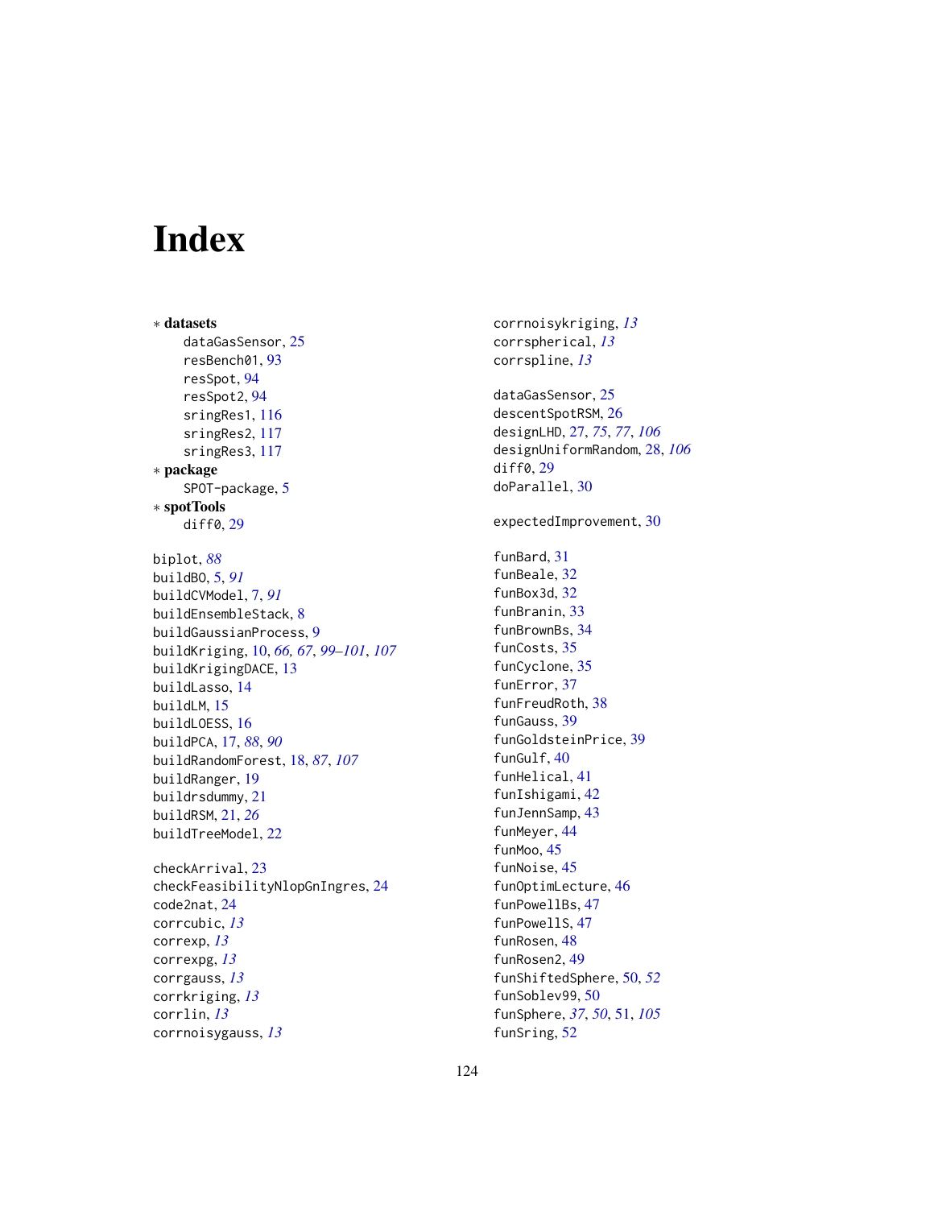# Index

∗ **datasets**
  dataGasSensor, 25
  resBench01, 93
  resSpot, 94
  resSpot2, 94
  sringRes1, 116
  sringRes2, 117
  sringRes3, 117
∗ **package**
  SPOT-package, 5
∗ **spotTools**
  diff0, 29

biplot, *88*
buildBO, 5, *91*
buildCVModel, 7, *91*
buildEnsembleStack, 8
buildGaussianProcess, 9
buildKriging, 10, *66, 67*, *99–101*, *107*
buildKrigingDACE, 13
buildLasso, 14
buildLM, 15
buildLOESS, 16
buildPCA, 17, *88*, *90*
buildRandomForest, 18, *87*, *107*
buildRanger, 19
buildrsdummy, 21
buildRSM, 21, *26*
buildTreeModel, 22

checkArrival, 23
checkFeasibilityNlopGnIngres, 24
code2nat, 24
corrcubic, *13*
correxp, *13*
correxpg, *13*
corrgauss, *13*
corrkriging, *13*
corrlin, *13*
corrnoisygauss, *13*
corrnoisykriging, *13*
corrspherical, *13*
corrspline, *13*

dataGasSensor, 25
descentSpotRSM, 26
designLHD, 27, *75*, *77*, *106*
designUniformRandom, 28, *106*
diff0, 29
doParallel, 30

expectedImprovement, 30

funBard, 31
funBeale, 32
funBox3d, 32
funBranin, 33
funBrownBs, 34
funCosts, 35
funCyclone, 35
funError, 37
funFreudRoth, 38
funGauss, 39
funGoldsteinPrice, 39
funGulf, 40
funHelical, 41
funIshigami, 42
funJennSamp, 43
funMeyer, 44
funMoo, 45
funNoise, 45
funOptimLecture, 46
funPowellBs, 47
funPowellS, 47
funRosen, 48
funRosen2, 49
funShiftedSphere, 50, *52*
funSoblev99, 50
funSphere, *37*, *50*, 51, *105*
funSring, 52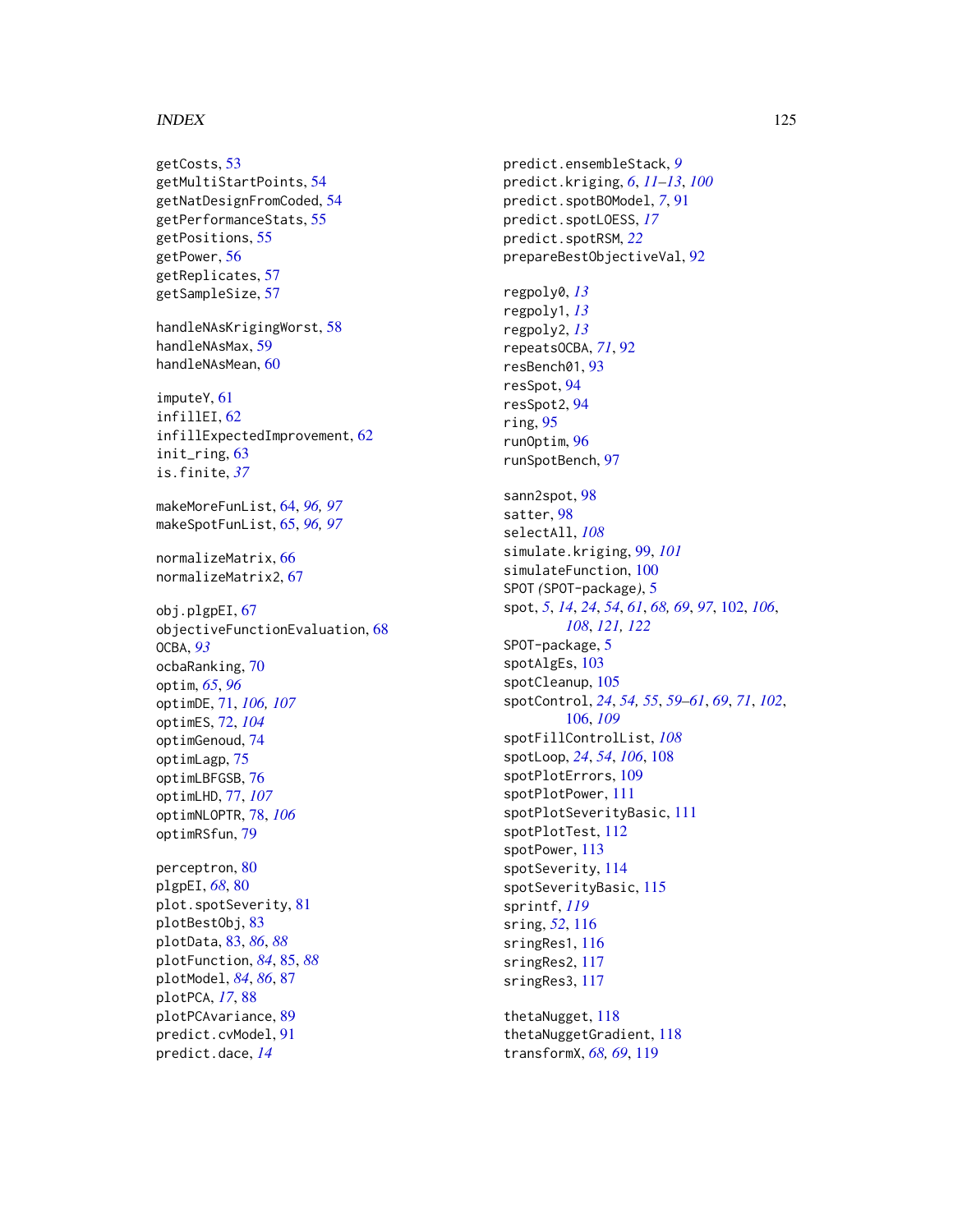getCosts, 53
getMultiStartPoints, 54
getNatDesignFromCoded, 54
getPerformanceStats, 55
getPositions, 55
getPower, 56
getReplicates, 57
getSampleSize, 57

handleNAsKrigingWorst, 58
handleNAsMax, 59
handleNAsMean, 60

imputeY, 61
infillEI, 62
infillExpectedImprovement, 62
init_ring, 63
is.finite, *37*

makeMoreFunList, 64, *96, 97*
makeSpotFunList, 65, *96, 97*

normalizeMatrix, 66
normalizeMatrix2, 67

obj.plgpEI, 67
objectiveFunctionEvaluation, 68
OCBA, *93*
ocbaRanking, 70
optim, *65*, *96*
optimDE, 71, *106, 107*
optimES, 72, *104*
optimGenoud, 74
optimLagp, 75
optimLBFGSB, 76
optimLHD, 77, *107*
optimNLOPTR, 78, *106*
optimRSfun, 79

perceptron, 80
plgpEI, *68*, 80
plot.spotSeverity, 81
plotBestObj, 83
plotData, 83, *86*, *88*
plotFunction, *84*, 85, *88*
plotModel, *84*, *86*, 87
plotPCA, *17*, 88
plotPCAvariance, 89
predict.cvModel, 91
predict.dace, *14*

predict.ensembleStack, *9*
predict.kriging, *6*, *11–13*, *100*
predict.spotBOModel, *7*, 91
predict.spotLOESS, *17*
predict.spotRSM, *22*
prepareBestObjectiveVal, 92

regpoly0, *13*
regpoly1, *13*
regpoly2, *13*
repeatsOCBA, *71*, 92
resBench01, 93
resSpot, 94
resSpot2, 94
ring, 95
runOptim, 96
runSpotBench, 97

sann2spot, 98
satter, 98
selectAll, *108*
simulate.kriging, 99, *101*
simulateFunction, 100
SPOT (SPOT-package), 5
spot, *5*, *14*, *24*, *54*, *61*, *68, 69*, *97*, 102, *106*, *108*, *121, 122*
SPOT-package, 5
spotAlgEs, 103
spotCleanup, 105
spotControl, *24*, *54, 55*, *59–61*, *69*, *71*, *102*, 106, *109*
spotFillControlList, *108*
spotLoop, *24*, *54*, *106*, 108
spotPlotErrors, 109
spotPlotPower, 111
spotPlotSeverityBasic, 111
spotPlotTest, 112
spotPower, 113
spotSeverity, 114
spotSeverityBasic, 115
sprintf, *119*
sring, *52*, 116
sringRes1, 116
sringRes2, 117
sringRes3, 117

thetaNugget, 118
thetaNuggetGradient, 118
transformX, *68, 69*, 119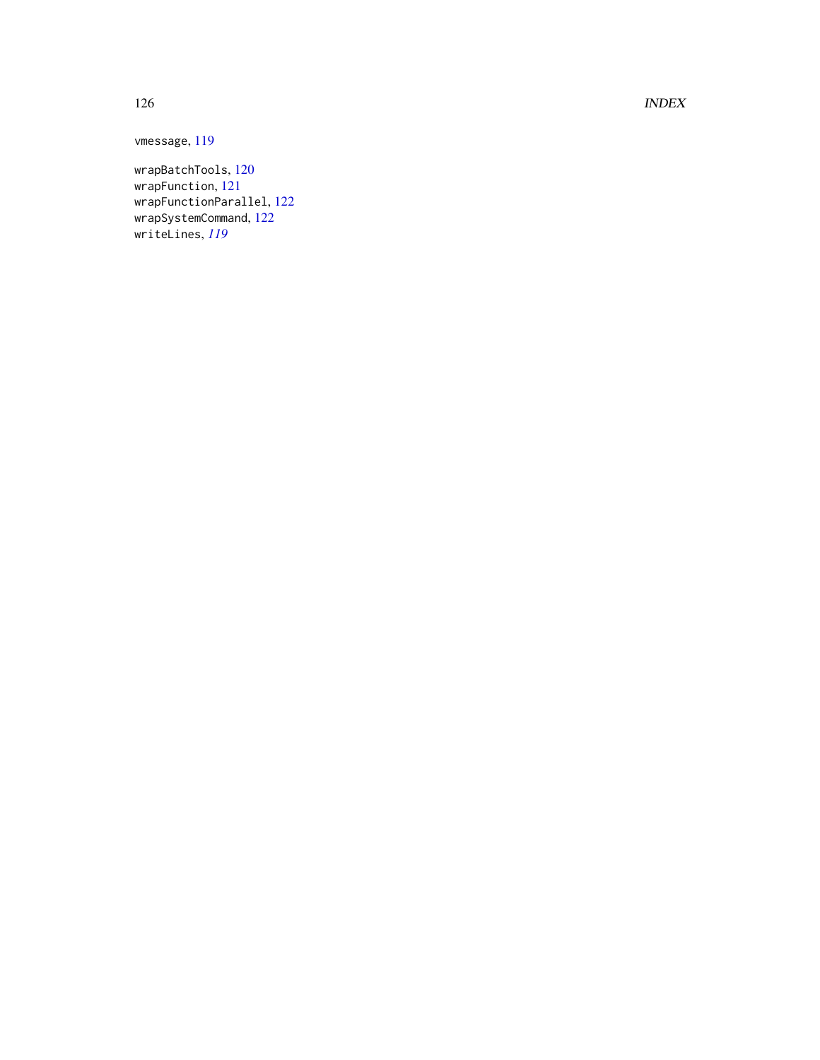vmessage, 119

wrapBatchTools, 120
wrapFunction, 121
wrapFunctionParallel, 122
wrapSystemCommand, 122
writeLines, *119*